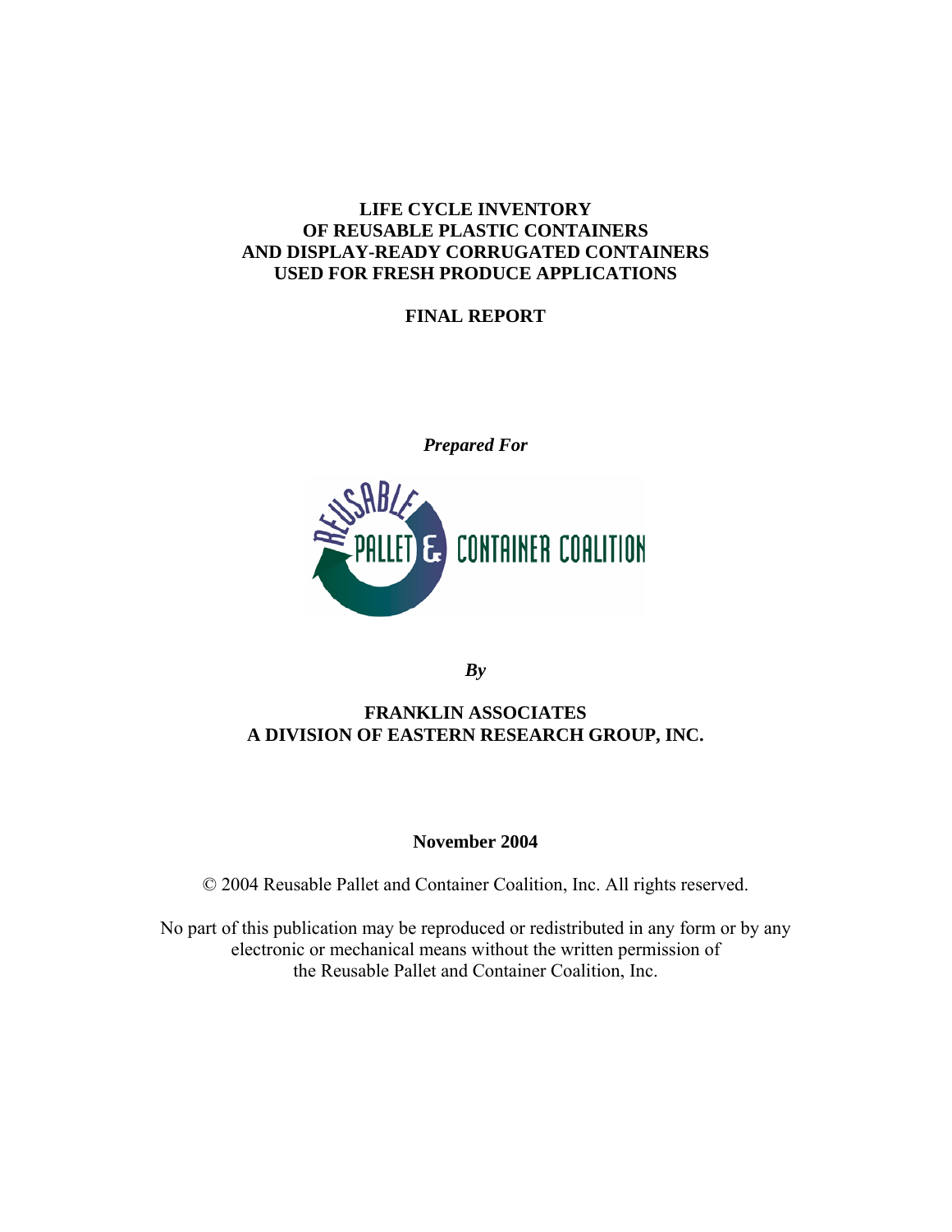# LIFE CYCLE INVENTORY OF REUSABLE PLASTIC CONTAINERS AND DISPLAY-READY CORRUGATED CONTAINERS USED FOR FRESH PRODUCE APPLICATIONS

## FINAL REPORT

***Prepared For***

REUSABLE PALLET & CONTAINER COALITION

***By***

**FRANKLIN ASSOCIATES**
**A DIVISION OF EASTERN RESEARCH GROUP, INC.**

**November 2004**

© 2004 Reusable Pallet and Container Coalition, Inc. All rights reserved.

No part of this publication may be reproduced or redistributed in any form or by any electronic or mechanical means without the written permission of the Reusable Pallet and Container Coalition, Inc.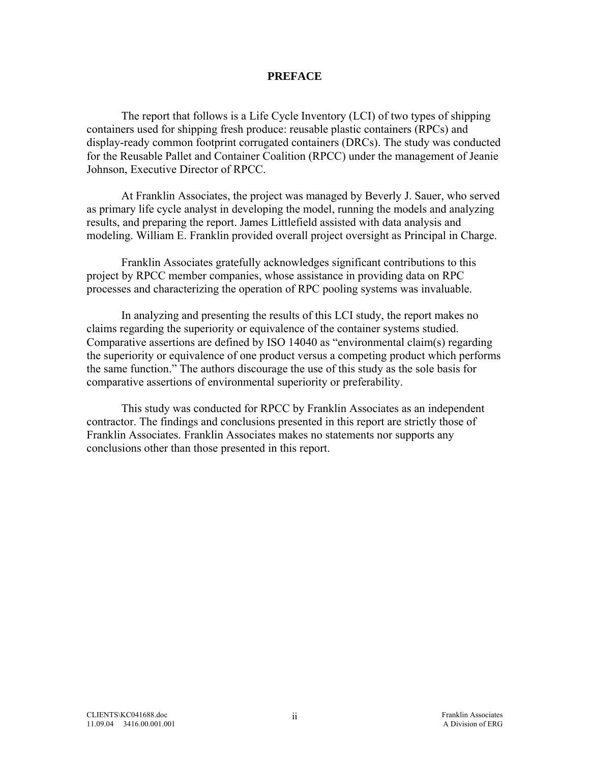# PREFACE

The report that follows is a Life Cycle Inventory (LCI) of two types of shipping containers used for shipping fresh produce: reusable plastic containers (RPCs) and display-ready common footprint corrugated containers (DRCs). The study was conducted for the Reusable Pallet and Container Coalition (RPCC) under the management of Jeanie Johnson, Executive Director of RPCC.

At Franklin Associates, the project was managed by Beverly J. Sauer, who served as primary life cycle analyst in developing the model, running the models and analyzing results, and preparing the report. James Littlefield assisted with data analysis and modeling. William E. Franklin provided overall project oversight as Principal in Charge.

Franklin Associates gratefully acknowledges significant contributions to this project by RPCC member companies, whose assistance in providing data on RPC processes and characterizing the operation of RPC pooling systems was invaluable.

In analyzing and presenting the results of this LCI study, the report makes no claims regarding the superiority or equivalence of the container systems studied. Comparative assertions are defined by ISO 14040 as "environmental claim(s) regarding the superiority or equivalence of one product versus a competing product which performs the same function." The authors discourage the use of this study as the sole basis for comparative assertions of environmental superiority or preferability.

This study was conducted for RPCC by Franklin Associates as an independent contractor. The findings and conclusions presented in this report are strictly those of Franklin Associates. Franklin Associates makes no statements nor supports any conclusions other than those presented in this report.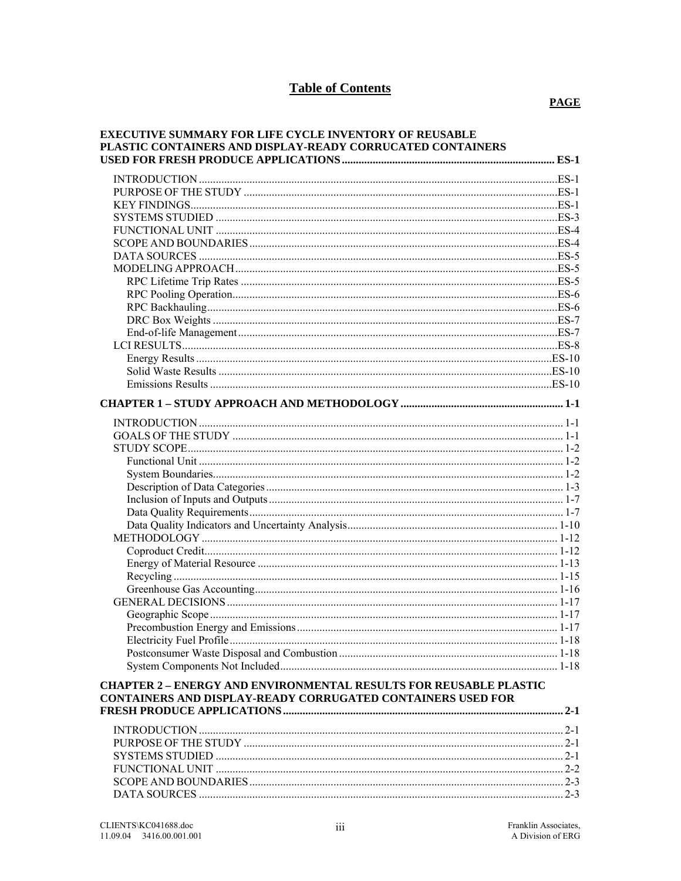# Table of Contents

**PAGE**

**EXECUTIVE SUMMARY FOR LIFE CYCLE INVENTORY OF REUSABLE PLASTIC CONTAINERS AND DISPLAY-READY CORRUCATED CONTAINERS USED FOR FRESH PRODUCE APPLICATIONS ............ ES-1**

- INTRODUCTION ............ ES-1
- PURPOSE OF THE STUDY ............ ES-1
- KEY FINDINGS ............ ES-1
- SYSTEMS STUDIED ............ ES-3
- FUNCTIONAL UNIT ............ ES-4
- SCOPE AND BOUNDARIES ............ ES-4
- DATA SOURCES ............ ES-5
- MODELING APPROACH ............ ES-5
  - RPC Lifetime Trip Rates ............ ES-5
  - RPC Pooling Operation ............ ES-6
  - RPC Backhauling ............ ES-6
  - DRC Box Weights ............ ES-7
  - End-of-life Management ............ ES-7
- LCI RESULTS ............ ES-8
  - Energy Results ............ ES-10
  - Solid Waste Results ............ ES-10
  - Emissions Results ............ ES-10

**CHAPTER 1 – STUDY APPROACH AND METHODOLOGY ............ 1-1**

- INTRODUCTION ............ 1-1
- GOALS OF THE STUDY ............ 1-1
- STUDY SCOPE ............ 1-2
  - Functional Unit ............ 1-2
  - System Boundaries ............ 1-2
  - Description of Data Categories ............ 1-3
  - Inclusion of Inputs and Outputs ............ 1-7
  - Data Quality Requirements ............ 1-7
  - Data Quality Indicators and Uncertainty Analysis ............ 1-10
- METHODOLOGY ............ 1-12
  - Coproduct Credit ............ 1-12
  - Energy of Material Resource ............ 1-13
  - Recycling ............ 1-15
  - Greenhouse Gas Accounting ............ 1-16
- GENERAL DECISIONS ............ 1-17
  - Geographic Scope ............ 1-17
  - Precombustion Energy and Emissions ............ 1-17
  - Electricity Fuel Profile ............ 1-18
  - Postconsumer Waste Disposal and Combustion ............ 1-18
  - System Components Not Included ............ 1-18

**CHAPTER 2 – ENERGY AND ENVIRONMENTAL RESULTS FOR REUSABLE PLASTIC CONTAINERS AND DISPLAY-READY CORRUGATED CONTAINERS USED FOR FRESH PRODUCE APPLICATIONS ............ 2-1**

- INTRODUCTION ............ 2-1
- PURPOSE OF THE STUDY ............ 2-1
- SYSTEMS STUDIED ............ 2-1
- FUNCTIONAL UNIT ............ 2-2
- SCOPE AND BOUNDARIES ............ 2-3
- DATA SOURCES ............ 2-3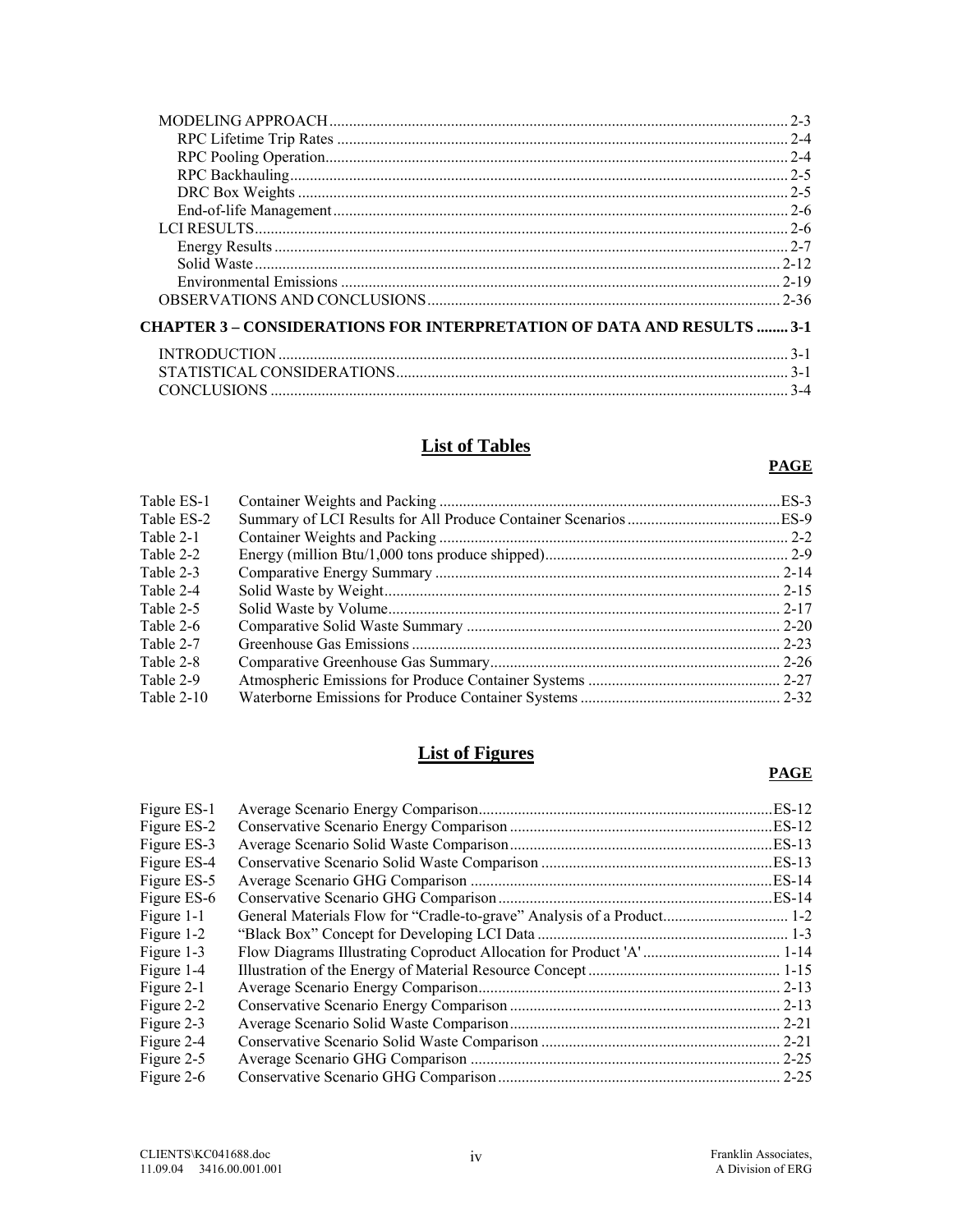MODELING APPROACH ........ 2-3
- RPC Lifetime Trip Rates ........ 2-4
- RPC Pooling Operation ........ 2-4
- RPC Backhauling ........ 2-5
- DRC Box Weights ........ 2-5
- End-of-life Management ........ 2-6

LCI RESULTS ........ 2-6
- Energy Results ........ 2-7
- Solid Waste ........ 2-12
- Environmental Emissions ........ 2-19

OBSERVATIONS AND CONCLUSIONS ........ 2-36

**CHAPTER 3 – CONSIDERATIONS FOR INTERPRETATION OF DATA AND RESULTS ........ 3-1**

INTRODUCTION ........ 3-1
STATISTICAL CONSIDERATIONS ........ 3-1
CONCLUSIONS ........ 3-4

## List of Tables

| | | **PAGE** |
|---|---|---|
| Table ES-1 | Container Weights and Packing | ES-3 |
| Table ES-2 | Summary of LCI Results for All Produce Container Scenarios | ES-9 |
| Table 2-1 | Container Weights and Packing | 2-2 |
| Table 2-2 | Energy (million Btu/1,000 tons produce shipped) | 2-9 |
| Table 2-3 | Comparative Energy Summary | 2-14 |
| Table 2-4 | Solid Waste by Weight | 2-15 |
| Table 2-5 | Solid Waste by Volume | 2-17 |
| Table 2-6 | Comparative Solid Waste Summary | 2-20 |
| Table 2-7 | Greenhouse Gas Emissions | 2-23 |
| Table 2-8 | Comparative Greenhouse Gas Summary | 2-26 |
| Table 2-9 | Atmospheric Emissions for Produce Container Systems | 2-27 |
| Table 2-10 | Waterborne Emissions for Produce Container Systems | 2-32 |

## List of Figures

| | | **PAGE** |
|---|---|---|
| Figure ES-1 | Average Scenario Energy Comparison | ES-12 |
| Figure ES-2 | Conservative Scenario Energy Comparison | ES-12 |
| Figure ES-3 | Average Scenario Solid Waste Comparison | ES-13 |
| Figure ES-4 | Conservative Scenario Solid Waste Comparison | ES-13 |
| Figure ES-5 | Average Scenario GHG Comparison | ES-14 |
| Figure ES-6 | Conservative Scenario GHG Comparison | ES-14 |
| Figure 1-1 | General Materials Flow for "Cradle-to-grave" Analysis of a Product | 1-2 |
| Figure 1-2 | "Black Box" Concept for Developing LCI Data | 1-3 |
| Figure 1-3 | Flow Diagrams Illustrating Coproduct Allocation for Product 'A' | 1-14 |
| Figure 1-4 | Illustration of the Energy of Material Resource Concept | 1-15 |
| Figure 2-1 | Average Scenario Energy Comparison | 2-13 |
| Figure 2-2 | Conservative Scenario Energy Comparison | 2-13 |
| Figure 2-3 | Average Scenario Solid Waste Comparison | 2-21 |
| Figure 2-4 | Conservative Scenario Solid Waste Comparison | 2-21 |
| Figure 2-5 | Average Scenario GHG Comparison | 2-25 |
| Figure 2-6 | Conservative Scenario GHG Comparison | 2-25 |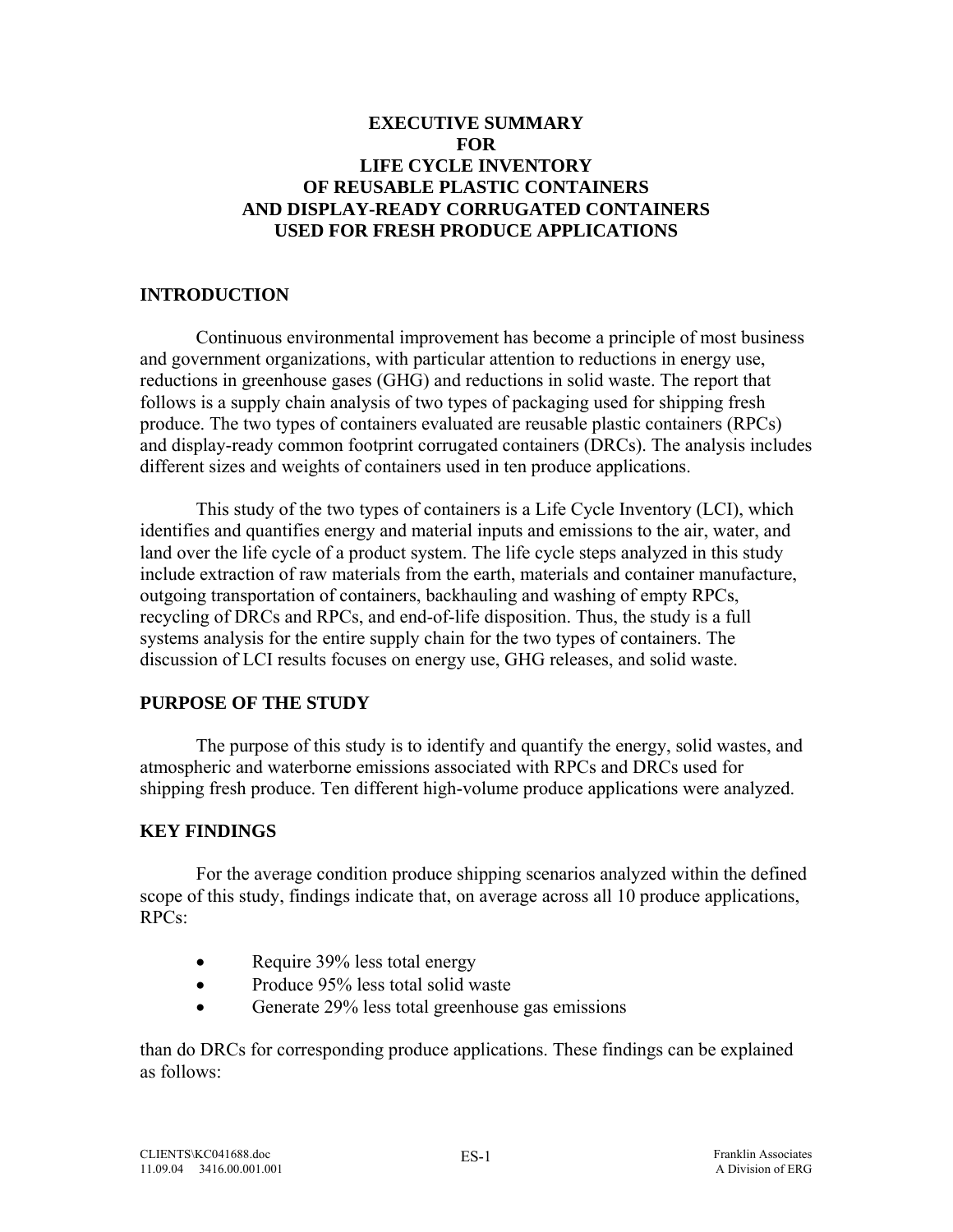# EXECUTIVE SUMMARY FOR LIFE CYCLE INVENTORY OF REUSABLE PLASTIC CONTAINERS AND DISPLAY-READY CORRUGATED CONTAINERS USED FOR FRESH PRODUCE APPLICATIONS

## INTRODUCTION

Continuous environmental improvement has become a principle of most business and government organizations, with particular attention to reductions in energy use, reductions in greenhouse gases (GHG) and reductions in solid waste. The report that follows is a supply chain analysis of two types of packaging used for shipping fresh produce. The two types of containers evaluated are reusable plastic containers (RPCs) and display-ready common footprint corrugated containers (DRCs). The analysis includes different sizes and weights of containers used in ten produce applications.

This study of the two types of containers is a Life Cycle Inventory (LCI), which identifies and quantifies energy and material inputs and emissions to the air, water, and land over the life cycle of a product system. The life cycle steps analyzed in this study include extraction of raw materials from the earth, materials and container manufacture, outgoing transportation of containers, backhauling and washing of empty RPCs, recycling of DRCs and RPCs, and end-of-life disposition. Thus, the study is a full systems analysis for the entire supply chain for the two types of containers. The discussion of LCI results focuses on energy use, GHG releases, and solid waste.

## PURPOSE OF THE STUDY

The purpose of this study is to identify and quantify the energy, solid wastes, and atmospheric and waterborne emissions associated with RPCs and DRCs used for shipping fresh produce. Ten different high-volume produce applications were analyzed.

## KEY FINDINGS

For the average condition produce shipping scenarios analyzed within the defined scope of this study, findings indicate that, on average across all 10 produce applications, RPCs:

- Require 39% less total energy
- Produce 95% less total solid waste
- Generate 29% less total greenhouse gas emissions

than do DRCs for corresponding produce applications. These findings can be explained as follows: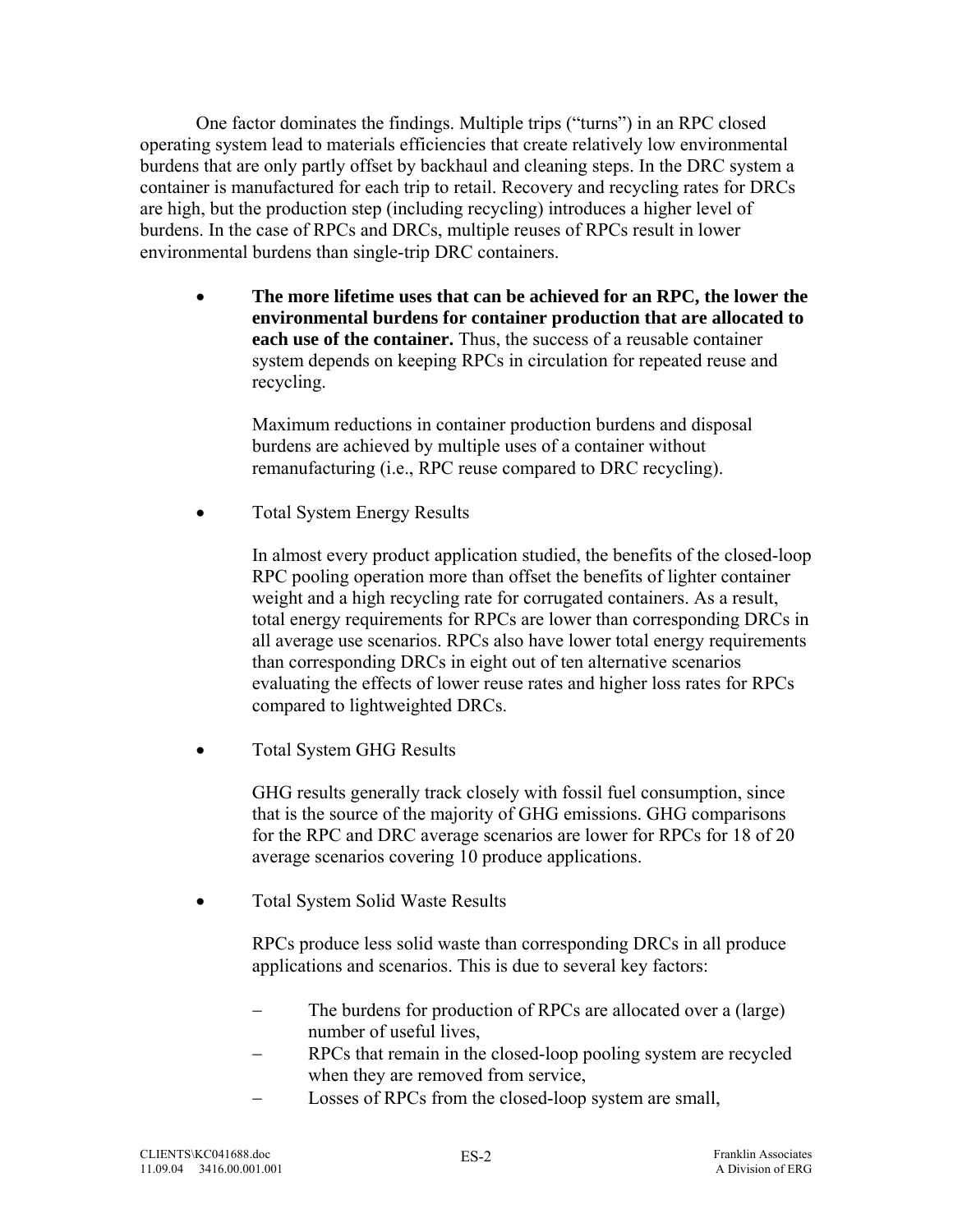One factor dominates the findings. Multiple trips ("turns") in an RPC closed operating system lead to materials efficiencies that create relatively low environmental burdens that are only partly offset by backhaul and cleaning steps. In the DRC system a container is manufactured for each trip to retail. Recovery and recycling rates for DRCs are high, but the production step (including recycling) introduces a higher level of burdens. In the case of RPCs and DRCs, multiple reuses of RPCs result in lower environmental burdens than single-trip DRC containers.

- **The more lifetime uses that can be achieved for an RPC, the lower the environmental burdens for container production that are allocated to each use of the container.** Thus, the success of a reusable container system depends on keeping RPCs in circulation for repeated reuse and recycling.

  Maximum reductions in container production burdens and disposal burdens are achieved by multiple uses of a container without remanufacturing (i.e., RPC reuse compared to DRC recycling).

- Total System Energy Results

  In almost every product application studied, the benefits of the closed-loop RPC pooling operation more than offset the benefits of lighter container weight and a high recycling rate for corrugated containers. As a result, total energy requirements for RPCs are lower than corresponding DRCs in all average use scenarios. RPCs also have lower total energy requirements than corresponding DRCs in eight out of ten alternative scenarios evaluating the effects of lower reuse rates and higher loss rates for RPCs compared to lightweighted DRCs.

- Total System GHG Results

  GHG results generally track closely with fossil fuel consumption, since that is the source of the majority of GHG emissions. GHG comparisons for the RPC and DRC average scenarios are lower for RPCs for 18 of 20 average scenarios covering 10 produce applications.

- Total System Solid Waste Results

  RPCs produce less solid waste than corresponding DRCs in all produce applications and scenarios. This is due to several key factors:

  - The burdens for production of RPCs are allocated over a (large) number of useful lives,
  - RPCs that remain in the closed-loop pooling system are recycled when they are removed from service,
  - Losses of RPCs from the closed-loop system are small,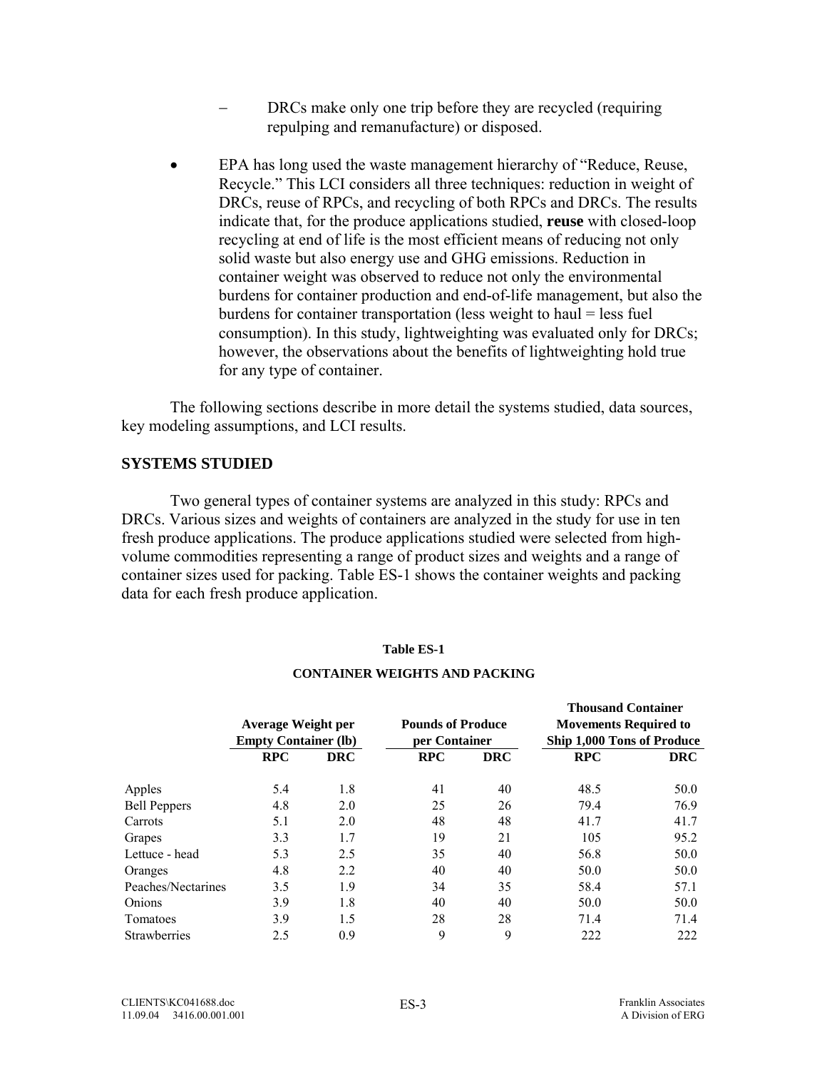- DRCs make only one trip before they are recycled (requiring repulping and remanufacture) or disposed.

- EPA has long used the waste management hierarchy of "Reduce, Reuse, Recycle." This LCI considers all three techniques: reduction in weight of DRCs, reuse of RPCs, and recycling of both RPCs and DRCs. The results indicate that, for the produce applications studied, **reuse** with closed-loop recycling at end of life is the most efficient means of reducing not only solid waste but also energy use and GHG emissions. Reduction in container weight was observed to reduce not only the environmental burdens for container production and end-of-life management, but also the burdens for container transportation (less weight to haul = less fuel consumption). In this study, lightweighting was evaluated only for DRCs; however, the observations about the benefits of lightweighting hold true for any type of container.

The following sections describe in more detail the systems studied, data sources, key modeling assumptions, and LCI results.

## SYSTEMS STUDIED

Two general types of container systems are analyzed in this study: RPCs and DRCs. Various sizes and weights of containers are analyzed in the study for use in ten fresh produce applications. The produce applications studied were selected from high-volume commodities representing a range of product sizes and weights and a range of container sizes used for packing. Table ES-1 shows the container weights and packing data for each fresh produce application.

**Table ES-1**

**CONTAINER WEIGHTS AND PACKING**

| | Average Weight per Empty Container (lb) | | Pounds of Produce per Container | | Thousand Container Movements Required to Ship 1,000 Tons of Produce | |
|---|---|---|---|---|---|---|
| | **RPC** | **DRC** | **RPC** | **DRC** | **RPC** | **DRC** |
| Apples | 5.4 | 1.8 | 41 | 40 | 48.5 | 50.0 |
| Bell Peppers | 4.8 | 2.0 | 25 | 26 | 79.4 | 76.9 |
| Carrots | 5.1 | 2.0 | 48 | 48 | 41.7 | 41.7 |
| Grapes | 3.3 | 1.7 | 19 | 21 | 105 | 95.2 |
| Lettuce - head | 5.3 | 2.5 | 35 | 40 | 56.8 | 50.0 |
| Oranges | 4.8 | 2.2 | 40 | 40 | 50.0 | 50.0 |
| Peaches/Nectarines | 3.5 | 1.9 | 34 | 35 | 58.4 | 57.1 |
| Onions | 3.9 | 1.8 | 40 | 40 | 50.0 | 50.0 |
| Tomatoes | 3.9 | 1.5 | 28 | 28 | 71.4 | 71.4 |
| Strawberries | 2.5 | 0.9 | 9 | 9 | 222 | 222 |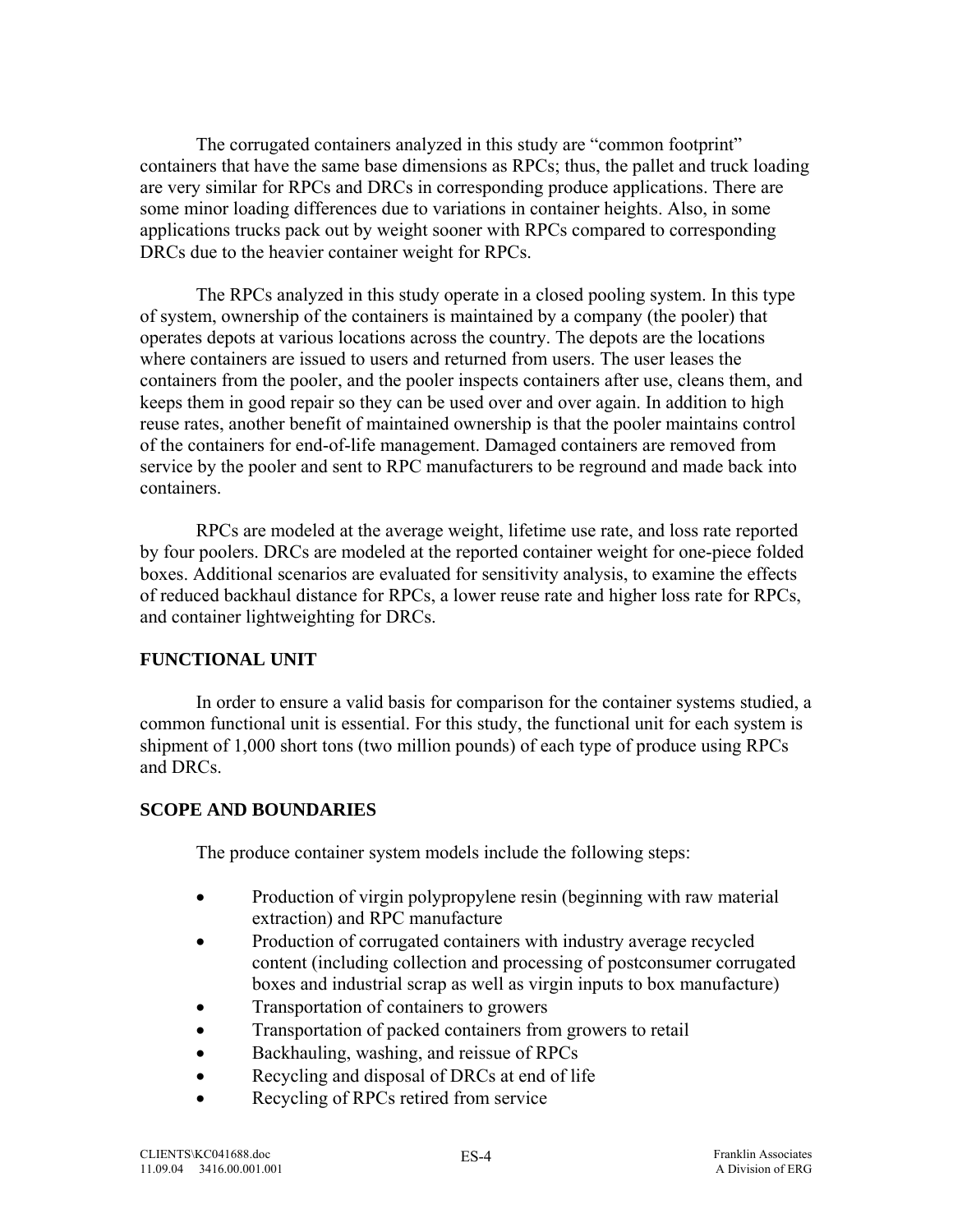The corrugated containers analyzed in this study are "common footprint" containers that have the same base dimensions as RPCs; thus, the pallet and truck loading are very similar for RPCs and DRCs in corresponding produce applications. There are some minor loading differences due to variations in container heights. Also, in some applications trucks pack out by weight sooner with RPCs compared to corresponding DRCs due to the heavier container weight for RPCs.

The RPCs analyzed in this study operate in a closed pooling system. In this type of system, ownership of the containers is maintained by a company (the pooler) that operates depots at various locations across the country. The depots are the locations where containers are issued to users and returned from users. The user leases the containers from the pooler, and the pooler inspects containers after use, cleans them, and keeps them in good repair so they can be used over and over again. In addition to high reuse rates, another benefit of maintained ownership is that the pooler maintains control of the containers for end-of-life management. Damaged containers are removed from service by the pooler and sent to RPC manufacturers to be reground and made back into containers.

RPCs are modeled at the average weight, lifetime use rate, and loss rate reported by four poolers. DRCs are modeled at the reported container weight for one-piece folded boxes. Additional scenarios are evaluated for sensitivity analysis, to examine the effects of reduced backhaul distance for RPCs, a lower reuse rate and higher loss rate for RPCs, and container lightweighting for DRCs.

## FUNCTIONAL UNIT

In order to ensure a valid basis for comparison for the container systems studied, a common functional unit is essential. For this study, the functional unit for each system is shipment of 1,000 short tons (two million pounds) of each type of produce using RPCs and DRCs.

## SCOPE AND BOUNDARIES

The produce container system models include the following steps:

- Production of virgin polypropylene resin (beginning with raw material extraction) and RPC manufacture
- Production of corrugated containers with industry average recycled content (including collection and processing of postconsumer corrugated boxes and industrial scrap as well as virgin inputs to box manufacture)
- Transportation of containers to growers
- Transportation of packed containers from growers to retail
- Backhauling, washing, and reissue of RPCs
- Recycling and disposal of DRCs at end of life
- Recycling of RPCs retired from service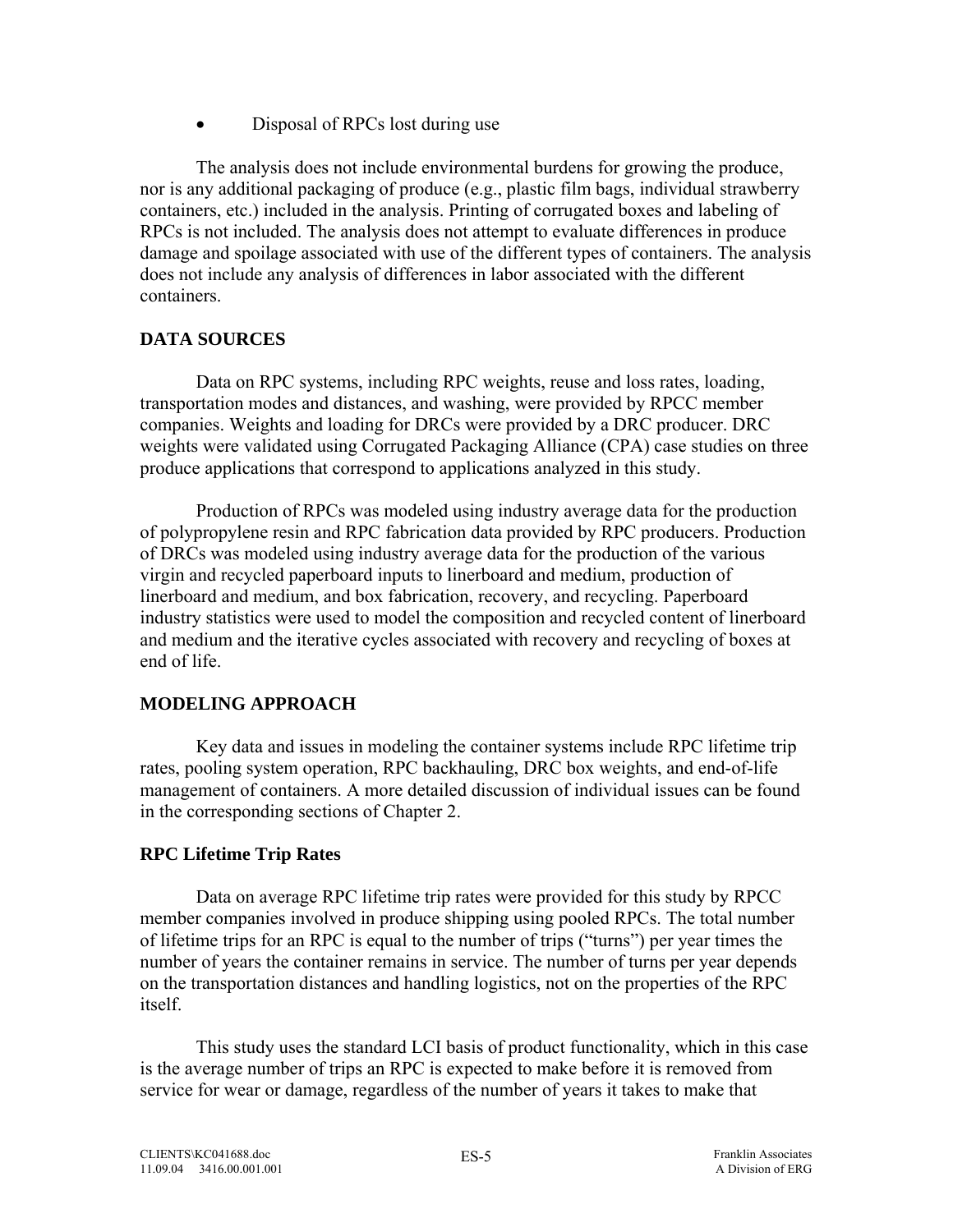- Disposal of RPCs lost during use

The analysis does not include environmental burdens for growing the produce, nor is any additional packaging of produce (e.g., plastic film bags, individual strawberry containers, etc.) included in the analysis. Printing of corrugated boxes and labeling of RPCs is not included. The analysis does not attempt to evaluate differences in produce damage and spoilage associated with use of the different types of containers. The analysis does not include any analysis of differences in labor associated with the different containers.

## DATA SOURCES

Data on RPC systems, including RPC weights, reuse and loss rates, loading, transportation modes and distances, and washing, were provided by RPCC member companies. Weights and loading for DRCs were provided by a DRC producer. DRC weights were validated using Corrugated Packaging Alliance (CPA) case studies on three produce applications that correspond to applications analyzed in this study.

Production of RPCs was modeled using industry average data for the production of polypropylene resin and RPC fabrication data provided by RPC producers. Production of DRCs was modeled using industry average data for the production of the various virgin and recycled paperboard inputs to linerboard and medium, production of linerboard and medium, and box fabrication, recovery, and recycling. Paperboard industry statistics were used to model the composition and recycled content of linerboard and medium and the iterative cycles associated with recovery and recycling of boxes at end of life.

## MODELING APPROACH

Key data and issues in modeling the container systems include RPC lifetime trip rates, pooling system operation, RPC backhauling, DRC box weights, and end-of-life management of containers. A more detailed discussion of individual issues can be found in the corresponding sections of Chapter 2.

### RPC Lifetime Trip Rates

Data on average RPC lifetime trip rates were provided for this study by RPCC member companies involved in produce shipping using pooled RPCs. The total number of lifetime trips for an RPC is equal to the number of trips ("turns") per year times the number of years the container remains in service. The number of turns per year depends on the transportation distances and handling logistics, not on the properties of the RPC itself.

This study uses the standard LCI basis of product functionality, which in this case is the average number of trips an RPC is expected to make before it is removed from service for wear or damage, regardless of the number of years it takes to make that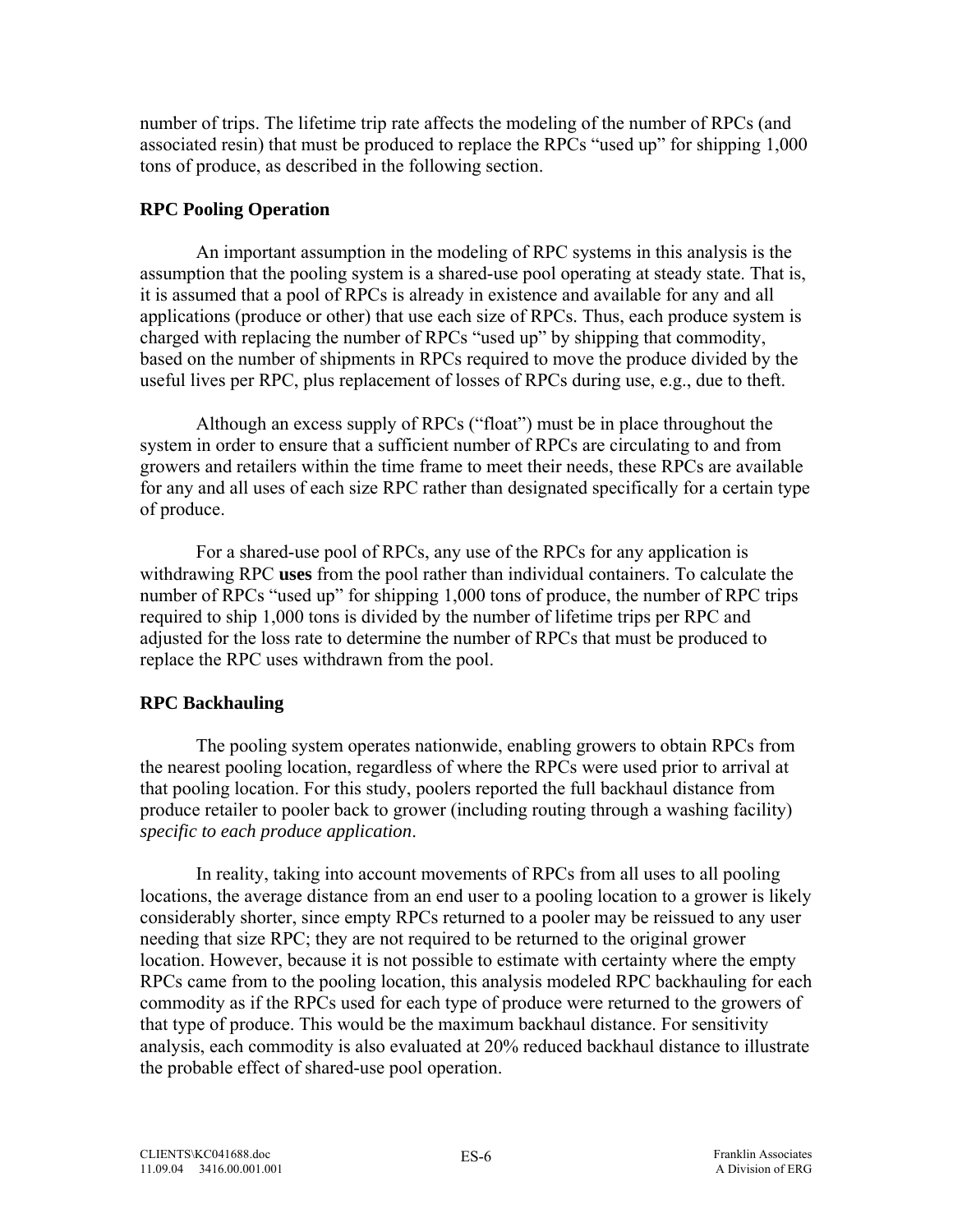number of trips. The lifetime trip rate affects the modeling of the number of RPCs (and associated resin) that must be produced to replace the RPCs "used up" for shipping 1,000 tons of produce, as described in the following section.

### RPC Pooling Operation

An important assumption in the modeling of RPC systems in this analysis is the assumption that the pooling system is a shared-use pool operating at steady state. That is, it is assumed that a pool of RPCs is already in existence and available for any and all applications (produce or other) that use each size of RPCs. Thus, each produce system is charged with replacing the number of RPCs "used up" by shipping that commodity, based on the number of shipments in RPCs required to move the produce divided by the useful lives per RPC, plus replacement of losses of RPCs during use, e.g., due to theft.

Although an excess supply of RPCs ("float") must be in place throughout the system in order to ensure that a sufficient number of RPCs are circulating to and from growers and retailers within the time frame to meet their needs, these RPCs are available for any and all uses of each size RPC rather than designated specifically for a certain type of produce.

For a shared-use pool of RPCs, any use of the RPCs for any application is withdrawing RPC **uses** from the pool rather than individual containers. To calculate the number of RPCs "used up" for shipping 1,000 tons of produce, the number of RPC trips required to ship 1,000 tons is divided by the number of lifetime trips per RPC and adjusted for the loss rate to determine the number of RPCs that must be produced to replace the RPC uses withdrawn from the pool.

### RPC Backhauling

The pooling system operates nationwide, enabling growers to obtain RPCs from the nearest pooling location, regardless of where the RPCs were used prior to arrival at that pooling location. For this study, poolers reported the full backhaul distance from produce retailer to pooler back to grower (including routing through a washing facility) *specific to each produce application*.

In reality, taking into account movements of RPCs from all uses to all pooling locations, the average distance from an end user to a pooling location to a grower is likely considerably shorter, since empty RPCs returned to a pooler may be reissued to any user needing that size RPC; they are not required to be returned to the original grower location. However, because it is not possible to estimate with certainty where the empty RPCs came from to the pooling location, this analysis modeled RPC backhauling for each commodity as if the RPCs used for each type of produce were returned to the growers of that type of produce. This would be the maximum backhaul distance. For sensitivity analysis, each commodity is also evaluated at 20% reduced backhaul distance to illustrate the probable effect of shared-use pool operation.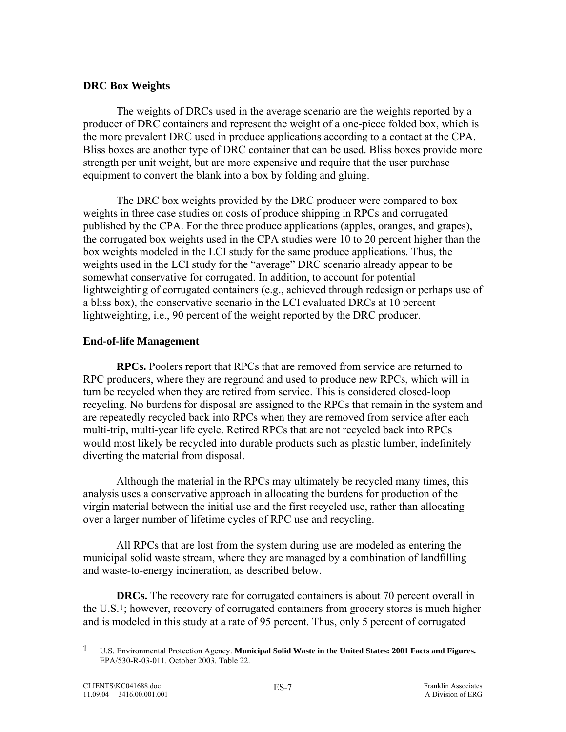### DRC Box Weights

The weights of DRCs used in the average scenario are the weights reported by a producer of DRC containers and represent the weight of a one-piece folded box, which is the more prevalent DRC used in produce applications according to a contact at the CPA. Bliss boxes are another type of DRC container that can be used. Bliss boxes provide more strength per unit weight, but are more expensive and require that the user purchase equipment to convert the blank into a box by folding and gluing.

The DRC box weights provided by the DRC producer were compared to box weights in three case studies on costs of produce shipping in RPCs and corrugated published by the CPA. For the three produce applications (apples, oranges, and grapes), the corrugated box weights used in the CPA studies were 10 to 20 percent higher than the box weights modeled in the LCI study for the same produce applications. Thus, the weights used in the LCI study for the "average" DRC scenario already appear to be somewhat conservative for corrugated. In addition, to account for potential lightweighting of corrugated containers (e.g., achieved through redesign or perhaps use of a bliss box), the conservative scenario in the LCI evaluated DRCs at 10 percent lightweighting, i.e., 90 percent of the weight reported by the DRC producer.

### End-of-life Management

**RPCs.** Poolers report that RPCs that are removed from service are returned to RPC producers, where they are reground and used to produce new RPCs, which will in turn be recycled when they are retired from service. This is considered closed-loop recycling. No burdens for disposal are assigned to the RPCs that remain in the system and are repeatedly recycled back into RPCs when they are removed from service after each multi-trip, multi-year life cycle. Retired RPCs that are not recycled back into RPCs would most likely be recycled into durable products such as plastic lumber, indefinitely diverting the material from disposal.

Although the material in the RPCs may ultimately be recycled many times, this analysis uses a conservative approach in allocating the burdens for production of the virgin material between the initial use and the first recycled use, rather than allocating over a larger number of lifetime cycles of RPC use and recycling.

All RPCs that are lost from the system during use are modeled as entering the municipal solid waste stream, where they are managed by a combination of landfilling and waste-to-energy incineration, as described below.

**DRCs.** The recovery rate for corrugated containers is about 70 percent overall in the U.S.[1]; however, recovery of corrugated containers from grocery stores is much higher and is modeled in this study at a rate of 95 percent. Thus, only 5 percent of corrugated

---

[1] U.S. Environmental Protection Agency. **Municipal Solid Waste in the United States: 2001 Facts and Figures.** EPA/530-R-03-011. October 2003. Table 22.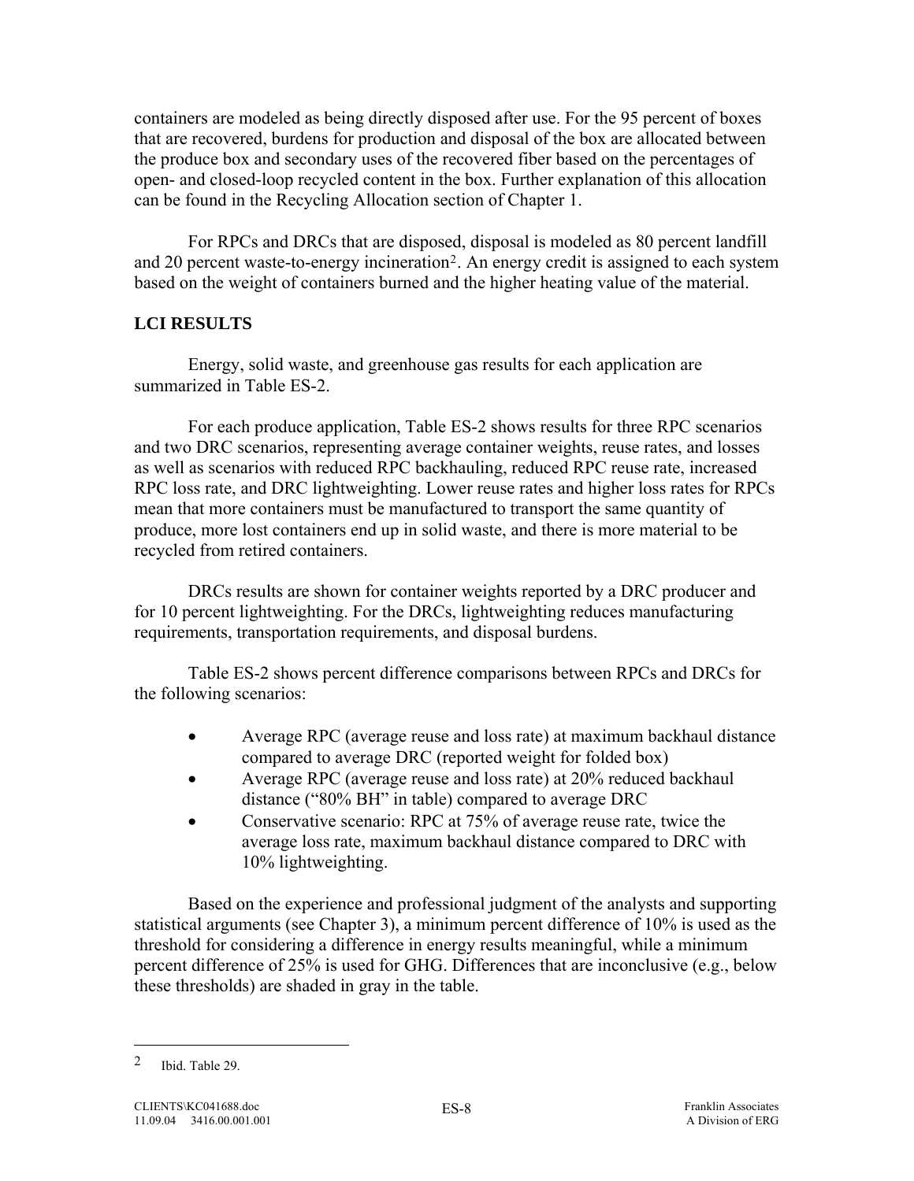containers are modeled as being directly disposed after use. For the 95 percent of boxes that are recovered, burdens for production and disposal of the box are allocated between the produce box and secondary uses of the recovered fiber based on the percentages of open- and closed-loop recycled content in the box. Further explanation of this allocation can be found in the Recycling Allocation section of Chapter 1.

For RPCs and DRCs that are disposed, disposal is modeled as 80 percent landfill and 20 percent waste-to-energy incineration[2]. An energy credit is assigned to each system based on the weight of containers burned and the higher heating value of the material.

**LCI RESULTS**

Energy, solid waste, and greenhouse gas results for each application are summarized in Table ES-2.

For each produce application, Table ES-2 shows results for three RPC scenarios and two DRC scenarios, representing average container weights, reuse rates, and losses as well as scenarios with reduced RPC backhauling, reduced RPC reuse rate, increased RPC loss rate, and DRC lightweighting. Lower reuse rates and higher loss rates for RPCs mean that more containers must be manufactured to transport the same quantity of produce, more lost containers end up in solid waste, and there is more material to be recycled from retired containers.

DRCs results are shown for container weights reported by a DRC producer and for 10 percent lightweighting. For the DRCs, lightweighting reduces manufacturing requirements, transportation requirements, and disposal burdens.

Table ES-2 shows percent difference comparisons between RPCs and DRCs for the following scenarios:

- Average RPC (average reuse and loss rate) at maximum backhaul distance compared to average DRC (reported weight for folded box)
- Average RPC (average reuse and loss rate) at 20% reduced backhaul distance ("80% BH" in table) compared to average DRC
- Conservative scenario: RPC at 75% of average reuse rate, twice the average loss rate, maximum backhaul distance compared to DRC with 10% lightweighting.

Based on the experience and professional judgment of the analysts and supporting statistical arguments (see Chapter 3), a minimum percent difference of 10% is used as the threshold for considering a difference in energy results meaningful, while a minimum percent difference of 25% is used for GHG. Differences that are inconclusive (e.g., below these thresholds) are shaded in gray in the table.

---

[2] Ibid. Table 29.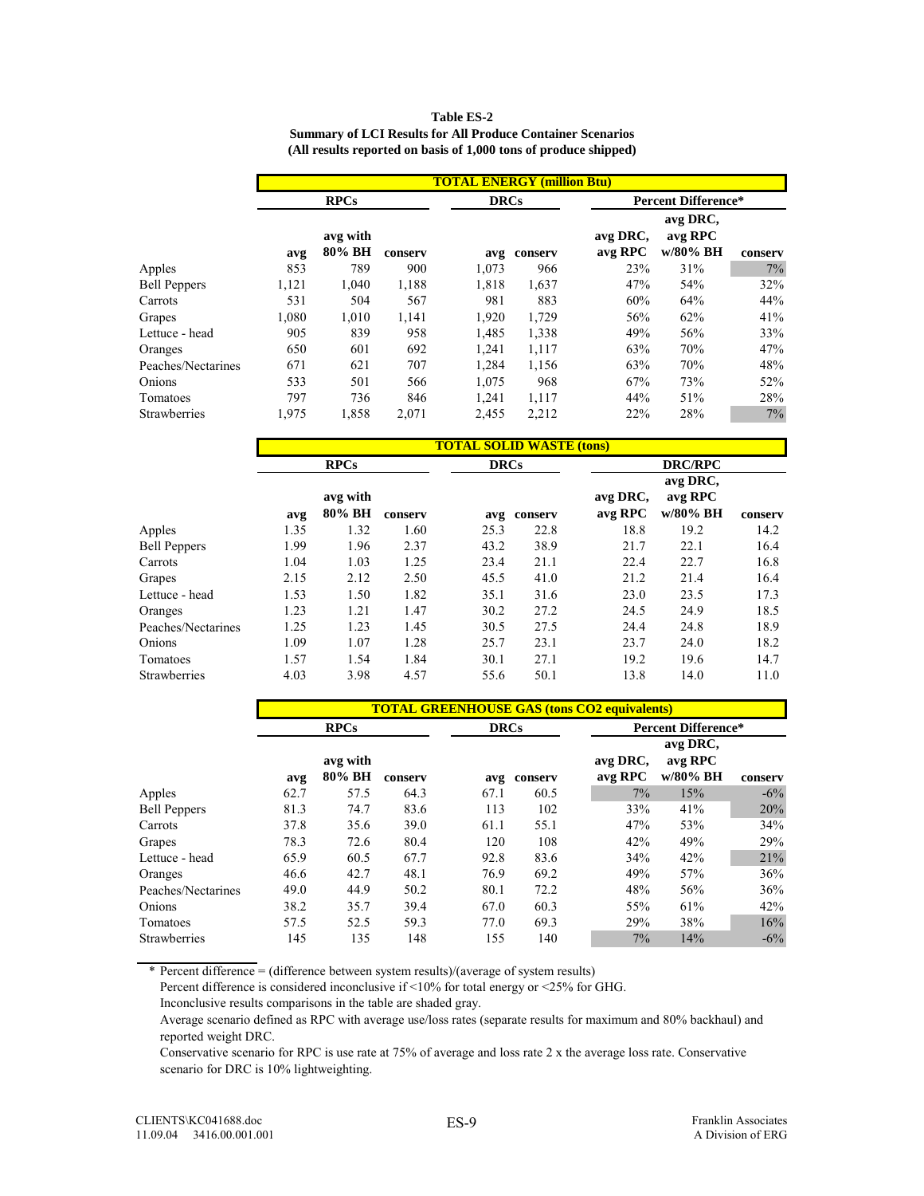**Table ES-2**
**Summary of LCI Results for All Produce Container Scenarios**
**(All results reported on basis of 1,000 tons of produce shipped)**

| | TOTAL ENERGY (million Btu) | | | | | | | |
|---|---|---|---|---|---|---|---|---|
| | RPCs | | | DRCs | | Percent Difference* | | |
| | avg | avg with 80% BH | conserv | avg | conserv | avg DRC, avg RPC | avg DRC, avg RPC w/80% BH | conserv |
| Apples | 853 | 789 | 900 | 1,073 | 966 | 23% | 31% | 7% |
| Bell Peppers | 1,121 | 1,040 | 1,188 | 1,818 | 1,637 | 47% | 54% | 32% |
| Carrots | 531 | 504 | 567 | 981 | 883 | 60% | 64% | 44% |
| Grapes | 1,080 | 1,010 | 1,141 | 1,920 | 1,729 | 56% | 62% | 41% |
| Lettuce - head | 905 | 839 | 958 | 1,485 | 1,338 | 49% | 56% | 33% |
| Oranges | 650 | 601 | 692 | 1,241 | 1,117 | 63% | 70% | 47% |
| Peaches/Nectarines | 671 | 621 | 707 | 1,284 | 1,156 | 63% | 70% | 48% |
| Onions | 533 | 501 | 566 | 1,075 | 968 | 67% | 73% | 52% |
| Tomatoes | 797 | 736 | 846 | 1,241 | 1,117 | 44% | 51% | 28% |
| Strawberries | 1,975 | 1,858 | 2,071 | 2,455 | 2,212 | 22% | 28% | 7% |

| | TOTAL SOLID WASTE (tons) | | | | | | | |
|---|---|---|---|---|---|---|---|---|
| | RPCs | | | DRCs | | DRC/RPC | | |
| | avg | avg with 80% BH | conserv | avg | conserv | avg DRC, avg RPC | avg DRC, avg RPC w/80% BH | conserv |
| Apples | 1.35 | 1.32 | 1.60 | 25.3 | 22.8 | 18.8 | 19.2 | 14.2 |
| Bell Peppers | 1.99 | 1.96 | 2.37 | 43.2 | 38.9 | 21.7 | 22.1 | 16.4 |
| Carrots | 1.04 | 1.03 | 1.25 | 23.4 | 21.1 | 22.4 | 22.7 | 16.8 |
| Grapes | 2.15 | 2.12 | 2.50 | 45.5 | 41.0 | 21.2 | 21.4 | 16.4 |
| Lettuce - head | 1.53 | 1.50 | 1.82 | 35.1 | 31.6 | 23.0 | 23.5 | 17.3 |
| Oranges | 1.23 | 1.21 | 1.47 | 30.2 | 27.2 | 24.5 | 24.9 | 18.5 |
| Peaches/Nectarines | 1.25 | 1.23 | 1.45 | 30.5 | 27.5 | 24.4 | 24.8 | 18.9 |
| Onions | 1.09 | 1.07 | 1.28 | 25.7 | 23.1 | 23.7 | 24.0 | 18.2 |
| Tomatoes | 1.57 | 1.54 | 1.84 | 30.1 | 27.1 | 19.2 | 19.6 | 14.7 |
| Strawberries | 4.03 | 3.98 | 4.57 | 55.6 | 50.1 | 13.8 | 14.0 | 11.0 |

| | TOTAL GREENHOUSE GAS (tons CO2 equivalents) | | | | | | | |
|---|---|---|---|---|---|---|---|---|
| | RPCs | | | DRCs | | Percent Difference* | | |
| | avg | avg with 80% BH | conserv | avg | conserv | avg DRC, avg RPC | avg DRC, avg RPC w/80% BH | conserv |
| Apples | 62.7 | 57.5 | 64.3 | 67.1 | 60.5 | 7% | 15% | -6% |
| Bell Peppers | 81.3 | 74.7 | 83.6 | 113 | 102 | 33% | 41% | 20% |
| Carrots | 37.8 | 35.6 | 39.0 | 61.1 | 55.1 | 47% | 53% | 34% |
| Grapes | 78.3 | 72.6 | 80.4 | 120 | 108 | 42% | 49% | 29% |
| Lettuce - head | 65.9 | 60.5 | 67.7 | 92.8 | 83.6 | 34% | 42% | 21% |
| Oranges | 46.6 | 42.7 | 48.1 | 76.9 | 69.2 | 49% | 57% | 36% |
| Peaches/Nectarines | 49.0 | 44.9 | 50.2 | 80.1 | 72.2 | 48% | 56% | 36% |
| Onions | 38.2 | 35.7 | 39.4 | 67.0 | 60.3 | 55% | 61% | 42% |
| Tomatoes | 57.5 | 52.5 | 59.3 | 77.0 | 69.3 | 29% | 38% | 16% |
| Strawberries | 145 | 135 | 148 | 155 | 140 | 7% | 14% | -6% |

\* Percent difference = (difference between system results)/(average of system results)

Percent difference is considered inconclusive if <10% for total energy or <25% for GHG.

Inconclusive results comparisons in the table are shaded gray.

Average scenario defined as RPC with average use/loss rates (separate results for maximum and 80% backhaul) and reported weight DRC.

Conservative scenario for RPC is use rate at 75% of average and loss rate 2 x the average loss rate. Conservative scenario for DRC is 10% lightweighting.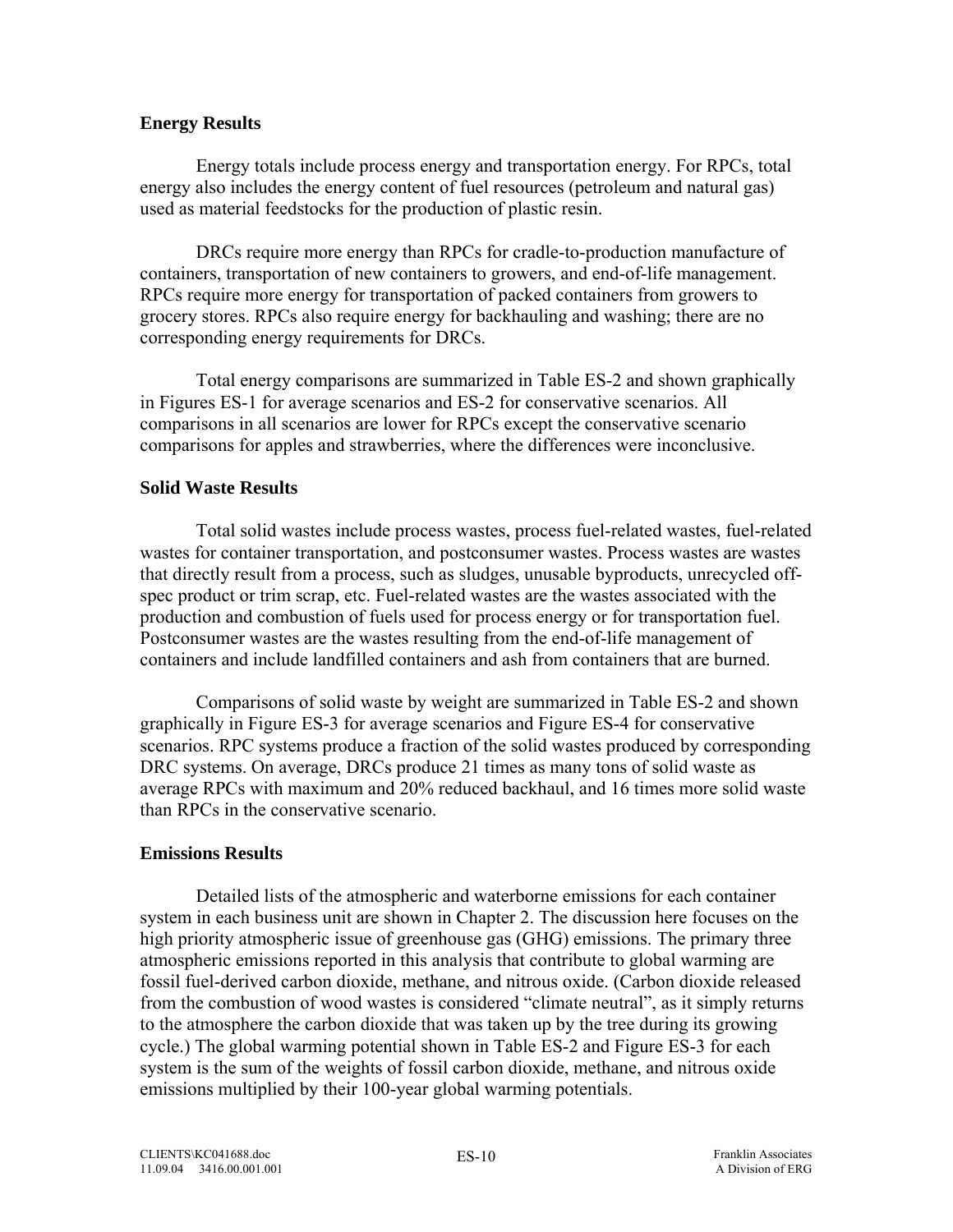### Energy Results

Energy totals include process energy and transportation energy. For RPCs, total energy also includes the energy content of fuel resources (petroleum and natural gas) used as material feedstocks for the production of plastic resin.

DRCs require more energy than RPCs for cradle-to-production manufacture of containers, transportation of new containers to growers, and end-of-life management. RPCs require more energy for transportation of packed containers from growers to grocery stores. RPCs also require energy for backhauling and washing; there are no corresponding energy requirements for DRCs.

Total energy comparisons are summarized in Table ES-2 and shown graphically in Figures ES-1 for average scenarios and ES-2 for conservative scenarios. All comparisons in all scenarios are lower for RPCs except the conservative scenario comparisons for apples and strawberries, where the differences were inconclusive.

### Solid Waste Results

Total solid wastes include process wastes, process fuel-related wastes, fuel-related wastes for container transportation, and postconsumer wastes. Process wastes are wastes that directly result from a process, such as sludges, unusable byproducts, unrecycled off-spec product or trim scrap, etc. Fuel-related wastes are the wastes associated with the production and combustion of fuels used for process energy or for transportation fuel. Postconsumer wastes are the wastes resulting from the end-of-life management of containers and include landfilled containers and ash from containers that are burned.

Comparisons of solid waste by weight are summarized in Table ES-2 and shown graphically in Figure ES-3 for average scenarios and Figure ES-4 for conservative scenarios. RPC systems produce a fraction of the solid wastes produced by corresponding DRC systems. On average, DRCs produce 21 times as many tons of solid waste as average RPCs with maximum and 20% reduced backhaul, and 16 times more solid waste than RPCs in the conservative scenario.

### Emissions Results

Detailed lists of the atmospheric and waterborne emissions for each container system in each business unit are shown in Chapter 2. The discussion here focuses on the high priority atmospheric issue of greenhouse gas (GHG) emissions. The primary three atmospheric emissions reported in this analysis that contribute to global warming are fossil fuel-derived carbon dioxide, methane, and nitrous oxide. (Carbon dioxide released from the combustion of wood wastes is considered "climate neutral", as it simply returns to the atmosphere the carbon dioxide that was taken up by the tree during its growing cycle.) The global warming potential shown in Table ES-2 and Figure ES-3 for each system is the sum of the weights of fossil carbon dioxide, methane, and nitrous oxide emissions multiplied by their 100-year global warming potentials.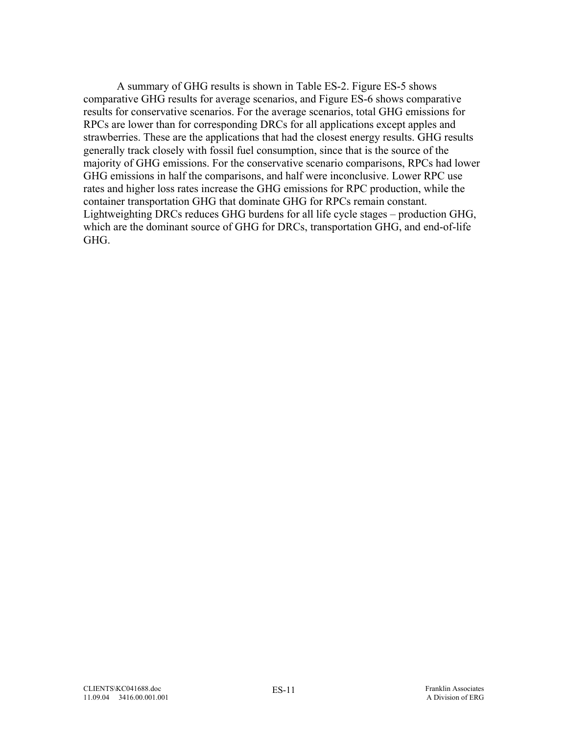A summary of GHG results is shown in Table ES-2. Figure ES-5 shows comparative GHG results for average scenarios, and Figure ES-6 shows comparative results for conservative scenarios. For the average scenarios, total GHG emissions for RPCs are lower than for corresponding DRCs for all applications except apples and strawberries. These are the applications that had the closest energy results. GHG results generally track closely with fossil fuel consumption, since that is the source of the majority of GHG emissions. For the conservative scenario comparisons, RPCs had lower GHG emissions in half the comparisons, and half were inconclusive. Lower RPC use rates and higher loss rates increase the GHG emissions for RPC production, while the container transportation GHG that dominate GHG for RPCs remain constant. Lightweighting DRCs reduces GHG burdens for all life cycle stages – production GHG, which are the dominant source of GHG for DRCs, transportation GHG, and end-of-life GHG.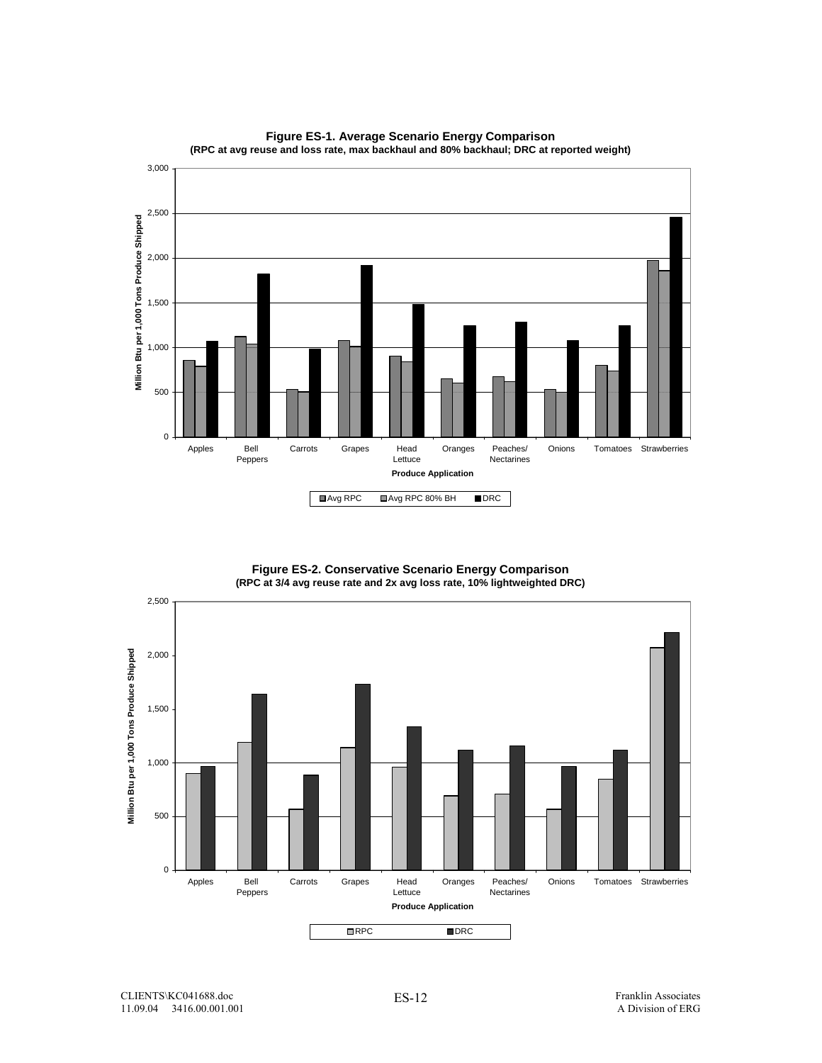**Figure ES-1. Average Scenario Energy Comparison**
**(RPC at avg reuse and loss rate, max backhaul and 80% backhaul; DRC at reported weight)**

**Figure ES-2. Conservative Scenario Energy Comparison**
**(RPC at 3/4 avg reuse rate and 2x avg loss rate, 10% lightweighted DRC)**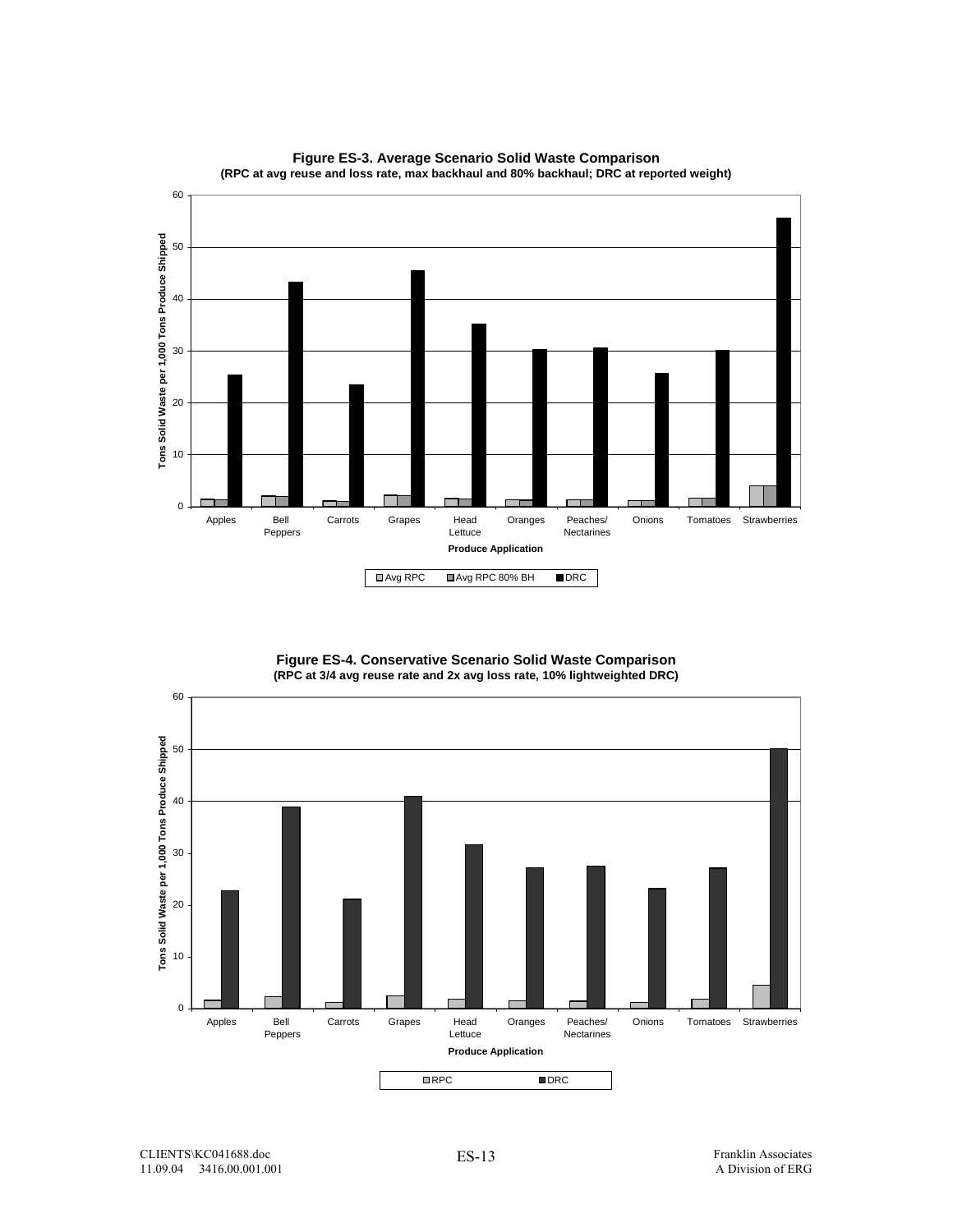**Figure ES-3. Average Scenario Solid Waste Comparison**
**(RPC at avg reuse and loss rate, max backhaul and 80% backhaul; DRC at reported weight)**

**Figure ES-4. Conservative Scenario Solid Waste Comparison**
**(RPC at 3/4 avg reuse rate and 2x avg loss rate, 10% lightweighted DRC)**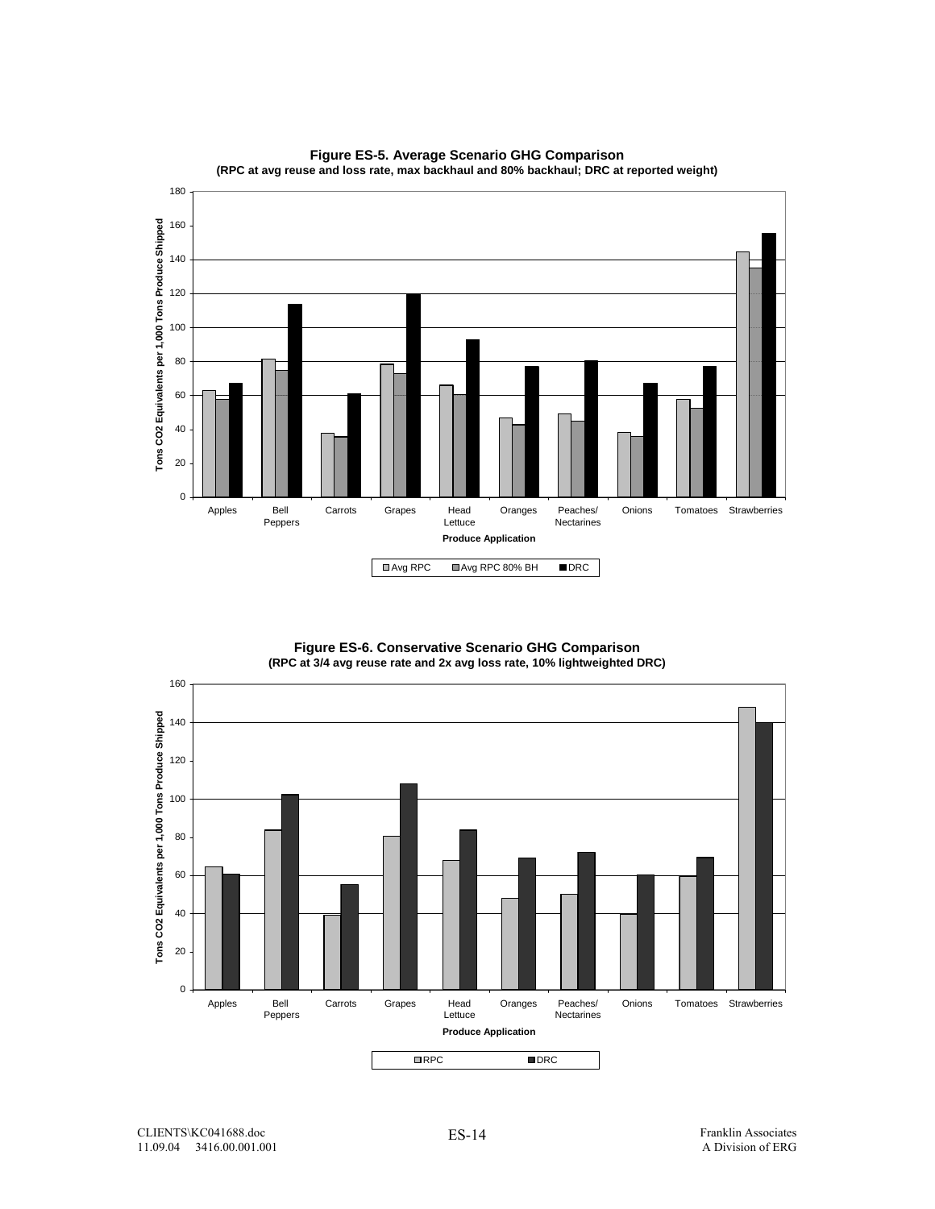**Figure ES-5. Average Scenario GHG Comparison**
**(RPC at avg reuse and loss rate, max backhaul and 80% backhaul; DRC at reported weight)**

**Figure ES-6. Conservative Scenario GHG Comparison**
**(RPC at 3/4 avg reuse rate and 2x avg loss rate, 10% lightweighted DRC)**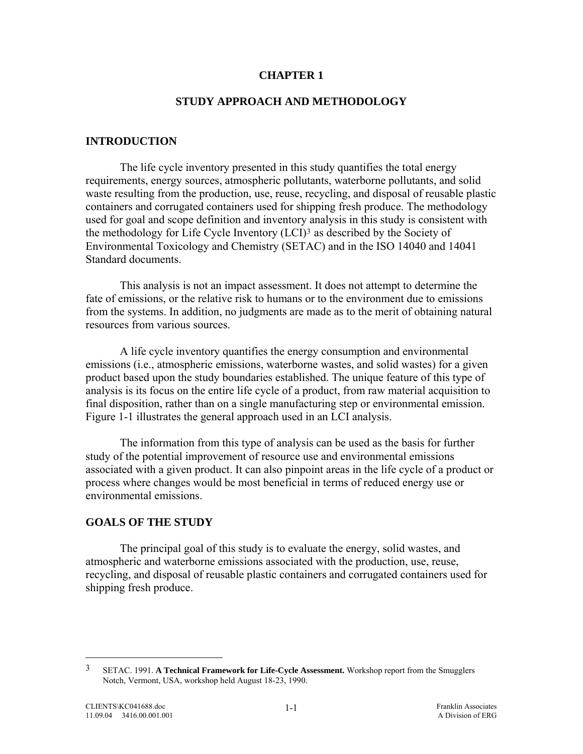# CHAPTER 1

## STUDY APPROACH AND METHODOLOGY

### INTRODUCTION

The life cycle inventory presented in this study quantifies the total energy requirements, energy sources, atmospheric pollutants, waterborne pollutants, and solid waste resulting from the production, use, reuse, recycling, and disposal of reusable plastic containers and corrugated containers used for shipping fresh produce. The methodology used for goal and scope definition and inventory analysis in this study is consistent with the methodology for Life Cycle Inventory (LCI)[3] as described by the Society of Environmental Toxicology and Chemistry (SETAC) and in the ISO 14040 and 14041 Standard documents.

This analysis is not an impact assessment. It does not attempt to determine the fate of emissions, or the relative risk to humans or to the environment due to emissions from the systems. In addition, no judgments are made as to the merit of obtaining natural resources from various sources.

A life cycle inventory quantifies the energy consumption and environmental emissions (i.e., atmospheric emissions, waterborne wastes, and solid wastes) for a given product based upon the study boundaries established. The unique feature of this type of analysis is its focus on the entire life cycle of a product, from raw material acquisition to final disposition, rather than on a single manufacturing step or environmental emission. Figure 1-1 illustrates the general approach used in an LCI analysis.

The information from this type of analysis can be used as the basis for further study of the potential improvement of resource use and environmental emissions associated with a given product. It can also pinpoint areas in the life cycle of a product or process where changes would be most beneficial in terms of reduced energy use or environmental emissions.

### GOALS OF THE STUDY

The principal goal of this study is to evaluate the energy, solid wastes, and atmospheric and waterborne emissions associated with the production, use, reuse, recycling, and disposal of reusable plastic containers and corrugated containers used for shipping fresh produce.

---

[3] SETAC. 1991. **A Technical Framework for Life-Cycle Assessment.** Workshop report from the Smugglers Notch, Vermont, USA, workshop held August 18-23, 1990.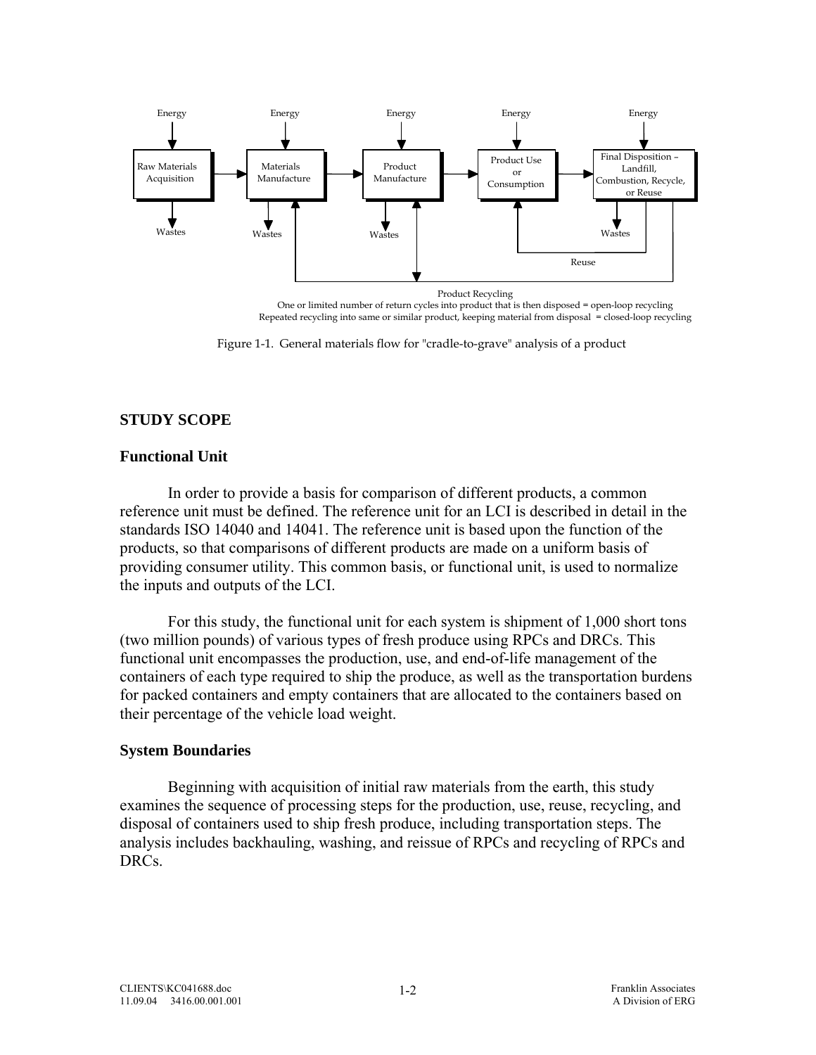Figure 1-1. General materials flow for "cradle-to-grave" analysis of a product

## STUDY SCOPE

### Functional Unit

In order to provide a basis for comparison of different products, a common reference unit must be defined. The reference unit for an LCI is described in detail in the standards ISO 14040 and 14041. The reference unit is based upon the function of the products, so that comparisons of different products are made on a uniform basis of providing consumer utility. This common basis, or functional unit, is used to normalize the inputs and outputs of the LCI.

For this study, the functional unit for each system is shipment of 1,000 short tons (two million pounds) of various types of fresh produce using RPCs and DRCs. This functional unit encompasses the production, use, and end-of-life management of the containers of each type required to ship the produce, as well as the transportation burdens for packed containers and empty containers that are allocated to the containers based on their percentage of the vehicle load weight.

### System Boundaries

Beginning with acquisition of initial raw materials from the earth, this study examines the sequence of processing steps for the production, use, reuse, recycling, and disposal of containers used to ship fresh produce, including transportation steps. The analysis includes backhauling, washing, and reissue of RPCs and recycling of RPCs and DRCs.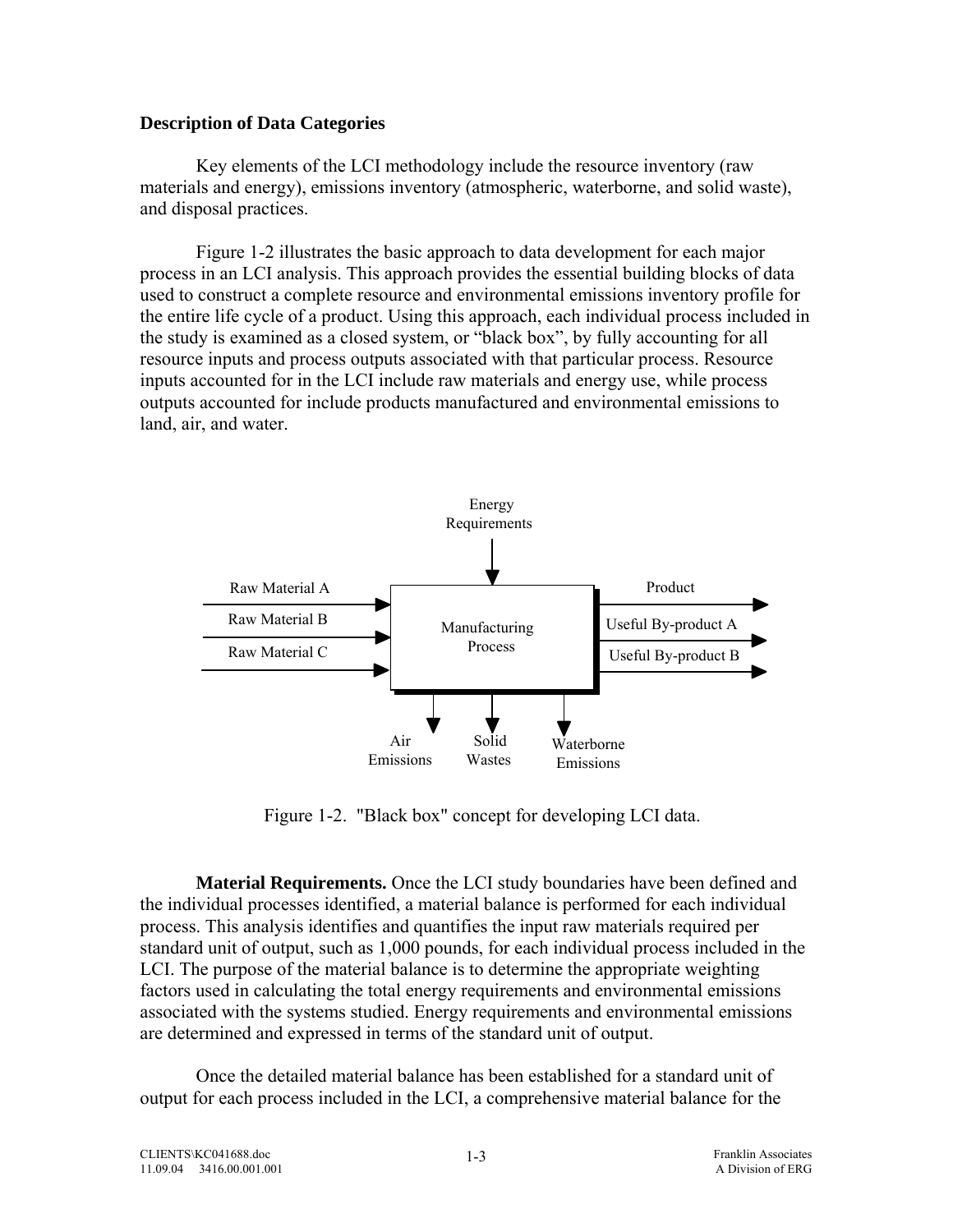**Description of Data Categories**

Key elements of the LCI methodology include the resource inventory (raw materials and energy), emissions inventory (atmospheric, waterborne, and solid waste), and disposal practices.

Figure 1-2 illustrates the basic approach to data development for each major process in an LCI analysis. This approach provides the essential building blocks of data used to construct a complete resource and environmental emissions inventory profile for the entire life cycle of a product. Using this approach, each individual process included in the study is examined as a closed system, or "black box", by fully accounting for all resource inputs and process outputs associated with that particular process. Resource inputs accounted for in the LCI include raw materials and energy use, while process outputs accounted for include products manufactured and environmental emissions to land, air, and water.

Energy Requirements

Raw Material A

Raw Material B

Raw Material C

Manufacturing Process

Product

Useful By-product A

Useful By-product B

Air Emissions

Solid Wastes

Waterborne Emissions

Figure 1-2. "Black box" concept for developing LCI data.

**Material Requirements.** Once the LCI study boundaries have been defined and the individual processes identified, a material balance is performed for each individual process. This analysis identifies and quantifies the input raw materials required per standard unit of output, such as 1,000 pounds, for each individual process included in the LCI. The purpose of the material balance is to determine the appropriate weighting factors used in calculating the total energy requirements and environmental emissions associated with the systems studied. Energy requirements and environmental emissions are determined and expressed in terms of the standard unit of output.

Once the detailed material balance has been established for a standard unit of output for each process included in the LCI, a comprehensive material balance for the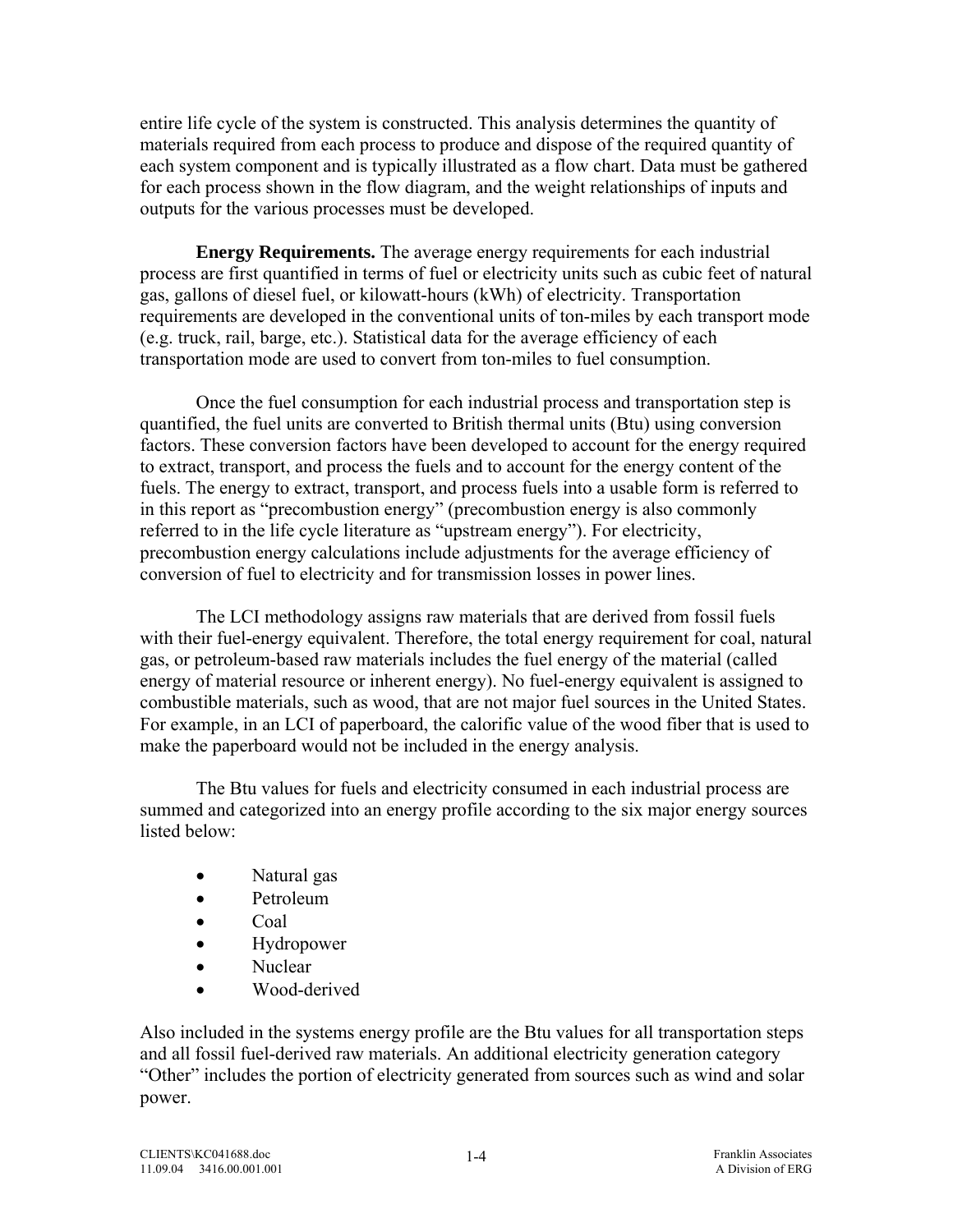entire life cycle of the system is constructed. This analysis determines the quantity of materials required from each process to produce and dispose of the required quantity of each system component and is typically illustrated as a flow chart. Data must be gathered for each process shown in the flow diagram, and the weight relationships of inputs and outputs for the various processes must be developed.

**Energy Requirements.** The average energy requirements for each industrial process are first quantified in terms of fuel or electricity units such as cubic feet of natural gas, gallons of diesel fuel, or kilowatt-hours (kWh) of electricity. Transportation requirements are developed in the conventional units of ton-miles by each transport mode (e.g. truck, rail, barge, etc.). Statistical data for the average efficiency of each transportation mode are used to convert from ton-miles to fuel consumption.

Once the fuel consumption for each industrial process and transportation step is quantified, the fuel units are converted to British thermal units (Btu) using conversion factors. These conversion factors have been developed to account for the energy required to extract, transport, and process the fuels and to account for the energy content of the fuels. The energy to extract, transport, and process fuels into a usable form is referred to in this report as "precombustion energy" (precombustion energy is also commonly referred to in the life cycle literature as "upstream energy"). For electricity, precombustion energy calculations include adjustments for the average efficiency of conversion of fuel to electricity and for transmission losses in power lines.

The LCI methodology assigns raw materials that are derived from fossil fuels with their fuel-energy equivalent. Therefore, the total energy requirement for coal, natural gas, or petroleum-based raw materials includes the fuel energy of the material (called energy of material resource or inherent energy). No fuel-energy equivalent is assigned to combustible materials, such as wood, that are not major fuel sources in the United States. For example, in an LCI of paperboard, the calorific value of the wood fiber that is used to make the paperboard would not be included in the energy analysis.

The Btu values for fuels and electricity consumed in each industrial process are summed and categorized into an energy profile according to the six major energy sources listed below:

- Natural gas
- Petroleum
- Coal
- Hydropower
- Nuclear
- Wood-derived

Also included in the systems energy profile are the Btu values for all transportation steps and all fossil fuel-derived raw materials. An additional electricity generation category "Other" includes the portion of electricity generated from sources such as wind and solar power.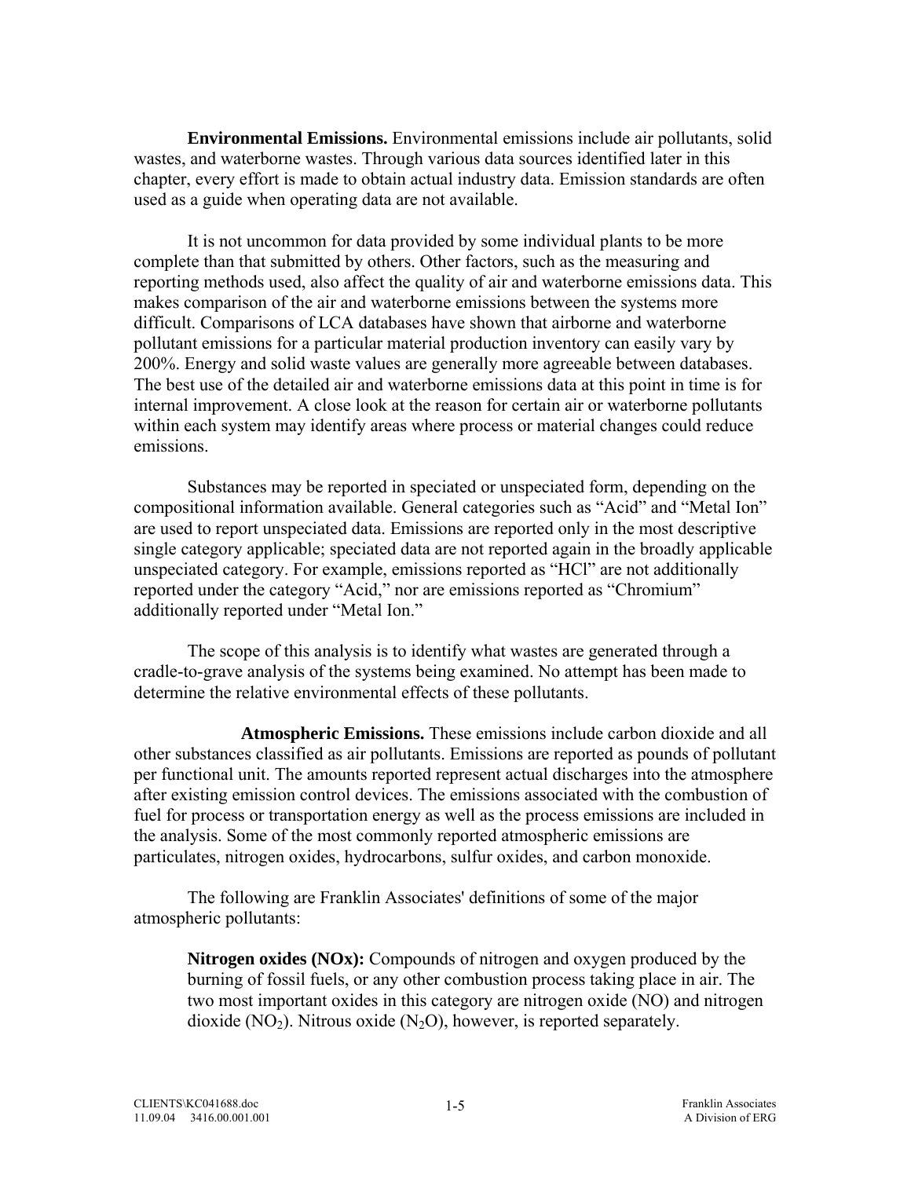**Environmental Emissions.** Environmental emissions include air pollutants, solid wastes, and waterborne wastes. Through various data sources identified later in this chapter, every effort is made to obtain actual industry data. Emission standards are often used as a guide when operating data are not available.

It is not uncommon for data provided by some individual plants to be more complete than that submitted by others. Other factors, such as the measuring and reporting methods used, also affect the quality of air and waterborne emissions data. This makes comparison of the air and waterborne emissions between the systems more difficult. Comparisons of LCA databases have shown that airborne and waterborne pollutant emissions for a particular material production inventory can easily vary by 200%. Energy and solid waste values are generally more agreeable between databases. The best use of the detailed air and waterborne emissions data at this point in time is for internal improvement. A close look at the reason for certain air or waterborne pollutants within each system may identify areas where process or material changes could reduce emissions.

Substances may be reported in speciated or unspeciated form, depending on the compositional information available. General categories such as "Acid" and "Metal Ion" are used to report unspeciated data. Emissions are reported only in the most descriptive single category applicable; speciated data are not reported again in the broadly applicable unspeciated category. For example, emissions reported as "HCl" are not additionally reported under the category "Acid," nor are emissions reported as "Chromium" additionally reported under "Metal Ion."

The scope of this analysis is to identify what wastes are generated through a cradle-to-grave analysis of the systems being examined. No attempt has been made to determine the relative environmental effects of these pollutants.

**Atmospheric Emissions.** These emissions include carbon dioxide and all other substances classified as air pollutants. Emissions are reported as pounds of pollutant per functional unit. The amounts reported represent actual discharges into the atmosphere after existing emission control devices. The emissions associated with the combustion of fuel for process or transportation energy as well as the process emissions are included in the analysis. Some of the most commonly reported atmospheric emissions are particulates, nitrogen oxides, hydrocarbons, sulfur oxides, and carbon monoxide.

The following are Franklin Associates' definitions of some of the major atmospheric pollutants:

> **Nitrogen oxides (NOx):** Compounds of nitrogen and oxygen produced by the burning of fossil fuels, or any other combustion process taking place in air. The two most important oxides in this category are nitrogen oxide (NO) and nitrogen dioxide ($NO_2$). Nitrous oxide ($N_2O$), however, is reported separately.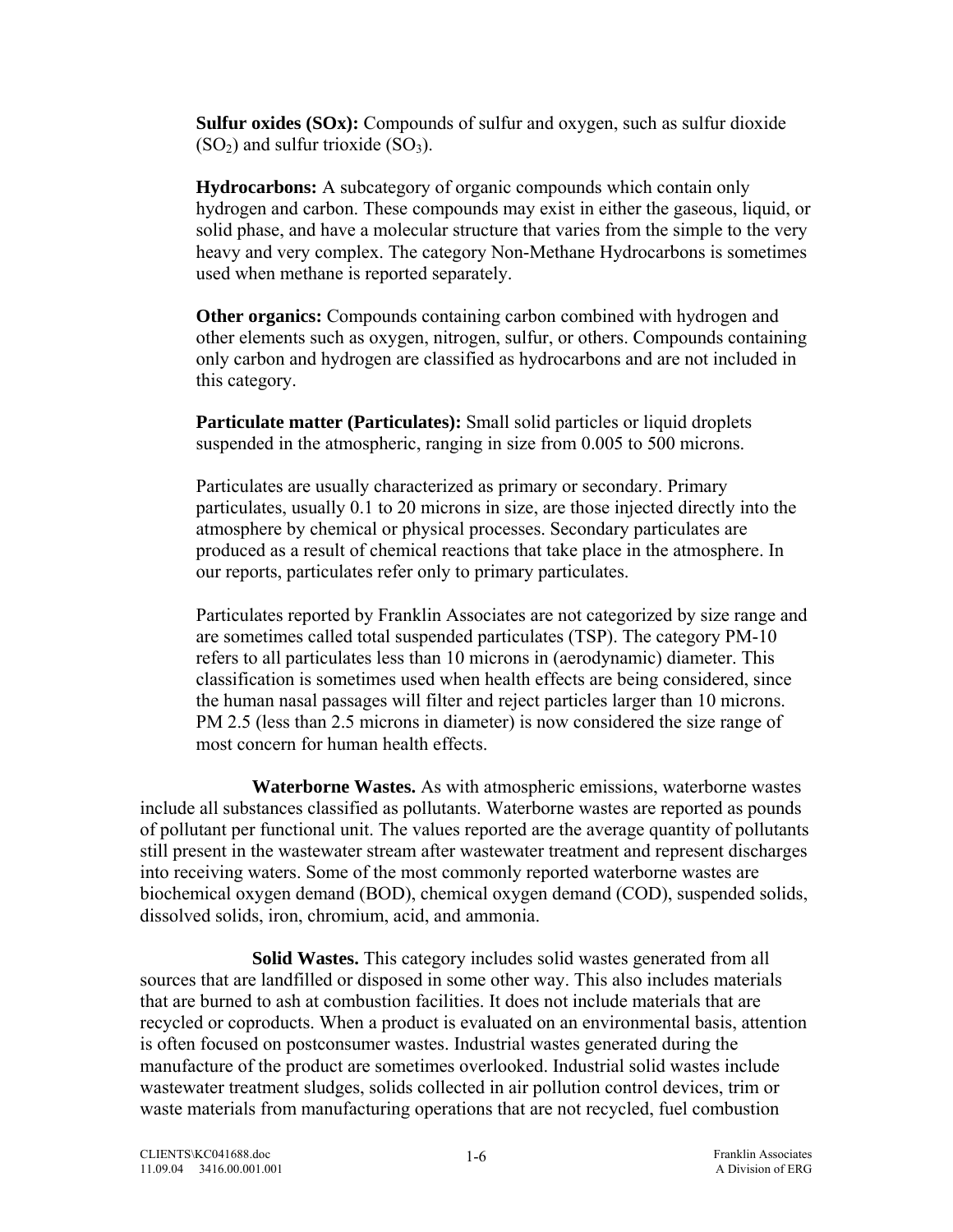**Sulfur oxides (SOx):** Compounds of sulfur and oxygen, such as sulfur dioxide ($SO_2$) and sulfur trioxide ($SO_3$).

**Hydrocarbons:** A subcategory of organic compounds which contain only hydrogen and carbon. These compounds may exist in either the gaseous, liquid, or solid phase, and have a molecular structure that varies from the simple to the very heavy and very complex. The category Non-Methane Hydrocarbons is sometimes used when methane is reported separately.

**Other organics:** Compounds containing carbon combined with hydrogen and other elements such as oxygen, nitrogen, sulfur, or others. Compounds containing only carbon and hydrogen are classified as hydrocarbons and are not included in this category.

**Particulate matter (Particulates):** Small solid particles or liquid droplets suspended in the atmospheric, ranging in size from 0.005 to 500 microns.

Particulates are usually characterized as primary or secondary. Primary particulates, usually 0.1 to 20 microns in size, are those injected directly into the atmosphere by chemical or physical processes. Secondary particulates are produced as a result of chemical reactions that take place in the atmosphere. In our reports, particulates refer only to primary particulates.

Particulates reported by Franklin Associates are not categorized by size range and are sometimes called total suspended particulates (TSP). The category PM-10 refers to all particulates less than 10 microns in (aerodynamic) diameter. This classification is sometimes used when health effects are being considered, since the human nasal passages will filter and reject particles larger than 10 microns. PM 2.5 (less than 2.5 microns in diameter) is now considered the size range of most concern for human health effects.

**Waterborne Wastes.** As with atmospheric emissions, waterborne wastes include all substances classified as pollutants. Waterborne wastes are reported as pounds of pollutant per functional unit. The values reported are the average quantity of pollutants still present in the wastewater stream after wastewater treatment and represent discharges into receiving waters. Some of the most commonly reported waterborne wastes are biochemical oxygen demand (BOD), chemical oxygen demand (COD), suspended solids, dissolved solids, iron, chromium, acid, and ammonia.

**Solid Wastes.** This category includes solid wastes generated from all sources that are landfilled or disposed in some other way. This also includes materials that are burned to ash at combustion facilities. It does not include materials that are recycled or coproducts. When a product is evaluated on an environmental basis, attention is often focused on postconsumer wastes. Industrial wastes generated during the manufacture of the product are sometimes overlooked. Industrial solid wastes include wastewater treatment sludges, solids collected in air pollution control devices, trim or waste materials from manufacturing operations that are not recycled, fuel combustion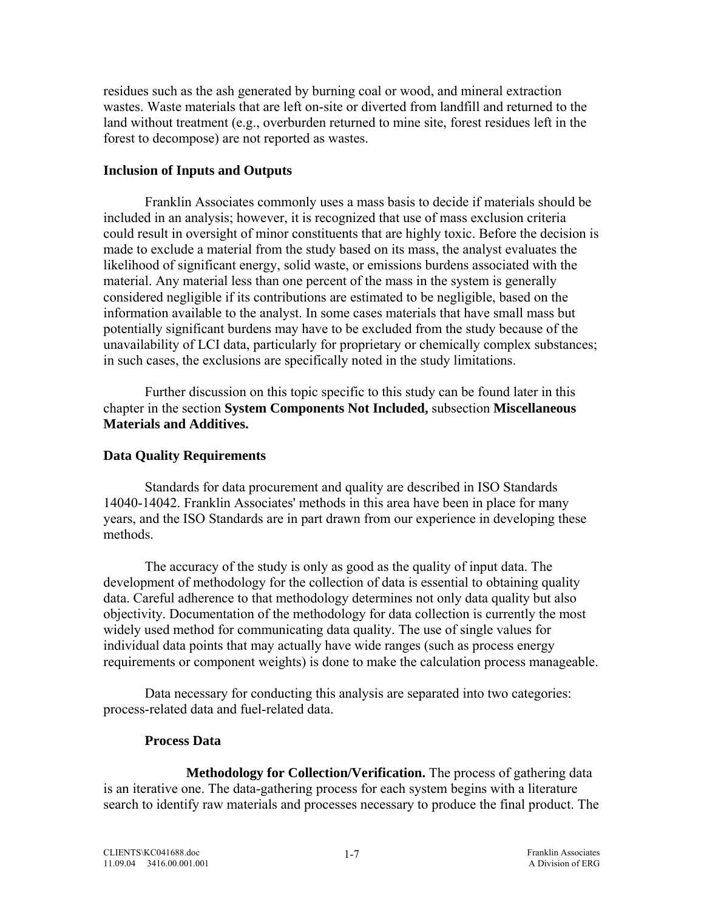residues such as the ash generated by burning coal or wood, and mineral extraction wastes. Waste materials that are left on-site or diverted from landfill and returned to the land without treatment (e.g., overburden returned to mine site, forest residues left in the forest to decompose) are not reported as wastes.

**Inclusion of Inputs and Outputs**

Franklin Associates commonly uses a mass basis to decide if materials should be included in an analysis; however, it is recognized that use of mass exclusion criteria could result in oversight of minor constituents that are highly toxic. Before the decision is made to exclude a material from the study based on its mass, the analyst evaluates the likelihood of significant energy, solid waste, or emissions burdens associated with the material. Any material less than one percent of the mass in the system is generally considered negligible if its contributions are estimated to be negligible, based on the information available to the analyst. In some cases materials that have small mass but potentially significant burdens may have to be excluded from the study because of the unavailability of LCI data, particularly for proprietary or chemically complex substances; in such cases, the exclusions are specifically noted in the study limitations.

Further discussion on this topic specific to this study can be found later in this chapter in the section **System Components Not Included,** subsection **Miscellaneous Materials and Additives.**

**Data Quality Requirements**

Standards for data procurement and quality are described in ISO Standards 14040-14042. Franklin Associates' methods in this area have been in place for many years, and the ISO Standards are in part drawn from our experience in developing these methods.

The accuracy of the study is only as good as the quality of input data. The development of methodology for the collection of data is essential to obtaining quality data. Careful adherence to that methodology determines not only data quality but also objectivity. Documentation of the methodology for data collection is currently the most widely used method for communicating data quality. The use of single values for individual data points that may actually have wide ranges (such as process energy requirements or component weights) is done to make the calculation process manageable.

Data necessary for conducting this analysis are separated into two categories: process-related data and fuel-related data.

**Process Data**

**Methodology for Collection/Verification.** The process of gathering data is an iterative one. The data-gathering process for each system begins with a literature search to identify raw materials and processes necessary to produce the final product. The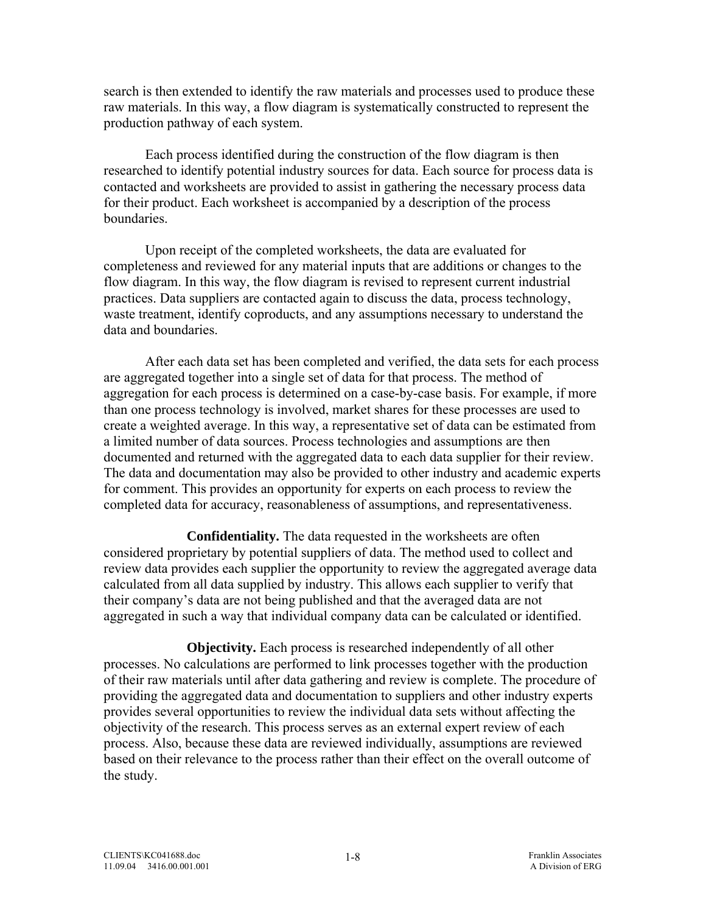search is then extended to identify the raw materials and processes used to produce these raw materials. In this way, a flow diagram is systematically constructed to represent the production pathway of each system.

Each process identified during the construction of the flow diagram is then researched to identify potential industry sources for data. Each source for process data is contacted and worksheets are provided to assist in gathering the necessary process data for their product. Each worksheet is accompanied by a description of the process boundaries.

Upon receipt of the completed worksheets, the data are evaluated for completeness and reviewed for any material inputs that are additions or changes to the flow diagram. In this way, the flow diagram is revised to represent current industrial practices. Data suppliers are contacted again to discuss the data, process technology, waste treatment, identify coproducts, and any assumptions necessary to understand the data and boundaries.

After each data set has been completed and verified, the data sets for each process are aggregated together into a single set of data for that process. The method of aggregation for each process is determined on a case-by-case basis. For example, if more than one process technology is involved, market shares for these processes are used to create a weighted average. In this way, a representative set of data can be estimated from a limited number of data sources. Process technologies and assumptions are then documented and returned with the aggregated data to each data supplier for their review. The data and documentation may also be provided to other industry and academic experts for comment. This provides an opportunity for experts on each process to review the completed data for accuracy, reasonableness of assumptions, and representativeness.

**Confidentiality.** The data requested in the worksheets are often considered proprietary by potential suppliers of data. The method used to collect and review data provides each supplier the opportunity to review the aggregated average data calculated from all data supplied by industry. This allows each supplier to verify that their company's data are not being published and that the averaged data are not aggregated in such a way that individual company data can be calculated or identified.

**Objectivity.** Each process is researched independently of all other processes. No calculations are performed to link processes together with the production of their raw materials until after data gathering and review is complete. The procedure of providing the aggregated data and documentation to suppliers and other industry experts provides several opportunities to review the individual data sets without affecting the objectivity of the research. This process serves as an external expert review of each process. Also, because these data are reviewed individually, assumptions are reviewed based on their relevance to the process rather than their effect on the overall outcome of the study.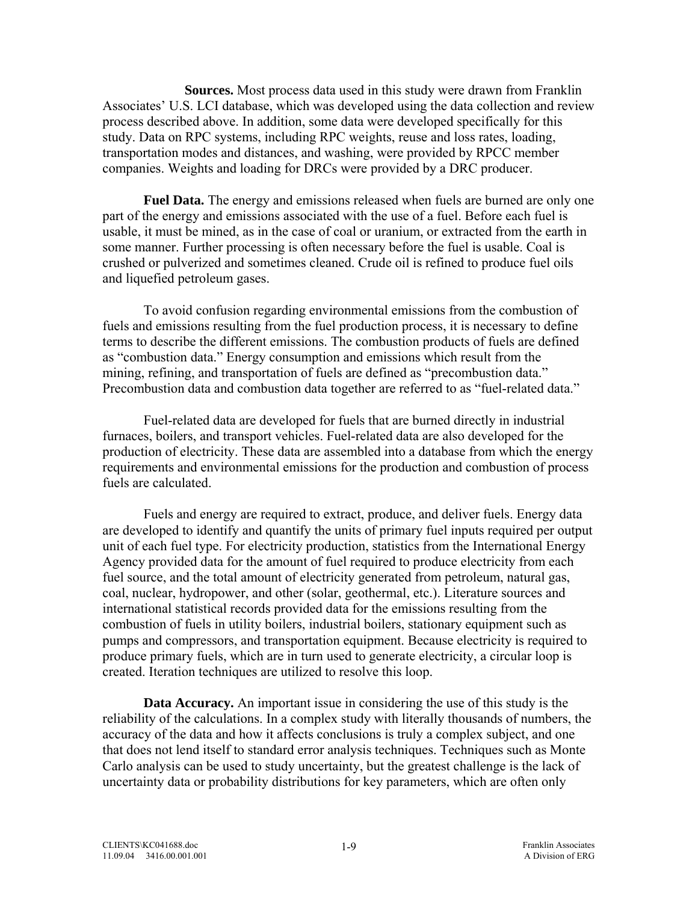**Sources.** Most process data used in this study were drawn from Franklin Associates' U.S. LCI database, which was developed using the data collection and review process described above. In addition, some data were developed specifically for this study. Data on RPC systems, including RPC weights, reuse and loss rates, loading, transportation modes and distances, and washing, were provided by RPCC member companies. Weights and loading for DRCs were provided by a DRC producer.

**Fuel Data.** The energy and emissions released when fuels are burned are only one part of the energy and emissions associated with the use of a fuel. Before each fuel is usable, it must be mined, as in the case of coal or uranium, or extracted from the earth in some manner. Further processing is often necessary before the fuel is usable. Coal is crushed or pulverized and sometimes cleaned. Crude oil is refined to produce fuel oils and liquefied petroleum gases.

To avoid confusion regarding environmental emissions from the combustion of fuels and emissions resulting from the fuel production process, it is necessary to define terms to describe the different emissions. The combustion products of fuels are defined as "combustion data." Energy consumption and emissions which result from the mining, refining, and transportation of fuels are defined as "precombustion data." Precombustion data and combustion data together are referred to as "fuel-related data."

Fuel-related data are developed for fuels that are burned directly in industrial furnaces, boilers, and transport vehicles. Fuel-related data are also developed for the production of electricity. These data are assembled into a database from which the energy requirements and environmental emissions for the production and combustion of process fuels are calculated.

Fuels and energy are required to extract, produce, and deliver fuels. Energy data are developed to identify and quantify the units of primary fuel inputs required per output unit of each fuel type. For electricity production, statistics from the International Energy Agency provided data for the amount of fuel required to produce electricity from each fuel source, and the total amount of electricity generated from petroleum, natural gas, coal, nuclear, hydropower, and other (solar, geothermal, etc.). Literature sources and international statistical records provided data for the emissions resulting from the combustion of fuels in utility boilers, industrial boilers, stationary equipment such as pumps and compressors, and transportation equipment. Because electricity is required to produce primary fuels, which are in turn used to generate electricity, a circular loop is created. Iteration techniques are utilized to resolve this loop.

**Data Accuracy.** An important issue in considering the use of this study is the reliability of the calculations. In a complex study with literally thousands of numbers, the accuracy of the data and how it affects conclusions is truly a complex subject, and one that does not lend itself to standard error analysis techniques. Techniques such as Monte Carlo analysis can be used to study uncertainty, but the greatest challenge is the lack of uncertainty data or probability distributions for key parameters, which are often only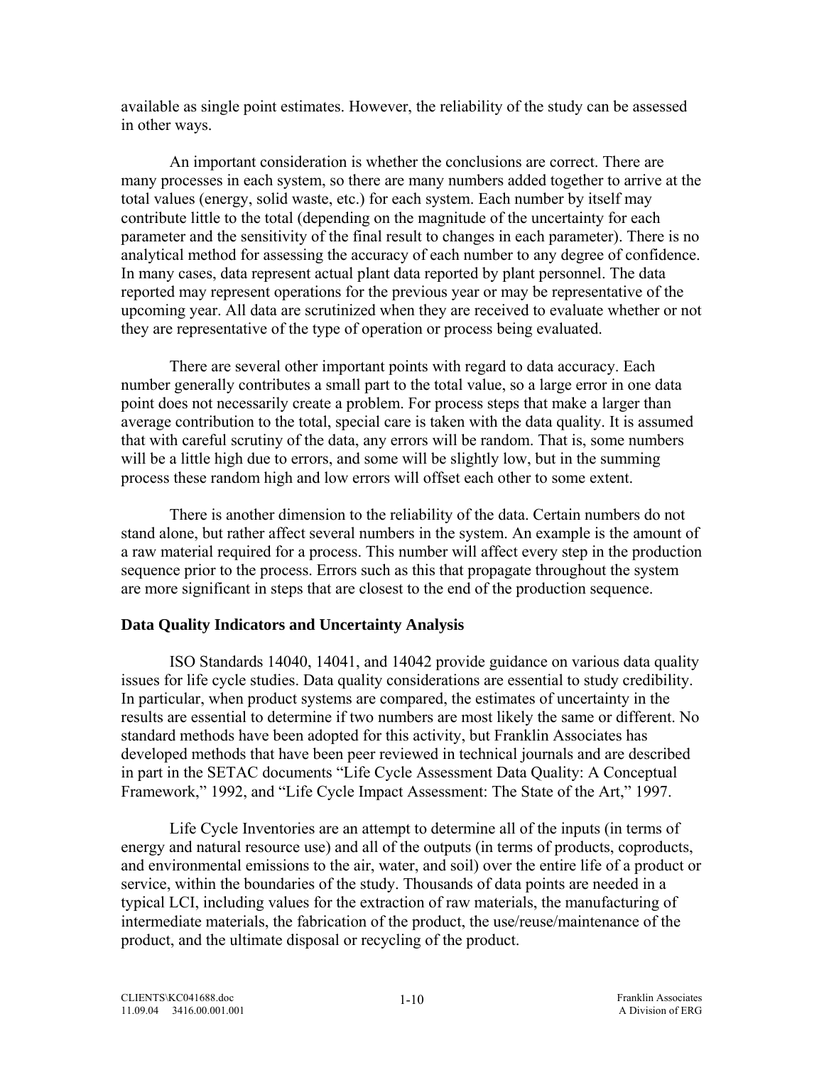available as single point estimates. However, the reliability of the study can be assessed in other ways.

An important consideration is whether the conclusions are correct. There are many processes in each system, so there are many numbers added together to arrive at the total values (energy, solid waste, etc.) for each system. Each number by itself may contribute little to the total (depending on the magnitude of the uncertainty for each parameter and the sensitivity of the final result to changes in each parameter). There is no analytical method for assessing the accuracy of each number to any degree of confidence. In many cases, data represent actual plant data reported by plant personnel. The data reported may represent operations for the previous year or may be representative of the upcoming year. All data are scrutinized when they are received to evaluate whether or not they are representative of the type of operation or process being evaluated.

There are several other important points with regard to data accuracy. Each number generally contributes a small part to the total value, so a large error in one data point does not necessarily create a problem. For process steps that make a larger than average contribution to the total, special care is taken with the data quality. It is assumed that with careful scrutiny of the data, any errors will be random. That is, some numbers will be a little high due to errors, and some will be slightly low, but in the summing process these random high and low errors will offset each other to some extent.

There is another dimension to the reliability of the data. Certain numbers do not stand alone, but rather affect several numbers in the system. An example is the amount of a raw material required for a process. This number will affect every step in the production sequence prior to the process. Errors such as this that propagate throughout the system are more significant in steps that are closest to the end of the production sequence.

**Data Quality Indicators and Uncertainty Analysis**

ISO Standards 14040, 14041, and 14042 provide guidance on various data quality issues for life cycle studies. Data quality considerations are essential to study credibility. In particular, when product systems are compared, the estimates of uncertainty in the results are essential to determine if two numbers are most likely the same or different. No standard methods have been adopted for this activity, but Franklin Associates has developed methods that have been peer reviewed in technical journals and are described in part in the SETAC documents "Life Cycle Assessment Data Quality: A Conceptual Framework," 1992, and "Life Cycle Impact Assessment: The State of the Art," 1997.

Life Cycle Inventories are an attempt to determine all of the inputs (in terms of energy and natural resource use) and all of the outputs (in terms of products, coproducts, and environmental emissions to the air, water, and soil) over the entire life of a product or service, within the boundaries of the study. Thousands of data points are needed in a typical LCI, including values for the extraction of raw materials, the manufacturing of intermediate materials, the fabrication of the product, the use/reuse/maintenance of the product, and the ultimate disposal or recycling of the product.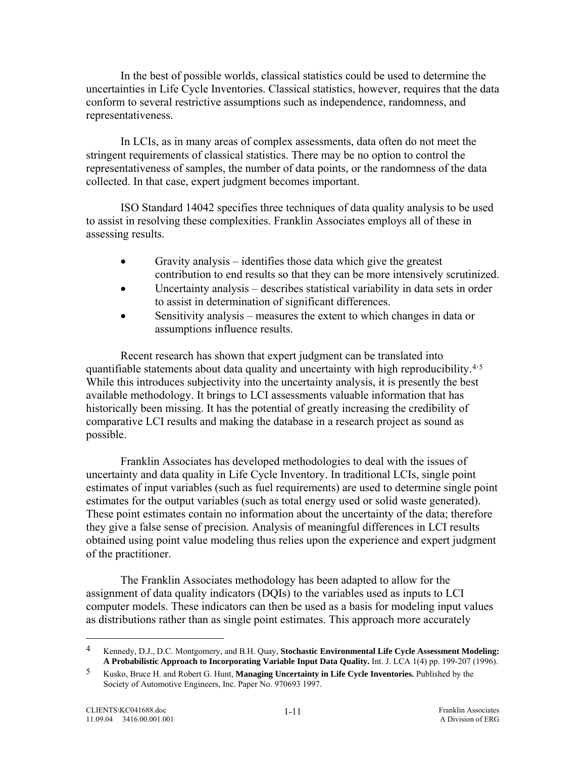In the best of possible worlds, classical statistics could be used to determine the uncertainties in Life Cycle Inventories. Classical statistics, however, requires that the data conform to several restrictive assumptions such as independence, randomness, and representativeness.

In LCIs, as in many areas of complex assessments, data often do not meet the stringent requirements of classical statistics. There may be no option to control the representativeness of samples, the number of data points, or the randomness of the data collected. In that case, expert judgment becomes important.

ISO Standard 14042 specifies three techniques of data quality analysis to be used to assist in resolving these complexities. Franklin Associates employs all of these in assessing results.

- Gravity analysis – identifies those data which give the greatest contribution to end results so that they can be more intensively scrutinized.
- Uncertainty analysis – describes statistical variability in data sets in order to assist in determination of significant differences.
- Sensitivity analysis – measures the extent to which changes in data or assumptions influence results.

Recent research has shown that expert judgment can be translated into quantifiable statements about data quality and uncertainty with high reproducibility.[4,5] While this introduces subjectivity into the uncertainty analysis, it is presently the best available methodology. It brings to LCI assessments valuable information that has historically been missing. It has the potential of greatly increasing the credibility of comparative LCI results and making the database in a research project as sound as possible.

Franklin Associates has developed methodologies to deal with the issues of uncertainty and data quality in Life Cycle Inventory. In traditional LCIs, single point estimates of input variables (such as fuel requirements) are used to determine single point estimates for the output variables (such as total energy used or solid waste generated). These point estimates contain no information about the uncertainty of the data; therefore they give a false sense of precision. Analysis of meaningful differences in LCI results obtained using point value modeling thus relies upon the experience and expert judgment of the practitioner.

The Franklin Associates methodology has been adapted to allow for the assignment of data quality indicators (DQIs) to the variables used as inputs to LCI computer models. These indicators can then be used as a basis for modeling input values as distributions rather than as single point estimates. This approach more accurately

---

[4] Kennedy, D.J., D.C. Montgomery, and B.H. Quay, **Stochastic Environmental Life Cycle Assessment Modeling: A Probabilistic Approach to Incorporating Variable Input Data Quality.** Int. J. LCA 1(4) pp. 199-207 (1996).

[5] Kusko, Bruce H. and Robert G. Hunt, **Managing Uncertainty in Life Cycle Inventories.** Published by the Society of Automotive Engineers, Inc. Paper No. 970693 1997.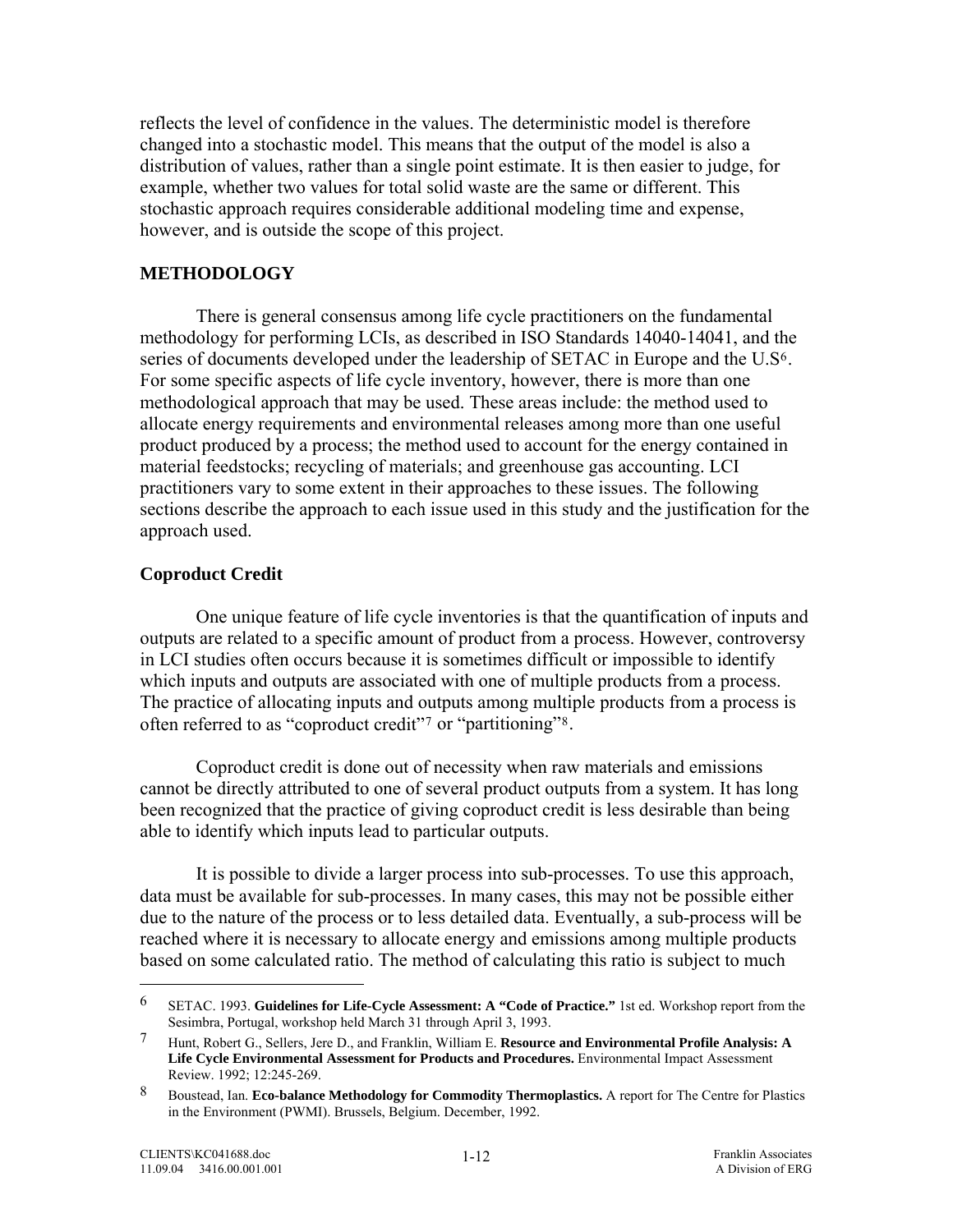reflects the level of confidence in the values. The deterministic model is therefore changed into a stochastic model. This means that the output of the model is also a distribution of values, rather than a single point estimate. It is then easier to judge, for example, whether two values for total solid waste are the same or different. This stochastic approach requires considerable additional modeling time and expense, however, and is outside the scope of this project.

## METHODOLOGY

There is general consensus among life cycle practitioners on the fundamental methodology for performing LCIs, as described in ISO Standards 14040-14041, and the series of documents developed under the leadership of SETAC in Europe and the U.S[6]. For some specific aspects of life cycle inventory, however, there is more than one methodological approach that may be used. These areas include: the method used to allocate energy requirements and environmental releases among more than one useful product produced by a process; the method used to account for the energy contained in material feedstocks; recycling of materials; and greenhouse gas accounting. LCI practitioners vary to some extent in their approaches to these issues. The following sections describe the approach to each issue used in this study and the justification for the approach used.

### Coproduct Credit

One unique feature of life cycle inventories is that the quantification of inputs and outputs are related to a specific amount of product from a process. However, controversy in LCI studies often occurs because it is sometimes difficult or impossible to identify which inputs and outputs are associated with one of multiple products from a process. The practice of allocating inputs and outputs among multiple products from a process is often referred to as "coproduct credit"[7] or "partitioning"[8].

Coproduct credit is done out of necessity when raw materials and emissions cannot be directly attributed to one of several product outputs from a system. It has long been recognized that the practice of giving coproduct credit is less desirable than being able to identify which inputs lead to particular outputs.

It is possible to divide a larger process into sub-processes. To use this approach, data must be available for sub-processes. In many cases, this may not be possible either due to the nature of the process or to less detailed data. Eventually, a sub-process will be reached where it is necessary to allocate energy and emissions among multiple products based on some calculated ratio. The method of calculating this ratio is subject to much

---

[6] SETAC. 1993. **Guidelines for Life-Cycle Assessment: A "Code of Practice."** 1st ed. Workshop report from the Sesimbra, Portugal, workshop held March 31 through April 3, 1993.

[7] Hunt, Robert G., Sellers, Jere D., and Franklin, William E. **Resource and Environmental Profile Analysis: A Life Cycle Environmental Assessment for Products and Procedures.** Environmental Impact Assessment Review. 1992; 12:245-269.

[8] Boustead, Ian. **Eco-balance Methodology for Commodity Thermoplastics.** A report for The Centre for Plastics in the Environment (PWMI). Brussels, Belgium. December, 1992.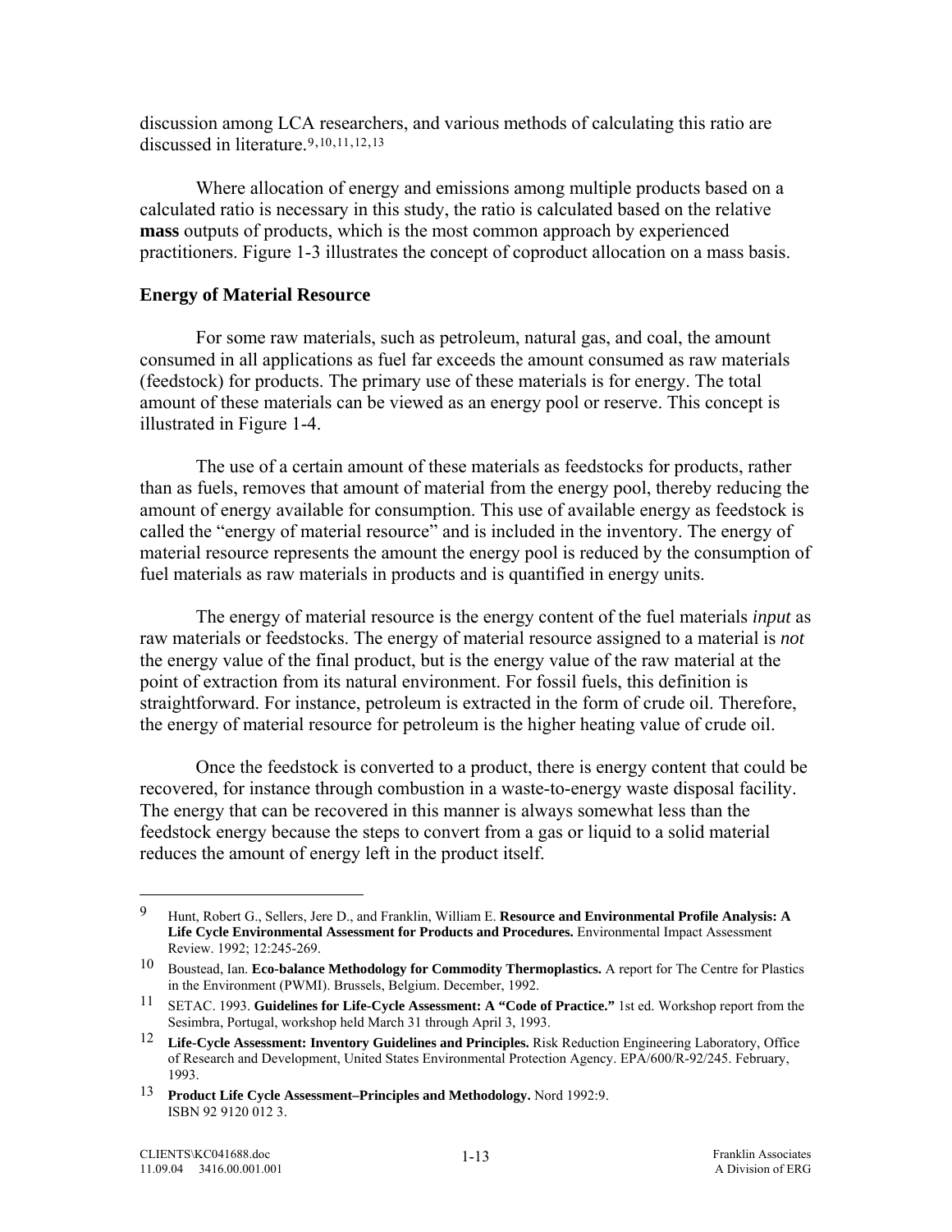discussion among LCA researchers, and various methods of calculating this ratio are discussed in literature.[9,10,11,12,13]

Where allocation of energy and emissions among multiple products based on a calculated ratio is necessary in this study, the ratio is calculated based on the relative **mass** outputs of products, which is the most common approach by experienced practitioners. Figure 1-3 illustrates the concept of coproduct allocation on a mass basis.

### Energy of Material Resource

For some raw materials, such as petroleum, natural gas, and coal, the amount consumed in all applications as fuel far exceeds the amount consumed as raw materials (feedstock) for products. The primary use of these materials is for energy. The total amount of these materials can be viewed as an energy pool or reserve. This concept is illustrated in Figure 1-4.

The use of a certain amount of these materials as feedstocks for products, rather than as fuels, removes that amount of material from the energy pool, thereby reducing the amount of energy available for consumption. This use of available energy as feedstock is called the "energy of material resource" and is included in the inventory. The energy of material resource represents the amount the energy pool is reduced by the consumption of fuel materials as raw materials in products and is quantified in energy units.

The energy of material resource is the energy content of the fuel materials *input* as raw materials or feedstocks. The energy of material resource assigned to a material is *not* the energy value of the final product, but is the energy value of the raw material at the point of extraction from its natural environment. For fossil fuels, this definition is straightforward. For instance, petroleum is extracted in the form of crude oil. Therefore, the energy of material resource for petroleum is the higher heating value of crude oil.

Once the feedstock is converted to a product, there is energy content that could be recovered, for instance through combustion in a waste-to-energy waste disposal facility. The energy that can be recovered in this manner is always somewhat less than the feedstock energy because the steps to convert from a gas or liquid to a solid material reduces the amount of energy left in the product itself.

---

[9] Hunt, Robert G., Sellers, Jere D., and Franklin, William E. **Resource and Environmental Profile Analysis: A Life Cycle Environmental Assessment for Products and Procedures.** Environmental Impact Assessment Review. 1992; 12:245-269.

[10] Boustead, Ian. **Eco-balance Methodology for Commodity Thermoplastics.** A report for The Centre for Plastics in the Environment (PWMI). Brussels, Belgium. December, 1992.

[11] SETAC. 1993. **Guidelines for Life-Cycle Assessment: A "Code of Practice."** 1st ed. Workshop report from the Sesimbra, Portugal, workshop held March 31 through April 3, 1993.

[12] **Life-Cycle Assessment: Inventory Guidelines and Principles.** Risk Reduction Engineering Laboratory, Office of Research and Development, United States Environmental Protection Agency. EPA/600/R-92/245. February, 1993.

[13] **Product Life Cycle Assessment–Principles and Methodology.** Nord 1992:9. ISBN 92 9120 012 3.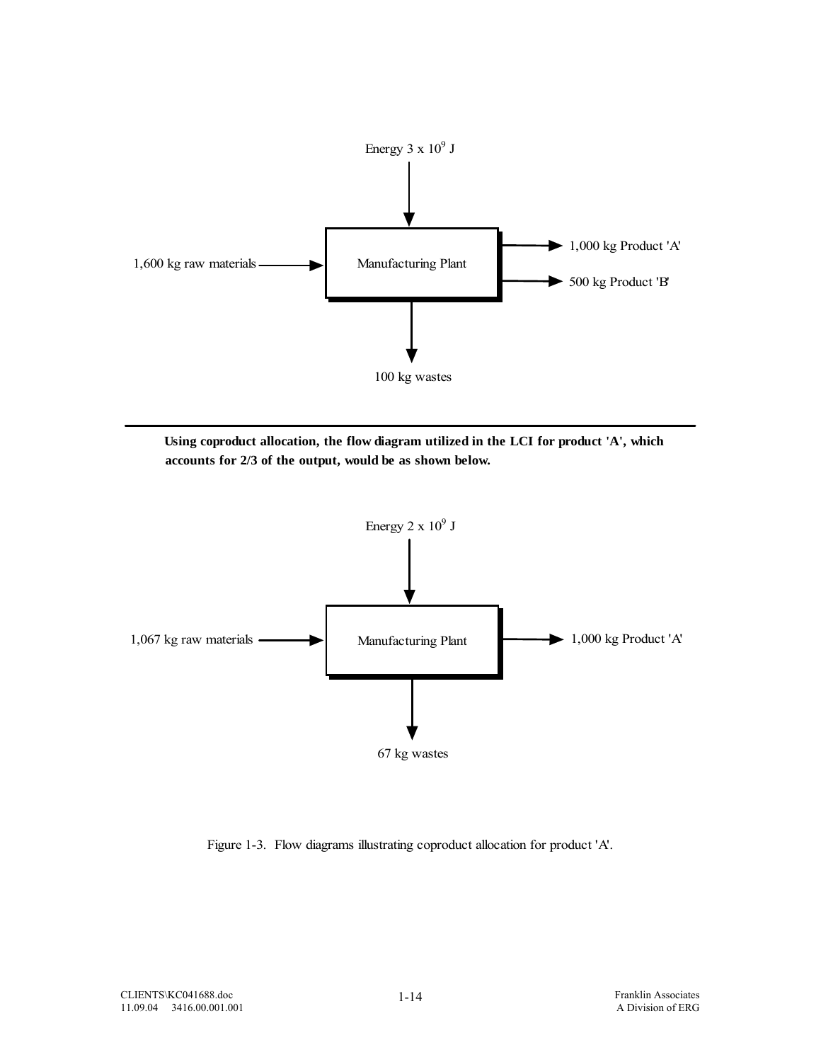Energy $3 \times 10^9$ J

1,600 kg raw materials → Manufacturing Plant → 1,000 kg Product 'A'

→ 500 kg Product 'B'

100 kg wastes

---

**Using coproduct allocation, the flow diagram utilized in the LCI for product 'A', which accounts for 2/3 of the output, would be as shown below.**

Energy $2 \times 10^9$ J

1,067 kg raw materials → Manufacturing Plant → 1,000 kg Product 'A'

67 kg wastes

Figure 1-3. Flow diagrams illustrating coproduct allocation for product 'A'.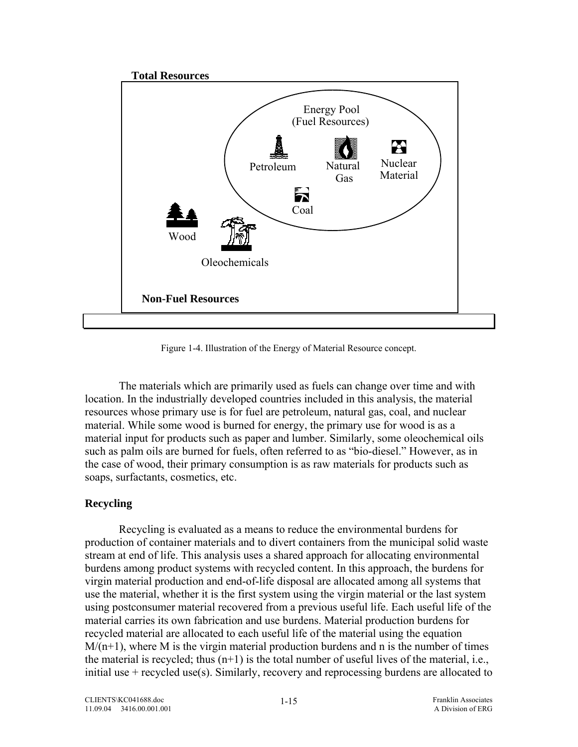**Total Resources**

Energy Pool
(Fuel Resources)

Petroleum

Natural Gas

Nuclear Material

Coal

Wood

Oleochemicals

**Non-Fuel Resources**

Figure 1-4. Illustration of the Energy of Material Resource concept.

The materials which are primarily used as fuels can change over time and with location. In the industrially developed countries included in this analysis, the material resources whose primary use is for fuel are petroleum, natural gas, coal, and nuclear material. While some wood is burned for energy, the primary use for wood is as a material input for products such as paper and lumber. Similarly, some oleochemical oils such as palm oils are burned for fuels, often referred to as "bio-diesel." However, as in the case of wood, their primary consumption is as raw materials for products such as soaps, surfactants, cosmetics, etc.

### Recycling

Recycling is evaluated as a means to reduce the environmental burdens for production of container materials and to divert containers from the municipal solid waste stream at end of life. This analysis uses a shared approach for allocating environmental burdens among product systems with recycled content. In this approach, the burdens for virgin material production and end-of-life disposal are allocated among all systems that use the material, whether it is the first system using the virgin material or the last system using postconsumer material recovered from a previous useful life. Each useful life of the material carries its own fabrication and use burdens. Material production burdens for recycled material are allocated to each useful life of the material using the equation $M/(n+1)$, where M is the virgin material production burdens and n is the number of times the material is recycled; thus $(n+1)$ is the total number of useful lives of the material, i.e., initial use + recycled use(s). Similarly, recovery and reprocessing burdens are allocated to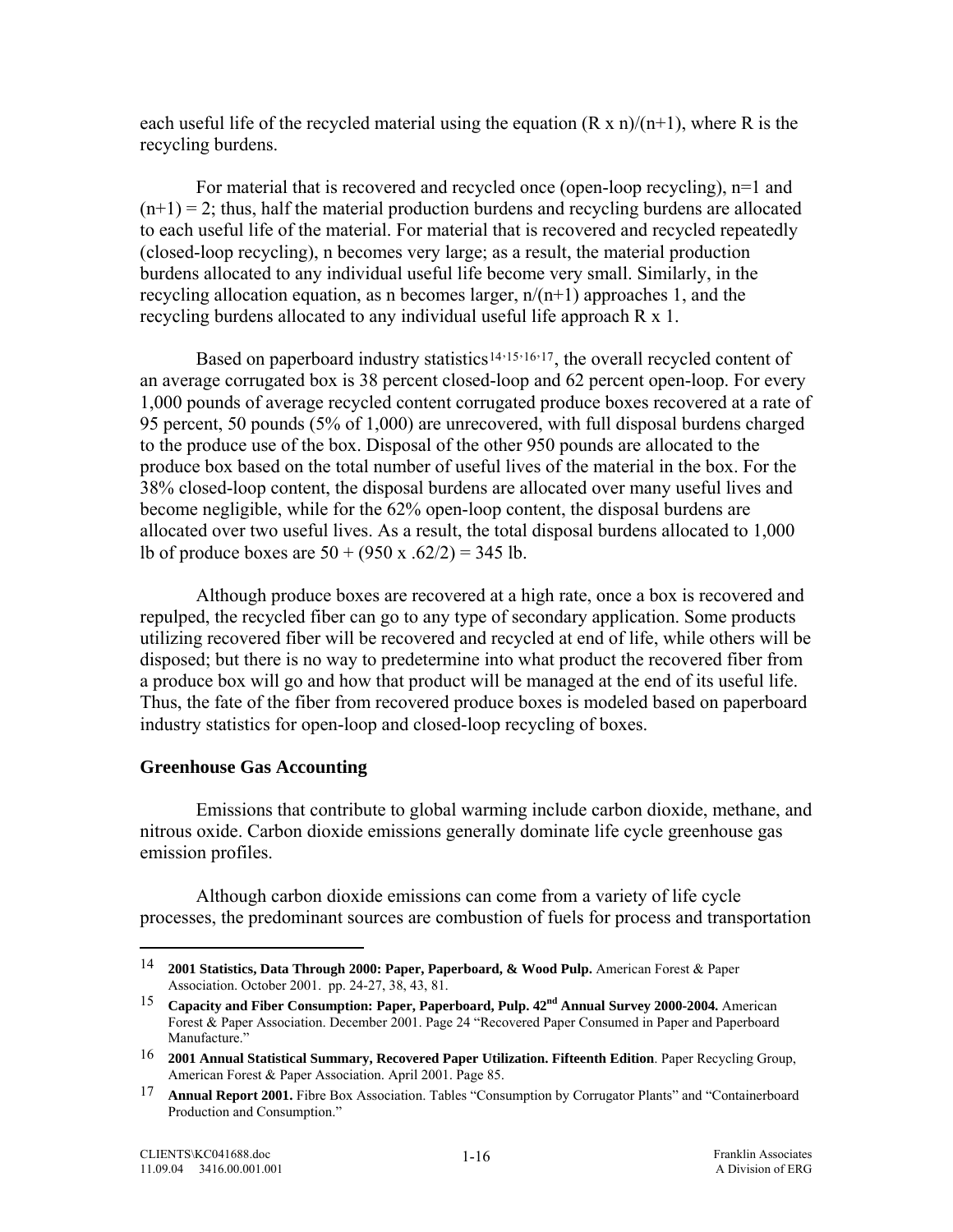each useful life of the recycled material using the equation $(R \times n)/(n+1)$, where R is the recycling burdens.

For material that is recovered and recycled once (open-loop recycling), n=1 and $(n+1) = 2$; thus, half the material production burdens and recycling burdens are allocated to each useful life of the material. For material that is recovered and recycled repeatedly (closed-loop recycling), n becomes very large; as a result, the material production burdens allocated to any individual useful life become very small. Similarly, in the recycling allocation equation, as n becomes larger, $n/(n+1)$ approaches 1, and the recycling burdens allocated to any individual useful life approach $R \times 1$.

Based on paperboard industry statistics[14,15,16,17], the overall recycled content of an average corrugated box is 38 percent closed-loop and 62 percent open-loop. For every 1,000 pounds of average recycled content corrugated produce boxes recovered at a rate of 95 percent, 50 pounds (5% of 1,000) are unrecovered, with full disposal burdens charged to the produce use of the box. Disposal of the other 950 pounds are allocated to the produce box based on the total number of useful lives of the material in the box. For the 38% closed-loop content, the disposal burdens are allocated over many useful lives and become negligible, while for the 62% open-loop content, the disposal burdens are allocated over two useful lives. As a result, the total disposal burdens allocated to 1,000 lb of produce boxes are $50 + (950 \times .62/2) = 345$ lb.

Although produce boxes are recovered at a high rate, once a box is recovered and repulped, the recycled fiber can go to any type of secondary application. Some products utilizing recovered fiber will be recovered and recycled at end of life, while others will be disposed; but there is no way to predetermine into what product the recovered fiber from a produce box will go and how that product will be managed at the end of its useful life. Thus, the fate of the fiber from recovered produce boxes is modeled based on paperboard industry statistics for open-loop and closed-loop recycling of boxes.

### Greenhouse Gas Accounting

Emissions that contribute to global warming include carbon dioxide, methane, and nitrous oxide. Carbon dioxide emissions generally dominate life cycle greenhouse gas emission profiles.

Although carbon dioxide emissions can come from a variety of life cycle processes, the predominant sources are combustion of fuels for process and transportation

---

[14] **2001 Statistics, Data Through 2000: Paper, Paperboard, & Wood Pulp.** American Forest & Paper Association. October 2001. pp. 24-27, 38, 43, 81.

[15] **Capacity and Fiber Consumption: Paper, Paperboard, Pulp. 42nd Annual Survey 2000-2004.** American Forest & Paper Association. December 2001. Page 24 "Recovered Paper Consumed in Paper and Paperboard Manufacture."

[16] **2001 Annual Statistical Summary, Recovered Paper Utilization. Fifteenth Edition**. Paper Recycling Group, American Forest & Paper Association. April 2001. Page 85.

[17] **Annual Report 2001.** Fibre Box Association. Tables "Consumption by Corrugator Plants" and "Containerboard Production and Consumption."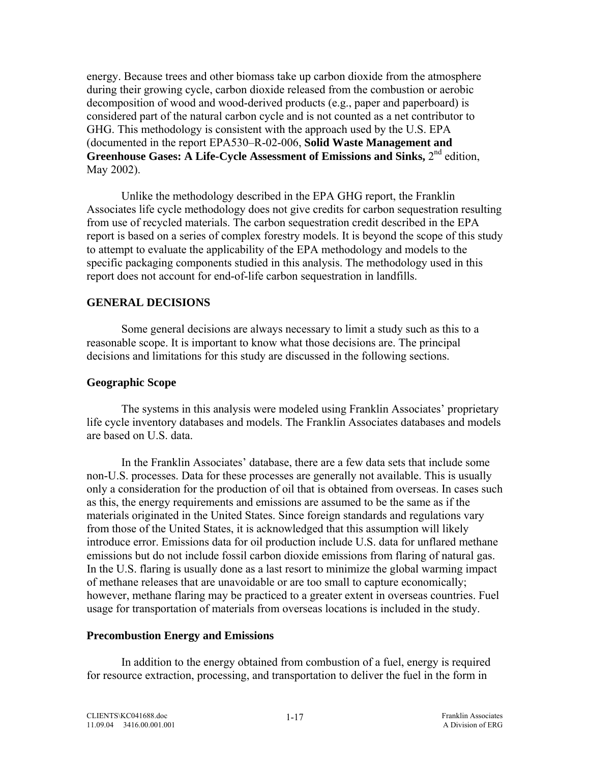energy. Because trees and other biomass take up carbon dioxide from the atmosphere during their growing cycle, carbon dioxide released from the combustion or aerobic decomposition of wood and wood-derived products (e.g., paper and paperboard) is considered part of the natural carbon cycle and is not counted as a net contributor to GHG. This methodology is consistent with the approach used by the U.S. EPA (documented in the report EPA530–R-02-006, **Solid Waste Management and Greenhouse Gases: A Life-Cycle Assessment of Emissions and Sinks,** 2nd edition, May 2002).

Unlike the methodology described in the EPA GHG report, the Franklin Associates life cycle methodology does not give credits for carbon sequestration resulting from use of recycled materials. The carbon sequestration credit described in the EPA report is based on a series of complex forestry models. It is beyond the scope of this study to attempt to evaluate the applicability of the EPA methodology and models to the specific packaging components studied in this analysis. The methodology used in this report does not account for end-of-life carbon sequestration in landfills.

## GENERAL DECISIONS

Some general decisions are always necessary to limit a study such as this to a reasonable scope. It is important to know what those decisions are. The principal decisions and limitations for this study are discussed in the following sections.

### Geographic Scope

The systems in this analysis were modeled using Franklin Associates' proprietary life cycle inventory databases and models. The Franklin Associates databases and models are based on U.S. data.

In the Franklin Associates' database, there are a few data sets that include some non-U.S. processes. Data for these processes are generally not available. This is usually only a consideration for the production of oil that is obtained from overseas. In cases such as this, the energy requirements and emissions are assumed to be the same as if the materials originated in the United States. Since foreign standards and regulations vary from those of the United States, it is acknowledged that this assumption will likely introduce error. Emissions data for oil production include U.S. data for unflared methane emissions but do not include fossil carbon dioxide emissions from flaring of natural gas. In the U.S. flaring is usually done as a last resort to minimize the global warming impact of methane releases that are unavoidable or are too small to capture economically; however, methane flaring may be practiced to a greater extent in overseas countries. Fuel usage for transportation of materials from overseas locations is included in the study.

### Precombustion Energy and Emissions

In addition to the energy obtained from combustion of a fuel, energy is required for resource extraction, processing, and transportation to deliver the fuel in the form in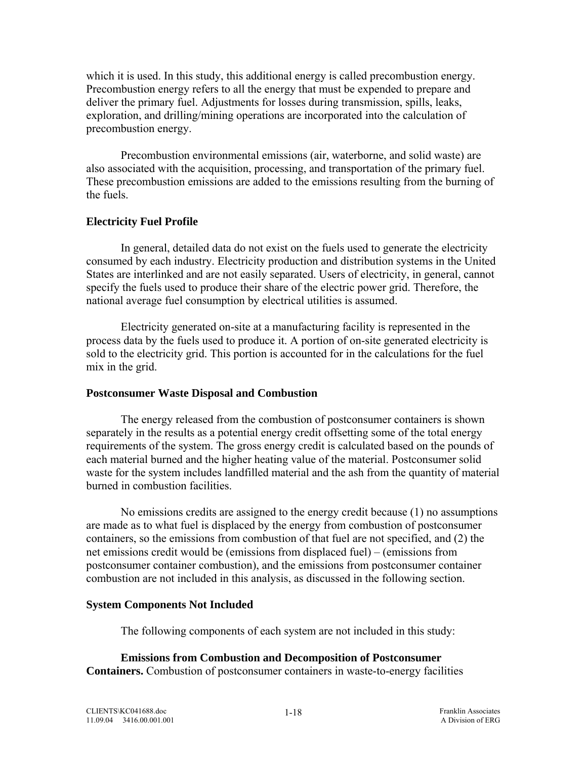which it is used. In this study, this additional energy is called precombustion energy. Precombustion energy refers to all the energy that must be expended to prepare and deliver the primary fuel. Adjustments for losses during transmission, spills, leaks, exploration, and drilling/mining operations are incorporated into the calculation of precombustion energy.

Precombustion environmental emissions (air, waterborne, and solid waste) are also associated with the acquisition, processing, and transportation of the primary fuel. These precombustion emissions are added to the emissions resulting from the burning of the fuels.

**Electricity Fuel Profile**

In general, detailed data do not exist on the fuels used to generate the electricity consumed by each industry. Electricity production and distribution systems in the United States are interlinked and are not easily separated. Users of electricity, in general, cannot specify the fuels used to produce their share of the electric power grid. Therefore, the national average fuel consumption by electrical utilities is assumed.

Electricity generated on-site at a manufacturing facility is represented in the process data by the fuels used to produce it. A portion of on-site generated electricity is sold to the electricity grid. This portion is accounted for in the calculations for the fuel mix in the grid.

**Postconsumer Waste Disposal and Combustion**

The energy released from the combustion of postconsumer containers is shown separately in the results as a potential energy credit offsetting some of the total energy requirements of the system. The gross energy credit is calculated based on the pounds of each material burned and the higher heating value of the material. Postconsumer solid waste for the system includes landfilled material and the ash from the quantity of material burned in combustion facilities.

No emissions credits are assigned to the energy credit because (1) no assumptions are made as to what fuel is displaced by the energy from combustion of postconsumer containers, so the emissions from combustion of that fuel are not specified, and (2) the net emissions credit would be (emissions from displaced fuel) – (emissions from postconsumer container combustion), and the emissions from postconsumer container combustion are not included in this analysis, as discussed in the following section.

**System Components Not Included**

The following components of each system are not included in this study:

**Emissions from Combustion and Decomposition of Postconsumer Containers.** Combustion of postconsumer containers in waste-to-energy facilities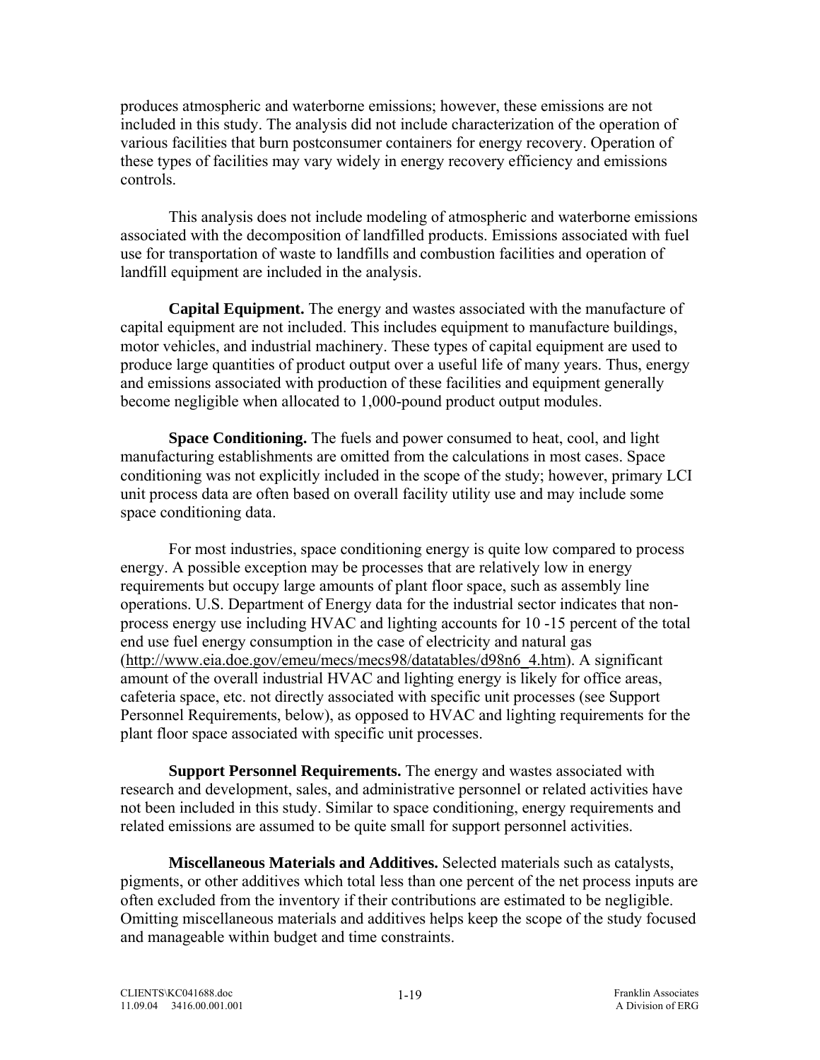produces atmospheric and waterborne emissions; however, these emissions are not included in this study. The analysis did not include characterization of the operation of various facilities that burn postconsumer containers for energy recovery. Operation of these types of facilities may vary widely in energy recovery efficiency and emissions controls.

This analysis does not include modeling of atmospheric and waterborne emissions associated with the decomposition of landfilled products. Emissions associated with fuel use for transportation of waste to landfills and combustion facilities and operation of landfill equipment are included in the analysis.

**Capital Equipment.** The energy and wastes associated with the manufacture of capital equipment are not included. This includes equipment to manufacture buildings, motor vehicles, and industrial machinery. These types of capital equipment are used to produce large quantities of product output over a useful life of many years. Thus, energy and emissions associated with production of these facilities and equipment generally become negligible when allocated to 1,000-pound product output modules.

**Space Conditioning.** The fuels and power consumed to heat, cool, and light manufacturing establishments are omitted from the calculations in most cases. Space conditioning was not explicitly included in the scope of the study; however, primary LCI unit process data are often based on overall facility utility use and may include some space conditioning data.

For most industries, space conditioning energy is quite low compared to process energy. A possible exception may be processes that are relatively low in energy requirements but occupy large amounts of plant floor space, such as assembly line operations. U.S. Department of Energy data for the industrial sector indicates that non-process energy use including HVAC and lighting accounts for 10 -15 percent of the total end use fuel energy consumption in the case of electricity and natural gas (http://www.eia.doe.gov/emeu/mecs/mecs98/datatables/d98n6_4.htm). A significant amount of the overall industrial HVAC and lighting energy is likely for office areas, cafeteria space, etc. not directly associated with specific unit processes (see Support Personnel Requirements, below), as opposed to HVAC and lighting requirements for the plant floor space associated with specific unit processes.

**Support Personnel Requirements.** The energy and wastes associated with research and development, sales, and administrative personnel or related activities have not been included in this study. Similar to space conditioning, energy requirements and related emissions are assumed to be quite small for support personnel activities.

**Miscellaneous Materials and Additives.** Selected materials such as catalysts, pigments, or other additives which total less than one percent of the net process inputs are often excluded from the inventory if their contributions are estimated to be negligible. Omitting miscellaneous materials and additives helps keep the scope of the study focused and manageable within budget and time constraints.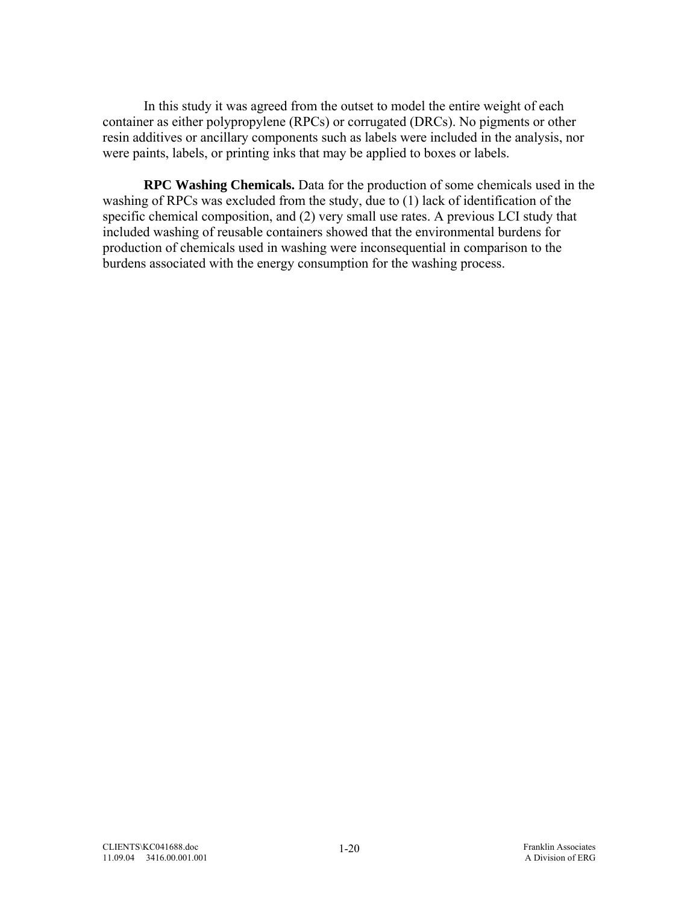In this study it was agreed from the outset to model the entire weight of each container as either polypropylene (RPCs) or corrugated (DRCs). No pigments or other resin additives or ancillary components such as labels were included in the analysis, nor were paints, labels, or printing inks that may be applied to boxes or labels.

**RPC Washing Chemicals.** Data for the production of some chemicals used in the washing of RPCs was excluded from the study, due to (1) lack of identification of the specific chemical composition, and (2) very small use rates. A previous LCI study that included washing of reusable containers showed that the environmental burdens for production of chemicals used in washing were inconsequential in comparison to the burdens associated with the energy consumption for the washing process.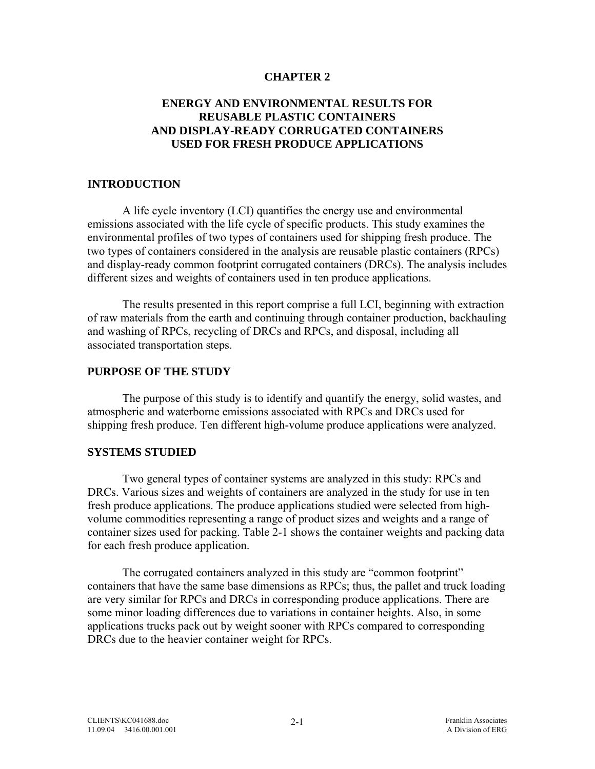# CHAPTER 2

# ENERGY AND ENVIRONMENTAL RESULTS FOR REUSABLE PLASTIC CONTAINERS AND DISPLAY-READY CORRUGATED CONTAINERS USED FOR FRESH PRODUCE APPLICATIONS

## INTRODUCTION

A life cycle inventory (LCI) quantifies the energy use and environmental emissions associated with the life cycle of specific products. This study examines the environmental profiles of two types of containers used for shipping fresh produce. The two types of containers considered in the analysis are reusable plastic containers (RPCs) and display-ready common footprint corrugated containers (DRCs). The analysis includes different sizes and weights of containers used in ten produce applications.

The results presented in this report comprise a full LCI, beginning with extraction of raw materials from the earth and continuing through container production, backhauling and washing of RPCs, recycling of DRCs and RPCs, and disposal, including all associated transportation steps.

## PURPOSE OF THE STUDY

The purpose of this study is to identify and quantify the energy, solid wastes, and atmospheric and waterborne emissions associated with RPCs and DRCs used for shipping fresh produce. Ten different high-volume produce applications were analyzed.

## SYSTEMS STUDIED

Two general types of container systems are analyzed in this study: RPCs and DRCs. Various sizes and weights of containers are analyzed in the study for use in ten fresh produce applications. The produce applications studied were selected from high-volume commodities representing a range of product sizes and weights and a range of container sizes used for packing. Table 2-1 shows the container weights and packing data for each fresh produce application.

The corrugated containers analyzed in this study are "common footprint" containers that have the same base dimensions as RPCs; thus, the pallet and truck loading are very similar for RPCs and DRCs in corresponding produce applications. There are some minor loading differences due to variations in container heights. Also, in some applications trucks pack out by weight sooner with RPCs compared to corresponding DRCs due to the heavier container weight for RPCs.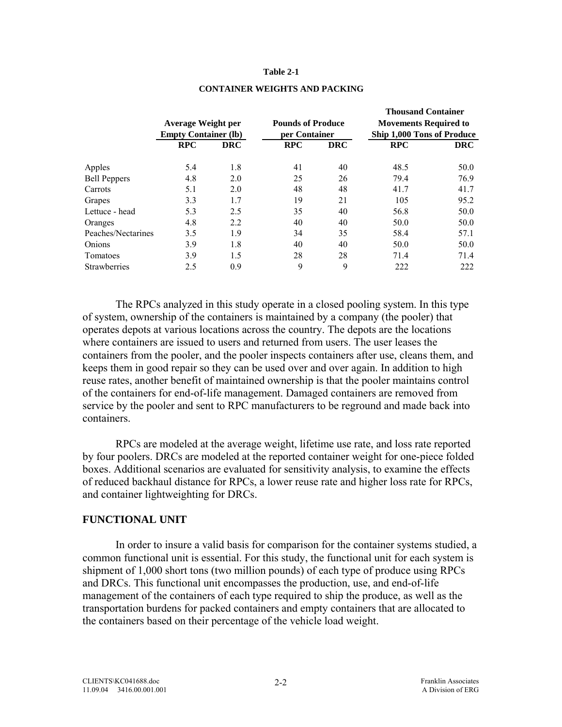**Table 2-1**

**CONTAINER WEIGHTS AND PACKING**

| | Average Weight per Empty Container (lb) | | Pounds of Produce per Container | | Thousand Container Movements Required to Ship 1,000 Tons of Produce | |
|---|---|---|---|---|---|---|
| | **RPC** | **DRC** | **RPC** | **DRC** | **RPC** | **DRC** |
| Apples | 5.4 | 1.8 | 41 | 40 | 48.5 | 50.0 |
| Bell Peppers | 4.8 | 2.0 | 25 | 26 | 79.4 | 76.9 |
| Carrots | 5.1 | 2.0 | 48 | 48 | 41.7 | 41.7 |
| Grapes | 3.3 | 1.7 | 19 | 21 | 105 | 95.2 |
| Lettuce - head | 5.3 | 2.5 | 35 | 40 | 56.8 | 50.0 |
| Oranges | 4.8 | 2.2 | 40 | 40 | 50.0 | 50.0 |
| Peaches/Nectarines | 3.5 | 1.9 | 34 | 35 | 58.4 | 57.1 |
| Onions | 3.9 | 1.8 | 40 | 40 | 50.0 | 50.0 |
| Tomatoes | 3.9 | 1.5 | 28 | 28 | 71.4 | 71.4 |
| Strawberries | 2.5 | 0.9 | 9 | 9 | 222 | 222 |

The RPCs analyzed in this study operate in a closed pooling system. In this type of system, ownership of the containers is maintained by a company (the pooler) that operates depots at various locations across the country. The depots are the locations where containers are issued to users and returned from users. The user leases the containers from the pooler, and the pooler inspects containers after use, cleans them, and keeps them in good repair so they can be used over and over again. In addition to high reuse rates, another benefit of maintained ownership is that the pooler maintains control of the containers for end-of-life management. Damaged containers are removed from service by the pooler and sent to RPC manufacturers to be reground and made back into containers.

RPCs are modeled at the average weight, lifetime use rate, and loss rate reported by four poolers. DRCs are modeled at the reported container weight for one-piece folded boxes. Additional scenarios are evaluated for sensitivity analysis, to examine the effects of reduced backhaul distance for RPCs, a lower reuse rate and higher loss rate for RPCs, and container lightweighting for DRCs.

## FUNCTIONAL UNIT

In order to insure a valid basis for comparison for the container systems studied, a common functional unit is essential. For this study, the functional unit for each system is shipment of 1,000 short tons (two million pounds) of each type of produce using RPCs and DRCs. This functional unit encompasses the production, use, and end-of-life management of the containers of each type required to ship the produce, as well as the transportation burdens for packed containers and empty containers that are allocated to the containers based on their percentage of the vehicle load weight.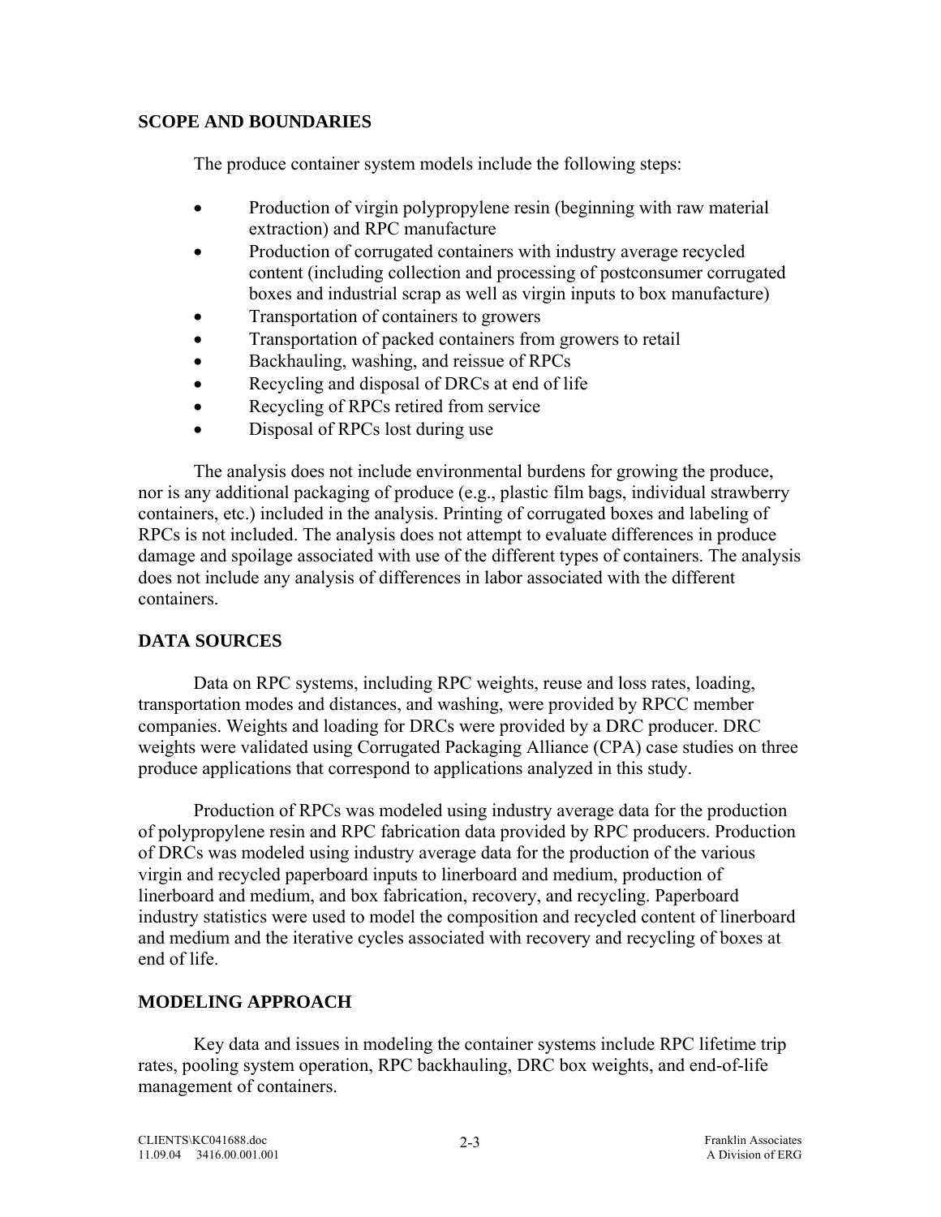## SCOPE AND BOUNDARIES

The produce container system models include the following steps:

- Production of virgin polypropylene resin (beginning with raw material extraction) and RPC manufacture
- Production of corrugated containers with industry average recycled content (including collection and processing of postconsumer corrugated boxes and industrial scrap as well as virgin inputs to box manufacture)
- Transportation of containers to growers
- Transportation of packed containers from growers to retail
- Backhauling, washing, and reissue of RPCs
- Recycling and disposal of DRCs at end of life
- Recycling of RPCs retired from service
- Disposal of RPCs lost during use

The analysis does not include environmental burdens for growing the produce, nor is any additional packaging of produce (e.g., plastic film bags, individual strawberry containers, etc.) included in the analysis. Printing of corrugated boxes and labeling of RPCs is not included. The analysis does not attempt to evaluate differences in produce damage and spoilage associated with use of the different types of containers. The analysis does not include any analysis of differences in labor associated with the different containers.

## DATA SOURCES

Data on RPC systems, including RPC weights, reuse and loss rates, loading, transportation modes and distances, and washing, were provided by RPCC member companies. Weights and loading for DRCs were provided by a DRC producer. DRC weights were validated using Corrugated Packaging Alliance (CPA) case studies on three produce applications that correspond to applications analyzed in this study.

Production of RPCs was modeled using industry average data for the production of polypropylene resin and RPC fabrication data provided by RPC producers. Production of DRCs was modeled using industry average data for the production of the various virgin and recycled paperboard inputs to linerboard and medium, production of linerboard and medium, and box fabrication, recovery, and recycling. Paperboard industry statistics were used to model the composition and recycled content of linerboard and medium and the iterative cycles associated with recovery and recycling of boxes at end of life.

## MODELING APPROACH

Key data and issues in modeling the container systems include RPC lifetime trip rates, pooling system operation, RPC backhauling, DRC box weights, and end-of-life management of containers.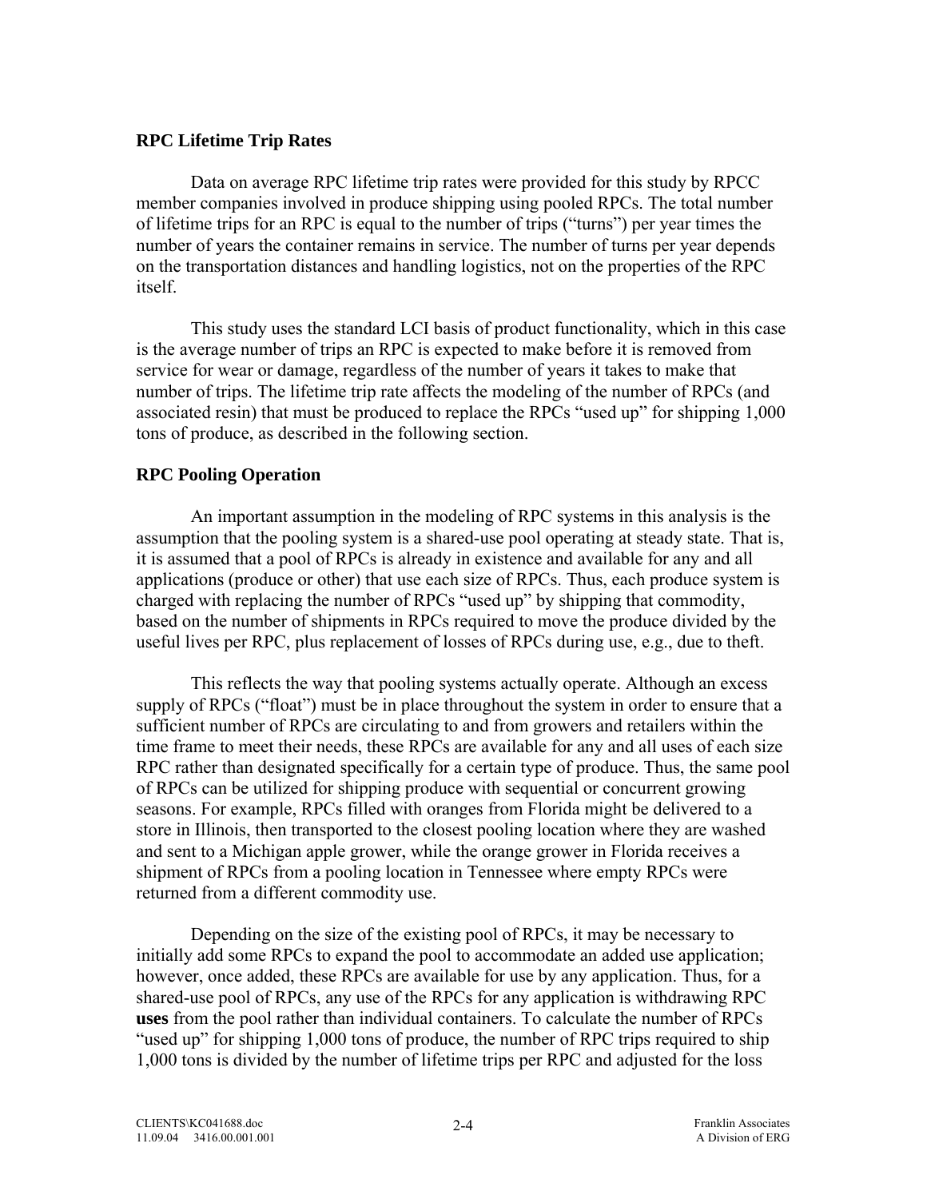### RPC Lifetime Trip Rates

Data on average RPC lifetime trip rates were provided for this study by RPCC member companies involved in produce shipping using pooled RPCs. The total number of lifetime trips for an RPC is equal to the number of trips ("turns") per year times the number of years the container remains in service. The number of turns per year depends on the transportation distances and handling logistics, not on the properties of the RPC itself.

This study uses the standard LCI basis of product functionality, which in this case is the average number of trips an RPC is expected to make before it is removed from service for wear or damage, regardless of the number of years it takes to make that number of trips. The lifetime trip rate affects the modeling of the number of RPCs (and associated resin) that must be produced to replace the RPCs "used up" for shipping 1,000 tons of produce, as described in the following section.

### RPC Pooling Operation

An important assumption in the modeling of RPC systems in this analysis is the assumption that the pooling system is a shared-use pool operating at steady state. That is, it is assumed that a pool of RPCs is already in existence and available for any and all applications (produce or other) that use each size of RPCs. Thus, each produce system is charged with replacing the number of RPCs "used up" by shipping that commodity, based on the number of shipments in RPCs required to move the produce divided by the useful lives per RPC, plus replacement of losses of RPCs during use, e.g., due to theft.

This reflects the way that pooling systems actually operate. Although an excess supply of RPCs ("float") must be in place throughout the system in order to ensure that a sufficient number of RPCs are circulating to and from growers and retailers within the time frame to meet their needs, these RPCs are available for any and all uses of each size RPC rather than designated specifically for a certain type of produce. Thus, the same pool of RPCs can be utilized for shipping produce with sequential or concurrent growing seasons. For example, RPCs filled with oranges from Florida might be delivered to a store in Illinois, then transported to the closest pooling location where they are washed and sent to a Michigan apple grower, while the orange grower in Florida receives a shipment of RPCs from a pooling location in Tennessee where empty RPCs were returned from a different commodity use.

Depending on the size of the existing pool of RPCs, it may be necessary to initially add some RPCs to expand the pool to accommodate an added use application; however, once added, these RPCs are available for use by any application. Thus, for a shared-use pool of RPCs, any use of the RPCs for any application is withdrawing RPC **uses** from the pool rather than individual containers. To calculate the number of RPCs "used up" for shipping 1,000 tons of produce, the number of RPC trips required to ship 1,000 tons is divided by the number of lifetime trips per RPC and adjusted for the loss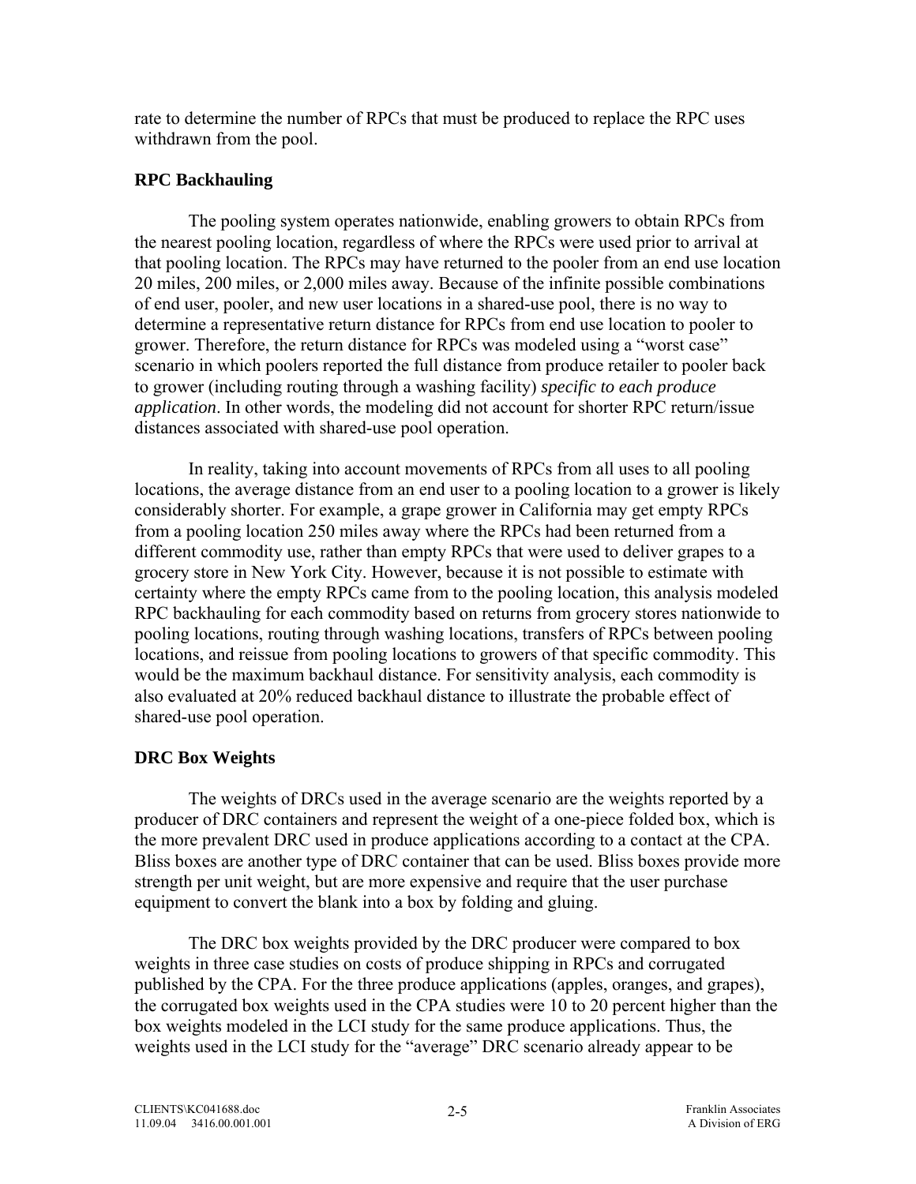rate to determine the number of RPCs that must be produced to replace the RPC uses withdrawn from the pool.

### RPC Backhauling

The pooling system operates nationwide, enabling growers to obtain RPCs from the nearest pooling location, regardless of where the RPCs were used prior to arrival at that pooling location. The RPCs may have returned to the pooler from an end use location 20 miles, 200 miles, or 2,000 miles away. Because of the infinite possible combinations of end user, pooler, and new user locations in a shared-use pool, there is no way to determine a representative return distance for RPCs from end use location to pooler to grower. Therefore, the return distance for RPCs was modeled using a "worst case" scenario in which poolers reported the full distance from produce retailer to pooler back to grower (including routing through a washing facility) *specific to each produce application*. In other words, the modeling did not account for shorter RPC return/issue distances associated with shared-use pool operation.

In reality, taking into account movements of RPCs from all uses to all pooling locations, the average distance from an end user to a pooling location to a grower is likely considerably shorter. For example, a grape grower in California may get empty RPCs from a pooling location 250 miles away where the RPCs had been returned from a different commodity use, rather than empty RPCs that were used to deliver grapes to a grocery store in New York City. However, because it is not possible to estimate with certainty where the empty RPCs came from to the pooling location, this analysis modeled RPC backhauling for each commodity based on returns from grocery stores nationwide to pooling locations, routing through washing locations, transfers of RPCs between pooling locations, and reissue from pooling locations to growers of that specific commodity. This would be the maximum backhaul distance. For sensitivity analysis, each commodity is also evaluated at 20% reduced backhaul distance to illustrate the probable effect of shared-use pool operation.

### DRC Box Weights

The weights of DRCs used in the average scenario are the weights reported by a producer of DRC containers and represent the weight of a one-piece folded box, which is the more prevalent DRC used in produce applications according to a contact at the CPA. Bliss boxes are another type of DRC container that can be used. Bliss boxes provide more strength per unit weight, but are more expensive and require that the user purchase equipment to convert the blank into a box by folding and gluing.

The DRC box weights provided by the DRC producer were compared to box weights in three case studies on costs of produce shipping in RPCs and corrugated published by the CPA. For the three produce applications (apples, oranges, and grapes), the corrugated box weights used in the CPA studies were 10 to 20 percent higher than the box weights modeled in the LCI study for the same produce applications. Thus, the weights used in the LCI study for the "average" DRC scenario already appear to be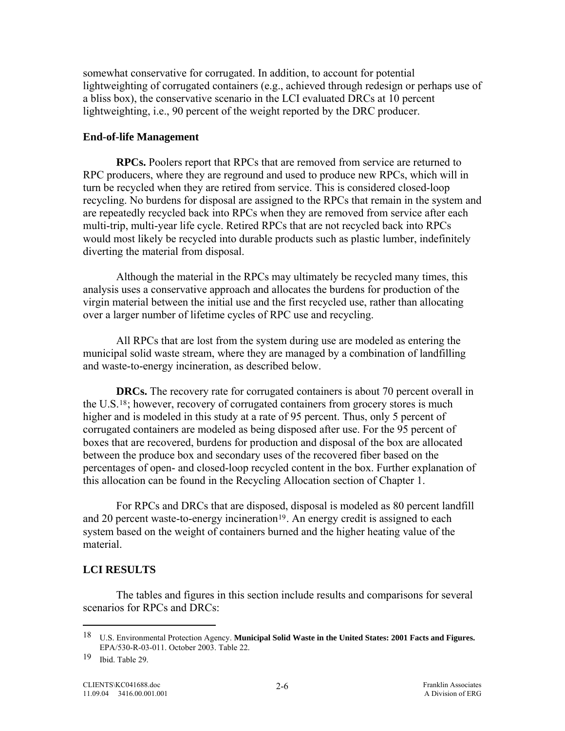somewhat conservative for corrugated. In addition, to account for potential lightweighting of corrugated containers (e.g., achieved through redesign or perhaps use of a bliss box), the conservative scenario in the LCI evaluated DRCs at 10 percent lightweighting, i.e., 90 percent of the weight reported by the DRC producer.

### End-of-life Management

**RPCs.** Poolers report that RPCs that are removed from service are returned to RPC producers, where they are reground and used to produce new RPCs, which will in turn be recycled when they are retired from service. This is considered closed-loop recycling. No burdens for disposal are assigned to the RPCs that remain in the system and are repeatedly recycled back into RPCs when they are removed from service after each multi-trip, multi-year life cycle. Retired RPCs that are not recycled back into RPCs would most likely be recycled into durable products such as plastic lumber, indefinitely diverting the material from disposal.

Although the material in the RPCs may ultimately be recycled many times, this analysis uses a conservative approach and allocates the burdens for production of the virgin material between the initial use and the first recycled use, rather than allocating over a larger number of lifetime cycles of RPC use and recycling.

All RPCs that are lost from the system during use are modeled as entering the municipal solid waste stream, where they are managed by a combination of landfilling and waste-to-energy incineration, as described below.

**DRCs.** The recovery rate for corrugated containers is about 70 percent overall in the U.S.[18]; however, recovery of corrugated containers from grocery stores is much higher and is modeled in this study at a rate of 95 percent. Thus, only 5 percent of corrugated containers are modeled as being disposed after use. For the 95 percent of boxes that are recovered, burdens for production and disposal of the box are allocated between the produce box and secondary uses of the recovered fiber based on the percentages of open- and closed-loop recycled content in the box. Further explanation of this allocation can be found in the Recycling Allocation section of Chapter 1.

For RPCs and DRCs that are disposed, disposal is modeled as 80 percent landfill and 20 percent waste-to-energy incineration[19]. An energy credit is assigned to each system based on the weight of containers burned and the higher heating value of the material.

## LCI RESULTS

The tables and figures in this section include results and comparisons for several scenarios for RPCs and DRCs:

---

[18] U.S. Environmental Protection Agency. **Municipal Solid Waste in the United States: 2001 Facts and Figures.** EPA/530-R-03-011. October 2003. Table 22.

[19] Ibid. Table 29.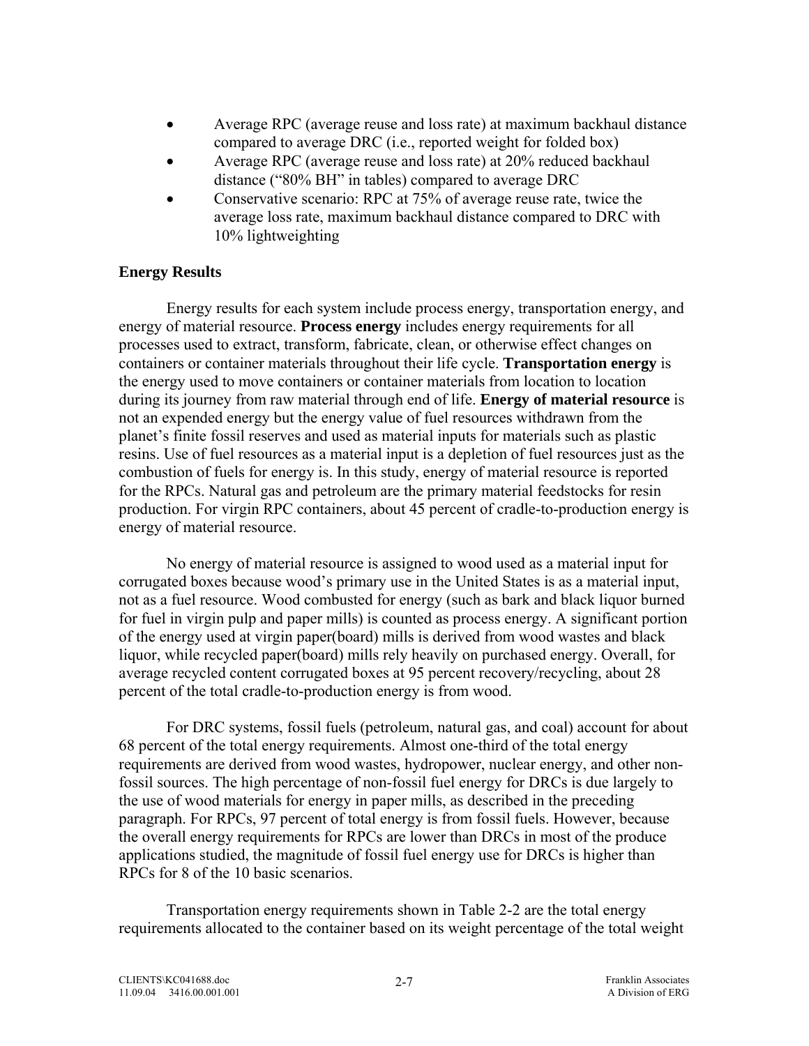- Average RPC (average reuse and loss rate) at maximum backhaul distance compared to average DRC (i.e., reported weight for folded box)
- Average RPC (average reuse and loss rate) at 20% reduced backhaul distance ("80% BH" in tables) compared to average DRC
- Conservative scenario: RPC at 75% of average reuse rate, twice the average loss rate, maximum backhaul distance compared to DRC with 10% lightweighting

### Energy Results

Energy results for each system include process energy, transportation energy, and energy of material resource. **Process energy** includes energy requirements for all processes used to extract, transform, fabricate, clean, or otherwise effect changes on containers or container materials throughout their life cycle. **Transportation energy** is the energy used to move containers or container materials from location to location during its journey from raw material through end of life. **Energy of material resource** is not an expended energy but the energy value of fuel resources withdrawn from the planet's finite fossil reserves and used as material inputs for materials such as plastic resins. Use of fuel resources as a material input is a depletion of fuel resources just as the combustion of fuels for energy is. In this study, energy of material resource is reported for the RPCs. Natural gas and petroleum are the primary material feedstocks for resin production. For virgin RPC containers, about 45 percent of cradle-to-production energy is energy of material resource.

No energy of material resource is assigned to wood used as a material input for corrugated boxes because wood's primary use in the United States is as a material input, not as a fuel resource. Wood combusted for energy (such as bark and black liquor burned for fuel in virgin pulp and paper mills) is counted as process energy. A significant portion of the energy used at virgin paper(board) mills is derived from wood wastes and black liquor, while recycled paper(board) mills rely heavily on purchased energy. Overall, for average recycled content corrugated boxes at 95 percent recovery/recycling, about 28 percent of the total cradle-to-production energy is from wood.

For DRC systems, fossil fuels (petroleum, natural gas, and coal) account for about 68 percent of the total energy requirements. Almost one-third of the total energy requirements are derived from wood wastes, hydropower, nuclear energy, and other non-fossil sources. The high percentage of non-fossil fuel energy for DRCs is due largely to the use of wood materials for energy in paper mills, as described in the preceding paragraph. For RPCs, 97 percent of total energy is from fossil fuels. However, because the overall energy requirements for RPCs are lower than DRCs in most of the produce applications studied, the magnitude of fossil fuel energy use for DRCs is higher than RPCs for 8 of the 10 basic scenarios.

Transportation energy requirements shown in Table 2-2 are the total energy requirements allocated to the container based on its weight percentage of the total weight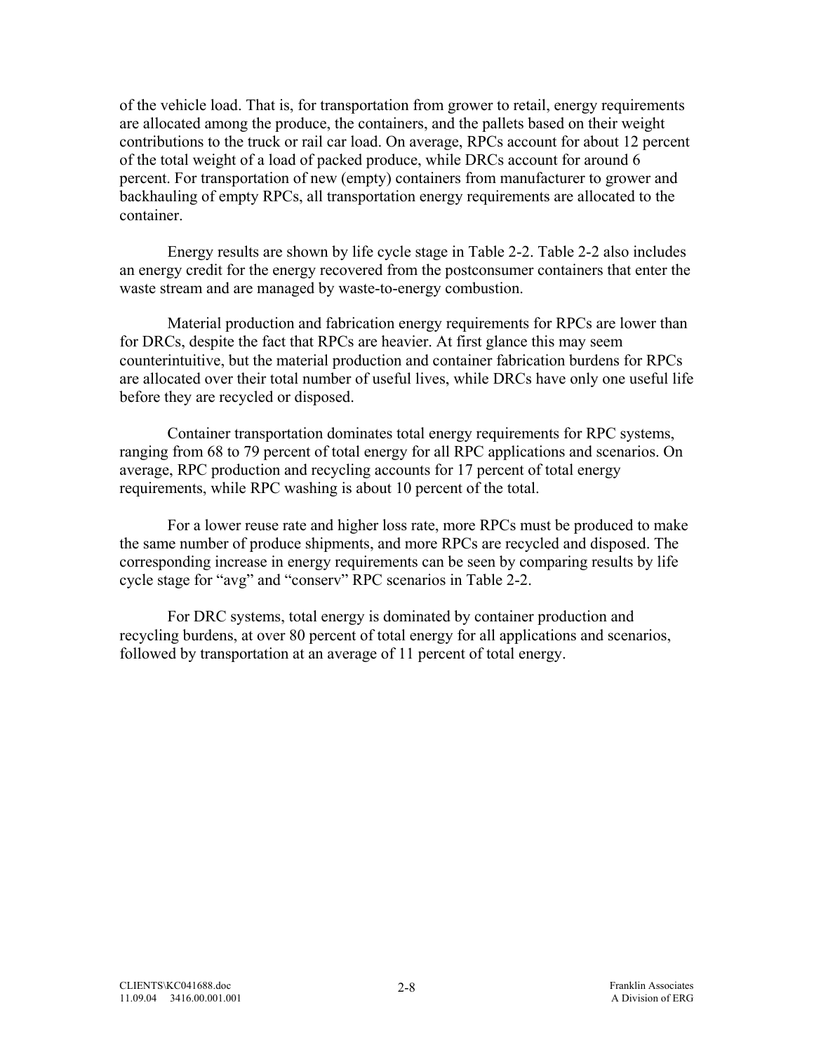of the vehicle load. That is, for transportation from grower to retail, energy requirements are allocated among the produce, the containers, and the pallets based on their weight contributions to the truck or rail car load. On average, RPCs account for about 12 percent of the total weight of a load of packed produce, while DRCs account for around 6 percent. For transportation of new (empty) containers from manufacturer to grower and backhauling of empty RPCs, all transportation energy requirements are allocated to the container.

Energy results are shown by life cycle stage in Table 2-2. Table 2-2 also includes an energy credit for the energy recovered from the postconsumer containers that enter the waste stream and are managed by waste-to-energy combustion.

Material production and fabrication energy requirements for RPCs are lower than for DRCs, despite the fact that RPCs are heavier. At first glance this may seem counterintuitive, but the material production and container fabrication burdens for RPCs are allocated over their total number of useful lives, while DRCs have only one useful life before they are recycled or disposed.

Container transportation dominates total energy requirements for RPC systems, ranging from 68 to 79 percent of total energy for all RPC applications and scenarios. On average, RPC production and recycling accounts for 17 percent of total energy requirements, while RPC washing is about 10 percent of the total.

For a lower reuse rate and higher loss rate, more RPCs must be produced to make the same number of produce shipments, and more RPCs are recycled and disposed. The corresponding increase in energy requirements can be seen by comparing results by life cycle stage for "avg" and "conserv" RPC scenarios in Table 2-2.

For DRC systems, total energy is dominated by container production and recycling burdens, at over 80 percent of total energy for all applications and scenarios, followed by transportation at an average of 11 percent of total energy.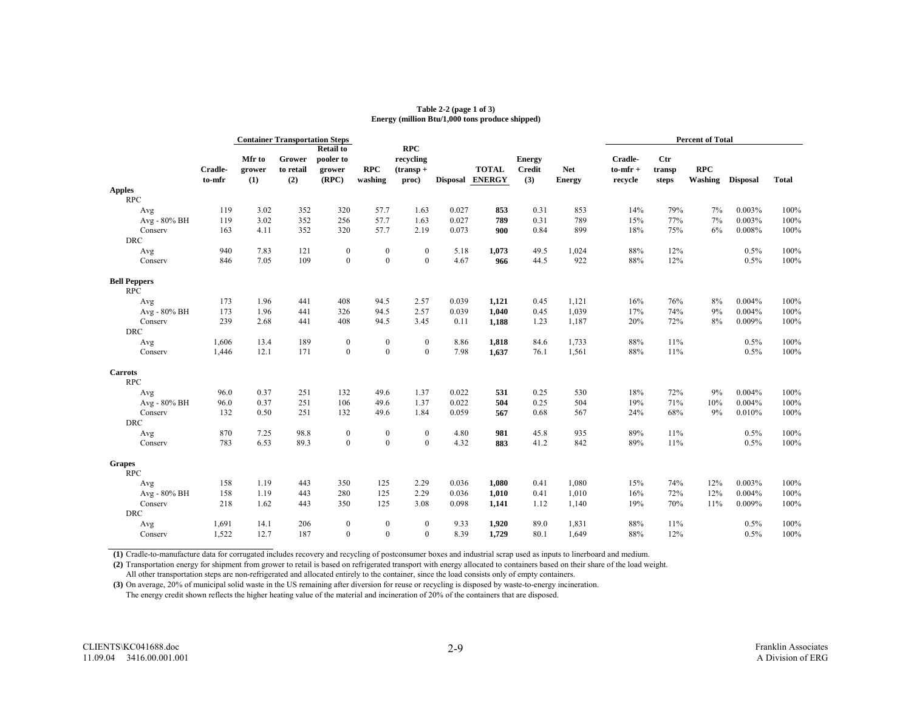**Table 2-2 (page 1 of 3)**
**Energy (million Btu/1,000 tons produce shipped)**

| | Cradle-to-mfr | Container Transportation Steps: Mfr to grower (1) | Grower to retail (2) | Retail to pooler to grower (RPC) | RPC washing | RPC recycling (transp + proc) | Disposal | TOTAL ENERGY | Energy Credit (3) | Net Energy | Percent of Total: Cradle-to-mfr + recycle | Ctr transp steps | RPC Washing | Disposal | Total |
|---|---|---|---|---|---|---|---|---|---|---|---|---|---|---|---|
| **Apples** | | | | | | | | | | | | | | | |
| RPC | | | | | | | | | | | | | | | |
| Avg | 119 | 3.02 | 352 | 320 | 57.7 | 1.63 | 0.027 | **853** | 0.31 | 853 | 14% | 79% | 7% | 0.003% | 100% |
| Avg - 80% BH | 119 | 3.02 | 352 | 256 | 57.7 | 1.63 | 0.027 | **789** | 0.31 | 789 | 15% | 77% | 7% | 0.003% | 100% |
| Conserv | 163 | 4.11 | 352 | 320 | 57.7 | 2.19 | 0.073 | **900** | 0.84 | 899 | 18% | 75% | 6% | 0.008% | 100% |
| DRC | | | | | | | | | | | | | | | |
| Avg | 940 | 7.83 | 121 | 0 | 0 | 0 | 5.18 | **1,073** | 49.5 | 1,024 | 88% | 12% | | 0.5% | 100% |
| Conserv | 846 | 7.05 | 109 | 0 | 0 | 0 | 4.67 | **966** | 44.5 | 922 | 88% | 12% | | 0.5% | 100% |
| **Bell Peppers** | | | | | | | | | | | | | | | |
| RPC | | | | | | | | | | | | | | | |
| Avg | 173 | 1.96 | 441 | 408 | 94.5 | 2.57 | 0.039 | **1,121** | 0.45 | 1,121 | 16% | 76% | 8% | 0.004% | 100% |
| Avg - 80% BH | 173 | 1.96 | 441 | 326 | 94.5 | 2.57 | 0.039 | **1,040** | 0.45 | 1,039 | 17% | 74% | 9% | 0.004% | 100% |
| Conserv | 239 | 2.68 | 441 | 408 | 94.5 | 3.45 | 0.11 | **1,188** | 1.23 | 1,187 | 20% | 72% | 8% | 0.009% | 100% |
| DRC | | | | | | | | | | | | | | | |
| Avg | 1,606 | 13.4 | 189 | 0 | 0 | 0 | 8.86 | **1,818** | 84.6 | 1,733 | 88% | 11% | | 0.5% | 100% |
| Conserv | 1,446 | 12.1 | 171 | 0 | 0 | 0 | 7.98 | **1,637** | 76.1 | 1,561 | 88% | 11% | | 0.5% | 100% |
| **Carrots** | | | | | | | | | | | | | | | |
| RPC | | | | | | | | | | | | | | | |
| Avg | 96.0 | 0.37 | 251 | 132 | 49.6 | 1.37 | 0.022 | **531** | 0.25 | 530 | 18% | 72% | 9% | 0.004% | 100% |
| Avg - 80% BH | 96.0 | 0.37 | 251 | 106 | 49.6 | 1.37 | 0.022 | **504** | 0.25 | 504 | 19% | 71% | 10% | 0.004% | 100% |
| Conserv | 132 | 0.50 | 251 | 132 | 49.6 | 1.84 | 0.059 | **567** | 0.68 | 567 | 24% | 68% | 9% | 0.010% | 100% |
| DRC | | | | | | | | | | | | | | | |
| Avg | 870 | 7.25 | 98.8 | 0 | 0 | 0 | 4.80 | **981** | 45.8 | 935 | 89% | 11% | | 0.5% | 100% |
| Conserv | 783 | 6.53 | 89.3 | 0 | 0 | 0 | 4.32 | **883** | 41.2 | 842 | 89% | 11% | | 0.5% | 100% |
| **Grapes** | | | | | | | | | | | | | | | |
| RPC | | | | | | | | | | | | | | | |
| Avg | 158 | 1.19 | 443 | 350 | 125 | 2.29 | 0.036 | **1,080** | 0.41 | 1,080 | 15% | 74% | 12% | 0.003% | 100% |
| Avg - 80% BH | 158 | 1.19 | 443 | 280 | 125 | 2.29 | 0.036 | **1,010** | 0.41 | 1,010 | 16% | 72% | 12% | 0.004% | 100% |
| Conserv | 218 | 1.62 | 443 | 350 | 125 | 3.08 | 0.098 | **1,141** | 1.12 | 1,140 | 19% | 70% | 11% | 0.009% | 100% |
| DRC | | | | | | | | | | | | | | | |
| Avg | 1,691 | 14.1 | 206 | 0 | 0 | 0 | 9.33 | **1,920** | 89.0 | 1,831 | 88% | 11% | | 0.5% | 100% |
| Conserv | 1,522 | 12.7 | 187 | 0 | 0 | 0 | 8.39 | **1,729** | 80.1 | 1,649 | 88% | 12% | | 0.5% | 100% |

**(1)** Cradle-to-manufacture data for corrugated includes recovery and recycling of postconsumer boxes and industrial scrap used as inputs to linerboard and medium.

**(2)** Transportation energy for shipment from grower to retail is based on refrigerated transport with energy allocated to containers based on their share of the load weight. All other transportation steps are non-refrigerated and allocated entirely to the container, since the load consists only of empty containers.

**(3)** On average, 20% of municipal solid waste in the US remaining after diversion for reuse or recycling is disposed by waste-to-energy incineration. The energy credit shown reflects the higher heating value of the material and incineration of 20% of the containers that are disposed.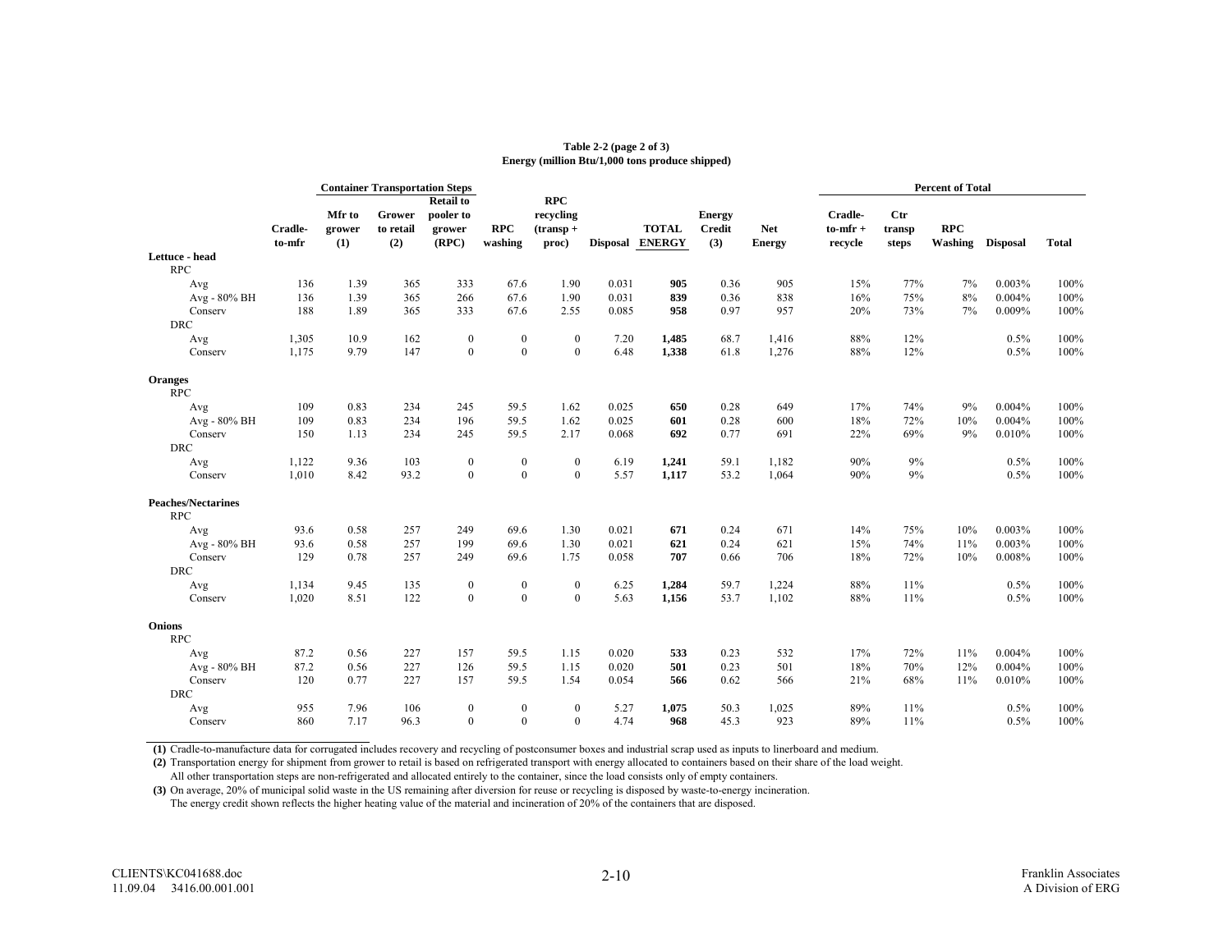**Table 2-2 (page 2 of 3)**
**Energy (million Btu/1,000 tons produce shipped)**

| | Cradle-to-mfr | Container Transportation Steps: Mfr to grower (1) | Grower to retail (2) | Retail to pooler to grower (RPC) | RPC washing | RPC recycling (transp + proc) | Disposal | TOTAL ENERGY | Energy Credit (3) | Net Energy | Percent of Total: Cradle-to-mfr + recycle | Ctr transp steps | RPC Washing | Disposal | Total |
|---|---|---|---|---|---|---|---|---|---|---|---|---|---|---|---|
| **Lettuce - head** | | | | | | | | | | | | | | | |
| RPC | | | | | | | | | | | | | | | |
| Avg | 136 | 1.39 | 365 | 333 | 67.6 | 1.90 | 0.031 | **905** | 0.36 | 905 | 15% | 77% | 7% | 0.003% | 100% |
| Avg - 80% BH | 136 | 1.39 | 365 | 266 | 67.6 | 1.90 | 0.031 | **839** | 0.36 | 838 | 16% | 75% | 8% | 0.004% | 100% |
| Conserv | 188 | 1.89 | 365 | 333 | 67.6 | 2.55 | 0.085 | **958** | 0.97 | 957 | 20% | 73% | 7% | 0.009% | 100% |
| DRC | | | | | | | | | | | | | | | |
| Avg | 1,305 | 10.9 | 162 | 0 | 0 | 0 | 7.20 | **1,485** | 68.7 | 1,416 | 88% | 12% | | 0.5% | 100% |
| Conserv | 1,175 | 9.79 | 147 | 0 | 0 | 0 | 6.48 | **1,338** | 61.8 | 1,276 | 88% | 12% | | 0.5% | 100% |
| **Oranges** | | | | | | | | | | | | | | | |
| RPC | | | | | | | | | | | | | | | |
| Avg | 109 | 0.83 | 234 | 245 | 59.5 | 1.62 | 0.025 | **650** | 0.28 | 649 | 17% | 74% | 9% | 0.004% | 100% |
| Avg - 80% BH | 109 | 0.83 | 234 | 196 | 59.5 | 1.62 | 0.025 | **601** | 0.28 | 600 | 18% | 72% | 10% | 0.004% | 100% |
| Conserv | 150 | 1.13 | 234 | 245 | 59.5 | 2.17 | 0.068 | **692** | 0.77 | 691 | 22% | 69% | 9% | 0.010% | 100% |
| DRC | | | | | | | | | | | | | | | |
| Avg | 1,122 | 9.36 | 103 | 0 | 0 | 0 | 6.19 | **1,241** | 59.1 | 1,182 | 90% | 9% | | 0.5% | 100% |
| Conserv | 1,010 | 8.42 | 93.2 | 0 | 0 | 0 | 5.57 | **1,117** | 53.2 | 1,064 | 90% | 9% | | 0.5% | 100% |
| **Peaches/Nectarines** | | | | | | | | | | | | | | | |
| RPC | | | | | | | | | | | | | | | |
| Avg | 93.6 | 0.58 | 257 | 249 | 69.6 | 1.30 | 0.021 | **671** | 0.24 | 671 | 14% | 75% | 10% | 0.003% | 100% |
| Avg - 80% BH | 93.6 | 0.58 | 257 | 199 | 69.6 | 1.30 | 0.021 | **621** | 0.24 | 621 | 15% | 74% | 11% | 0.003% | 100% |
| Conserv | 129 | 0.78 | 257 | 249 | 69.6 | 1.75 | 0.058 | **707** | 0.66 | 706 | 18% | 72% | 10% | 0.008% | 100% |
| DRC | | | | | | | | | | | | | | | |
| Avg | 1,134 | 9.45 | 135 | 0 | 0 | 0 | 6.25 | **1,284** | 59.7 | 1,224 | 88% | 11% | | 0.5% | 100% |
| Conserv | 1,020 | 8.51 | 122 | 0 | 0 | 0 | 5.63 | **1,156** | 53.7 | 1,102 | 88% | 11% | | 0.5% | 100% |
| **Onions** | | | | | | | | | | | | | | | |
| RPC | | | | | | | | | | | | | | | |
| Avg | 87.2 | 0.56 | 227 | 157 | 59.5 | 1.15 | 0.020 | **533** | 0.23 | 532 | 17% | 72% | 11% | 0.004% | 100% |
| Avg - 80% BH | 87.2 | 0.56 | 227 | 126 | 59.5 | 1.15 | 0.020 | **501** | 0.23 | 501 | 18% | 70% | 12% | 0.004% | 100% |
| Conserv | 120 | 0.77 | 227 | 157 | 59.5 | 1.54 | 0.054 | **566** | 0.62 | 566 | 21% | 68% | 11% | 0.010% | 100% |
| DRC | | | | | | | | | | | | | | | |
| Avg | 955 | 7.96 | 106 | 0 | 0 | 0 | 5.27 | **1,075** | 50.3 | 1,025 | 89% | 11% | | 0.5% | 100% |
| Conserv | 860 | 7.17 | 96.3 | 0 | 0 | 0 | 4.74 | **968** | 45.3 | 923 | 89% | 11% | | 0.5% | 100% |

**(1)** Cradle-to-manufacture data for corrugated includes recovery and recycling of postconsumer boxes and industrial scrap used as inputs to linerboard and medium.

**(2)** Transportation energy for shipment from grower to retail is based on refrigerated transport with energy allocated to containers based on their share of the load weight. All other transportation steps are non-refrigerated and allocated entirely to the container, since the load consists only of empty containers.

**(3)** On average, 20% of municipal solid waste in the US remaining after diversion for reuse or recycling is disposed by waste-to-energy incineration. The energy credit shown reflects the higher heating value of the material and incineration of 20% of the containers that are disposed.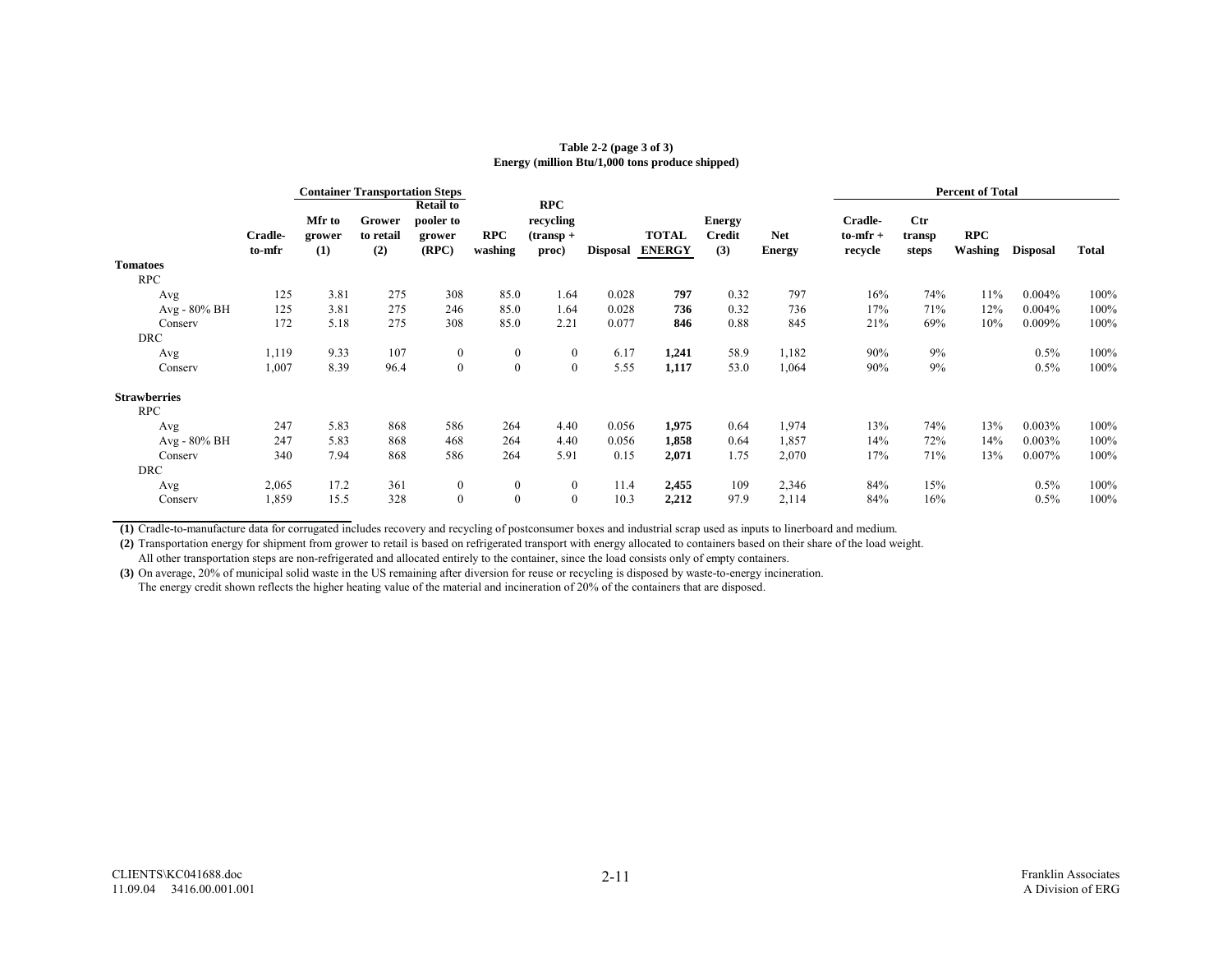**Table 2-2 (page 3 of 3)**
**Energy (million Btu/1,000 tons produce shipped)**

| | | Container Transportation Steps | | | | | | | | | Percent of Total | | | | |
|---|---|---|---|---|---|---|---|---|---|---|---|---|---|---|---|
| | Cradle-to-mfr | Mfr to grower (1) | Grower to retail (2) | Retail to pooler to grower (RPC) | RPC washing | RPC recycling (transp + proc) | Disposal | TOTAL ENERGY | Energy Credit (3) | Net Energy | Cradle-to-mfr + recycle | Ctr transp steps | RPC Washing | Disposal | Total |
| **Tomatoes** | | | | | | | | | | | | | | | |
| RPC | | | | | | | | | | | | | | | |
| Avg | 125 | 3.81 | 275 | 308 | 85.0 | 1.64 | 0.028 | **797** | 0.32 | 797 | 16% | 74% | 11% | 0.004% | 100% |
| Avg - 80% BH | 125 | 3.81 | 275 | 246 | 85.0 | 1.64 | 0.028 | **736** | 0.32 | 736 | 17% | 71% | 12% | 0.004% | 100% |
| Conserv | 172 | 5.18 | 275 | 308 | 85.0 | 2.21 | 0.077 | **846** | 0.88 | 845 | 21% | 69% | 10% | 0.009% | 100% |
| DRC | | | | | | | | | | | | | | | |
| Avg | 1,119 | 9.33 | 107 | 0 | 0 | 0 | 6.17 | **1,241** | 58.9 | 1,182 | 90% | 9% | | 0.5% | 100% |
| Conserv | 1,007 | 8.39 | 96.4 | 0 | 0 | 0 | 5.55 | **1,117** | 53.0 | 1,064 | 90% | 9% | | 0.5% | 100% |
| **Strawberries** | | | | | | | | | | | | | | | |
| RPC | | | | | | | | | | | | | | | |
| Avg | 247 | 5.83 | 868 | 586 | 264 | 4.40 | 0.056 | **1,975** | 0.64 | 1,974 | 13% | 74% | 13% | 0.003% | 100% |
| Avg - 80% BH | 247 | 5.83 | 868 | 468 | 264 | 4.40 | 0.056 | **1,858** | 0.64 | 1,857 | 14% | 72% | 14% | 0.003% | 100% |
| Conserv | 340 | 7.94 | 868 | 586 | 264 | 5.91 | 0.15 | **2,071** | 1.75 | 2,070 | 17% | 71% | 13% | 0.007% | 100% |
| DRC | | | | | | | | | | | | | | | |
| Avg | 2,065 | 17.2 | 361 | 0 | 0 | 0 | 11.4 | **2,455** | 109 | 2,346 | 84% | 15% | | 0.5% | 100% |
| Conserv | 1,859 | 15.5 | 328 | 0 | 0 | 0 | 10.3 | **2,212** | 97.9 | 2,114 | 84% | 16% | | 0.5% | 100% |

**(1)** Cradle-to-manufacture data for corrugated includes recovery and recycling of postconsumer boxes and industrial scrap used as inputs to linerboard and medium.

**(2)** Transportation energy for shipment from grower to retail is based on refrigerated transport with energy allocated to containers based on their share of the load weight. All other transportation steps are non-refrigerated and allocated entirely to the container, since the load consists only of empty containers.

**(3)** On average, 20% of municipal solid waste in the US remaining after diversion for reuse or recycling is disposed by waste-to-energy incineration. The energy credit shown reflects the higher heating value of the material and incineration of 20% of the containers that are disposed.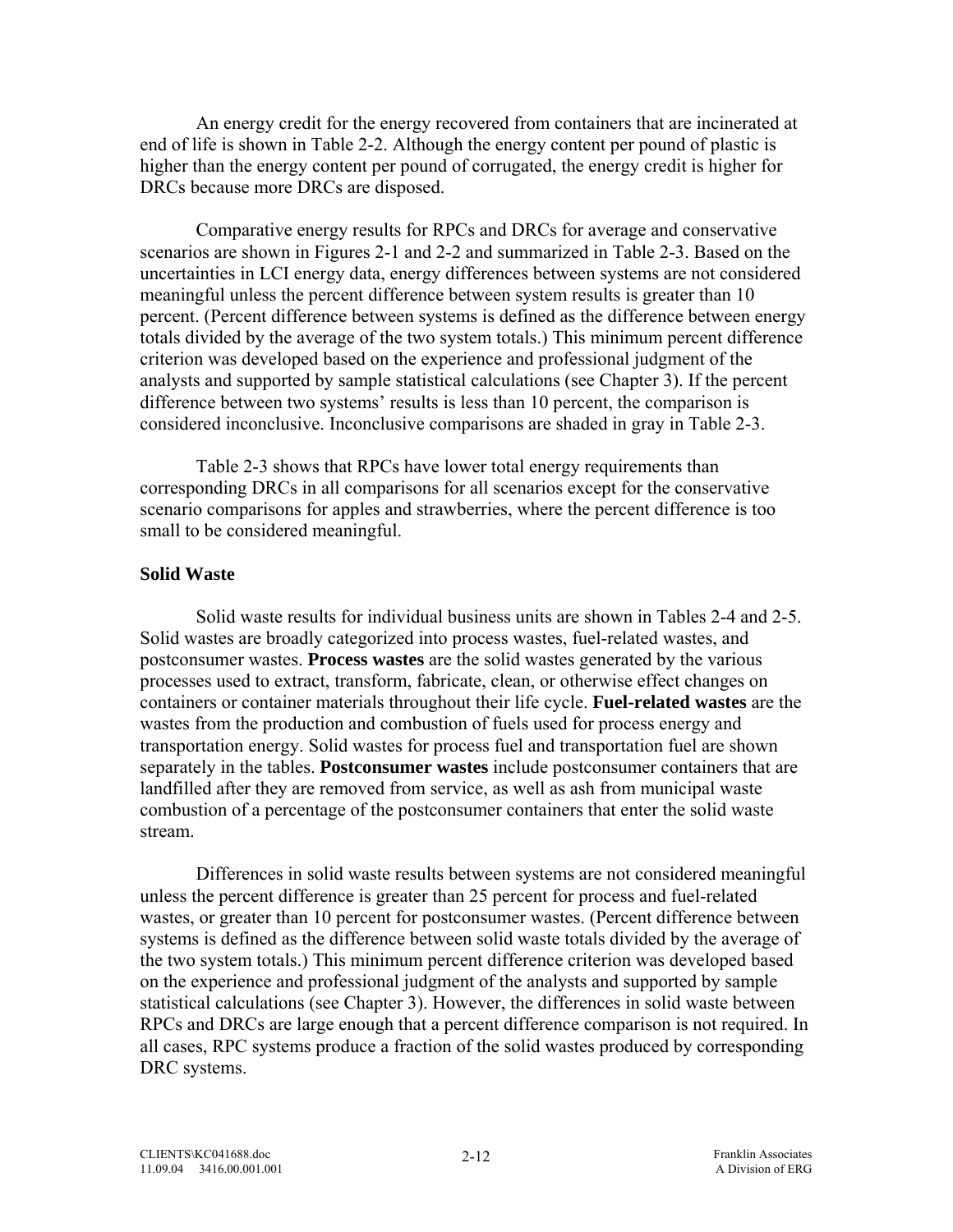An energy credit for the energy recovered from containers that are incinerated at end of life is shown in Table 2-2. Although the energy content per pound of plastic is higher than the energy content per pound of corrugated, the energy credit is higher for DRCs because more DRCs are disposed.

Comparative energy results for RPCs and DRCs for average and conservative scenarios are shown in Figures 2-1 and 2-2 and summarized in Table 2-3. Based on the uncertainties in LCI energy data, energy differences between systems are not considered meaningful unless the percent difference between system results is greater than 10 percent. (Percent difference between systems is defined as the difference between energy totals divided by the average of the two system totals.) This minimum percent difference criterion was developed based on the experience and professional judgment of the analysts and supported by sample statistical calculations (see Chapter 3). If the percent difference between two systems' results is less than 10 percent, the comparison is considered inconclusive. Inconclusive comparisons are shaded in gray in Table 2-3.

Table 2-3 shows that RPCs have lower total energy requirements than corresponding DRCs in all comparisons for all scenarios except for the conservative scenario comparisons for apples and strawberries, where the percent difference is too small to be considered meaningful.

**Solid Waste**

Solid waste results for individual business units are shown in Tables 2-4 and 2-5. Solid wastes are broadly categorized into process wastes, fuel-related wastes, and postconsumer wastes. **Process wastes** are the solid wastes generated by the various processes used to extract, transform, fabricate, clean, or otherwise effect changes on containers or container materials throughout their life cycle. **Fuel-related wastes** are the wastes from the production and combustion of fuels used for process energy and transportation energy. Solid wastes for process fuel and transportation fuel are shown separately in the tables. **Postconsumer wastes** include postconsumer containers that are landfilled after they are removed from service, as well as ash from municipal waste combustion of a percentage of the postconsumer containers that enter the solid waste stream.

Differences in solid waste results between systems are not considered meaningful unless the percent difference is greater than 25 percent for process and fuel-related wastes, or greater than 10 percent for postconsumer wastes. (Percent difference between systems is defined as the difference between solid waste totals divided by the average of the two system totals.) This minimum percent difference criterion was developed based on the experience and professional judgment of the analysts and supported by sample statistical calculations (see Chapter 3). However, the differences in solid waste between RPCs and DRCs are large enough that a percent difference comparison is not required. In all cases, RPC systems produce a fraction of the solid wastes produced by corresponding DRC systems.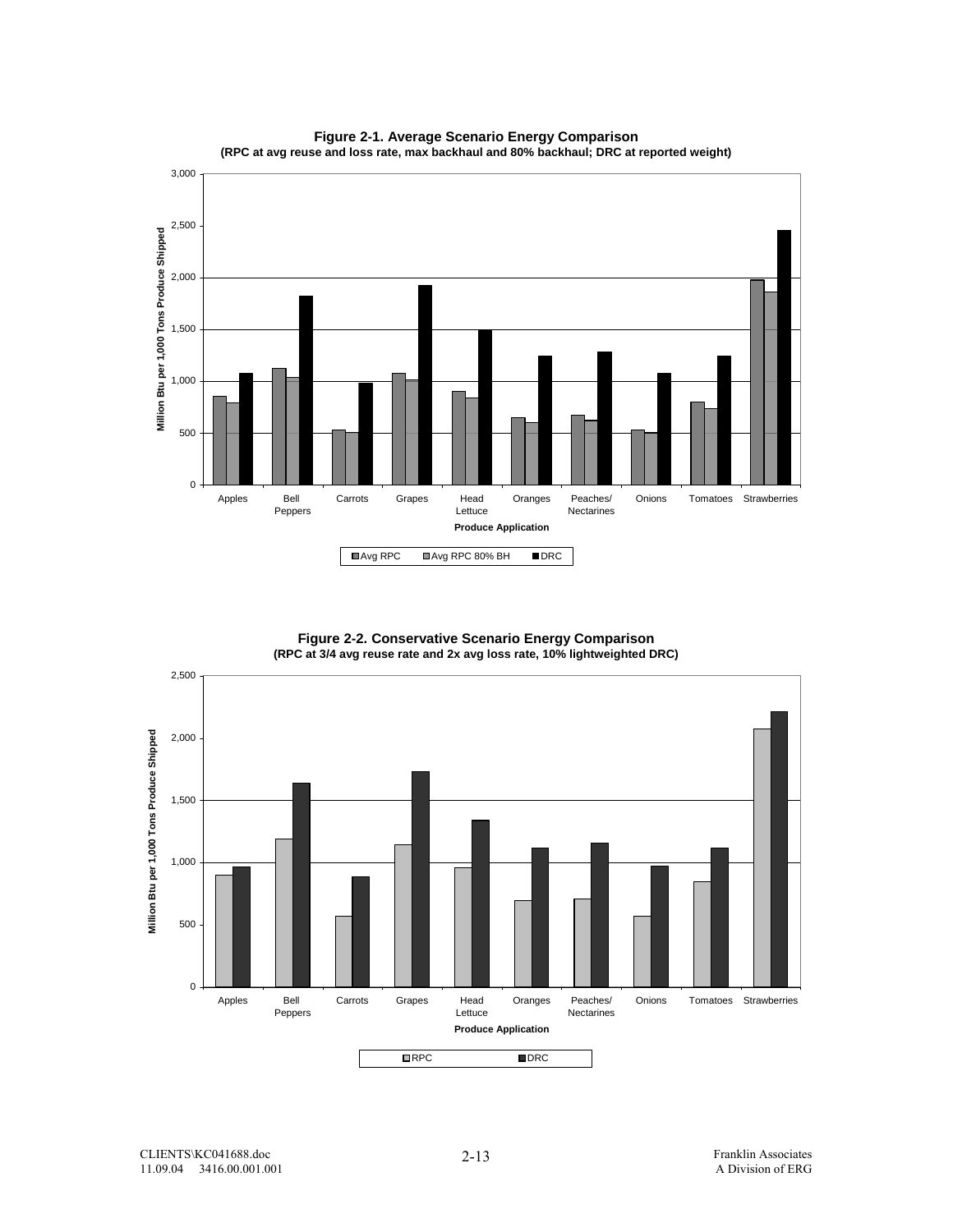**Figure 2-1. Average Scenario Energy Comparison**
**(RPC at avg reuse and loss rate, max backhaul and 80% backhaul; DRC at reported weight)**

**Figure 2-2. Conservative Scenario Energy Comparison**
**(RPC at 3/4 avg reuse rate and 2x avg loss rate, 10% lightweighted DRC)**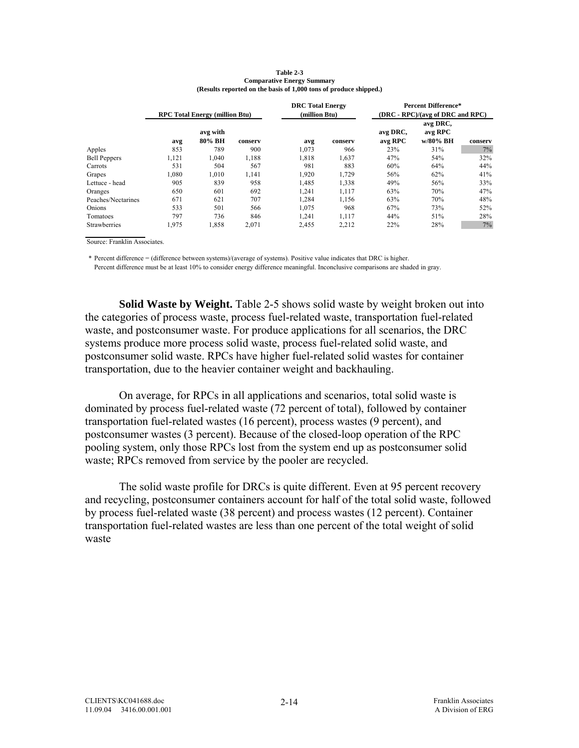**Table 2-3**
**Comparative Energy Summary**
**(Results reported on the basis of 1,000 tons of produce shipped.)**

| | RPC Total Energy (million Btu) | | | DRC Total Energy (million Btu) | | Percent Difference* (DRC - RPC)/(avg of DRC and RPC) | | |
|---|---|---|---|---|---|---|---|---|
| | avg | avg with 80% BH | conserv | avg | conserv | avg DRC, avg RPC | avg DRC, avg RPC w/80% BH | conserv |
| Apples | 853 | 789 | 900 | 1,073 | 966 | 23% | 31% | 7% |
| Bell Peppers | 1,121 | 1,040 | 1,188 | 1,818 | 1,637 | 47% | 54% | 32% |
| Carrots | 531 | 504 | 567 | 981 | 883 | 60% | 64% | 44% |
| Grapes | 1,080 | 1,010 | 1,141 | 1,920 | 1,729 | 56% | 62% | 41% |
| Lettuce - head | 905 | 839 | 958 | 1,485 | 1,338 | 49% | 56% | 33% |
| Oranges | 650 | 601 | 692 | 1,241 | 1,117 | 63% | 70% | 47% |
| Peaches/Nectarines | 671 | 621 | 707 | 1,284 | 1,156 | 63% | 70% | 48% |
| Onions | 533 | 501 | 566 | 1,075 | 968 | 67% | 73% | 52% |
| Tomatoes | 797 | 736 | 846 | 1,241 | 1,117 | 44% | 51% | 28% |
| Strawberries | 1,975 | 1,858 | 2,071 | 2,455 | 2,212 | 22% | 28% | 7% |

Source: Franklin Associates.

\* Percent difference = (difference between systems)/(average of systems). Positive value indicates that DRC is higher.
Percent difference must be at least 10% to consider energy difference meaningful. Inconclusive comparisons are shaded in gray.

**Solid Waste by Weight.** Table 2-5 shows solid waste by weight broken out into the categories of process waste, process fuel-related waste, transportation fuel-related waste, and postconsumer waste. For produce applications for all scenarios, the DRC systems produce more process solid waste, process fuel-related solid waste, and postconsumer solid waste. RPCs have higher fuel-related solid wastes for container transportation, due to the heavier container weight and backhauling.

On average, for RPCs in all applications and scenarios, total solid waste is dominated by process fuel-related waste (72 percent of total), followed by container transportation fuel-related wastes (16 percent), process wastes (9 percent), and postconsumer wastes (3 percent). Because of the closed-loop operation of the RPC pooling system, only those RPCs lost from the system end up as postconsumer solid waste; RPCs removed from service by the pooler are recycled.

The solid waste profile for DRCs is quite different. Even at 95 percent recovery and recycling, postconsumer containers account for half of the total solid waste, followed by process fuel-related waste (38 percent) and process wastes (12 percent). Container transportation fuel-related wastes are less than one percent of the total weight of solid waste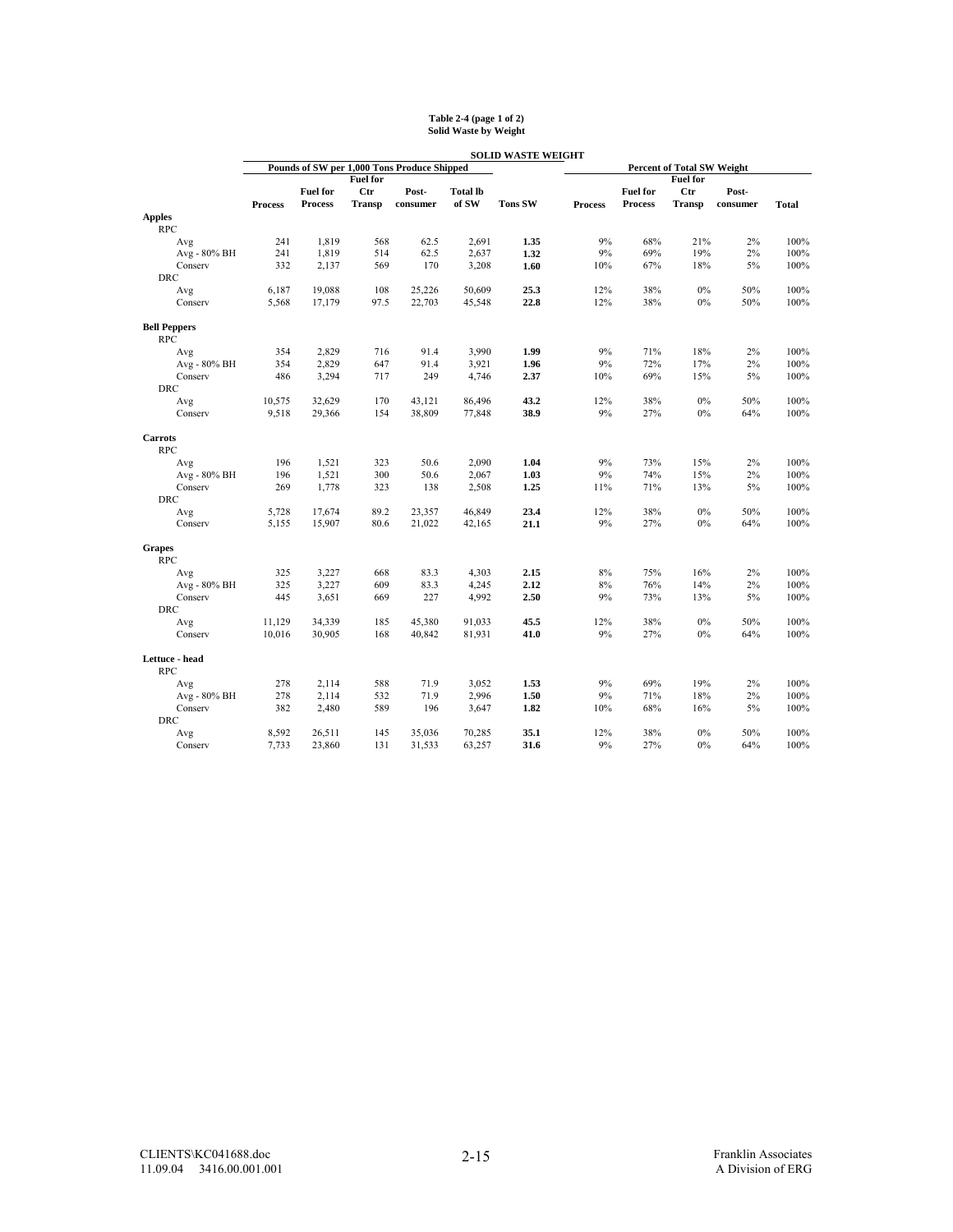**Table 2-4 (page 1 of 2)**
**Solid Waste by Weight**

| | SOLID WASTE WEIGHT | | | | | | | | | | |
|---|---|---|---|---|---|---|---|---|---|---|---|
| | Pounds of SW per 1,000 Tons Produce Shipped | | | | | | Percent of Total SW Weight | | | | |
| | Process | Fuel for Process | Fuel for Ctr Transp | Post-consumer | Total lb of SW | Tons SW | Process | Fuel for Process | Fuel for Ctr Transp | Post-consumer | Total |
| **Apples** | | | | | | | | | | | |
| RPC | | | | | | | | | | | |
| Avg | 241 | 1,819 | 568 | 62.5 | 2,691 | **1.35** | 9% | 68% | 21% | 2% | 100% |
| Avg - 80% BH | 241 | 1,819 | 514 | 62.5 | 2,637 | **1.32** | 9% | 69% | 19% | 2% | 100% |
| Conserv | 332 | 2,137 | 569 | 170 | 3,208 | **1.60** | 10% | 67% | 18% | 5% | 100% |
| DRC | | | | | | | | | | | |
| Avg | 6,187 | 19,088 | 108 | 25,226 | 50,609 | **25.3** | 12% | 38% | 0% | 50% | 100% |
| Conserv | 5,568 | 17,179 | 97.5 | 22,703 | 45,548 | **22.8** | 12% | 38% | 0% | 50% | 100% |
| **Bell Peppers** | | | | | | | | | | | |
| RPC | | | | | | | | | | | |
| Avg | 354 | 2,829 | 716 | 91.4 | 3,990 | **1.99** | 9% | 71% | 18% | 2% | 100% |
| Avg - 80% BH | 354 | 2,829 | 647 | 91.4 | 3,921 | **1.96** | 9% | 72% | 17% | 2% | 100% |
| Conserv | 486 | 3,294 | 717 | 249 | 4,746 | **2.37** | 10% | 69% | 15% | 5% | 100% |
| DRC | | | | | | | | | | | |
| Avg | 10,575 | 32,629 | 170 | 43,121 | 86,496 | **43.2** | 12% | 38% | 0% | 50% | 100% |
| Conserv | 9,518 | 29,366 | 154 | 38,809 | 77,848 | **38.9** | 9% | 27% | 0% | 64% | 100% |
| **Carrots** | | | | | | | | | | | |
| RPC | | | | | | | | | | | |
| Avg | 196 | 1,521 | 323 | 50.6 | 2,090 | **1.04** | 9% | 73% | 15% | 2% | 100% |
| Avg - 80% BH | 196 | 1,521 | 300 | 50.6 | 2,067 | **1.03** | 9% | 74% | 15% | 2% | 100% |
| Conserv | 269 | 1,778 | 323 | 138 | 2,508 | **1.25** | 11% | 71% | 13% | 5% | 100% |
| DRC | | | | | | | | | | | |
| Avg | 5,728 | 17,674 | 89.2 | 23,357 | 46,849 | **23.4** | 12% | 38% | 0% | 50% | 100% |
| Conserv | 5,155 | 15,907 | 80.6 | 21,022 | 42,165 | **21.1** | 9% | 27% | 0% | 64% | 100% |
| **Grapes** | | | | | | | | | | | |
| RPC | | | | | | | | | | | |
| Avg | 325 | 3,227 | 668 | 83.3 | 4,303 | **2.15** | 8% | 75% | 16% | 2% | 100% |
| Avg - 80% BH | 325 | 3,227 | 609 | 83.3 | 4,245 | **2.12** | 8% | 76% | 14% | 2% | 100% |
| Conserv | 445 | 3,651 | 669 | 227 | 4,992 | **2.50** | 9% | 73% | 13% | 5% | 100% |
| DRC | | | | | | | | | | | |
| Avg | 11,129 | 34,339 | 185 | 45,380 | 91,033 | **45.5** | 12% | 38% | 0% | 50% | 100% |
| Conserv | 10,016 | 30,905 | 168 | 40,842 | 81,931 | **41.0** | 9% | 27% | 0% | 64% | 100% |
| **Lettuce - head** | | | | | | | | | | | |
| RPC | | | | | | | | | | | |
| Avg | 278 | 2,114 | 588 | 71.9 | 3,052 | **1.53** | 9% | 69% | 19% | 2% | 100% |
| Avg - 80% BH | 278 | 2,114 | 532 | 71.9 | 2,996 | **1.50** | 9% | 71% | 18% | 2% | 100% |
| Conserv | 382 | 2,480 | 589 | 196 | 3,647 | **1.82** | 10% | 68% | 16% | 5% | 100% |
| DRC | | | | | | | | | | | |
| Avg | 8,592 | 26,511 | 145 | 35,036 | 70,285 | **35.1** | 12% | 38% | 0% | 50% | 100% |
| Conserv | 7,733 | 23,860 | 131 | 31,533 | 63,257 | **31.6** | 9% | 27% | 0% | 64% | 100% |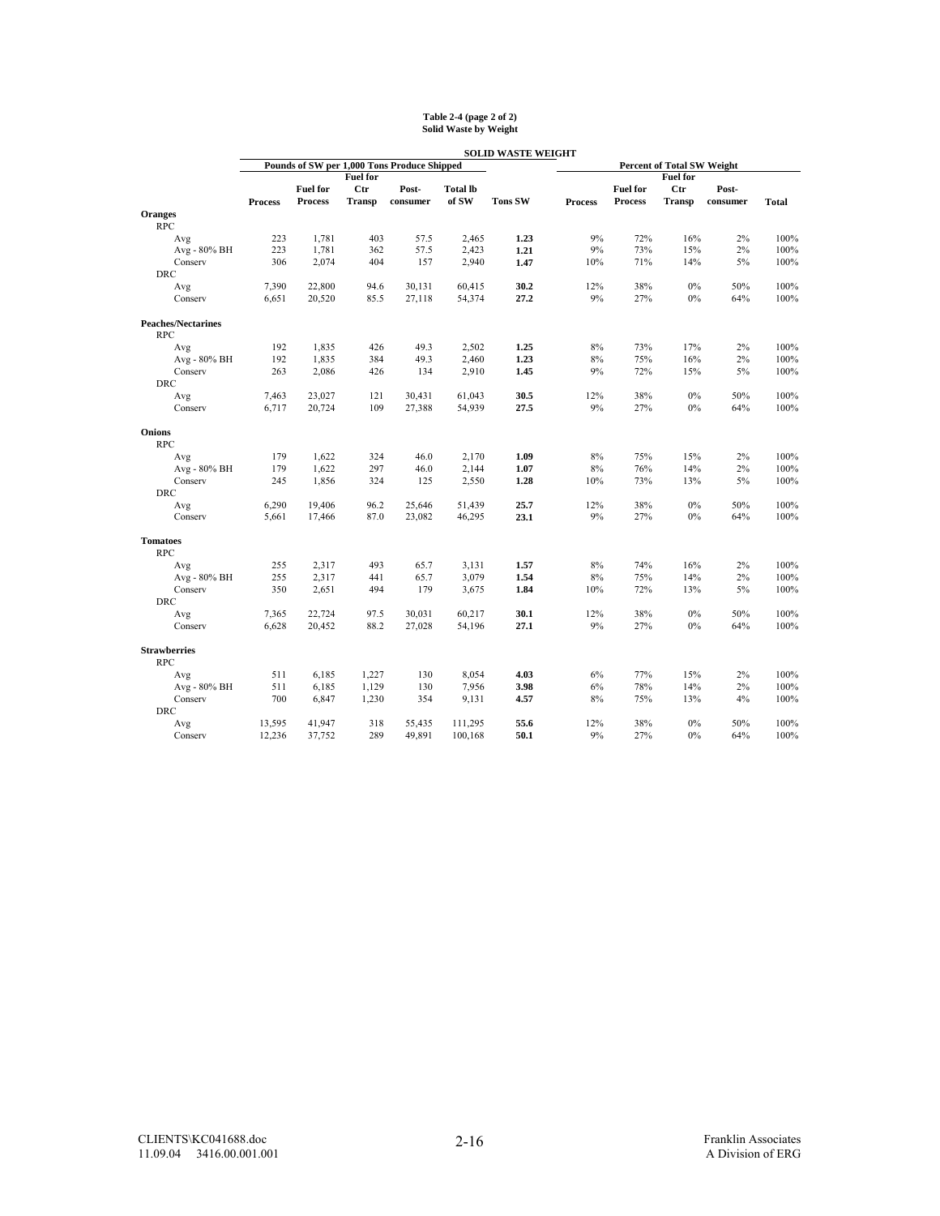**Table 2-4 (page 2 of 2)**
**Solid Waste by Weight**

| | SOLID WASTE WEIGHT | | | | | | | | | | |
|---|---|---|---|---|---|---|---|---|---|---|---|
| | Pounds of SW per 1,000 Tons Produce Shipped | | | | | | Percent of Total SW Weight | | | | |
| | Process | Fuel for Process | Fuel for Ctr Transp | Post-consumer | Total lb of SW | Tons SW | Process | Fuel for Process | Fuel for Ctr Transp | Post-consumer | Total |
| **Oranges** | | | | | | | | | | | |
| RPC | | | | | | | | | | | |
| Avg | 223 | 1,781 | 403 | 57.5 | 2,465 | **1.23** | 9% | 72% | 16% | 2% | 100% |
| Avg - 80% BH | 223 | 1,781 | 362 | 57.5 | 2,423 | **1.21** | 9% | 73% | 15% | 2% | 100% |
| Conserv | 306 | 2,074 | 404 | 157 | 2,940 | **1.47** | 10% | 71% | 14% | 5% | 100% |
| DRC | | | | | | | | | | | |
| Avg | 7,390 | 22,800 | 94.6 | 30,131 | 60,415 | **30.2** | 12% | 38% | 0% | 50% | 100% |
| Conserv | 6,651 | 20,520 | 85.5 | 27,118 | 54,374 | **27.2** | 9% | 27% | 0% | 64% | 100% |
| **Peaches/Nectarines** | | | | | | | | | | | |
| RPC | | | | | | | | | | | |
| Avg | 192 | 1,835 | 426 | 49.3 | 2,502 | **1.25** | 8% | 73% | 17% | 2% | 100% |
| Avg - 80% BH | 192 | 1,835 | 384 | 49.3 | 2,460 | **1.23** | 8% | 75% | 16% | 2% | 100% |
| Conserv | 263 | 2,086 | 426 | 134 | 2,910 | **1.45** | 9% | 72% | 15% | 5% | 100% |
| DRC | | | | | | | | | | | |
| Avg | 7,463 | 23,027 | 121 | 30,431 | 61,043 | **30.5** | 12% | 38% | 0% | 50% | 100% |
| Conserv | 6,717 | 20,724 | 109 | 27,388 | 54,939 | **27.5** | 9% | 27% | 0% | 64% | 100% |
| **Onions** | | | | | | | | | | | |
| RPC | | | | | | | | | | | |
| Avg | 179 | 1,622 | 324 | 46.0 | 2,170 | **1.09** | 8% | 75% | 15% | 2% | 100% |
| Avg - 80% BH | 179 | 1,622 | 297 | 46.0 | 2,144 | **1.07** | 8% | 76% | 14% | 2% | 100% |
| Conserv | 245 | 1,856 | 324 | 125 | 2,550 | **1.28** | 10% | 73% | 13% | 5% | 100% |
| DRC | | | | | | | | | | | |
| Avg | 6,290 | 19,406 | 96.2 | 25,646 | 51,439 | **25.7** | 12% | 38% | 0% | 50% | 100% |
| Conserv | 5,661 | 17,466 | 87.0 | 23,082 | 46,295 | **23.1** | 9% | 27% | 0% | 64% | 100% |
| **Tomatoes** | | | | | | | | | | | |
| RPC | | | | | | | | | | | |
| Avg | 255 | 2,317 | 493 | 65.7 | 3,131 | **1.57** | 8% | 74% | 16% | 2% | 100% |
| Avg - 80% BH | 255 | 2,317 | 441 | 65.7 | 3,079 | **1.54** | 8% | 75% | 14% | 2% | 100% |
| Conserv | 350 | 2,651 | 494 | 179 | 3,675 | **1.84** | 10% | 72% | 13% | 5% | 100% |
| DRC | | | | | | | | | | | |
| Avg | 7,365 | 22,724 | 97.5 | 30,031 | 60,217 | **30.1** | 12% | 38% | 0% | 50% | 100% |
| Conserv | 6,628 | 20,452 | 88.2 | 27,028 | 54,196 | **27.1** | 9% | 27% | 0% | 64% | 100% |
| **Strawberries** | | | | | | | | | | | |
| RPC | | | | | | | | | | | |
| Avg | 511 | 6,185 | 1,227 | 130 | 8,054 | **4.03** | 6% | 77% | 15% | 2% | 100% |
| Avg - 80% BH | 511 | 6,185 | 1,129 | 130 | 7,956 | **3.98** | 6% | 78% | 14% | 2% | 100% |
| Conserv | 700 | 6,847 | 1,230 | 354 | 9,131 | **4.57** | 8% | 75% | 13% | 4% | 100% |
| DRC | | | | | | | | | | | |
| Avg | 13,595 | 41,947 | 318 | 55,435 | 111,295 | **55.6** | 12% | 38% | 0% | 50% | 100% |
| Conserv | 12,236 | 37,752 | 289 | 49,891 | 100,168 | **50.1** | 9% | 27% | 0% | 64% | 100% |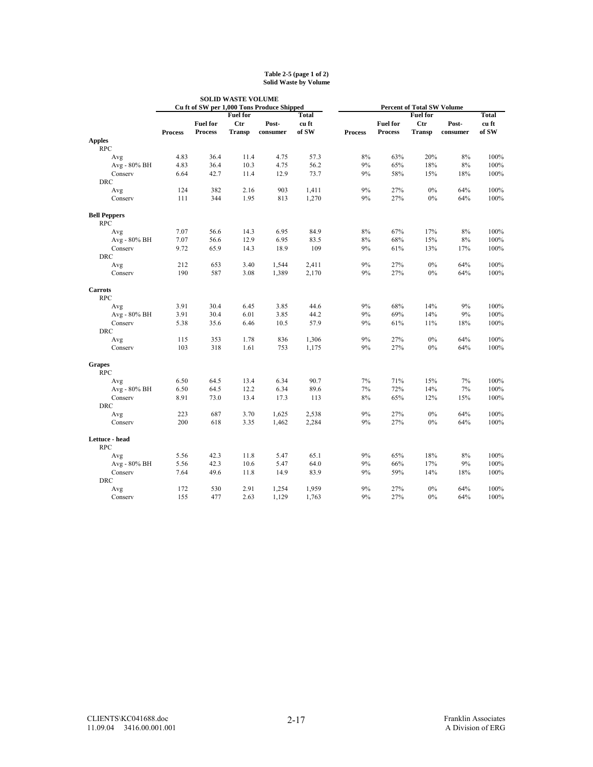**Table 2-5 (page 1 of 2)**
**Solid Waste by Volume**

| | SOLID WASTE VOLUME Cu ft of SW per 1,000 Tons Produce Shipped | | | | | Percent of Total SW Volume | | | | |
|---|---|---|---|---|---|---|---|---|---|---|
| | Process | Fuel for Process | Fuel for Ctr Transp | Post-consumer | Total cu ft of SW | Process | Fuel for Process | Fuel for Ctr Transp | Post-consumer | Total cu ft of SW |
| **Apples** | | | | | | | | | | |
| RPC | | | | | | | | | | |
| Avg | 4.83 | 36.4 | 11.4 | 4.75 | 57.3 | 8% | 63% | 20% | 8% | 100% |
| Avg - 80% BH | 4.83 | 36.4 | 10.3 | 4.75 | 56.2 | 9% | 65% | 18% | 8% | 100% |
| Conserv | 6.64 | 42.7 | 11.4 | 12.9 | 73.7 | 9% | 58% | 15% | 18% | 100% |
| DRC | | | | | | | | | | |
| Avg | 124 | 382 | 2.16 | 903 | 1,411 | 9% | 27% | 0% | 64% | 100% |
| Conserv | 111 | 344 | 1.95 | 813 | 1,270 | 9% | 27% | 0% | 64% | 100% |
| **Bell Peppers** | | | | | | | | | | |
| RPC | | | | | | | | | | |
| Avg | 7.07 | 56.6 | 14.3 | 6.95 | 84.9 | 8% | 67% | 17% | 8% | 100% |
| Avg - 80% BH | 7.07 | 56.6 | 12.9 | 6.95 | 83.5 | 8% | 68% | 15% | 8% | 100% |
| Conserv | 9.72 | 65.9 | 14.3 | 18.9 | 109 | 9% | 61% | 13% | 17% | 100% |
| DRC | | | | | | | | | | |
| Avg | 212 | 653 | 3.40 | 1,544 | 2,411 | 9% | 27% | 0% | 64% | 100% |
| Conserv | 190 | 587 | 3.08 | 1,389 | 2,170 | 9% | 27% | 0% | 64% | 100% |
| **Carrots** | | | | | | | | | | |
| RPC | | | | | | | | | | |
| Avg | 3.91 | 30.4 | 6.45 | 3.85 | 44.6 | 9% | 68% | 14% | 9% | 100% |
| Avg - 80% BH | 3.91 | 30.4 | 6.01 | 3.85 | 44.2 | 9% | 69% | 14% | 9% | 100% |
| Conserv | 5.38 | 35.6 | 6.46 | 10.5 | 57.9 | 9% | 61% | 11% | 18% | 100% |
| DRC | | | | | | | | | | |
| Avg | 115 | 353 | 1.78 | 836 | 1,306 | 9% | 27% | 0% | 64% | 100% |
| Conserv | 103 | 318 | 1.61 | 753 | 1,175 | 9% | 27% | 0% | 64% | 100% |
| **Grapes** | | | | | | | | | | |
| RPC | | | | | | | | | | |
| Avg | 6.50 | 64.5 | 13.4 | 6.34 | 90.7 | 7% | 71% | 15% | 7% | 100% |
| Avg - 80% BH | 6.50 | 64.5 | 12.2 | 6.34 | 89.6 | 7% | 72% | 14% | 7% | 100% |
| Conserv | 8.91 | 73.0 | 13.4 | 17.3 | 113 | 8% | 65% | 12% | 15% | 100% |
| DRC | | | | | | | | | | |
| Avg | 223 | 687 | 3.70 | 1,625 | 2,538 | 9% | 27% | 0% | 64% | 100% |
| Conserv | 200 | 618 | 3.35 | 1,462 | 2,284 | 9% | 27% | 0% | 64% | 100% |
| **Lettuce - head** | | | | | | | | | | |
| RPC | | | | | | | | | | |
| Avg | 5.56 | 42.3 | 11.8 | 5.47 | 65.1 | 9% | 65% | 18% | 8% | 100% |
| Avg - 80% BH | 5.56 | 42.3 | 10.6 | 5.47 | 64.0 | 9% | 66% | 17% | 9% | 100% |
| Conserv | 7.64 | 49.6 | 11.8 | 14.9 | 83.9 | 9% | 59% | 14% | 18% | 100% |
| DRC | | | | | | | | | | |
| Avg | 172 | 530 | 2.91 | 1,254 | 1,959 | 9% | 27% | 0% | 64% | 100% |
| Conserv | 155 | 477 | 2.63 | 1,129 | 1,763 | 9% | 27% | 0% | 64% | 100% |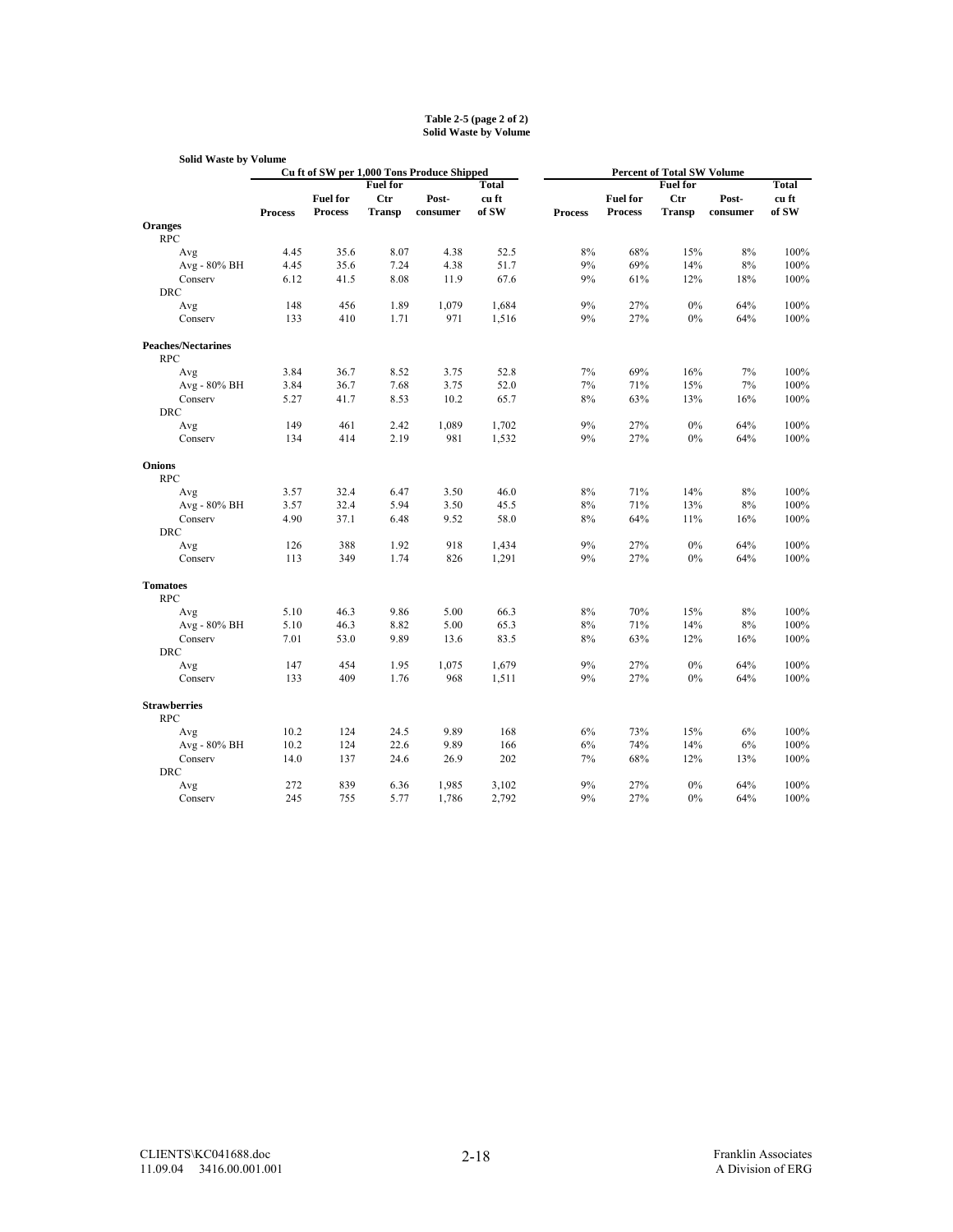**Table 2-5 (page 2 of 2)**
**Solid Waste by Volume**

**Solid Waste by Volume**

| | Cu ft of SW per 1,000 Tons Produce Shipped | | | | | Percent of Total SW Volume | | | | |
|---|---|---|---|---|---|---|---|---|---|---|
| | Process | Fuel for Process | Fuel for Ctr Transp | Post-consumer | Total cu ft of SW | Process | Fuel for Process | Fuel for Ctr Transp | Post-consumer | Total cu ft of SW |
| **Oranges** | | | | | | | | | | |
| RPC | | | | | | | | | | |
| Avg | 4.45 | 35.6 | 8.07 | 4.38 | 52.5 | 8% | 68% | 15% | 8% | 100% |
| Avg - 80% BH | 4.45 | 35.6 | 7.24 | 4.38 | 51.7 | 9% | 69% | 14% | 8% | 100% |
| Conserv | 6.12 | 41.5 | 8.08 | 11.9 | 67.6 | 9% | 61% | 12% | 18% | 100% |
| DRC | | | | | | | | | | |
| Avg | 148 | 456 | 1.89 | 1,079 | 1,684 | 9% | 27% | 0% | 64% | 100% |
| Conserv | 133 | 410 | 1.71 | 971 | 1,516 | 9% | 27% | 0% | 64% | 100% |
| **Peaches/Nectarines** | | | | | | | | | | |
| RPC | | | | | | | | | | |
| Avg | 3.84 | 36.7 | 8.52 | 3.75 | 52.8 | 7% | 69% | 16% | 7% | 100% |
| Avg - 80% BH | 3.84 | 36.7 | 7.68 | 3.75 | 52.0 | 7% | 71% | 15% | 7% | 100% |
| Conserv | 5.27 | 41.7 | 8.53 | 10.2 | 65.7 | 8% | 63% | 13% | 16% | 100% |
| DRC | | | | | | | | | | |
| Avg | 149 | 461 | 2.42 | 1,089 | 1,702 | 9% | 27% | 0% | 64% | 100% |
| Conserv | 134 | 414 | 2.19 | 981 | 1,532 | 9% | 27% | 0% | 64% | 100% |
| **Onions** | | | | | | | | | | |
| RPC | | | | | | | | | | |
| Avg | 3.57 | 32.4 | 6.47 | 3.50 | 46.0 | 8% | 71% | 14% | 8% | 100% |
| Avg - 80% BH | 3.57 | 32.4 | 5.94 | 3.50 | 45.5 | 8% | 71% | 13% | 8% | 100% |
| Conserv | 4.90 | 37.1 | 6.48 | 9.52 | 58.0 | 8% | 64% | 11% | 16% | 100% |
| DRC | | | | | | | | | | |
| Avg | 126 | 388 | 1.92 | 918 | 1,434 | 9% | 27% | 0% | 64% | 100% |
| Conserv | 113 | 349 | 1.74 | 826 | 1,291 | 9% | 27% | 0% | 64% | 100% |
| **Tomatoes** | | | | | | | | | | |
| RPC | | | | | | | | | | |
| Avg | 5.10 | 46.3 | 9.86 | 5.00 | 66.3 | 8% | 70% | 15% | 8% | 100% |
| Avg - 80% BH | 5.10 | 46.3 | 8.82 | 5.00 | 65.3 | 8% | 71% | 14% | 8% | 100% |
| Conserv | 7.01 | 53.0 | 9.89 | 13.6 | 83.5 | 8% | 63% | 12% | 16% | 100% |
| DRC | | | | | | | | | | |
| Avg | 147 | 454 | 1.95 | 1,075 | 1,679 | 9% | 27% | 0% | 64% | 100% |
| Conserv | 133 | 409 | 1.76 | 968 | 1,511 | 9% | 27% | 0% | 64% | 100% |
| **Strawberries** | | | | | | | | | | |
| RPC | | | | | | | | | | |
| Avg | 10.2 | 124 | 24.5 | 9.89 | 168 | 6% | 73% | 15% | 6% | 100% |
| Avg - 80% BH | 10.2 | 124 | 22.6 | 9.89 | 166 | 6% | 74% | 14% | 6% | 100% |
| Conserv | 14.0 | 137 | 24.6 | 26.9 | 202 | 7% | 68% | 12% | 13% | 100% |
| DRC | | | | | | | | | | |
| Avg | 272 | 839 | 6.36 | 1,985 | 3,102 | 9% | 27% | 0% | 64% | 100% |
| Conserv | 245 | 755 | 5.77 | 1,786 | 2,792 | 9% | 27% | 0% | 64% | 100% |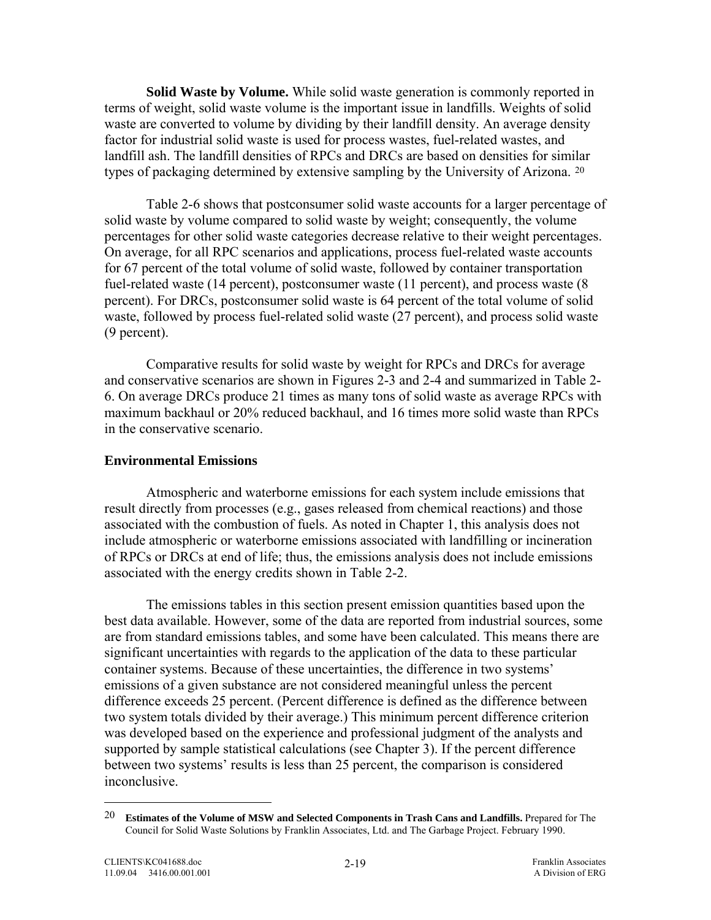**Solid Waste by Volume.** While solid waste generation is commonly reported in terms of weight, solid waste volume is the important issue in landfills. Weights of solid waste are converted to volume by dividing by their landfill density. An average density factor for industrial solid waste is used for process wastes, fuel-related wastes, and landfill ash. The landfill densities of RPCs and DRCs are based on densities for similar types of packaging determined by extensive sampling by the University of Arizona. [20]

Table 2-6 shows that postconsumer solid waste accounts for a larger percentage of solid waste by volume compared to solid waste by weight; consequently, the volume percentages for other solid waste categories decrease relative to their weight percentages. On average, for all RPC scenarios and applications, process fuel-related waste accounts for 67 percent of the total volume of solid waste, followed by container transportation fuel-related waste (14 percent), postconsumer waste (11 percent), and process waste (8 percent). For DRCs, postconsumer solid waste is 64 percent of the total volume of solid waste, followed by process fuel-related solid waste (27 percent), and process solid waste (9 percent).

Comparative results for solid waste by weight for RPCs and DRCs for average and conservative scenarios are shown in Figures 2-3 and 2-4 and summarized in Table 2-6. On average DRCs produce 21 times as many tons of solid waste as average RPCs with maximum backhaul or 20% reduced backhaul, and 16 times more solid waste than RPCs in the conservative scenario.

## Environmental Emissions

Atmospheric and waterborne emissions for each system include emissions that result directly from processes (e.g., gases released from chemical reactions) and those associated with the combustion of fuels. As noted in Chapter 1, this analysis does not include atmospheric or waterborne emissions associated with landfilling or incineration of RPCs or DRCs at end of life; thus, the emissions analysis does not include emissions associated with the energy credits shown in Table 2-2.

The emissions tables in this section present emission quantities based upon the best data available. However, some of the data are reported from industrial sources, some are from standard emissions tables, and some have been calculated. This means there are significant uncertainties with regards to the application of the data to these particular container systems. Because of these uncertainties, the difference in two systems' emissions of a given substance are not considered meaningful unless the percent difference exceeds 25 percent. (Percent difference is defined as the difference between two system totals divided by their average.) This minimum percent difference criterion was developed based on the experience and professional judgment of the analysts and supported by sample statistical calculations (see Chapter 3). If the percent difference between two systems' results is less than 25 percent, the comparison is considered inconclusive.

---

[20] **Estimates of the Volume of MSW and Selected Components in Trash Cans and Landfills.** Prepared for The Council for Solid Waste Solutions by Franklin Associates, Ltd. and The Garbage Project. February 1990.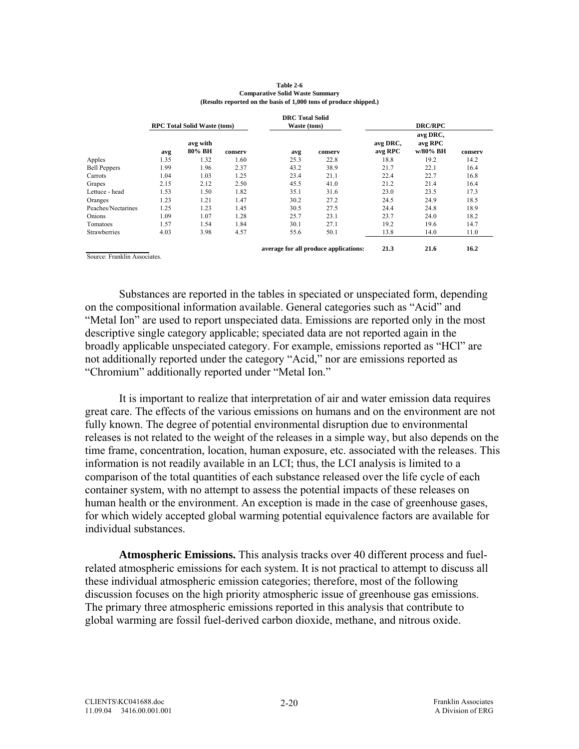**Table 2-6**
**Comparative Solid Waste Summary**
**(Results reported on the basis of 1,000 tons of produce shipped.)**

| | RPC Total Solid Waste (tons) | | | DRC Total Solid Waste (tons) | | DRC/RPC | | |
|---|---|---|---|---|---|---|---|---|
| | avg | avg with 80% BH | conserv | avg | conserv | avg DRC, avg RPC | avg DRC, avg RPC w/80% BH | conserv |
| Apples | 1.35 | 1.32 | 1.60 | 25.3 | 22.8 | 18.8 | 19.2 | 14.2 |
| Bell Peppers | 1.99 | 1.96 | 2.37 | 43.2 | 38.9 | 21.7 | 22.1 | 16.4 |
| Carrots | 1.04 | 1.03 | 1.25 | 23.4 | 21.1 | 22.4 | 22.7 | 16.8 |
| Grapes | 2.15 | 2.12 | 2.50 | 45.5 | 41.0 | 21.2 | 21.4 | 16.4 |
| Lettuce - head | 1.53 | 1.50 | 1.82 | 35.1 | 31.6 | 23.0 | 23.5 | 17.3 |
| Oranges | 1.23 | 1.21 | 1.47 | 30.2 | 27.2 | 24.5 | 24.9 | 18.5 |
| Peaches/Nectarines | 1.25 | 1.23 | 1.45 | 30.5 | 27.5 | 24.4 | 24.8 | 18.9 |
| Onions | 1.09 | 1.07 | 1.28 | 25.7 | 23.1 | 23.7 | 24.0 | 18.2 |
| Tomatoes | 1.57 | 1.54 | 1.84 | 30.1 | 27.1 | 19.2 | 19.6 | 14.7 |
| Strawberries | 4.03 | 3.98 | 4.57 | 55.6 | 50.1 | 13.8 | 14.0 | 11.0 |
| | | | | **average for all produce applications:** | | **21.3** | **21.6** | **16.2** |

Source: Franklin Associates.

Substances are reported in the tables in speciated or unspeciated form, depending on the compositional information available. General categories such as "Acid" and "Metal Ion" are used to report unspeciated data. Emissions are reported only in the most descriptive single category applicable; speciated data are not reported again in the broadly applicable unspeciated category. For example, emissions reported as "HCl" are not additionally reported under the category "Acid," nor are emissions reported as "Chromium" additionally reported under "Metal Ion."

It is important to realize that interpretation of air and water emission data requires great care. The effects of the various emissions on humans and on the environment are not fully known. The degree of potential environmental disruption due to environmental releases is not related to the weight of the releases in a simple way, but also depends on the time frame, concentration, location, human exposure, etc. associated with the releases. This information is not readily available in an LCI; thus, the LCI analysis is limited to a comparison of the total quantities of each substance released over the life cycle of each container system, with no attempt to assess the potential impacts of these releases on human health or the environment. An exception is made in the case of greenhouse gases, for which widely accepted global warming potential equivalence factors are available for individual substances.

**Atmospheric Emissions.** This analysis tracks over 40 different process and fuel-related atmospheric emissions for each system. It is not practical to attempt to discuss all these individual atmospheric emission categories; therefore, most of the following discussion focuses on the high priority atmospheric issue of greenhouse gas emissions. The primary three atmospheric emissions reported in this analysis that contribute to global warming are fossil fuel-derived carbon dioxide, methane, and nitrous oxide.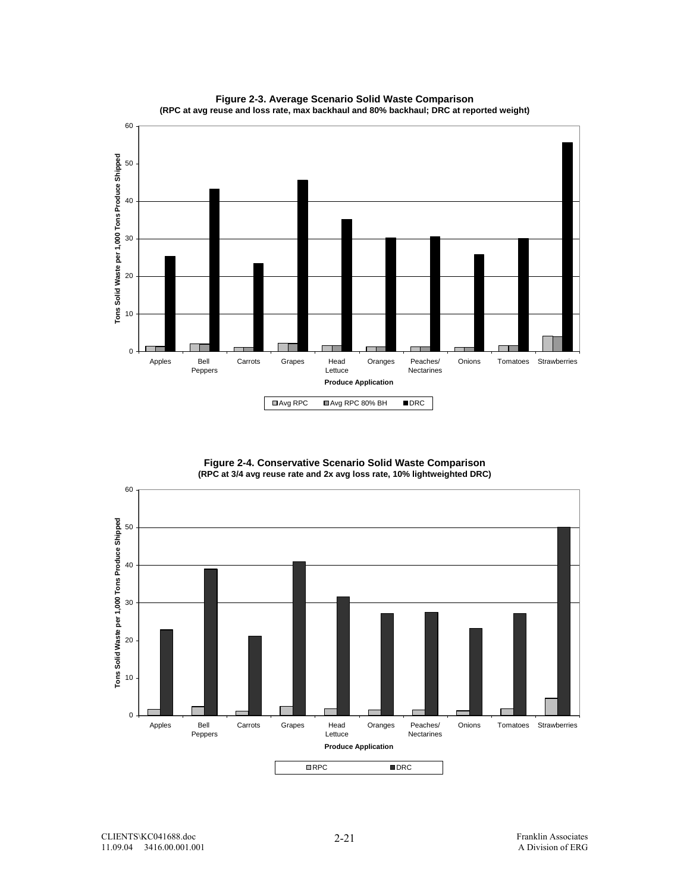**Figure 2-3. Average Scenario Solid Waste Comparison**
**(RPC at avg reuse and loss rate, max backhaul and 80% backhaul; DRC at reported weight)**

**Figure 2-4. Conservative Scenario Solid Waste Comparison**
**(RPC at 3/4 avg reuse rate and 2x avg loss rate, 10% lightweighted DRC)**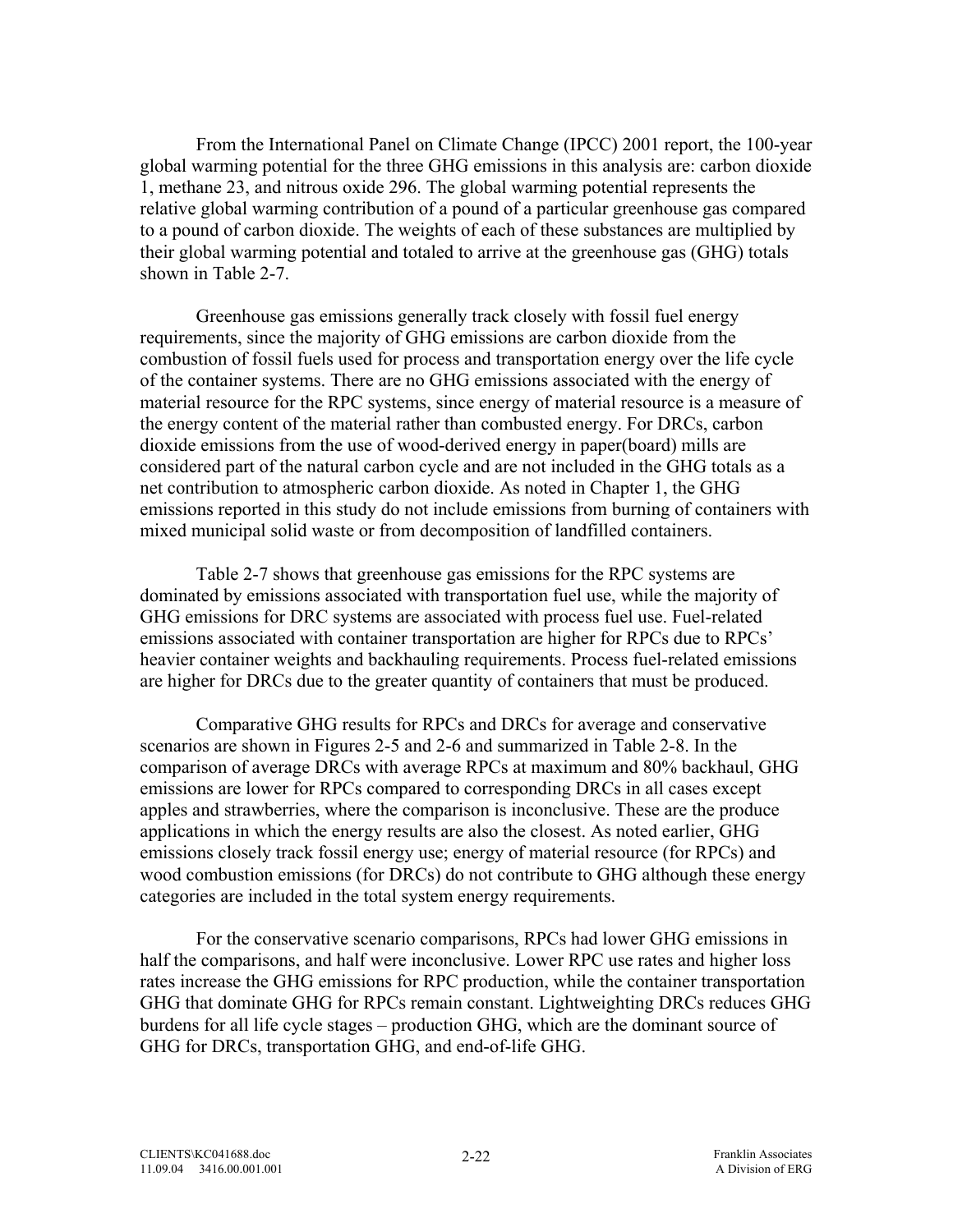From the International Panel on Climate Change (IPCC) 2001 report, the 100-year global warming potential for the three GHG emissions in this analysis are: carbon dioxide 1, methane 23, and nitrous oxide 296. The global warming potential represents the relative global warming contribution of a pound of a particular greenhouse gas compared to a pound of carbon dioxide. The weights of each of these substances are multiplied by their global warming potential and totaled to arrive at the greenhouse gas (GHG) totals shown in Table 2-7.

Greenhouse gas emissions generally track closely with fossil fuel energy requirements, since the majority of GHG emissions are carbon dioxide from the combustion of fossil fuels used for process and transportation energy over the life cycle of the container systems. There are no GHG emissions associated with the energy of material resource for the RPC systems, since energy of material resource is a measure of the energy content of the material rather than combusted energy. For DRCs, carbon dioxide emissions from the use of wood-derived energy in paper(board) mills are considered part of the natural carbon cycle and are not included in the GHG totals as a net contribution to atmospheric carbon dioxide. As noted in Chapter 1, the GHG emissions reported in this study do not include emissions from burning of containers with mixed municipal solid waste or from decomposition of landfilled containers.

Table 2-7 shows that greenhouse gas emissions for the RPC systems are dominated by emissions associated with transportation fuel use, while the majority of GHG emissions for DRC systems are associated with process fuel use. Fuel-related emissions associated with container transportation are higher for RPCs due to RPCs' heavier container weights and backhauling requirements. Process fuel-related emissions are higher for DRCs due to the greater quantity of containers that must be produced.

Comparative GHG results for RPCs and DRCs for average and conservative scenarios are shown in Figures 2-5 and 2-6 and summarized in Table 2-8. In the comparison of average DRCs with average RPCs at maximum and 80% backhaul, GHG emissions are lower for RPCs compared to corresponding DRCs in all cases except apples and strawberries, where the comparison is inconclusive. These are the produce applications in which the energy results are also the closest. As noted earlier, GHG emissions closely track fossil energy use; energy of material resource (for RPCs) and wood combustion emissions (for DRCs) do not contribute to GHG although these energy categories are included in the total system energy requirements.

For the conservative scenario comparisons, RPCs had lower GHG emissions in half the comparisons, and half were inconclusive. Lower RPC use rates and higher loss rates increase the GHG emissions for RPC production, while the container transportation GHG that dominate GHG for RPCs remain constant. Lightweighting DRCs reduces GHG burdens for all life cycle stages – production GHG, which are the dominant source of GHG for DRCs, transportation GHG, and end-of-life GHG.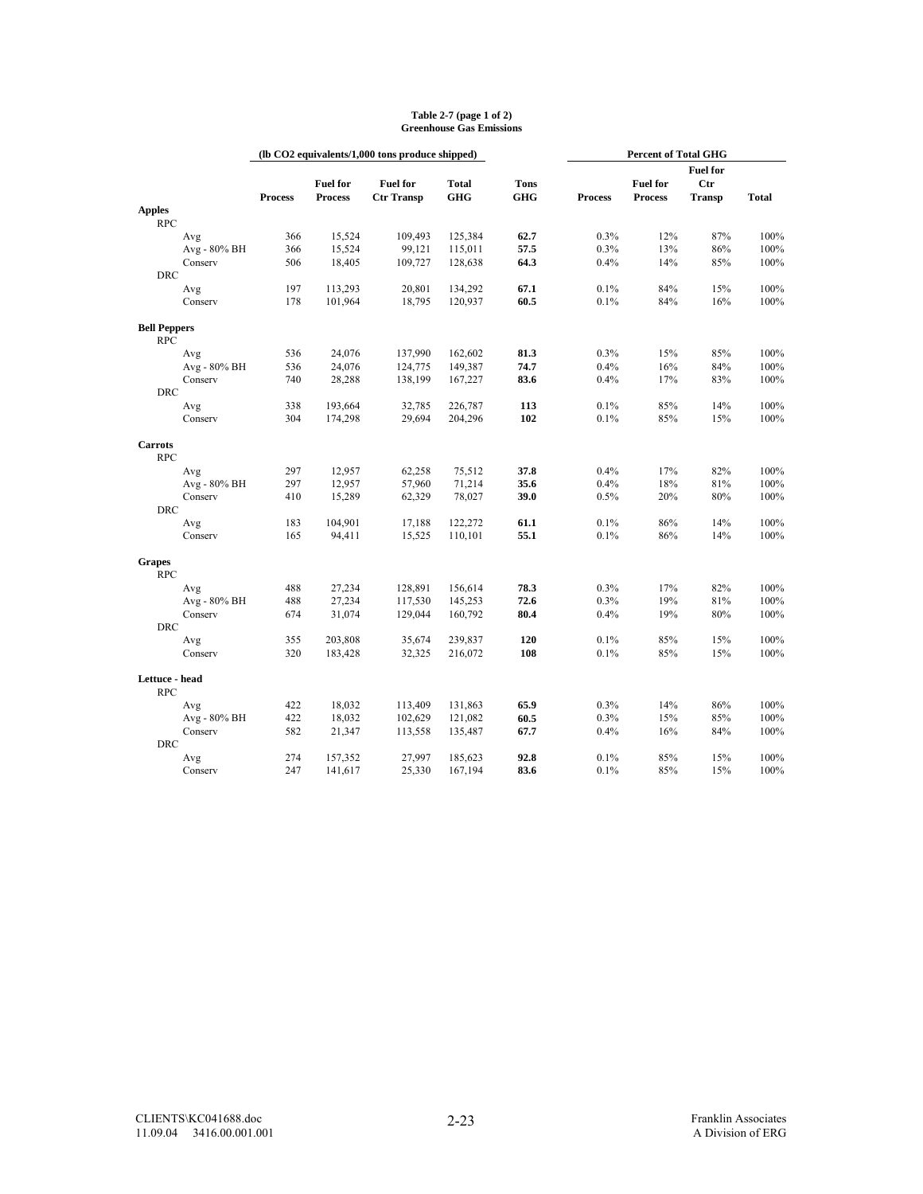**Table 2-7 (page 1 of 2)**
**Greenhouse Gas Emissions**

| | | (lb CO2 equivalents/1,000 tons produce shipped) | | | | | Percent of Total GHG | | | |
|---|---|---|---|---|---|---|---|---|---|---|
| | | Process | Fuel for Process | Fuel for Ctr Transp | Total GHG | Tons GHG | Process | Fuel for Process | Fuel for Ctr Transp | Total |
| **Apples** | | | | | | | | | | |
| RPC | | | | | | | | | | |
| | Avg | 366 | 15,524 | 109,493 | 125,384 | **62.7** | 0.3% | 12% | 87% | 100% |
| | Avg - 80% BH | 366 | 15,524 | 99,121 | 115,011 | **57.5** | 0.3% | 13% | 86% | 100% |
| | Conserv | 506 | 18,405 | 109,727 | 128,638 | **64.3** | 0.4% | 14% | 85% | 100% |
| DRC | | | | | | | | | | |
| | Avg | 197 | 113,293 | 20,801 | 134,292 | **67.1** | 0.1% | 84% | 15% | 100% |
| | Conserv | 178 | 101,964 | 18,795 | 120,937 | **60.5** | 0.1% | 84% | 16% | 100% |
| **Bell Peppers** | | | | | | | | | | |
| RPC | | | | | | | | | | |
| | Avg | 536 | 24,076 | 137,990 | 162,602 | **81.3** | 0.3% | 15% | 85% | 100% |
| | Avg - 80% BH | 536 | 24,076 | 124,775 | 149,387 | **74.7** | 0.4% | 16% | 84% | 100% |
| | Conserv | 740 | 28,288 | 138,199 | 167,227 | **83.6** | 0.4% | 17% | 83% | 100% |
| DRC | | | | | | | | | | |
| | Avg | 338 | 193,664 | 32,785 | 226,787 | **113** | 0.1% | 85% | 14% | 100% |
| | Conserv | 304 | 174,298 | 29,694 | 204,296 | **102** | 0.1% | 85% | 15% | 100% |
| **Carrots** | | | | | | | | | | |
| RPC | | | | | | | | | | |
| | Avg | 297 | 12,957 | 62,258 | 75,512 | **37.8** | 0.4% | 17% | 82% | 100% |
| | Avg - 80% BH | 297 | 12,957 | 57,960 | 71,214 | **35.6** | 0.4% | 18% | 81% | 100% |
| | Conserv | 410 | 15,289 | 62,329 | 78,027 | **39.0** | 0.5% | 20% | 80% | 100% |
| DRC | | | | | | | | | | |
| | Avg | 183 | 104,901 | 17,188 | 122,272 | **61.1** | 0.1% | 86% | 14% | 100% |
| | Conserv | 165 | 94,411 | 15,525 | 110,101 | **55.1** | 0.1% | 86% | 14% | 100% |
| **Grapes** | | | | | | | | | | |
| RPC | | | | | | | | | | |
| | Avg | 488 | 27,234 | 128,891 | 156,614 | **78.3** | 0.3% | 17% | 82% | 100% |
| | Avg - 80% BH | 488 | 27,234 | 117,530 | 145,253 | **72.6** | 0.3% | 19% | 81% | 100% |
| | Conserv | 674 | 31,074 | 129,044 | 160,792 | **80.4** | 0.4% | 19% | 80% | 100% |
| DRC | | | | | | | | | | |
| | Avg | 355 | 203,808 | 35,674 | 239,837 | **120** | 0.1% | 85% | 15% | 100% |
| | Conserv | 320 | 183,428 | 32,325 | 216,072 | **108** | 0.1% | 85% | 15% | 100% |
| **Lettuce - head** | | | | | | | | | | |
| RPC | | | | | | | | | | |
| | Avg | 422 | 18,032 | 113,409 | 131,863 | **65.9** | 0.3% | 14% | 86% | 100% |
| | Avg - 80% BH | 422 | 18,032 | 102,629 | 121,082 | **60.5** | 0.3% | 15% | 85% | 100% |
| | Conserv | 582 | 21,347 | 113,558 | 135,487 | **67.7** | 0.4% | 16% | 84% | 100% |
| DRC | | | | | | | | | | |
| | Avg | 274 | 157,352 | 27,997 | 185,623 | **92.8** | 0.1% | 85% | 15% | 100% |
| | Conserv | 247 | 141,617 | 25,330 | 167,194 | **83.6** | 0.1% | 85% | 15% | 100% |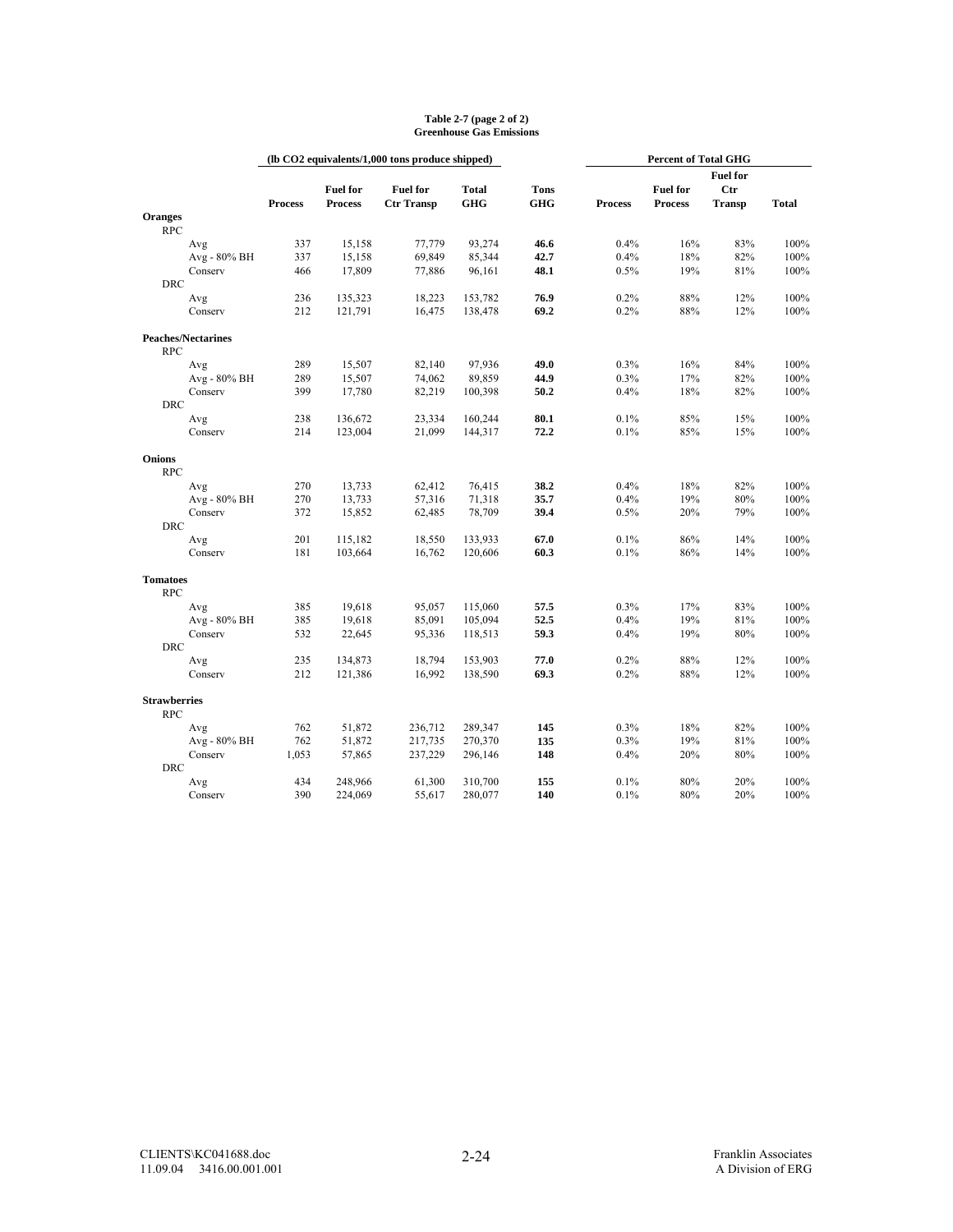**Table 2-7 (page 2 of 2)**
**Greenhouse Gas Emissions**

| | | (lb CO2 equivalents/1,000 tons produce shipped) | | | | | Percent of Total GHG | | | |
|---|---|---|---|---|---|---|---|---|---|---|
| | | **Process** | **Fuel for Process** | **Fuel for Ctr Transp** | **Total GHG** | **Tons GHG** | **Process** | **Fuel for Process** | **Fuel for Ctr Transp** | **Total** |
| **Oranges** | | | | | | | | | | |
| RPC | | | | | | | | | | |
| | Avg | 337 | 15,158 | 77,779 | 93,274 | **46.6** | 0.4% | 16% | 83% | 100% |
| | Avg - 80% BH | 337 | 15,158 | 69,849 | 85,344 | **42.7** | 0.4% | 18% | 82% | 100% |
| | Conserv | 466 | 17,809 | 77,886 | 96,161 | **48.1** | 0.5% | 19% | 81% | 100% |
| DRC | | | | | | | | | | |
| | Avg | 236 | 135,323 | 18,223 | 153,782 | **76.9** | 0.2% | 88% | 12% | 100% |
| | Conserv | 212 | 121,791 | 16,475 | 138,478 | **69.2** | 0.2% | 88% | 12% | 100% |
| **Peaches/Nectarines** | | | | | | | | | | |
| RPC | | | | | | | | | | |
| | Avg | 289 | 15,507 | 82,140 | 97,936 | **49.0** | 0.3% | 16% | 84% | 100% |
| | Avg - 80% BH | 289 | 15,507 | 74,062 | 89,859 | **44.9** | 0.3% | 17% | 82% | 100% |
| | Conserv | 399 | 17,780 | 82,219 | 100,398 | **50.2** | 0.4% | 18% | 82% | 100% |
| DRC | | | | | | | | | | |
| | Avg | 238 | 136,672 | 23,334 | 160,244 | **80.1** | 0.1% | 85% | 15% | 100% |
| | Conserv | 214 | 123,004 | 21,099 | 144,317 | **72.2** | 0.1% | 85% | 15% | 100% |
| **Onions** | | | | | | | | | | |
| RPC | | | | | | | | | | |
| | Avg | 270 | 13,733 | 62,412 | 76,415 | **38.2** | 0.4% | 18% | 82% | 100% |
| | Avg - 80% BH | 270 | 13,733 | 57,316 | 71,318 | **35.7** | 0.4% | 19% | 80% | 100% |
| | Conserv | 372 | 15,852 | 62,485 | 78,709 | **39.4** | 0.5% | 20% | 79% | 100% |
| DRC | | | | | | | | | | |
| | Avg | 201 | 115,182 | 18,550 | 133,933 | **67.0** | 0.1% | 86% | 14% | 100% |
| | Conserv | 181 | 103,664 | 16,762 | 120,606 | **60.3** | 0.1% | 86% | 14% | 100% |
| **Tomatoes** | | | | | | | | | | |
| RPC | | | | | | | | | | |
| | Avg | 385 | 19,618 | 95,057 | 115,060 | **57.5** | 0.3% | 17% | 83% | 100% |
| | Avg - 80% BH | 385 | 19,618 | 85,091 | 105,094 | **52.5** | 0.4% | 19% | 81% | 100% |
| | Conserv | 532 | 22,645 | 95,336 | 118,513 | **59.3** | 0.4% | 19% | 80% | 100% |
| DRC | | | | | | | | | | |
| | Avg | 235 | 134,873 | 18,794 | 153,903 | **77.0** | 0.2% | 88% | 12% | 100% |
| | Conserv | 212 | 121,386 | 16,992 | 138,590 | **69.3** | 0.2% | 88% | 12% | 100% |
| **Strawberries** | | | | | | | | | | |
| RPC | | | | | | | | | | |
| | Avg | 762 | 51,872 | 236,712 | 289,347 | **145** | 0.3% | 18% | 82% | 100% |
| | Avg - 80% BH | 762 | 51,872 | 217,735 | 270,370 | **135** | 0.3% | 19% | 81% | 100% |
| | Conserv | 1,053 | 57,865 | 237,229 | 296,146 | **148** | 0.4% | 20% | 80% | 100% |
| DRC | | | | | | | | | | |
| | Avg | 434 | 248,966 | 61,300 | 310,700 | **155** | 0.1% | 80% | 20% | 100% |
| | Conserv | 390 | 224,069 | 55,617 | 280,077 | **140** | 0.1% | 80% | 20% | 100% |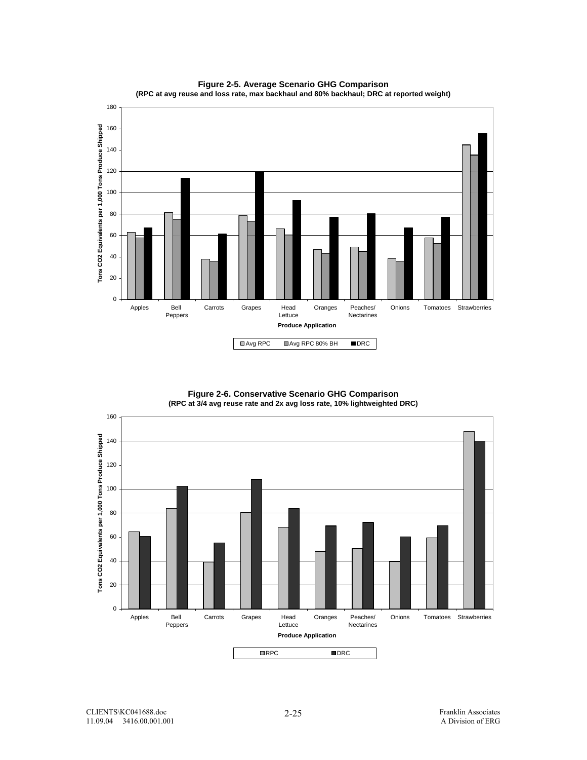**Figure 2-5. Average Scenario GHG Comparison**
**(RPC at avg reuse and loss rate, max backhaul and 80% backhaul; DRC at reported weight)**

**Figure 2-6. Conservative Scenario GHG Comparison**
**(RPC at 3/4 avg reuse rate and 2x avg loss rate, 10% lightweighted DRC)**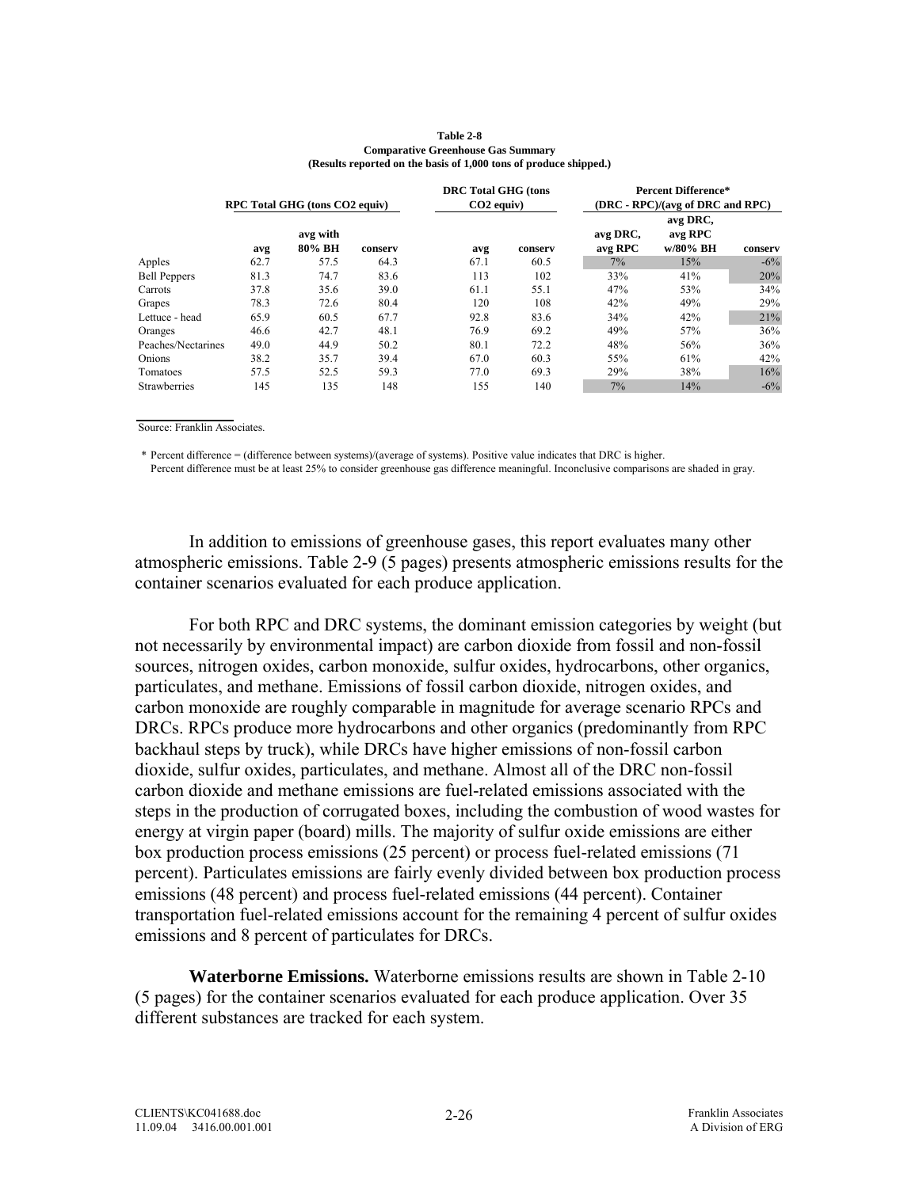**Table 2-8**
**Comparative Greenhouse Gas Summary**
**(Results reported on the basis of 1,000 tons of produce shipped.)**

| | RPC Total GHG (tons CO2 equiv) | | | DRC Total GHG (tons CO2 equiv) | | Percent Difference* (DRC - RPC)/(avg of DRC and RPC) | | |
|---|---|---|---|---|---|---|---|---|
| | avg | avg with 80% BH | conserv | avg | conserv | avg DRC, avg RPC | avg DRC, avg RPC w/80% BH | conserv |
| Apples | 62.7 | 57.5 | 64.3 | 67.1 | 60.5 | 7% | 15% | -6% |
| Bell Peppers | 81.3 | 74.7 | 83.6 | 113 | 102 | 33% | 41% | 20% |
| Carrots | 37.8 | 35.6 | 39.0 | 61.1 | 55.1 | 47% | 53% | 34% |
| Grapes | 78.3 | 72.6 | 80.4 | 120 | 108 | 42% | 49% | 29% |
| Lettuce - head | 65.9 | 60.5 | 67.7 | 92.8 | 83.6 | 34% | 42% | 21% |
| Oranges | 46.6 | 42.7 | 48.1 | 76.9 | 69.2 | 49% | 57% | 36% |
| Peaches/Nectarines | 49.0 | 44.9 | 50.2 | 80.1 | 72.2 | 48% | 56% | 36% |
| Onions | 38.2 | 35.7 | 39.4 | 67.0 | 60.3 | 55% | 61% | 42% |
| Tomatoes | 57.5 | 52.5 | 59.3 | 77.0 | 69.3 | 29% | 38% | 16% |
| Strawberries | 145 | 135 | 148 | 155 | 140 | 7% | 14% | -6% |

Source: Franklin Associates.

\* Percent difference = (difference between systems)/(average of systems). Positive value indicates that DRC is higher.
Percent difference must be at least 25% to consider greenhouse gas difference meaningful. Inconclusive comparisons are shaded in gray.

In addition to emissions of greenhouse gases, this report evaluates many other atmospheric emissions. Table 2-9 (5 pages) presents atmospheric emissions results for the container scenarios evaluated for each produce application.

For both RPC and DRC systems, the dominant emission categories by weight (but not necessarily by environmental impact) are carbon dioxide from fossil and non-fossil sources, nitrogen oxides, carbon monoxide, sulfur oxides, hydrocarbons, other organics, particulates, and methane. Emissions of fossil carbon dioxide, nitrogen oxides, and carbon monoxide are roughly comparable in magnitude for average scenario RPCs and DRCs. RPCs produce more hydrocarbons and other organics (predominantly from RPC backhaul steps by truck), while DRCs have higher emissions of non-fossil carbon dioxide, sulfur oxides, particulates, and methane. Almost all of the DRC non-fossil carbon dioxide and methane emissions are fuel-related emissions associated with the steps in the production of corrugated boxes, including the combustion of wood wastes for energy at virgin paper (board) mills. The majority of sulfur oxide emissions are either box production process emissions (25 percent) or process fuel-related emissions (71 percent). Particulates emissions are fairly evenly divided between box production process emissions (48 percent) and process fuel-related emissions (44 percent). Container transportation fuel-related emissions account for the remaining 4 percent of sulfur oxides emissions and 8 percent of particulates for DRCs.

**Waterborne Emissions.** Waterborne emissions results are shown in Table 2-10 (5 pages) for the container scenarios evaluated for each produce application. Over 35 different substances are tracked for each system.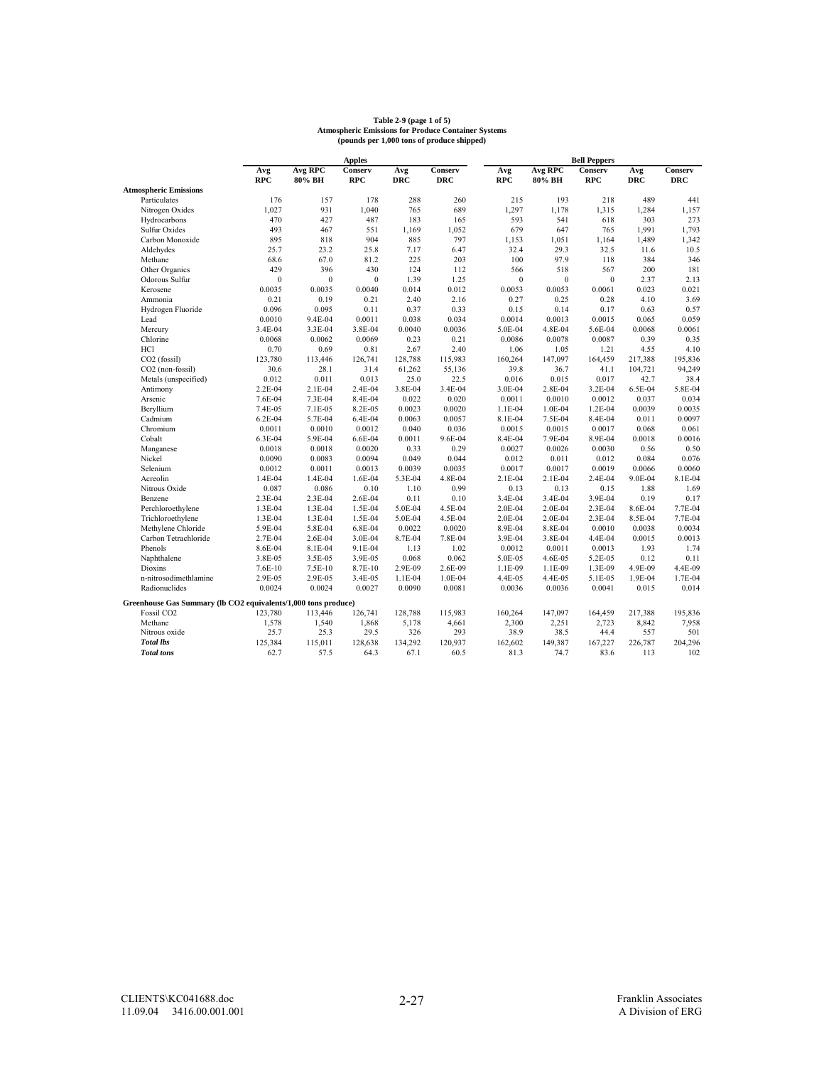**Table 2-9 (page 1 of 5)**
**Atmospheric Emissions for Produce Container Systems**
**(pounds per 1,000 tons of produce shipped)**

| | Apples | | | | | Bell Peppers | | | | |
|---|---|---|---|---|---|---|---|---|---|---|
| | Avg RPC | Avg RPC 80% BH | Conserv RPC | Avg DRC | Conserv DRC | Avg RPC | Avg RPC 80% BH | Conserv RPC | Avg DRC | Conserv DRC |
| **Atmospheric Emissions** | | | | | | | | | | |
| Particulates | 176 | 157 | 178 | 288 | 260 | 215 | 193 | 218 | 489 | 441 |
| Nitrogen Oxides | 1,027 | 931 | 1,040 | 765 | 689 | 1,297 | 1,178 | 1,315 | 1,284 | 1,157 |
| Hydrocarbons | 470 | 427 | 487 | 183 | 165 | 593 | 541 | 618 | 303 | 273 |
| Sulfur Oxides | 493 | 467 | 551 | 1,169 | 1,052 | 679 | 647 | 765 | 1,991 | 1,793 |
| Carbon Monoxide | 895 | 818 | 904 | 885 | 797 | 1,153 | 1,051 | 1,164 | 1,489 | 1,342 |
| Aldehydes | 25.7 | 23.2 | 25.8 | 7.17 | 6.47 | 32.4 | 29.3 | 32.5 | 11.6 | 10.5 |
| Methane | 68.6 | 67.0 | 81.2 | 225 | 203 | 100 | 97.9 | 118 | 384 | 346 |
| Other Organics | 429 | 396 | 430 | 124 | 112 | 566 | 518 | 567 | 200 | 181 |
| Odorous Sulfur | 0 | 0 | 0 | 1.39 | 1.25 | 0 | 0 | 0 | 2.37 | 2.13 |
| Kerosene | 0.0035 | 0.0035 | 0.0040 | 0.014 | 0.012 | 0.0053 | 0.0053 | 0.0061 | 0.023 | 0.021 |
| Ammonia | 0.21 | 0.19 | 0.21 | 2.40 | 2.16 | 0.27 | 0.25 | 0.28 | 4.10 | 3.69 |
| Hydrogen Fluoride | 0.096 | 0.095 | 0.11 | 0.37 | 0.33 | 0.15 | 0.14 | 0.17 | 0.63 | 0.57 |
| Lead | 0.0010 | 9.4E-04 | 0.0011 | 0.038 | 0.034 | 0.0014 | 0.0013 | 0.0015 | 0.065 | 0.059 |
| Mercury | 3.4E-04 | 3.3E-04 | 3.8E-04 | 0.0040 | 0.0036 | 5.0E-04 | 4.8E-04 | 5.6E-04 | 0.0068 | 0.0061 |
| Chlorine | 0.0068 | 0.0062 | 0.0069 | 0.23 | 0.21 | 0.0086 | 0.0078 | 0.0087 | 0.39 | 0.35 |
| HCl | 0.70 | 0.69 | 0.81 | 2.67 | 2.40 | 1.06 | 1.05 | 1.21 | 4.55 | 4.10 |
| $CO_2$ (fossil) | 123,780 | 113,446 | 126,741 | 128,788 | 115,983 | 160,264 | 147,097 | 164,459 | 217,388 | 195,836 |
| $CO_2$ (non-fossil) | 30.6 | 28.1 | 31.4 | 61,262 | 55,136 | 39.8 | 36.7 | 41.1 | 104,721 | 94,249 |
| Metals (unspecified) | 0.012 | 0.011 | 0.013 | 25.0 | 22.5 | 0.016 | 0.015 | 0.017 | 42.7 | 38.4 |
| Antimony | 2.2E-04 | 2.1E-04 | 2.4E-04 | 3.8E-04 | 3.4E-04 | 3.0E-04 | 2.8E-04 | 3.2E-04 | 6.5E-04 | 5.8E-04 |
| Arsenic | 7.6E-04 | 7.3E-04 | 8.4E-04 | 0.022 | 0.020 | 0.0011 | 0.0010 | 0.0012 | 0.037 | 0.034 |
| Beryllium | 7.4E-05 | 7.1E-05 | 8.2E-05 | 0.0023 | 0.0020 | 1.1E-04 | 1.0E-04 | 1.2E-04 | 0.0039 | 0.0035 |
| Cadmium | 6.2E-04 | 5.7E-04 | 6.4E-04 | 0.0063 | 0.0057 | 8.1E-04 | 7.5E-04 | 8.4E-04 | 0.011 | 0.0097 |
| Chromium | 0.0011 | 0.0010 | 0.0012 | 0.040 | 0.036 | 0.0015 | 0.0015 | 0.0017 | 0.068 | 0.061 |
| Cobalt | 6.3E-04 | 5.9E-04 | 6.6E-04 | 0.0011 | 9.6E-04 | 8.4E-04 | 7.9E-04 | 8.9E-04 | 0.0018 | 0.0016 |
| Manganese | 0.0018 | 0.0018 | 0.0020 | 0.33 | 0.29 | 0.0027 | 0.0026 | 0.0030 | 0.56 | 0.50 |
| Nickel | 0.0090 | 0.0083 | 0.0094 | 0.049 | 0.044 | 0.012 | 0.011 | 0.012 | 0.084 | 0.076 |
| Selenium | 0.0012 | 0.0011 | 0.0013 | 0.0039 | 0.0035 | 0.0017 | 0.0017 | 0.0019 | 0.0066 | 0.0060 |
| Acreolin | 1.4E-04 | 1.4E-04 | 1.6E-04 | 5.3E-04 | 4.8E-04 | 2.1E-04 | 2.1E-04 | 2.4E-04 | 9.0E-04 | 8.1E-04 |
| Nitrous Oxide | 0.087 | 0.086 | 0.10 | 1.10 | 0.99 | 0.13 | 0.13 | 0.15 | 1.88 | 1.69 |
| Benzene | 2.3E-04 | 2.3E-04 | 2.6E-04 | 0.11 | 0.10 | 3.4E-04 | 3.4E-04 | 3.9E-04 | 0.19 | 0.17 |
| Perchloroethylene | 1.3E-04 | 1.3E-04 | 1.5E-04 | 5.0E-04 | 4.5E-04 | 2.0E-04 | 2.0E-04 | 2.3E-04 | 8.6E-04 | 7.7E-04 |
| Trichloroethylene | 1.3E-04 | 1.3E-04 | 1.5E-04 | 5.0E-04 | 4.5E-04 | 2.0E-04 | 2.0E-04 | 2.3E-04 | 8.5E-04 | 7.7E-04 |
| Methylene Chloride | 5.9E-04 | 5.8E-04 | 6.8E-04 | 0.0022 | 0.0020 | 8.9E-04 | 8.8E-04 | 0.0010 | 0.0038 | 0.0034 |
| Carbon Tetrachloride | 2.7E-04 | 2.6E-04 | 3.0E-04 | 8.7E-04 | 7.8E-04 | 3.9E-04 | 3.8E-04 | 4.4E-04 | 0.0015 | 0.0013 |
| Phenols | 8.6E-04 | 8.1E-04 | 9.1E-04 | 1.13 | 1.02 | 0.0012 | 0.0011 | 0.0013 | 1.93 | 1.74 |
| Naphthalene | 3.8E-05 | 3.5E-05 | 3.9E-05 | 0.068 | 0.062 | 5.0E-05 | 4.6E-05 | 5.2E-05 | 0.12 | 0.11 |
| Dioxins | 7.6E-10 | 7.5E-10 | 8.7E-10 | 2.9E-09 | 2.6E-09 | 1.1E-09 | 1.1E-09 | 1.3E-09 | 4.9E-09 | 4.4E-09 |
| n-nitrosodimethlamine | 2.9E-05 | 2.9E-05 | 3.4E-05 | 1.1E-04 | 1.0E-04 | 4.4E-05 | 4.4E-05 | 5.1E-05 | 1.9E-04 | 1.7E-04 |
| Radionuclides | 0.0024 | 0.0024 | 0.0027 | 0.0090 | 0.0081 | 0.0036 | 0.0036 | 0.0041 | 0.015 | 0.014 |
| **Greenhouse Gas Summary (lb $CO_2$ equivalents/1,000 tons produce)** | | | | | | | | | | |
| Fossil $CO_2$ | 123,780 | 113,446 | 126,741 | 128,788 | 115,983 | 160,264 | 147,097 | 164,459 | 217,388 | 195,836 |
| Methane | 1,578 | 1,540 | 1,868 | 5,178 | 4,661 | 2,300 | 2,251 | 2,723 | 8,842 | 7,958 |
| Nitrous oxide | 25.7 | 25.3 | 29.5 | 326 | 293 | 38.9 | 38.5 | 44.4 | 557 | 501 |
| ***Total lbs*** | 125,384 | 115,011 | 128,638 | 134,292 | 120,937 | 162,602 | 149,387 | 167,227 | 226,787 | 204,296 |
| ***Total tons*** | 62.7 | 57.5 | 64.3 | 67.1 | 60.5 | 81.3 | 74.7 | 83.6 | 113 | 102 |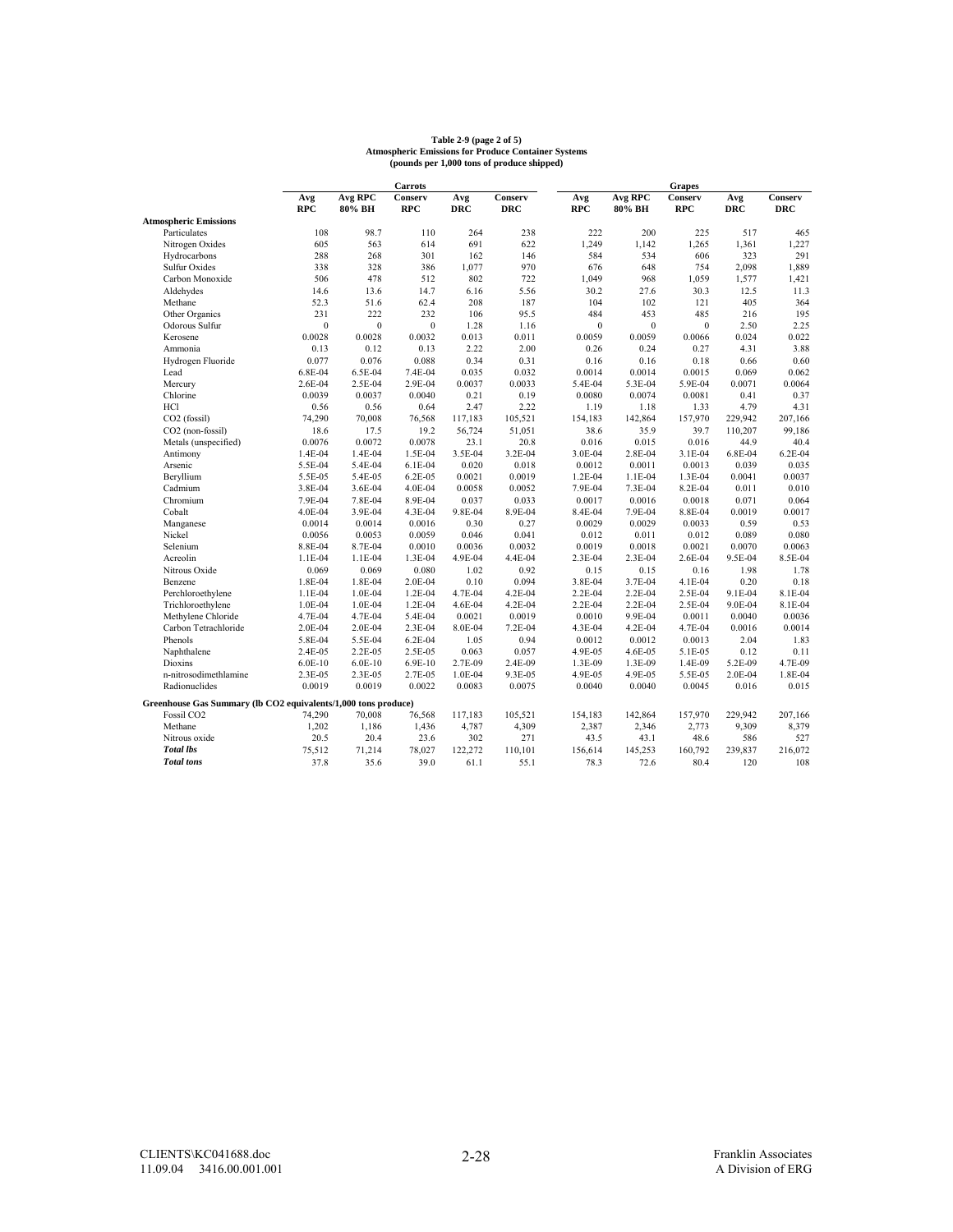**Table 2-9 (page 2 of 5)**
**Atmospheric Emissions for Produce Container Systems**
**(pounds per 1,000 tons of produce shipped)**

| | Carrots | | | | | Grapes | | | | |
|---|---|---|---|---|---|---|---|---|---|---|
| | Avg RPC | Avg RPC 80% BH | Conserv RPC | Avg DRC | Conserv DRC | Avg RPC | Avg RPC 80% BH | Conserv RPC | Avg DRC | Conserv DRC |
| **Atmospheric Emissions** | | | | | | | | | | |
| Particulates | 108 | 98.7 | 110 | 264 | 238 | 222 | 200 | 225 | 517 | 465 |
| Nitrogen Oxides | 605 | 563 | 614 | 691 | 622 | 1,249 | 1,142 | 1,265 | 1,361 | 1,227 |
| Hydrocarbons | 288 | 268 | 301 | 162 | 146 | 584 | 534 | 606 | 323 | 291 |
| Sulfur Oxides | 338 | 328 | 386 | 1,077 | 970 | 676 | 648 | 754 | 2,098 | 1,889 |
| Carbon Monoxide | 506 | 478 | 512 | 802 | 722 | 1,049 | 968 | 1,059 | 1,577 | 1,421 |
| Aldehydes | 14.6 | 13.6 | 14.7 | 6.16 | 5.56 | 30.2 | 27.6 | 30.3 | 12.5 | 11.3 |
| Methane | 52.3 | 51.6 | 62.4 | 208 | 187 | 104 | 102 | 121 | 405 | 364 |
| Other Organics | 231 | 222 | 232 | 106 | 95.5 | 484 | 453 | 485 | 216 | 195 |
| Odorous Sulfur | 0 | 0 | 0 | 1.28 | 1.16 | 0 | 0 | 0 | 2.50 | 2.25 |
| Kerosene | 0.0028 | 0.0028 | 0.0032 | 0.013 | 0.011 | 0.0059 | 0.0059 | 0.0066 | 0.024 | 0.022 |
| Ammonia | 0.13 | 0.12 | 0.13 | 2.22 | 2.00 | 0.26 | 0.24 | 0.27 | 4.31 | 3.88 |
| Hydrogen Fluoride | 0.077 | 0.076 | 0.088 | 0.34 | 0.31 | 0.16 | 0.16 | 0.18 | 0.66 | 0.60 |
| Lead | 6.8E-04 | 6.5E-04 | 7.4E-04 | 0.035 | 0.032 | 0.0014 | 0.0014 | 0.0015 | 0.069 | 0.062 |
| Mercury | 2.6E-04 | 2.5E-04 | 2.9E-04 | 0.0037 | 0.0033 | 5.4E-04 | 5.3E-04 | 5.9E-04 | 0.0071 | 0.0064 |
| Chlorine | 0.0039 | 0.0037 | 0.0040 | 0.21 | 0.19 | 0.0080 | 0.0074 | 0.0081 | 0.41 | 0.37 |
| HCl | 0.56 | 0.56 | 0.64 | 2.47 | 2.22 | 1.19 | 1.18 | 1.33 | 4.79 | 4.31 |
| $CO_2$ (fossil) | 74,290 | 70,008 | 76,568 | 117,183 | 105,521 | 154,183 | 142,864 | 157,970 | 229,942 | 207,166 |
| $CO_2$ (non-fossil) | 18.6 | 17.5 | 19.2 | 56,724 | 51,051 | 38.6 | 35.9 | 39.7 | 110,207 | 99,186 |
| Metals (unspecified) | 0.0076 | 0.0072 | 0.0078 | 23.1 | 20.8 | 0.016 | 0.015 | 0.016 | 44.9 | 40.4 |
| Antimony | 1.4E-04 | 1.4E-04 | 1.5E-04 | 3.5E-04 | 3.2E-04 | 3.0E-04 | 2.8E-04 | 3.1E-04 | 6.8E-04 | 6.2E-04 |
| Arsenic | 5.5E-04 | 5.4E-04 | 6.1E-04 | 0.020 | 0.018 | 0.0012 | 0.0011 | 0.0013 | 0.039 | 0.035 |
| Beryllium | 5.5E-05 | 5.4E-05 | 6.2E-05 | 0.0021 | 0.0019 | 1.2E-04 | 1.1E-04 | 1.3E-04 | 0.0041 | 0.0037 |
| Cadmium | 3.8E-04 | 3.6E-04 | 4.0E-04 | 0.0058 | 0.0052 | 7.9E-04 | 7.3E-04 | 8.2E-04 | 0.011 | 0.010 |
| Chromium | 7.9E-04 | 7.8E-04 | 8.9E-04 | 0.037 | 0.033 | 0.0017 | 0.0016 | 0.0018 | 0.071 | 0.064 |
| Cobalt | 4.0E-04 | 3.9E-04 | 4.3E-04 | 9.8E-04 | 8.9E-04 | 8.4E-04 | 7.9E-04 | 8.8E-04 | 0.0019 | 0.0017 |
| Manganese | 0.0014 | 0.0014 | 0.0016 | 0.30 | 0.27 | 0.0029 | 0.0029 | 0.0033 | 0.59 | 0.53 |
| Nickel | 0.0056 | 0.0053 | 0.0059 | 0.046 | 0.041 | 0.012 | 0.011 | 0.012 | 0.089 | 0.080 |
| Selenium | 8.8E-04 | 8.7E-04 | 0.0010 | 0.0036 | 0.0032 | 0.0019 | 0.0018 | 0.0021 | 0.0070 | 0.0063 |
| Acreolin | 1.1E-04 | 1.1E-04 | 1.3E-04 | 4.9E-04 | 4.4E-04 | 2.3E-04 | 2.3E-04 | 2.6E-04 | 9.5E-04 | 8.5E-04 |
| Nitrous Oxide | 0.069 | 0.069 | 0.080 | 1.02 | 0.92 | 0.15 | 0.15 | 0.16 | 1.98 | 1.78 |
| Benzene | 1.8E-04 | 1.8E-04 | 2.0E-04 | 0.10 | 0.094 | 3.8E-04 | 3.7E-04 | 4.1E-04 | 0.20 | 0.18 |
| Perchloroethylene | 1.1E-04 | 1.0E-04 | 1.2E-04 | 4.7E-04 | 4.2E-04 | 2.2E-04 | 2.2E-04 | 2.5E-04 | 9.1E-04 | 8.1E-04 |
| Trichloroethylene | 1.0E-04 | 1.0E-04 | 1.2E-04 | 4.6E-04 | 4.2E-04 | 2.2E-04 | 2.2E-04 | 2.5E-04 | 9.0E-04 | 8.1E-04 |
| Methylene Chloride | 4.7E-04 | 4.7E-04 | 5.4E-04 | 0.0021 | 0.0019 | 0.0010 | 9.9E-04 | 0.0011 | 0.0040 | 0.0036 |
| Carbon Tetrachloride | 2.0E-04 | 2.0E-04 | 2.3E-04 | 8.0E-04 | 7.2E-04 | 4.3E-04 | 4.2E-04 | 4.7E-04 | 0.0016 | 0.0014 |
| Phenols | 5.8E-04 | 5.5E-04 | 6.2E-04 | 1.05 | 0.94 | 0.0012 | 0.0012 | 0.0013 | 2.04 | 1.83 |
| Naphthalene | 2.4E-05 | 2.2E-05 | 2.5E-05 | 0.063 | 0.057 | 4.9E-05 | 4.6E-05 | 5.1E-05 | 0.12 | 0.11 |
| Dioxins | 6.0E-10 | 6.0E-10 | 6.9E-10 | 2.7E-09 | 2.4E-09 | 1.3E-09 | 1.3E-09 | 1.4E-09 | 5.2E-09 | 4.7E-09 |
| n-nitrosodimethlamine | 2.3E-05 | 2.3E-05 | 2.7E-05 | 1.0E-04 | 9.3E-05 | 4.9E-05 | 4.9E-05 | 5.5E-05 | 2.0E-04 | 1.8E-04 |
| Radionuclides | 0.0019 | 0.0019 | 0.0022 | 0.0083 | 0.0075 | 0.0040 | 0.0040 | 0.0045 | 0.016 | 0.015 |
| **Greenhouse Gas Summary (lb $CO_2$ equivalents/1,000 tons produce)** | | | | | | | | | | |
| Fossil $CO_2$ | 74,290 | 70,008 | 76,568 | 117,183 | 105,521 | 154,183 | 142,864 | 157,970 | 229,942 | 207,166 |
| Methane | 1,202 | 1,186 | 1,436 | 4,787 | 4,309 | 2,387 | 2,346 | 2,773 | 9,309 | 8,379 |
| Nitrous oxide | 20.5 | 20.4 | 23.6 | 302 | 271 | 43.5 | 43.1 | 48.6 | 586 | 527 |
| ***Total lbs*** | 75,512 | 71,214 | 78,027 | 122,272 | 110,101 | 156,614 | 145,253 | 160,792 | 239,837 | 216,072 |
| ***Total tons*** | 37.8 | 35.6 | 39.0 | 61.1 | 55.1 | 78.3 | 72.6 | 80.4 | 120 | 108 |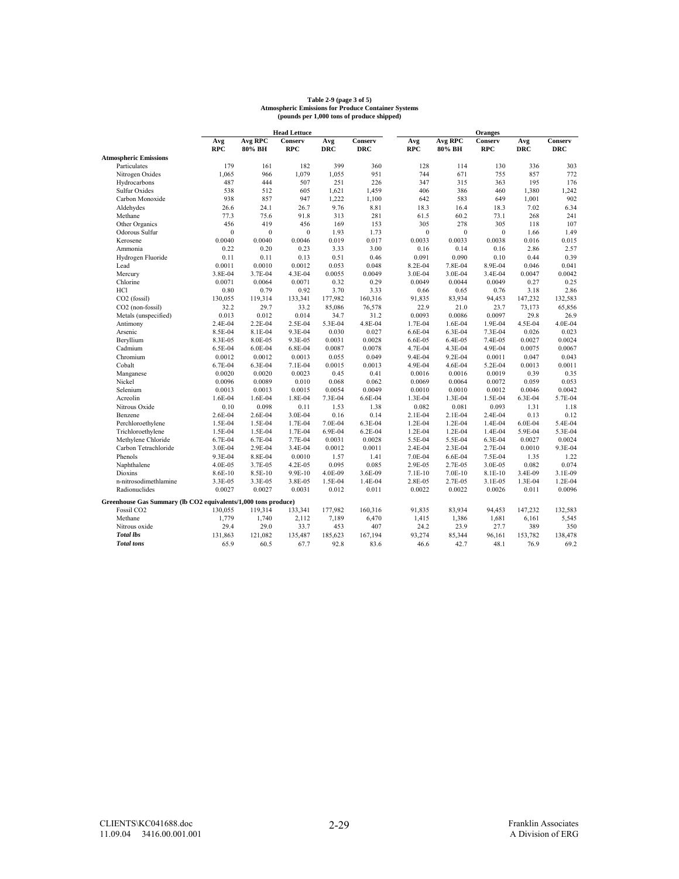**Table 2-9 (page 3 of 5)**
**Atmospheric Emissions for Produce Container Systems**
**(pounds per 1,000 tons of produce shipped)**

| | Head Lettuce | | | | | Oranges | | | | |
|---|---|---|---|---|---|---|---|---|---|---|
| | Avg RPC | Avg RPC 80% BH | Conserv RPC | Avg DRC | Conserv DRC | Avg RPC | Avg RPC 80% BH | Conserv RPC | Avg DRC | Conserv DRC |
| **Atmospheric Emissions** | | | | | | | | | | |
| Particulates | 179 | 161 | 182 | 399 | 360 | 128 | 114 | 130 | 336 | 303 |
| Nitrogen Oxides | 1,065 | 966 | 1,079 | 1,055 | 951 | 744 | 671 | 755 | 857 | 772 |
| Hydrocarbons | 487 | 444 | 507 | 251 | 226 | 347 | 315 | 363 | 195 | 176 |
| Sulfur Oxides | 538 | 512 | 605 | 1,621 | 1,459 | 406 | 386 | 460 | 1,380 | 1,242 |
| Carbon Monoxide | 938 | 857 | 947 | 1,222 | 1,100 | 642 | 583 | 649 | 1,001 | 902 |
| Aldehydes | 26.6 | 24.1 | 26.7 | 9.76 | 8.81 | 18.3 | 16.4 | 18.3 | 7.02 | 6.34 |
| Methane | 77.3 | 75.6 | 91.8 | 313 | 281 | 61.5 | 60.2 | 73.1 | 268 | 241 |
| Other Organics | 456 | 419 | 456 | 169 | 153 | 305 | 278 | 305 | 118 | 107 |
| Odorous Sulfur | 0 | 0 | 0 | 1.93 | 1.73 | 0 | 0 | 0 | 1.66 | 1.49 |
| Kerosene | 0.0040 | 0.0040 | 0.0046 | 0.019 | 0.017 | 0.0033 | 0.0033 | 0.0038 | 0.016 | 0.015 |
| Ammonia | 0.22 | 0.20 | 0.23 | 3.33 | 3.00 | 0.16 | 0.14 | 0.16 | 2.86 | 2.57 |
| Hydrogen Fluoride | 0.11 | 0.11 | 0.13 | 0.51 | 0.46 | 0.091 | 0.090 | 0.10 | 0.44 | 0.39 |
| Lead | 0.0011 | 0.0010 | 0.0012 | 0.053 | 0.048 | 8.2E-04 | 7.8E-04 | 8.9E-04 | 0.046 | 0.041 |
| Mercury | 3.8E-04 | 3.7E-04 | 4.3E-04 | 0.0055 | 0.0049 | 3.0E-04 | 3.0E-04 | 3.4E-04 | 0.0047 | 0.0042 |
| Chlorine | 0.0071 | 0.0064 | 0.0071 | 0.32 | 0.29 | 0.0049 | 0.0044 | 0.0049 | 0.27 | 0.25 |
| HCl | 0.80 | 0.79 | 0.92 | 3.70 | 3.33 | 0.66 | 0.65 | 0.76 | 3.18 | 2.86 |
| $CO_2$ (fossil) | 130,055 | 119,314 | 133,341 | 177,982 | 160,316 | 91,835 | 83,934 | 94,453 | 147,232 | 132,583 |
| $CO_2$ (non-fossil) | 32.2 | 29.7 | 33.2 | 85,086 | 76,578 | 22.9 | 21.0 | 23.7 | 73,173 | 65,856 |
| Metals (unspecified) | 0.013 | 0.012 | 0.014 | 34.7 | 31.2 | 0.0093 | 0.0086 | 0.0097 | 29.8 | 26.9 |
| Antimony | 2.4E-04 | 2.2E-04 | 2.5E-04 | 5.3E-04 | 4.8E-04 | 1.7E-04 | 1.6E-04 | 1.9E-04 | 4.5E-04 | 4.0E-04 |
| Arsenic | 8.5E-04 | 8.1E-04 | 9.3E-04 | 0.030 | 0.027 | 6.6E-04 | 6.3E-04 | 7.3E-04 | 0.026 | 0.023 |
| Beryllium | 8.3E-05 | 8.0E-05 | 9.3E-05 | 0.0031 | 0.0028 | 6.6E-05 | 6.4E-05 | 7.4E-05 | 0.0027 | 0.0024 |
| Cadmium | 6.5E-04 | 6.0E-04 | 6.8E-04 | 0.0087 | 0.0078 | 4.7E-04 | 4.3E-04 | 4.9E-04 | 0.0075 | 0.0067 |
| Chromium | 0.0012 | 0.0012 | 0.0013 | 0.055 | 0.049 | 9.4E-04 | 9.2E-04 | 0.0011 | 0.047 | 0.043 |
| Cobalt | 6.7E-04 | 6.3E-04 | 7.1E-04 | 0.0015 | 0.0013 | 4.9E-04 | 4.6E-04 | 5.2E-04 | 0.0013 | 0.0011 |
| Manganese | 0.0020 | 0.0020 | 0.0023 | 0.45 | 0.41 | 0.0016 | 0.0016 | 0.0019 | 0.39 | 0.35 |
| Nickel | 0.0096 | 0.0089 | 0.010 | 0.068 | 0.062 | 0.0069 | 0.0064 | 0.0072 | 0.059 | 0.053 |
| Selenium | 0.0013 | 0.0013 | 0.0015 | 0.0054 | 0.0049 | 0.0010 | 0.0010 | 0.0012 | 0.0046 | 0.0042 |
| Acreolin | 1.6E-04 | 1.6E-04 | 1.8E-04 | 7.3E-04 | 6.6E-04 | 1.3E-04 | 1.3E-04 | 1.5E-04 | 6.3E-04 | 5.7E-04 |
| Nitrous Oxide | 0.10 | 0.098 | 0.11 | 1.53 | 1.38 | 0.082 | 0.081 | 0.093 | 1.31 | 1.18 |
| Benzene | 2.6E-04 | 2.6E-04 | 3.0E-04 | 0.16 | 0.14 | 2.1E-04 | 2.1E-04 | 2.4E-04 | 0.13 | 0.12 |
| Perchloroethylene | 1.5E-04 | 1.5E-04 | 1.7E-04 | 7.0E-04 | 6.3E-04 | 1.2E-04 | 1.2E-04 | 1.4E-04 | 6.0E-04 | 5.4E-04 |
| Trichloroethylene | 1.5E-04 | 1.5E-04 | 1.7E-04 | 6.9E-04 | 6.2E-04 | 1.2E-04 | 1.2E-04 | 1.4E-04 | 5.9E-04 | 5.3E-04 |
| Methylene Chloride | 6.7E-04 | 6.7E-04 | 7.7E-04 | 0.0031 | 0.0028 | 5.5E-04 | 5.5E-04 | 6.3E-04 | 0.0027 | 0.0024 |
| Carbon Tetrachloride | 3.0E-04 | 2.9E-04 | 3.4E-04 | 0.0012 | 0.0011 | 2.4E-04 | 2.3E-04 | 2.7E-04 | 0.0010 | 9.3E-04 |
| Phenols | 9.3E-04 | 8.8E-04 | 0.0010 | 1.57 | 1.41 | 7.0E-04 | 6.6E-04 | 7.5E-04 | 1.35 | 1.22 |
| Naphthalene | 4.0E-05 | 3.7E-05 | 4.2E-05 | 0.095 | 0.085 | 2.9E-05 | 2.7E-05 | 3.0E-05 | 0.082 | 0.074 |
| Dioxins | 8.6E-10 | 8.5E-10 | 9.9E-10 | 4.0E-09 | 3.6E-09 | 7.1E-10 | 7.0E-10 | 8.1E-10 | 3.4E-09 | 3.1E-09 |
| n-nitrosodimethlamine | 3.3E-05 | 3.3E-05 | 3.8E-05 | 1.5E-04 | 1.4E-04 | 2.8E-05 | 2.7E-05 | 3.1E-05 | 1.3E-04 | 1.2E-04 |
| Radionuclides | 0.0027 | 0.0027 | 0.0031 | 0.012 | 0.011 | 0.0022 | 0.0022 | 0.0026 | 0.011 | 0.0096 |
| **Greenhouse Gas Summary (lb $CO_2$ equivalents/1,000 tons produce)** | | | | | | | | | | |
| Fossil $CO_2$ | 130,055 | 119,314 | 133,341 | 177,982 | 160,316 | 91,835 | 83,934 | 94,453 | 147,232 | 132,583 |
| Methane | 1,779 | 1,740 | 2,112 | 7,189 | 6,470 | 1,415 | 1,386 | 1,681 | 6,161 | 5,545 |
| Nitrous oxide | 29.4 | 29.0 | 33.7 | 453 | 407 | 24.2 | 23.9 | 27.7 | 389 | 350 |
| ***Total lbs*** | 131,863 | 121,082 | 135,487 | 185,623 | 167,194 | 93,274 | 85,344 | 96,161 | 153,782 | 138,478 |
| ***Total tons*** | 65.9 | 60.5 | 67.7 | 92.8 | 83.6 | 46.6 | 42.7 | 48.1 | 76.9 | 69.2 |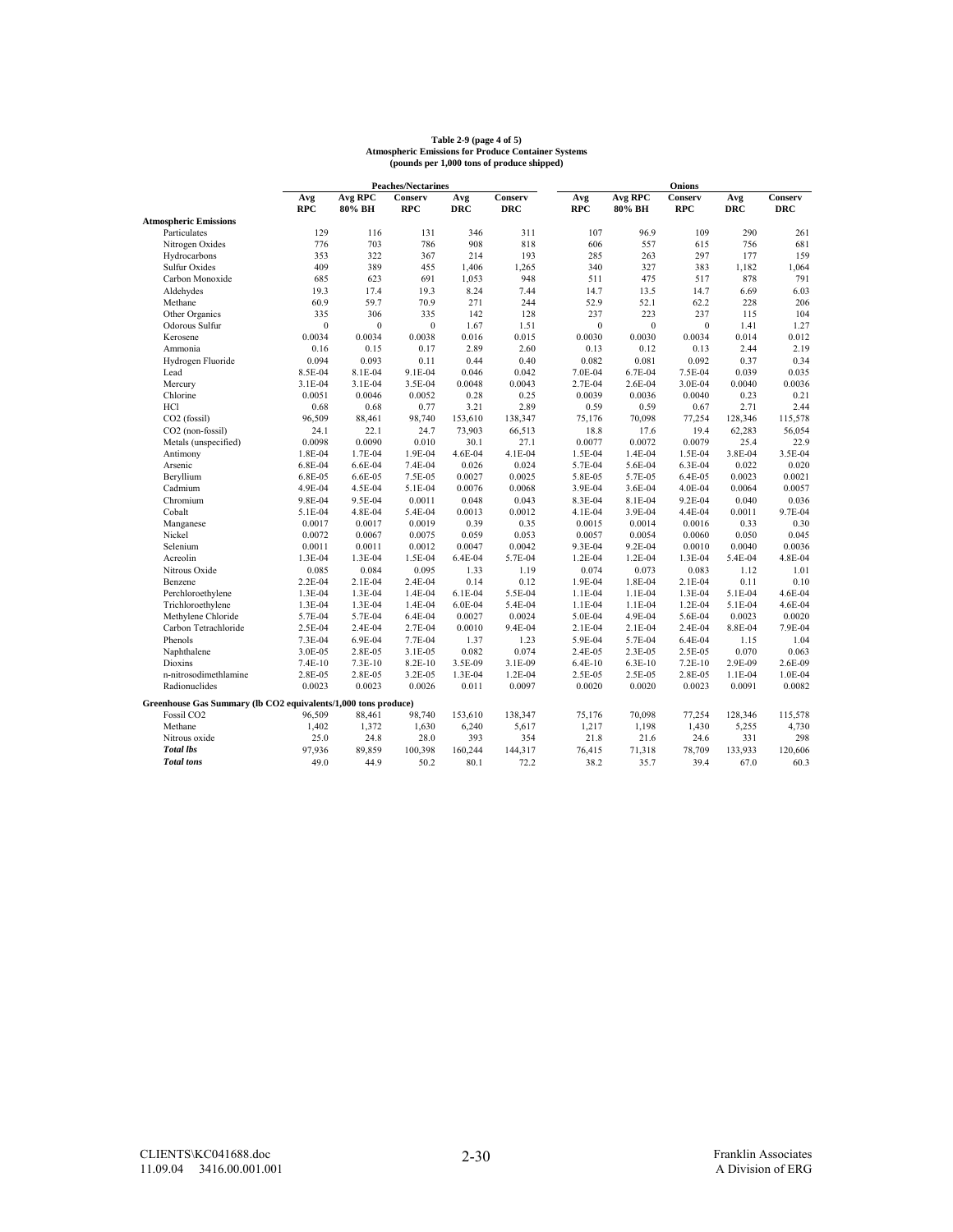**Table 2-9 (page 4 of 5)**
**Atmospheric Emissions for Produce Container Systems**
**(pounds per 1,000 tons of produce shipped)**

| | Peaches/Nectarines | | | | | Onions | | | | |
|---|---|---|---|---|---|---|---|---|---|---|
| | Avg RPC | Avg RPC 80% BH | Conserv RPC | Avg DRC | Conserv DRC | Avg RPC | Avg RPC 80% BH | Conserv RPC | Avg DRC | Conserv DRC |
| **Atmospheric Emissions** | | | | | | | | | | |
| Particulates | 129 | 116 | 131 | 346 | 311 | 107 | 96.9 | 109 | 290 | 261 |
| Nitrogen Oxides | 776 | 703 | 786 | 908 | 818 | 606 | 557 | 615 | 756 | 681 |
| Hydrocarbons | 353 | 322 | 367 | 214 | 193 | 285 | 263 | 297 | 177 | 159 |
| Sulfur Oxides | 409 | 389 | 455 | 1,406 | 1,265 | 340 | 327 | 383 | 1,182 | 1,064 |
| Carbon Monoxide | 685 | 623 | 691 | 1,053 | 948 | 511 | 475 | 517 | 878 | 791 |
| Aldehydes | 19.3 | 17.4 | 19.3 | 8.24 | 7.44 | 14.7 | 13.5 | 14.7 | 6.69 | 6.03 |
| Methane | 60.9 | 59.7 | 70.9 | 271 | 244 | 52.9 | 52.1 | 62.2 | 228 | 206 |
| Other Organics | 335 | 306 | 335 | 142 | 128 | 237 | 223 | 237 | 115 | 104 |
| Odorous Sulfur | 0 | 0 | 0 | 1.67 | 1.51 | 0 | 0 | 0 | 1.41 | 1.27 |
| Kerosene | 0.0034 | 0.0034 | 0.0038 | 0.016 | 0.015 | 0.0030 | 0.0030 | 0.0034 | 0.014 | 0.012 |
| Ammonia | 0.16 | 0.15 | 0.17 | 2.89 | 2.60 | 0.13 | 0.12 | 0.13 | 2.44 | 2.19 |
| Hydrogen Fluoride | 0.094 | 0.093 | 0.11 | 0.44 | 0.40 | 0.082 | 0.081 | 0.092 | 0.37 | 0.34 |
| Lead | 8.5E-04 | 8.1E-04 | 9.1E-04 | 0.046 | 0.042 | 7.0E-04 | 6.7E-04 | 7.5E-04 | 0.039 | 0.035 |
| Mercury | 3.1E-04 | 3.1E-04 | 3.5E-04 | 0.0048 | 0.0043 | 2.7E-04 | 2.6E-04 | 3.0E-04 | 0.0040 | 0.0036 |
| Chlorine | 0.0051 | 0.0046 | 0.0052 | 0.28 | 0.25 | 0.0039 | 0.0036 | 0.0040 | 0.23 | 0.21 |
| HCl | 0.68 | 0.68 | 0.77 | 3.21 | 2.89 | 0.59 | 0.59 | 0.67 | 2.71 | 2.44 |
| $CO_2$ (fossil) | 96,509 | 88,461 | 98,740 | 153,610 | 138,347 | 75,176 | 70,098 | 77,254 | 128,346 | 115,578 |
| $CO_2$ (non-fossil) | 24.1 | 22.1 | 24.7 | 73,903 | 66,513 | 18.8 | 17.6 | 19.4 | 62,283 | 56,054 |
| Metals (unspecified) | 0.0098 | 0.0090 | 0.010 | 30.1 | 27.1 | 0.0077 | 0.0072 | 0.0079 | 25.4 | 22.9 |
| Antimony | 1.8E-04 | 1.7E-04 | 1.9E-04 | 4.6E-04 | 4.1E-04 | 1.5E-04 | 1.4E-04 | 1.5E-04 | 3.8E-04 | 3.5E-04 |
| Arsenic | 6.8E-04 | 6.6E-04 | 7.4E-04 | 0.026 | 0.024 | 5.7E-04 | 5.6E-04 | 6.3E-04 | 0.022 | 0.020 |
| Beryllium | 6.8E-05 | 6.6E-05 | 7.5E-05 | 0.0027 | 0.0025 | 5.8E-05 | 5.7E-05 | 6.4E-05 | 0.0023 | 0.0021 |
| Cadmium | 4.9E-04 | 4.5E-04 | 5.1E-04 | 0.0076 | 0.0068 | 3.9E-04 | 3.6E-04 | 4.0E-04 | 0.0064 | 0.0057 |
| Chromium | 9.8E-04 | 9.5E-04 | 0.0011 | 0.048 | 0.043 | 8.3E-04 | 8.1E-04 | 9.2E-04 | 0.040 | 0.036 |
| Cobalt | 5.1E-04 | 4.8E-04 | 5.4E-04 | 0.0013 | 0.0012 | 4.1E-04 | 3.9E-04 | 4.4E-04 | 0.0011 | 9.7E-04 |
| Manganese | 0.0017 | 0.0017 | 0.0019 | 0.39 | 0.35 | 0.0015 | 0.0014 | 0.0016 | 0.33 | 0.30 |
| Nickel | 0.0072 | 0.0067 | 0.0075 | 0.059 | 0.053 | 0.0057 | 0.0054 | 0.0060 | 0.050 | 0.045 |
| Selenium | 0.0011 | 0.0011 | 0.0012 | 0.0047 | 0.0042 | 9.3E-04 | 9.2E-04 | 0.0010 | 0.0040 | 0.0036 |
| Acreolin | 1.3E-04 | 1.3E-04 | 1.5E-04 | 6.4E-04 | 5.7E-04 | 1.2E-04 | 1.2E-04 | 1.3E-04 | 5.4E-04 | 4.8E-04 |
| Nitrous Oxide | 0.085 | 0.084 | 0.095 | 1.33 | 1.19 | 0.074 | 0.073 | 0.083 | 1.12 | 1.01 |
| Benzene | 2.2E-04 | 2.1E-04 | 2.4E-04 | 0.14 | 0.12 | 1.9E-04 | 1.8E-04 | 2.1E-04 | 0.11 | 0.10 |
| Perchloroethylene | 1.3E-04 | 1.3E-04 | 1.4E-04 | 6.1E-04 | 5.5E-04 | 1.1E-04 | 1.1E-04 | 1.3E-04 | 5.1E-04 | 4.6E-04 |
| Trichloroethylene | 1.3E-04 | 1.3E-04 | 1.4E-04 | 6.0E-04 | 5.4E-04 | 1.1E-04 | 1.1E-04 | 1.2E-04 | 5.1E-04 | 4.6E-04 |
| Methylene Chloride | 5.7E-04 | 5.7E-04 | 6.4E-04 | 0.0027 | 0.0024 | 5.0E-04 | 4.9E-04 | 5.6E-04 | 0.0023 | 0.0020 |
| Carbon Tetrachloride | 2.5E-04 | 2.4E-04 | 2.7E-04 | 0.0010 | 9.4E-04 | 2.1E-04 | 2.1E-04 | 2.4E-04 | 8.8E-04 | 7.9E-04 |
| Phenols | 7.3E-04 | 6.9E-04 | 7.7E-04 | 1.37 | 1.23 | 5.9E-04 | 5.7E-04 | 6.4E-04 | 1.15 | 1.04 |
| Naphthalene | 3.0E-05 | 2.8E-05 | 3.1E-05 | 0.082 | 0.074 | 2.4E-05 | 2.3E-05 | 2.5E-05 | 0.070 | 0.063 |
| Dioxins | 7.4E-10 | 7.3E-10 | 8.2E-10 | 3.5E-09 | 3.1E-09 | 6.4E-10 | 6.3E-10 | 7.2E-10 | 2.9E-09 | 2.6E-09 |
| n-nitrosodimethlamine | 2.8E-05 | 2.8E-05 | 3.2E-05 | 1.3E-04 | 1.2E-04 | 2.5E-05 | 2.5E-05 | 2.8E-05 | 1.1E-04 | 1.0E-04 |
| Radionuclides | 0.0023 | 0.0023 | 0.0026 | 0.011 | 0.0097 | 0.0020 | 0.0020 | 0.0023 | 0.0091 | 0.0082 |
| **Greenhouse Gas Summary (lb $CO_2$ equivalents/1,000 tons produce)** | | | | | | | | | | |
| Fossil $CO_2$ | 96,509 | 88,461 | 98,740 | 153,610 | 138,347 | 75,176 | 70,098 | 77,254 | 128,346 | 115,578 |
| Methane | 1,402 | 1,372 | 1,630 | 6,240 | 5,617 | 1,217 | 1,198 | 1,430 | 5,255 | 4,730 |
| Nitrous oxide | 25.0 | 24.8 | 28.0 | 393 | 354 | 21.8 | 21.6 | 24.6 | 331 | 298 |
| ***Total lbs*** | 97,936 | 89,859 | 100,398 | 160,244 | 144,317 | 76,415 | 71,318 | 78,709 | 133,933 | 120,606 |
| ***Total tons*** | 49.0 | 44.9 | 50.2 | 80.1 | 72.2 | 38.2 | 35.7 | 39.4 | 67.0 | 60.3 |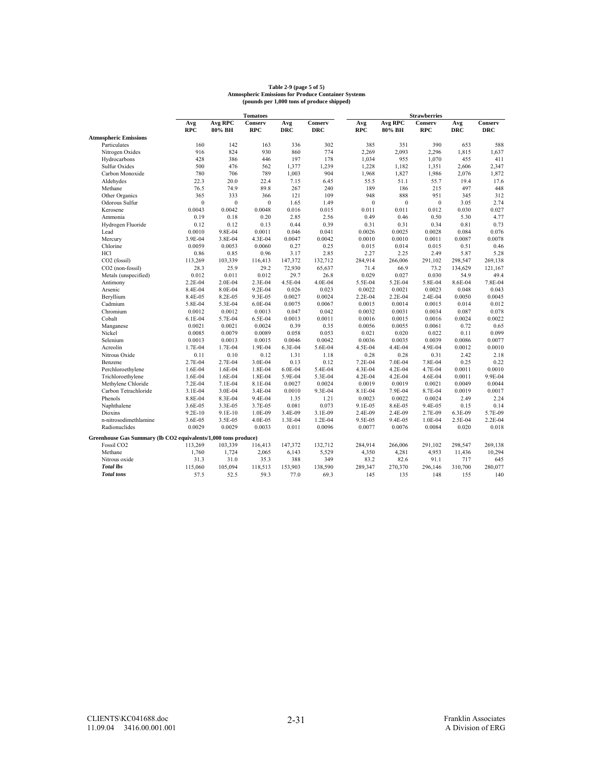**Table 2-9 (page 5 of 5)**
**Atmospheric Emissions for Produce Container Systems**
**(pounds per 1,000 tons of produce shipped)**

| | Tomatoes | | | | | Strawberries | | | | |
|---|---|---|---|---|---|---|---|---|---|---|
| | Avg RPC | Avg RPC 80% BH | Conserv RPC | Avg DRC | Conserv DRC | Avg RPC | Avg RPC 80% BH | Conserv RPC | Avg DRC | Conserv DRC |
| **Atmospheric Emissions** | | | | | | | | | | |
| Particulates | 160 | 142 | 163 | 336 | 302 | 385 | 351 | 390 | 653 | 588 |
| Nitrogen Oxides | 916 | 824 | 930 | 860 | 774 | 2,269 | 2,093 | 2,296 | 1,815 | 1,637 |
| Hydrocarbons | 428 | 386 | 446 | 197 | 178 | 1,034 | 955 | 1,070 | 455 | 411 |
| Sulfur Oxides | 500 | 476 | 562 | 1,377 | 1,239 | 1,228 | 1,182 | 1,351 | 2,606 | 2,347 |
| Carbon Monoxide | 780 | 706 | 789 | 1,003 | 904 | 1,968 | 1,827 | 1,986 | 2,076 | 1,872 |
| Aldehydes | 22.3 | 20.0 | 22.4 | 7.15 | 6.45 | 55.5 | 51.1 | 55.7 | 19.4 | 17.6 |
| Methane | 76.5 | 74.9 | 89.8 | 267 | 240 | 189 | 186 | 215 | 497 | 448 |
| Other Organics | 365 | 333 | 366 | 121 | 109 | 948 | 888 | 951 | 345 | 312 |
| Odorous Sulfur | 0 | 0 | 0 | 1.65 | 1.49 | 0 | 0 | 0 | 3.05 | 2.74 |
| Kerosene | 0.0043 | 0.0042 | 0.0048 | 0.016 | 0.015 | 0.011 | 0.011 | 0.012 | 0.030 | 0.027 |
| Ammonia | 0.19 | 0.18 | 0.20 | 2.85 | 2.56 | 0.49 | 0.46 | 0.50 | 5.30 | 4.77 |
| Hydrogen Fluoride | 0.12 | 0.12 | 0.13 | 0.44 | 0.39 | 0.31 | 0.31 | 0.34 | 0.81 | 0.73 |
| Lead | 0.0010 | 9.8E-04 | 0.0011 | 0.046 | 0.041 | 0.0026 | 0.0025 | 0.0028 | 0.084 | 0.076 |
| Mercury | 3.9E-04 | 3.8E-04 | 4.3E-04 | 0.0047 | 0.0042 | 0.0010 | 0.0010 | 0.0011 | 0.0087 | 0.0078 |
| Chlorine | 0.0059 | 0.0053 | 0.0060 | 0.27 | 0.25 | 0.015 | 0.014 | 0.015 | 0.51 | 0.46 |
| HCl | 0.86 | 0.85 | 0.96 | 3.17 | 2.85 | 2.27 | 2.25 | 2.49 | 5.87 | 5.28 |
| $CO_2$ (fossil) | 113,269 | 103,339 | 116,413 | 147,372 | 132,712 | 284,914 | 266,006 | 291,102 | 298,547 | 269,138 |
| $CO_2$ (non-fossil) | 28.3 | 25.9 | 29.2 | 72,930 | 65,637 | 71.4 | 66.9 | 73.2 | 134,629 | 121,167 |
| Metals (unspecified) | 0.012 | 0.011 | 0.012 | 29.7 | 26.8 | 0.029 | 0.027 | 0.030 | 54.9 | 49.4 |
| Antimony | 2.2E-04 | 2.0E-04 | 2.3E-04 | 4.5E-04 | 4.0E-04 | 5.5E-04 | 5.2E-04 | 5.8E-04 | 8.6E-04 | 7.8E-04 |
| Arsenic | 8.4E-04 | 8.0E-04 | 9.2E-04 | 0.026 | 0.023 | 0.0022 | 0.0021 | 0.0023 | 0.048 | 0.043 |
| Beryllium | 8.4E-05 | 8.2E-05 | 9.3E-05 | 0.0027 | 0.0024 | 2.2E-04 | 2.2E-04 | 2.4E-04 | 0.0050 | 0.0045 |
| Cadmium | 5.8E-04 | 5.3E-04 | 6.0E-04 | 0.0075 | 0.0067 | 0.0015 | 0.0014 | 0.0015 | 0.014 | 0.012 |
| Chromium | 0.0012 | 0.0012 | 0.0013 | 0.047 | 0.042 | 0.0032 | 0.0031 | 0.0034 | 0.087 | 0.078 |
| Cobalt | 6.1E-04 | 5.7E-04 | 6.5E-04 | 0.0013 | 0.0011 | 0.0016 | 0.0015 | 0.0016 | 0.0024 | 0.0022 |
| Manganese | 0.0021 | 0.0021 | 0.0024 | 0.39 | 0.35 | 0.0056 | 0.0055 | 0.0061 | 0.72 | 0.65 |
| Nickel | 0.0085 | 0.0079 | 0.0089 | 0.058 | 0.053 | 0.021 | 0.020 | 0.022 | 0.11 | 0.099 |
| Selenium | 0.0013 | 0.0013 | 0.0015 | 0.0046 | 0.0042 | 0.0036 | 0.0035 | 0.0039 | 0.0086 | 0.0077 |
| Acreolin | 1.7E-04 | 1.7E-04 | 1.9E-04 | 6.3E-04 | 5.6E-04 | 4.5E-04 | 4.4E-04 | 4.9E-04 | 0.0012 | 0.0010 |
| Nitrous Oxide | 0.11 | 0.10 | 0.12 | 1.31 | 1.18 | 0.28 | 0.28 | 0.31 | 2.42 | 2.18 |
| Benzene | 2.7E-04 | 2.7E-04 | 3.0E-04 | 0.13 | 0.12 | 7.2E-04 | 7.0E-04 | 7.8E-04 | 0.25 | 0.22 |
| Perchloroethylene | 1.6E-04 | 1.6E-04 | 1.8E-04 | 6.0E-04 | 5.4E-04 | 4.3E-04 | 4.2E-04 | 4.7E-04 | 0.0011 | 0.0010 |
| Trichloroethylene | 1.6E-04 | 1.6E-04 | 1.8E-04 | 5.9E-04 | 5.3E-04 | 4.2E-04 | 4.2E-04 | 4.6E-04 | 0.0011 | 9.9E-04 |
| Methylene Chloride | 7.2E-04 | 7.1E-04 | 8.1E-04 | 0.0027 | 0.0024 | 0.0019 | 0.0019 | 0.0021 | 0.0049 | 0.0044 |
| Carbon Tetrachloride | 3.1E-04 | 3.0E-04 | 3.4E-04 | 0.0010 | 9.3E-04 | 8.1E-04 | 7.9E-04 | 8.7E-04 | 0.0019 | 0.0017 |
| Phenols | 8.8E-04 | 8.3E-04 | 9.4E-04 | 1.35 | 1.21 | 0.0023 | 0.0022 | 0.0024 | 2.49 | 2.24 |
| Naphthalene | 3.6E-05 | 3.3E-05 | 3.7E-05 | 0.081 | 0.073 | 9.1E-05 | 8.6E-05 | 9.4E-05 | 0.15 | 0.14 |
| Dioxins | 9.2E-10 | 9.1E-10 | 1.0E-09 | 3.4E-09 | 3.1E-09 | 2.4E-09 | 2.4E-09 | 2.7E-09 | 6.3E-09 | 5.7E-09 |
| n-nitrosodimethlamine | 3.6E-05 | 3.5E-05 | 4.0E-05 | 1.3E-04 | 1.2E-04 | 9.5E-05 | 9.4E-05 | 1.0E-04 | 2.5E-04 | 2.2E-04 |
| Radionuclides | 0.0029 | 0.0029 | 0.0033 | 0.011 | 0.0096 | 0.0077 | 0.0076 | 0.0084 | 0.020 | 0.018 |
| **Greenhouse Gas Summary (lb CO2 equivalents/1,000 tons produce)** | | | | | | | | | | |
| Fossil $CO_2$ | 113,269 | 103,339 | 116,413 | 147,372 | 132,712 | 284,914 | 266,006 | 291,102 | 298,547 | 269,138 |
| Methane | 1,760 | 1,724 | 2,065 | 6,143 | 5,529 | 4,350 | 4,281 | 4,953 | 11,436 | 10,294 |
| Nitrous oxide | 31.3 | 31.0 | 35.3 | 388 | 349 | 83.2 | 82.6 | 91.1 | 717 | 645 |
| ***Total lbs*** | 115,060 | 105,094 | 118,513 | 153,903 | 138,590 | 289,347 | 270,370 | 296,146 | 310,700 | 280,077 |
| ***Total tons*** | 57.5 | 52.5 | 59.3 | 77.0 | 69.3 | 145 | 135 | 148 | 155 | 140 |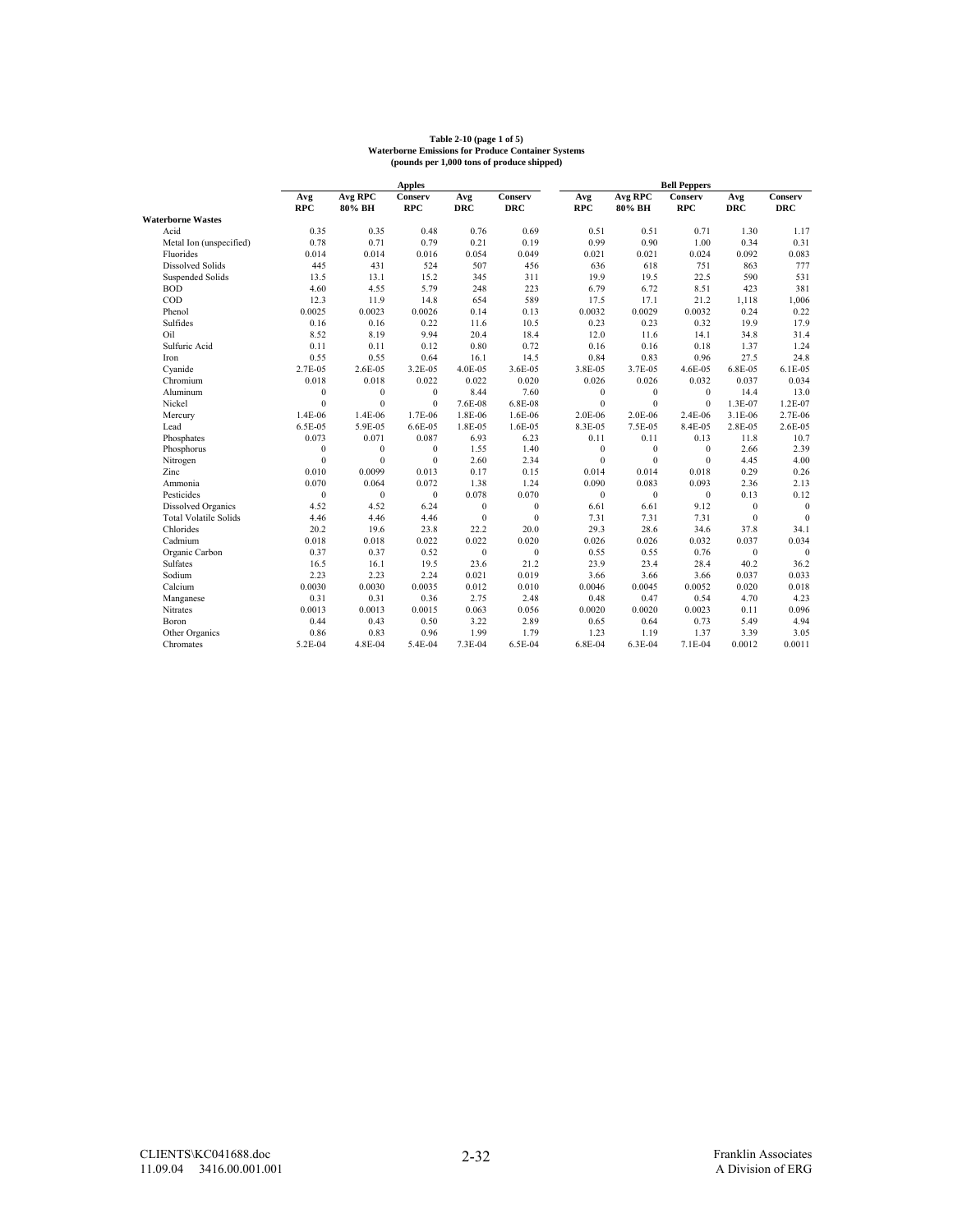**Table 2-10 (page 1 of 5)**
**Waterborne Emissions for Produce Container Systems**
**(pounds per 1,000 tons of produce shipped)**

| | Apples | | | | | Bell Peppers | | | | |
|---|---|---|---|---|---|---|---|---|---|---|
| | Avg RPC | Avg RPC 80% BH | Conserv RPC | Avg DRC | Conserv DRC | Avg RPC | Avg RPC 80% BH | Conserv RPC | Avg DRC | Conserv DRC |
| **Waterborne Wastes** | | | | | | | | | | |
| Acid | 0.35 | 0.35 | 0.48 | 0.76 | 0.69 | 0.51 | 0.51 | 0.71 | 1.30 | 1.17 |
| Metal Ion (unspecified) | 0.78 | 0.71 | 0.79 | 0.21 | 0.19 | 0.99 | 0.90 | 1.00 | 0.34 | 0.31 |
| Fluorides | 0.014 | 0.014 | 0.016 | 0.054 | 0.049 | 0.021 | 0.021 | 0.024 | 0.092 | 0.083 |
| Dissolved Solids | 445 | 431 | 524 | 507 | 456 | 636 | 618 | 751 | 863 | 777 |
| Suspended Solids | 13.5 | 13.1 | 15.2 | 345 | 311 | 19.9 | 19.5 | 22.5 | 590 | 531 |
| BOD | 4.60 | 4.55 | 5.79 | 248 | 223 | 6.79 | 6.72 | 8.51 | 423 | 381 |
| COD | 12.3 | 11.9 | 14.8 | 654 | 589 | 17.5 | 17.1 | 21.2 | 1,118 | 1,006 |
| Phenol | 0.0025 | 0.0023 | 0.0026 | 0.14 | 0.13 | 0.0032 | 0.0029 | 0.0032 | 0.24 | 0.22 |
| Sulfides | 0.16 | 0.16 | 0.22 | 11.6 | 10.5 | 0.23 | 0.23 | 0.32 | 19.9 | 17.9 |
| Oil | 8.52 | 8.19 | 9.94 | 20.4 | 18.4 | 12.0 | 11.6 | 14.1 | 34.8 | 31.4 |
| Sulfuric Acid | 0.11 | 0.11 | 0.12 | 0.80 | 0.72 | 0.16 | 0.16 | 0.18 | 1.37 | 1.24 |
| Iron | 0.55 | 0.55 | 0.64 | 16.1 | 14.5 | 0.84 | 0.83 | 0.96 | 27.5 | 24.8 |
| Cyanide | 2.7E-05 | 2.6E-05 | 3.2E-05 | 4.0E-05 | 3.6E-05 | 3.8E-05 | 3.7E-05 | 4.6E-05 | 6.8E-05 | 6.1E-05 |
| Chromium | 0.018 | 0.018 | 0.022 | 0.022 | 0.020 | 0.026 | 0.026 | 0.032 | 0.037 | 0.034 |
| Aluminum | 0 | 0 | 0 | 8.44 | 7.60 | 0 | 0 | 0 | 14.4 | 13.0 |
| Nickel | 0 | 0 | 0 | 7.6E-08 | 6.8E-08 | 0 | 0 | 0 | 1.3E-07 | 1.2E-07 |
| Mercury | 1.4E-06 | 1.4E-06 | 1.7E-06 | 1.8E-06 | 1.6E-06 | 2.0E-06 | 2.0E-06 | 2.4E-06 | 3.1E-06 | 2.7E-06 |
| Lead | 6.5E-05 | 5.9E-05 | 6.6E-05 | 1.8E-05 | 1.6E-05 | 8.3E-05 | 7.5E-05 | 8.4E-05 | 2.8E-05 | 2.6E-05 |
| Phosphates | 0.073 | 0.071 | 0.087 | 6.93 | 6.23 | 0.11 | 0.11 | 0.13 | 11.8 | 10.7 |
| Phosphorus | 0 | 0 | 0 | 1.55 | 1.40 | 0 | 0 | 0 | 2.66 | 2.39 |
| Nitrogen | 0 | 0 | 0 | 2.60 | 2.34 | 0 | 0 | 0 | 4.45 | 4.00 |
| Zinc | 0.010 | 0.0099 | 0.013 | 0.17 | 0.15 | 0.014 | 0.014 | 0.018 | 0.29 | 0.26 |
| Ammonia | 0.070 | 0.064 | 0.072 | 1.38 | 1.24 | 0.090 | 0.083 | 0.093 | 2.36 | 2.13 |
| Pesticides | 0 | 0 | 0 | 0.078 | 0.070 | 0 | 0 | 0 | 0.13 | 0.12 |
| Dissolved Organics | 4.52 | 4.52 | 6.24 | 0 | 0 | 6.61 | 6.61 | 9.12 | 0 | 0 |
| Total Volatile Solids | 4.46 | 4.46 | 4.46 | 0 | 0 | 7.31 | 7.31 | 7.31 | 0 | 0 |
| Chlorides | 20.2 | 19.6 | 23.8 | 22.2 | 20.0 | 29.3 | 28.6 | 34.6 | 37.8 | 34.1 |
| Cadmium | 0.018 | 0.018 | 0.022 | 0.022 | 0.020 | 0.026 | 0.026 | 0.032 | 0.037 | 0.034 |
| Organic Carbon | 0.37 | 0.37 | 0.52 | 0 | 0 | 0.55 | 0.55 | 0.76 | 0 | 0 |
| Sulfates | 16.5 | 16.1 | 19.5 | 23.6 | 21.2 | 23.9 | 23.4 | 28.4 | 40.2 | 36.2 |
| Sodium | 2.23 | 2.23 | 2.24 | 0.021 | 0.019 | 3.66 | 3.66 | 3.66 | 0.037 | 0.033 |
| Calcium | 0.0030 | 0.0030 | 0.0035 | 0.012 | 0.010 | 0.0046 | 0.0045 | 0.0052 | 0.020 | 0.018 |
| Manganese | 0.31 | 0.31 | 0.36 | 2.75 | 2.48 | 0.48 | 0.47 | 0.54 | 4.70 | 4.23 |
| Nitrates | 0.0013 | 0.0013 | 0.0015 | 0.063 | 0.056 | 0.0020 | 0.0020 | 0.0023 | 0.11 | 0.096 |
| Boron | 0.44 | 0.43 | 0.50 | 3.22 | 2.89 | 0.65 | 0.64 | 0.73 | 5.49 | 4.94 |
| Other Organics | 0.86 | 0.83 | 0.96 | 1.99 | 1.79 | 1.23 | 1.19 | 1.37 | 3.39 | 3.05 |
| Chromates | 5.2E-04 | 4.8E-04 | 5.4E-04 | 7.3E-04 | 6.5E-04 | 6.8E-04 | 6.3E-04 | 7.1E-04 | 0.0012 | 0.0011 |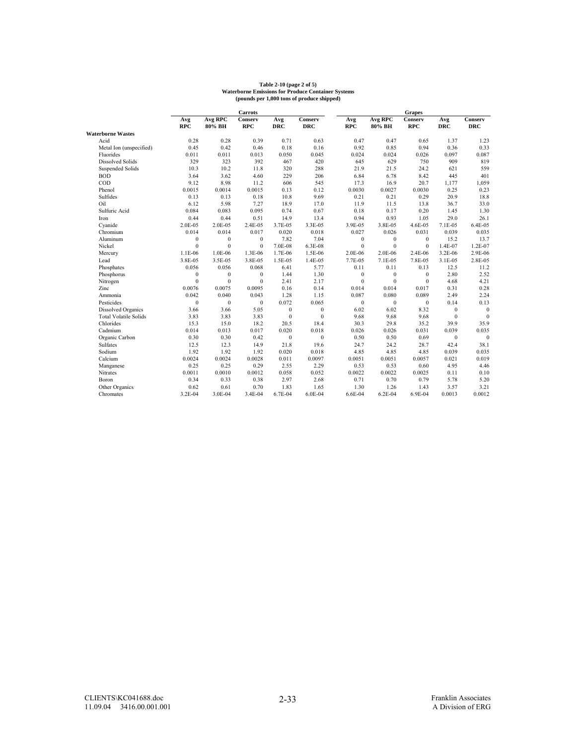**Table 2-10 (page 2 of 5)**
**Waterborne Emissions for Produce Container Systems**
**(pounds per 1,000 tons of produce shipped)**

| | Carrots | | | | | Grapes | | | | |
|---|---|---|---|---|---|---|---|---|---|---|
| | Avg RPC | Avg RPC 80% BH | Conserv RPC | Avg DRC | Conserv DRC | Avg RPC | Avg RPC 80% BH | Conserv RPC | Avg DRC | Conserv DRC |
| **Waterborne Wastes** | | | | | | | | | | |
| Acid | 0.28 | 0.28 | 0.39 | 0.71 | 0.63 | 0.47 | 0.47 | 0.65 | 1.37 | 1.23 |
| Metal Ion (unspecified) | 0.45 | 0.42 | 0.46 | 0.18 | 0.16 | 0.92 | 0.85 | 0.94 | 0.36 | 0.33 |
| Fluorides | 0.011 | 0.011 | 0.013 | 0.050 | 0.045 | 0.024 | 0.024 | 0.026 | 0.097 | 0.087 |
| Dissolved Solids | 329 | 323 | 392 | 467 | 420 | 645 | 629 | 750 | 909 | 819 |
| Suspended Solids | 10.3 | 10.2 | 11.8 | 320 | 288 | 21.9 | 21.5 | 24.2 | 621 | 559 |
| BOD | 3.64 | 3.62 | 4.60 | 229 | 206 | 6.84 | 6.78 | 8.42 | 445 | 401 |
| COD | 9.12 | 8.98 | 11.2 | 606 | 545 | 17.3 | 16.9 | 20.7 | 1,177 | 1,059 |
| Phenol | 0.0015 | 0.0014 | 0.0015 | 0.13 | 0.12 | 0.0030 | 0.0027 | 0.0030 | 0.25 | 0.23 |
| Sulfides | 0.13 | 0.13 | 0.18 | 10.8 | 9.69 | 0.21 | 0.21 | 0.29 | 20.9 | 18.8 |
| Oil | 6.12 | 5.98 | 7.27 | 18.9 | 17.0 | 11.9 | 11.5 | 13.8 | 36.7 | 33.0 |
| Sulfuric Acid | 0.084 | 0.083 | 0.095 | 0.74 | 0.67 | 0.18 | 0.17 | 0.20 | 1.45 | 1.30 |
| Iron | 0.44 | 0.44 | 0.51 | 14.9 | 13.4 | 0.94 | 0.93 | 1.05 | 29.0 | 26.1 |
| Cyanide | 2.0E-05 | 2.0E-05 | 2.4E-05 | 3.7E-05 | 3.3E-05 | 3.9E-05 | 3.8E-05 | 4.6E-05 | 7.1E-05 | 6.4E-05 |
| Chromium | 0.014 | 0.014 | 0.017 | 0.020 | 0.018 | 0.027 | 0.026 | 0.031 | 0.039 | 0.035 |
| Aluminum | 0 | 0 | 0 | 7.82 | 7.04 | 0 | 0 | 0 | 15.2 | 13.7 |
| Nickel | 0 | 0 | 0 | 7.0E-08 | 6.3E-08 | 0 | 0 | 0 | 1.4E-07 | 1.2E-07 |
| Mercury | 1.1E-06 | 1.0E-06 | 1.3E-06 | 1.7E-06 | 1.5E-06 | 2.0E-06 | 2.0E-06 | 2.4E-06 | 3.2E-06 | 2.9E-06 |
| Lead | 3.8E-05 | 3.5E-05 | 3.8E-05 | 1.5E-05 | 1.4E-05 | 7.7E-05 | 7.1E-05 | 7.8E-05 | 3.1E-05 | 2.8E-05 |
| Phosphates | 0.056 | 0.056 | 0.068 | 6.41 | 5.77 | 0.11 | 0.11 | 0.13 | 12.5 | 11.2 |
| Phosphorus | 0 | 0 | 0 | 1.44 | 1.30 | 0 | 0 | 0 | 2.80 | 2.52 |
| Nitrogen | 0 | 0 | 0 | 2.41 | 2.17 | 0 | 0 | 0 | 4.68 | 4.21 |
| Zinc | 0.0076 | 0.0075 | 0.0095 | 0.16 | 0.14 | 0.014 | 0.014 | 0.017 | 0.31 | 0.28 |
| Ammonia | 0.042 | 0.040 | 0.043 | 1.28 | 1.15 | 0.087 | 0.080 | 0.089 | 2.49 | 2.24 |
| Pesticides | 0 | 0 | 0 | 0.072 | 0.065 | 0 | 0 | 0 | 0.14 | 0.13 |
| Dissolved Organics | 3.66 | 3.66 | 5.05 | 0 | 0 | 6.02 | 6.02 | 8.32 | 0 | 0 |
| Total Volatile Solids | 3.83 | 3.83 | 3.83 | 0 | 0 | 9.68 | 9.68 | 9.68 | 0 | 0 |
| Chlorides | 15.3 | 15.0 | 18.2 | 20.5 | 18.4 | 30.3 | 29.8 | 35.2 | 39.9 | 35.9 |
| Cadmium | 0.014 | 0.013 | 0.017 | 0.020 | 0.018 | 0.026 | 0.026 | 0.031 | 0.039 | 0.035 |
| Organic Carbon | 0.30 | 0.30 | 0.42 | 0 | 0 | 0.50 | 0.50 | 0.69 | 0 | 0 |
| Sulfates | 12.5 | 12.3 | 14.9 | 21.8 | 19.6 | 24.7 | 24.2 | 28.7 | 42.4 | 38.1 |
| Sodium | 1.92 | 1.92 | 1.92 | 0.020 | 0.018 | 4.85 | 4.85 | 4.85 | 0.039 | 0.035 |
| Calcium | 0.0024 | 0.0024 | 0.0028 | 0.011 | 0.0097 | 0.0051 | 0.0051 | 0.0057 | 0.021 | 0.019 |
| Manganese | 0.25 | 0.25 | 0.29 | 2.55 | 2.29 | 0.53 | 0.53 | 0.60 | 4.95 | 4.46 |
| Nitrates | 0.0011 | 0.0010 | 0.0012 | 0.058 | 0.052 | 0.0022 | 0.0022 | 0.0025 | 0.11 | 0.10 |
| Boron | 0.34 | 0.33 | 0.38 | 2.97 | 2.68 | 0.71 | 0.70 | 0.79 | 5.78 | 5.20 |
| Other Organics | 0.62 | 0.61 | 0.70 | 1.83 | 1.65 | 1.30 | 1.26 | 1.43 | 3.57 | 3.21 |
| Chromates | 3.2E-04 | 3.0E-04 | 3.4E-04 | 6.7E-04 | 6.0E-04 | 6.6E-04 | 6.2E-04 | 6.9E-04 | 0.0013 | 0.0012 |

CLIENTS\KC041688.doc
11.09.04 3416.00.001.001

Franklin Associates
A Division of ERG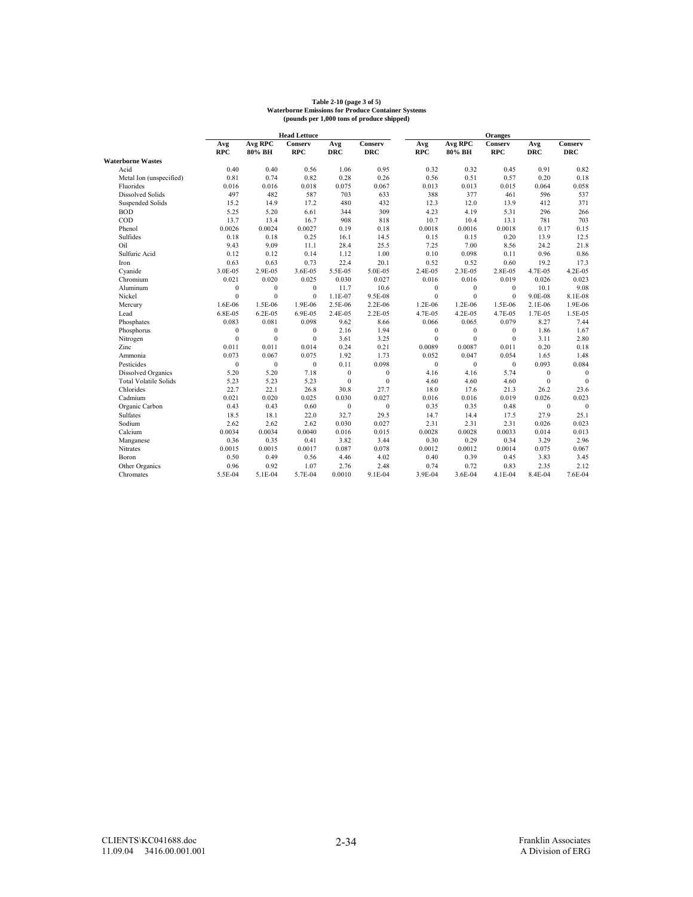**Table 2-10 (page 3 of 5)**
**Waterborne Emissions for Produce Container Systems**
**(pounds per 1,000 tons of produce shipped)**

| | Head Lettuce | | | | | Oranges | | | | |
|---|---|---|---|---|---|---|---|---|---|---|
| | Avg RPC | Avg RPC 80% BH | Conserv RPC | Avg DRC | Conserv DRC | Avg RPC | Avg RPC 80% BH | Conserv RPC | Avg DRC | Conserv DRC |
| **Waterborne Wastes** | | | | | | | | | | |
| Acid | 0.40 | 0.40 | 0.56 | 1.06 | 0.95 | 0.32 | 0.32 | 0.45 | 0.91 | 0.82 |
| Metal Ion (unspecified) | 0.81 | 0.74 | 0.82 | 0.28 | 0.26 | 0.56 | 0.51 | 0.57 | 0.20 | 0.18 |
| Fluorides | 0.016 | 0.016 | 0.018 | 0.075 | 0.067 | 0.013 | 0.013 | 0.015 | 0.064 | 0.058 |
| Dissolved Solids | 497 | 482 | 587 | 703 | 633 | 388 | 377 | 461 | 596 | 537 |
| Suspended Solids | 15.2 | 14.9 | 17.2 | 480 | 432 | 12.3 | 12.0 | 13.9 | 412 | 371 |
| BOD | 5.25 | 5.20 | 6.61 | 344 | 309 | 4.23 | 4.19 | 5.31 | 296 | 266 |
| COD | 13.7 | 13.4 | 16.7 | 908 | 818 | 10.7 | 10.4 | 13.1 | 781 | 703 |
| Phenol | 0.0026 | 0.0024 | 0.0027 | 0.19 | 0.18 | 0.0018 | 0.0016 | 0.0018 | 0.17 | 0.15 |
| Sulfides | 0.18 | 0.18 | 0.25 | 16.1 | 14.5 | 0.15 | 0.15 | 0.20 | 13.9 | 12.5 |
| Oil | 9.43 | 9.09 | 11.1 | 28.4 | 25.5 | 7.25 | 7.00 | 8.56 | 24.2 | 21.8 |
| Sulfuric Acid | 0.12 | 0.12 | 0.14 | 1.12 | 1.00 | 0.10 | 0.098 | 0.11 | 0.96 | 0.86 |
| Iron | 0.63 | 0.63 | 0.73 | 22.4 | 20.1 | 0.52 | 0.52 | 0.60 | 19.2 | 17.3 |
| Cyanide | 3.0E-05 | 2.9E-05 | 3.6E-05 | 5.5E-05 | 5.0E-05 | 2.4E-05 | 2.3E-05 | 2.8E-05 | 4.7E-05 | 4.2E-05 |
| Chromium | 0.021 | 0.020 | 0.025 | 0.030 | 0.027 | 0.016 | 0.016 | 0.019 | 0.026 | 0.023 |
| Aluminum | 0 | 0 | 0 | 11.7 | 10.6 | 0 | 0 | 0 | 10.1 | 9.08 |
| Nickel | 0 | 0 | 0 | 1.1E-07 | 9.5E-08 | 0 | 0 | 0 | 9.0E-08 | 8.1E-08 |
| Mercury | 1.6E-06 | 1.5E-06 | 1.9E-06 | 2.5E-06 | 2.2E-06 | 1.2E-06 | 1.2E-06 | 1.5E-06 | 2.1E-06 | 1.9E-06 |
| Lead | 6.8E-05 | 6.2E-05 | 6.9E-05 | 2.4E-05 | 2.2E-05 | 4.7E-05 | 4.2E-05 | 4.7E-05 | 1.7E-05 | 1.5E-05 |
| Phosphates | 0.083 | 0.081 | 0.098 | 9.62 | 8.66 | 0.066 | 0.065 | 0.079 | 8.27 | 7.44 |
| Phosphorus | 0 | 0 | 0 | 2.16 | 1.94 | 0 | 0 | 0 | 1.86 | 1.67 |
| Nitrogen | 0 | 0 | 0 | 3.61 | 3.25 | 0 | 0 | 0 | 3.11 | 2.80 |
| Zinc | 0.011 | 0.011 | 0.014 | 0.24 | 0.21 | 0.0089 | 0.0087 | 0.011 | 0.20 | 0.18 |
| Ammonia | 0.073 | 0.067 | 0.075 | 1.92 | 1.73 | 0.052 | 0.047 | 0.054 | 1.65 | 1.48 |
| Pesticides | 0 | 0 | 0 | 0.11 | 0.098 | 0 | 0 | 0 | 0.093 | 0.084 |
| Dissolved Organics | 5.20 | 5.20 | 7.18 | 0 | 0 | 4.16 | 4.16 | 5.74 | 0 | 0 |
| Total Volatile Solids | 5.23 | 5.23 | 5.23 | 0 | 0 | 4.60 | 4.60 | 4.60 | 0 | 0 |
| Chlorides | 22.7 | 22.1 | 26.8 | 30.8 | 27.7 | 18.0 | 17.6 | 21.3 | 26.2 | 23.6 |
| Cadmium | 0.021 | 0.020 | 0.025 | 0.030 | 0.027 | 0.016 | 0.016 | 0.019 | 0.026 | 0.023 |
| Organic Carbon | 0.43 | 0.43 | 0.60 | 0 | 0 | 0.35 | 0.35 | 0.48 | 0 | 0 |
| Sulfates | 18.5 | 18.1 | 22.0 | 32.7 | 29.5 | 14.7 | 14.4 | 17.5 | 27.9 | 25.1 |
| Sodium | 2.62 | 2.62 | 2.62 | 0.030 | 0.027 | 2.31 | 2.31 | 2.31 | 0.026 | 0.023 |
| Calcium | 0.0034 | 0.0034 | 0.0040 | 0.016 | 0.015 | 0.0028 | 0.0028 | 0.0033 | 0.014 | 0.013 |
| Manganese | 0.36 | 0.35 | 0.41 | 3.82 | 3.44 | 0.30 | 0.29 | 0.34 | 3.29 | 2.96 |
| Nitrates | 0.0015 | 0.0015 | 0.0017 | 0.087 | 0.078 | 0.0012 | 0.0012 | 0.0014 | 0.075 | 0.067 |
| Boron | 0.50 | 0.49 | 0.56 | 4.46 | 4.02 | 0.40 | 0.39 | 0.45 | 3.83 | 3.45 |
| Other Organics | 0.96 | 0.92 | 1.07 | 2.76 | 2.48 | 0.74 | 0.72 | 0.83 | 2.35 | 2.12 |
| Chromates | 5.5E-04 | 5.1E-04 | 5.7E-04 | 0.0010 | 9.1E-04 | 3.9E-04 | 3.6E-04 | 4.1E-04 | 8.4E-04 | 7.6E-04 |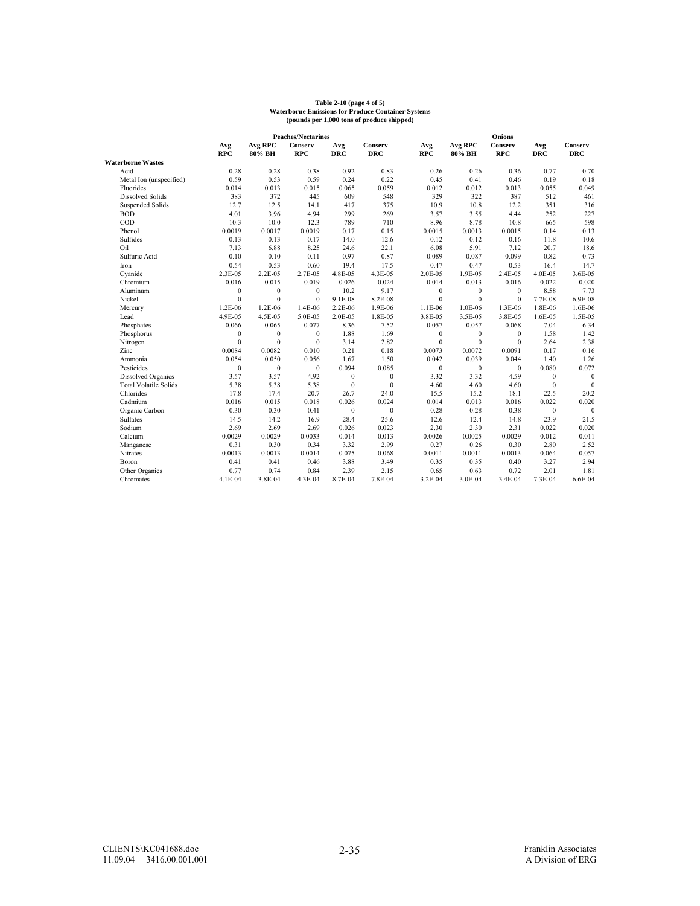**Table 2-10 (page 4 of 5)**
**Waterborne Emissions for Produce Container Systems**
**(pounds per 1,000 tons of produce shipped)**

| | Peaches/Nectarines | | | | | Onions | | | | |
|---|---|---|---|---|---|---|---|---|---|---|
| | Avg RPC | Avg RPC 80% BH | Conserv RPC | Avg DRC | Conserv DRC | Avg RPC | Avg RPC 80% BH | Conserv RPC | Avg DRC | Conserv DRC |
| **Waterborne Wastes** | | | | | | | | | | |
| Acid | 0.28 | 0.28 | 0.38 | 0.92 | 0.83 | 0.26 | 0.26 | 0.36 | 0.77 | 0.70 |
| Metal Ion (unspecified) | 0.59 | 0.53 | 0.59 | 0.24 | 0.22 | 0.45 | 0.41 | 0.46 | 0.19 | 0.18 |
| Fluorides | 0.014 | 0.013 | 0.015 | 0.065 | 0.059 | 0.012 | 0.012 | 0.013 | 0.055 | 0.049 |
| Dissolved Solids | 383 | 372 | 445 | 609 | 548 | 329 | 322 | 387 | 512 | 461 |
| Suspended Solids | 12.7 | 12.5 | 14.1 | 417 | 375 | 10.9 | 10.8 | 12.2 | 351 | 316 |
| BOD | 4.01 | 3.96 | 4.94 | 299 | 269 | 3.57 | 3.55 | 4.44 | 252 | 227 |
| COD | 10.3 | 10.0 | 12.3 | 789 | 710 | 8.96 | 8.78 | 10.8 | 665 | 598 |
| Phenol | 0.0019 | 0.0017 | 0.0019 | 0.17 | 0.15 | 0.0015 | 0.0013 | 0.0015 | 0.14 | 0.13 |
| Sulfides | 0.13 | 0.13 | 0.17 | 14.0 | 12.6 | 0.12 | 0.12 | 0.16 | 11.8 | 10.6 |
| Oil | 7.13 | 6.88 | 8.25 | 24.6 | 22.1 | 6.08 | 5.91 | 7.12 | 20.7 | 18.6 |
| Sulfuric Acid | 0.10 | 0.10 | 0.11 | 0.97 | 0.87 | 0.089 | 0.087 | 0.099 | 0.82 | 0.73 |
| Iron | 0.54 | 0.53 | 0.60 | 19.4 | 17.5 | 0.47 | 0.47 | 0.53 | 16.4 | 14.7 |
| Cyanide | 2.3E-05 | 2.2E-05 | 2.7E-05 | 4.8E-05 | 4.3E-05 | 2.0E-05 | 1.9E-05 | 2.4E-05 | 4.0E-05 | 3.6E-05 |
| Chromium | 0.016 | 0.015 | 0.019 | 0.026 | 0.024 | 0.014 | 0.013 | 0.016 | 0.022 | 0.020 |
| Aluminum | 0 | 0 | 0 | 10.2 | 9.17 | 0 | 0 | 0 | 8.58 | 7.73 |
| Nickel | 0 | 0 | 0 | 9.1E-08 | 8.2E-08 | 0 | 0 | 0 | 7.7E-08 | 6.9E-08 |
| Mercury | 1.2E-06 | 1.2E-06 | 1.4E-06 | 2.2E-06 | 1.9E-06 | 1.1E-06 | 1.0E-06 | 1.3E-06 | 1.8E-06 | 1.6E-06 |
| Lead | 4.9E-05 | 4.5E-05 | 5.0E-05 | 2.0E-05 | 1.8E-05 | 3.8E-05 | 3.5E-05 | 3.8E-05 | 1.6E-05 | 1.5E-05 |
| Phosphates | 0.066 | 0.065 | 0.077 | 8.36 | 7.52 | 0.057 | 0.057 | 0.068 | 7.04 | 6.34 |
| Phosphorus | 0 | 0 | 0 | 1.88 | 1.69 | 0 | 0 | 0 | 1.58 | 1.42 |
| Nitrogen | 0 | 0 | 0 | 3.14 | 2.82 | 0 | 0 | 0 | 2.64 | 2.38 |
| Zinc | 0.0084 | 0.0082 | 0.010 | 0.21 | 0.18 | 0.0073 | 0.0072 | 0.0091 | 0.17 | 0.16 |
| Ammonia | 0.054 | 0.050 | 0.056 | 1.67 | 1.50 | 0.042 | 0.039 | 0.044 | 1.40 | 1.26 |
| Pesticides | 0 | 0 | 0 | 0.094 | 0.085 | 0 | 0 | 0 | 0.080 | 0.072 |
| Dissolved Organics | 3.57 | 3.57 | 4.92 | 0 | 0 | 3.32 | 3.32 | 4.59 | 0 | 0 |
| Total Volatile Solids | 5.38 | 5.38 | 5.38 | 0 | 0 | 4.60 | 4.60 | 4.60 | 0 | 0 |
| Chlorides | 17.8 | 17.4 | 20.7 | 26.7 | 24.0 | 15.5 | 15.2 | 18.1 | 22.5 | 20.2 |
| Cadmium | 0.016 | 0.015 | 0.018 | 0.026 | 0.024 | 0.014 | 0.013 | 0.016 | 0.022 | 0.020 |
| Organic Carbon | 0.30 | 0.30 | 0.41 | 0 | 0 | 0.28 | 0.28 | 0.38 | 0 | 0 |
| Sulfates | 14.5 | 14.2 | 16.9 | 28.4 | 25.6 | 12.6 | 12.4 | 14.8 | 23.9 | 21.5 |
| Sodium | 2.69 | 2.69 | 2.69 | 0.026 | 0.023 | 2.30 | 2.30 | 2.31 | 0.022 | 0.020 |
| Calcium | 0.0029 | 0.0029 | 0.0033 | 0.014 | 0.013 | 0.0026 | 0.0025 | 0.0029 | 0.012 | 0.011 |
| Manganese | 0.31 | 0.30 | 0.34 | 3.32 | 2.99 | 0.27 | 0.26 | 0.30 | 2.80 | 2.52 |
| Nitrates | 0.0013 | 0.0013 | 0.0014 | 0.075 | 0.068 | 0.0011 | 0.0011 | 0.0013 | 0.064 | 0.057 |
| Boron | 0.41 | 0.41 | 0.46 | 3.88 | 3.49 | 0.35 | 0.35 | 0.40 | 3.27 | 2.94 |
| Other Organics | 0.77 | 0.74 | 0.84 | 2.39 | 2.15 | 0.65 | 0.63 | 0.72 | 2.01 | 1.81 |
| Chromates | 4.1E-04 | 3.8E-04 | 4.3E-04 | 8.7E-04 | 7.8E-04 | 3.2E-04 | 3.0E-04 | 3.4E-04 | 7.3E-04 | 6.6E-04 |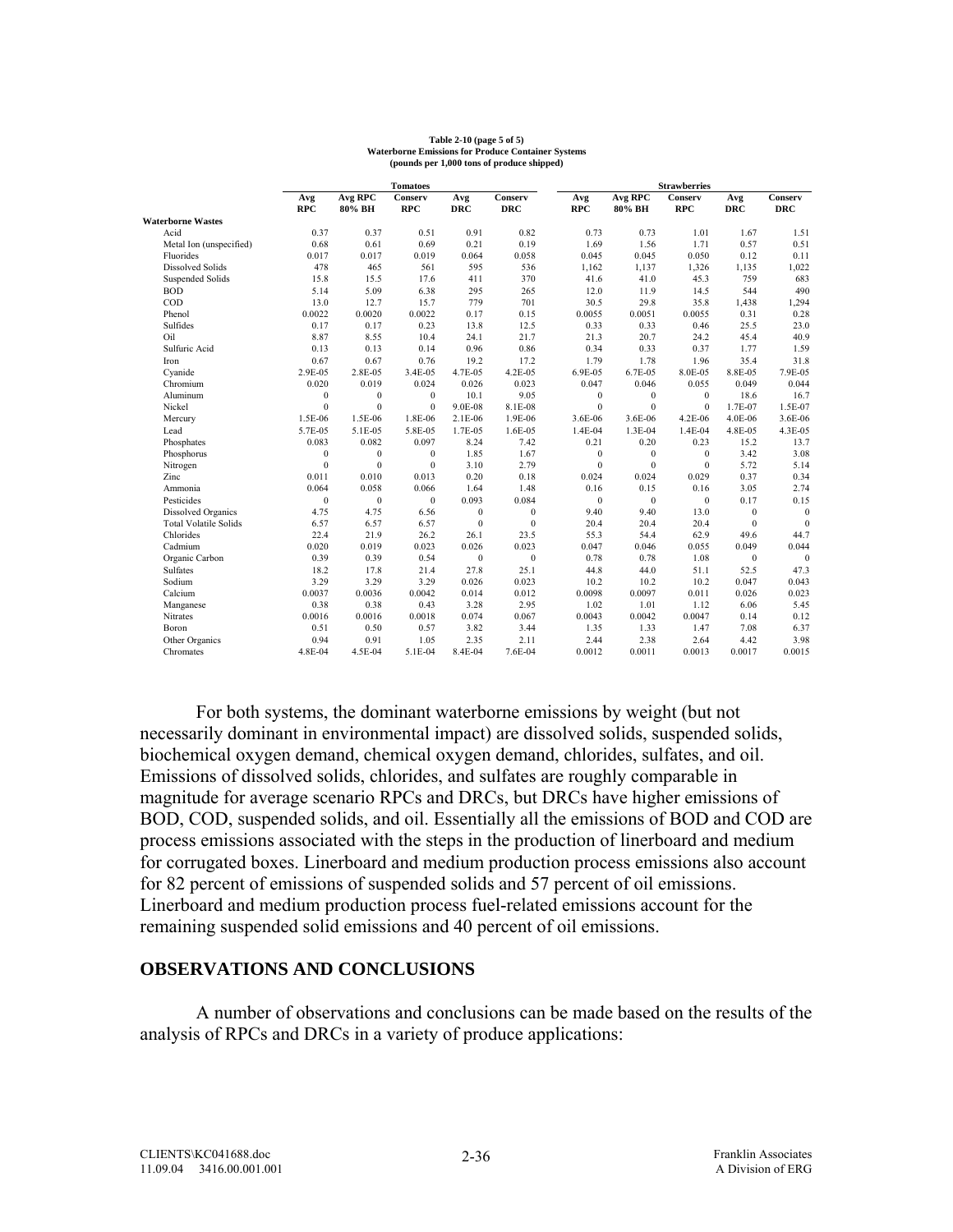**Table 2-10 (page 5 of 5)**
**Waterborne Emissions for Produce Container Systems**
**(pounds per 1,000 tons of produce shipped)**

| | Tomatoes | | | | | Strawberries | | | | |
|---|---|---|---|---|---|---|---|---|---|---|
| | Avg RPC | Avg RPC 80% BH | Conserv RPC | Avg DRC | Conserv DRC | Avg RPC | Avg RPC 80% BH | Conserv RPC | Avg DRC | Conserv DRC |
| **Waterborne Wastes** | | | | | | | | | | |
| Acid | 0.37 | 0.37 | 0.51 | 0.91 | 0.82 | 0.73 | 0.73 | 1.01 | 1.67 | 1.51 |
| Metal Ion (unspecified) | 0.68 | 0.61 | 0.69 | 0.21 | 0.19 | 1.69 | 1.56 | 1.71 | 0.57 | 0.51 |
| Fluorides | 0.017 | 0.017 | 0.019 | 0.064 | 0.058 | 0.045 | 0.045 | 0.050 | 0.12 | 0.11 |
| Dissolved Solids | 478 | 465 | 561 | 595 | 536 | 1,162 | 1,137 | 1,326 | 1,135 | 1,022 |
| Suspended Solids | 15.8 | 15.5 | 17.6 | 411 | 370 | 41.6 | 41.0 | 45.3 | 759 | 683 |
| BOD | 5.14 | 5.09 | 6.38 | 295 | 265 | 12.0 | 11.9 | 14.5 | 544 | 490 |
| COD | 13.0 | 12.7 | 15.7 | 779 | 701 | 30.5 | 29.8 | 35.8 | 1,438 | 1,294 |
| Phenol | 0.0022 | 0.0020 | 0.0022 | 0.17 | 0.15 | 0.0055 | 0.0051 | 0.0055 | 0.31 | 0.28 |
| Sulfides | 0.17 | 0.17 | 0.23 | 13.8 | 12.5 | 0.33 | 0.33 | 0.46 | 25.5 | 23.0 |
| Oil | 8.87 | 8.55 | 10.4 | 24.1 | 21.7 | 21.3 | 20.7 | 24.2 | 45.4 | 40.9 |
| Sulfuric Acid | 0.13 | 0.13 | 0.14 | 0.96 | 0.86 | 0.34 | 0.33 | 0.37 | 1.77 | 1.59 |
| Iron | 0.67 | 0.67 | 0.76 | 19.2 | 17.2 | 1.79 | 1.78 | 1.96 | 35.4 | 31.8 |
| Cyanide | 2.9E-05 | 2.8E-05 | 3.4E-05 | 4.7E-05 | 4.2E-05 | 6.9E-05 | 6.7E-05 | 8.0E-05 | 8.8E-05 | 7.9E-05 |
| Chromium | 0.020 | 0.019 | 0.024 | 0.026 | 0.023 | 0.047 | 0.046 | 0.055 | 0.049 | 0.044 |
| Aluminum | 0 | 0 | 0 | 10.1 | 9.05 | 0 | 0 | 0 | 18.6 | 16.7 |
| Nickel | 0 | 0 | 0 | 9.0E-08 | 8.1E-08 | 0 | 0 | 0 | 1.7E-07 | 1.5E-07 |
| Mercury | 1.5E-06 | 1.5E-06 | 1.8E-06 | 2.1E-06 | 1.9E-06 | 3.6E-06 | 3.6E-06 | 4.2E-06 | 4.0E-06 | 3.6E-06 |
| Lead | 5.7E-05 | 5.1E-05 | 5.8E-05 | 1.7E-05 | 1.6E-05 | 1.4E-04 | 1.3E-04 | 1.4E-04 | 4.8E-05 | 4.3E-05 |
| Phosphates | 0.083 | 0.082 | 0.097 | 8.24 | 7.42 | 0.21 | 0.20 | 0.23 | 15.2 | 13.7 |
| Phosphorus | 0 | 0 | 0 | 1.85 | 1.67 | 0 | 0 | 0 | 3.42 | 3.08 |
| Nitrogen | 0 | 0 | 0 | 3.10 | 2.79 | 0 | 0 | 0 | 5.72 | 5.14 |
| Zinc | 0.011 | 0.010 | 0.013 | 0.20 | 0.18 | 0.024 | 0.024 | 0.029 | 0.37 | 0.34 |
| Ammonia | 0.064 | 0.058 | 0.066 | 1.64 | 1.48 | 0.16 | 0.15 | 0.16 | 3.05 | 2.74 |
| Pesticides | 0 | 0 | 0 | 0.093 | 0.084 | 0 | 0 | 0 | 0.17 | 0.15 |
| Dissolved Organics | 4.75 | 4.75 | 6.56 | 0 | 0 | 9.40 | 9.40 | 13.0 | 0 | 0 |
| Total Volatile Solids | 6.57 | 6.57 | 6.57 | 0 | 0 | 20.4 | 20.4 | 20.4 | 0 | 0 |
| Chlorides | 22.4 | 21.9 | 26.2 | 26.1 | 23.5 | 55.3 | 54.4 | 62.9 | 49.6 | 44.7 |
| Cadmium | 0.020 | 0.019 | 0.023 | 0.026 | 0.023 | 0.047 | 0.046 | 0.055 | 0.049 | 0.044 |
| Organic Carbon | 0.39 | 0.39 | 0.54 | 0 | 0 | 0.78 | 0.78 | 1.08 | 0 | 0 |
| Sulfates | 18.2 | 17.8 | 21.4 | 27.8 | 25.1 | 44.8 | 44.0 | 51.1 | 52.5 | 47.3 |
| Sodium | 3.29 | 3.29 | 3.29 | 0.026 | 0.023 | 10.2 | 10.2 | 10.2 | 0.047 | 0.043 |
| Calcium | 0.0037 | 0.0036 | 0.0042 | 0.014 | 0.012 | 0.0098 | 0.0097 | 0.011 | 0.026 | 0.023 |
| Manganese | 0.38 | 0.38 | 0.43 | 3.28 | 2.95 | 1.02 | 1.01 | 1.12 | 6.06 | 5.45 |
| Nitrates | 0.0016 | 0.0016 | 0.0018 | 0.074 | 0.067 | 0.0043 | 0.0042 | 0.0047 | 0.14 | 0.12 |
| Boron | 0.51 | 0.50 | 0.57 | 3.82 | 3.44 | 1.35 | 1.33 | 1.47 | 7.08 | 6.37 |
| Other Organics | 0.94 | 0.91 | 1.05 | 2.35 | 2.11 | 2.44 | 2.38 | 2.64 | 4.42 | 3.98 |
| Chromates | 4.8E-04 | 4.5E-04 | 5.1E-04 | 8.4E-04 | 7.6E-04 | 0.0012 | 0.0011 | 0.0013 | 0.0017 | 0.0015 |

For both systems, the dominant waterborne emissions by weight (but not necessarily dominant in environmental impact) are dissolved solids, suspended solids, biochemical oxygen demand, chemical oxygen demand, chlorides, sulfates, and oil. Emissions of dissolved solids, chlorides, and sulfates are roughly comparable in magnitude for average scenario RPCs and DRCs, but DRCs have higher emissions of BOD, COD, suspended solids, and oil. Essentially all the emissions of BOD and COD are process emissions associated with the steps in the production of linerboard and medium for corrugated boxes. Linerboard and medium production process emissions also account for 82 percent of emissions of suspended solids and 57 percent of oil emissions. Linerboard and medium production process fuel-related emissions account for the remaining suspended solid emissions and 40 percent of oil emissions.

## OBSERVATIONS AND CONCLUSIONS

A number of observations and conclusions can be made based on the results of the analysis of RPCs and DRCs in a variety of produce applications: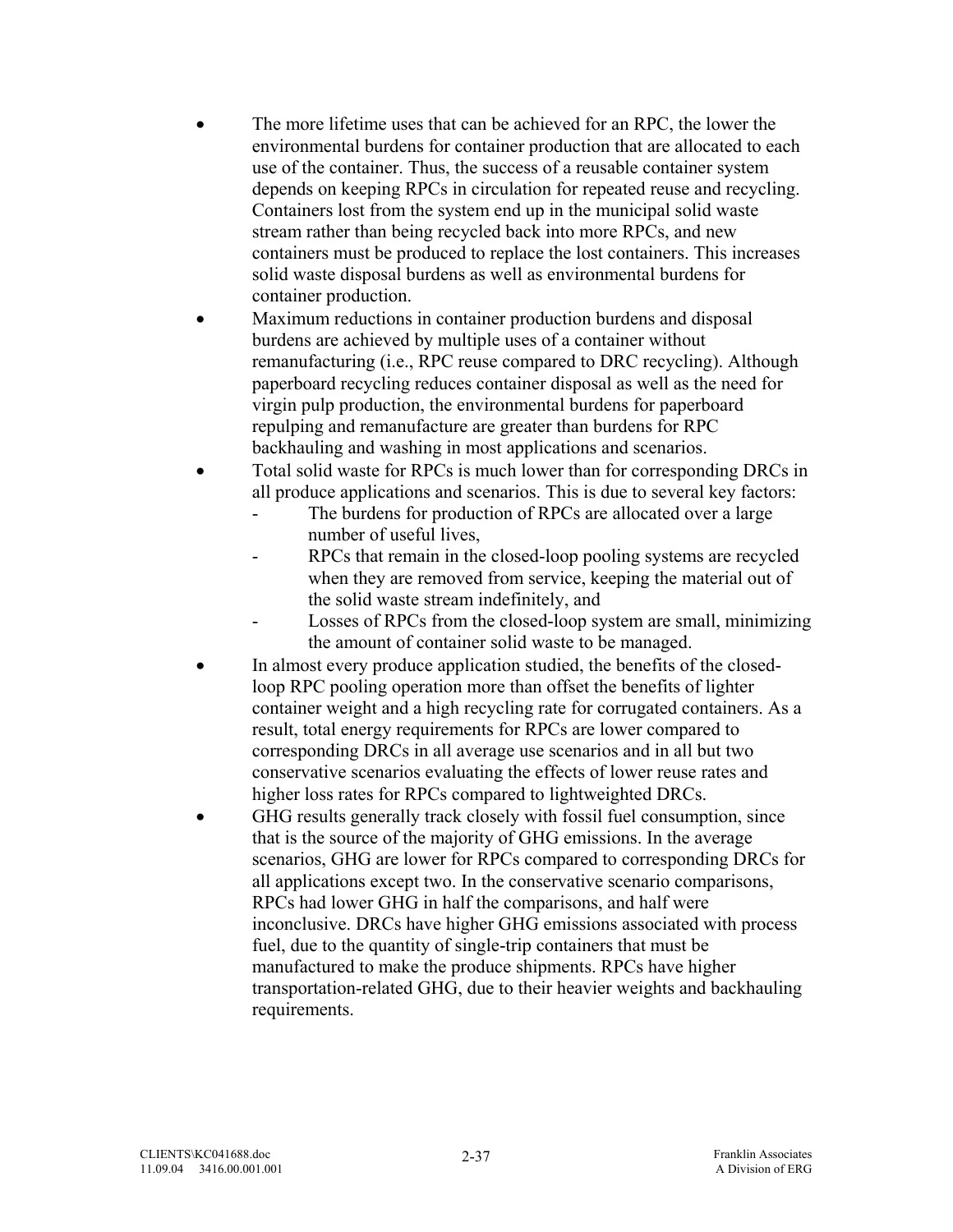- The more lifetime uses that can be achieved for an RPC, the lower the environmental burdens for container production that are allocated to each use of the container. Thus, the success of a reusable container system depends on keeping RPCs in circulation for repeated reuse and recycling. Containers lost from the system end up in the municipal solid waste stream rather than being recycled back into more RPCs, and new containers must be produced to replace the lost containers. This increases solid waste disposal burdens as well as environmental burdens for container production.
- Maximum reductions in container production burdens and disposal burdens are achieved by multiple uses of a container without remanufacturing (i.e., RPC reuse compared to DRC recycling). Although paperboard recycling reduces container disposal as well as the need for virgin pulp production, the environmental burdens for paperboard repulping and remanufacture are greater than burdens for RPC backhauling and washing in most applications and scenarios.
- Total solid waste for RPCs is much lower than for corresponding DRCs in all produce applications and scenarios. This is due to several key factors:
    - The burdens for production of RPCs are allocated over a large number of useful lives,
    - RPCs that remain in the closed-loop pooling systems are recycled when they are removed from service, keeping the material out of the solid waste stream indefinitely, and
    - Losses of RPCs from the closed-loop system are small, minimizing the amount of container solid waste to be managed.
- In almost every produce application studied, the benefits of the closed-loop RPC pooling operation more than offset the benefits of lighter container weight and a high recycling rate for corrugated containers. As a result, total energy requirements for RPCs are lower compared to corresponding DRCs in all average use scenarios and in all but two conservative scenarios evaluating the effects of lower reuse rates and higher loss rates for RPCs compared to lightweighted DRCs.
- GHG results generally track closely with fossil fuel consumption, since that is the source of the majority of GHG emissions. In the average scenarios, GHG are lower for RPCs compared to corresponding DRCs for all applications except two. In the conservative scenario comparisons, RPCs had lower GHG in half the comparisons, and half were inconclusive. DRCs have higher GHG emissions associated with process fuel, due to the quantity of single-trip containers that must be manufactured to make the produce shipments. RPCs have higher transportation-related GHG, due to their heavier weights and backhauling requirements.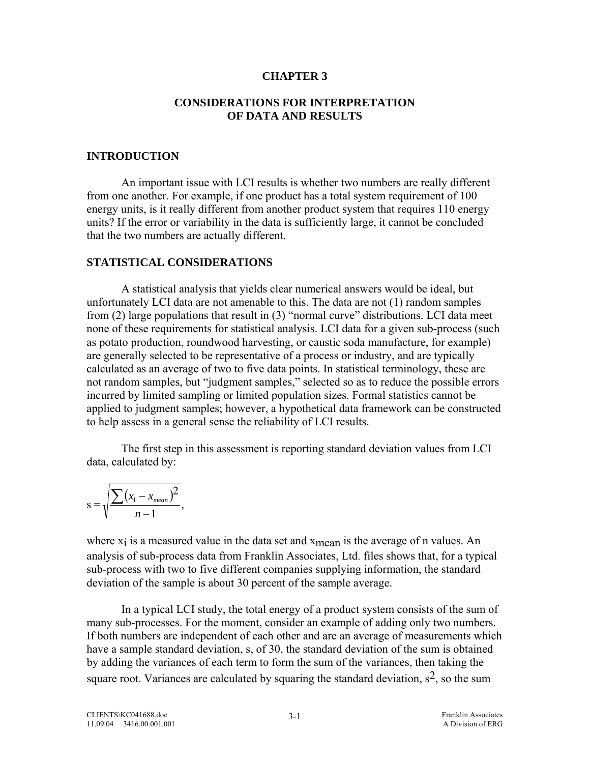# CHAPTER 3

# CONSIDERATIONS FOR INTERPRETATION OF DATA AND RESULTS

## INTRODUCTION

An important issue with LCI results is whether two numbers are really different from one another. For example, if one product has a total system requirement of 100 energy units, is it really different from another product system that requires 110 energy units? If the error or variability in the data is sufficiently large, it cannot be concluded that the two numbers are actually different.

## STATISTICAL CONSIDERATIONS

A statistical analysis that yields clear numerical answers would be ideal, but unfortunately LCI data are not amenable to this. The data are not (1) random samples from (2) large populations that result in (3) "normal curve" distributions. LCI data meet none of these requirements for statistical analysis. LCI data for a given sub-process (such as potato production, roundwood harvesting, or caustic soda manufacture, for example) are generally selected to be representative of a process or industry, and are typically calculated as an average of two to five data points. In statistical terminology, these are not random samples, but "judgment samples," selected so as to reduce the possible errors incurred by limited sampling or limited population sizes. Formal statistics cannot be applied to judgment samples; however, a hypothetical data framework can be constructed to help assess in a general sense the reliability of LCI results.

The first step in this assessment is reporting standard deviation values from LCI data, calculated by:

$$s = \sqrt{\frac{\sum (x_1 - x_{mean})^2}{n-1}},$$

where $x_i$ is a measured value in the data set and $x_{mean}$ is the average of n values. An analysis of sub-process data from Franklin Associates, Ltd. files shows that, for a typical sub-process with two to five different companies supplying information, the standard deviation of the sample is about 30 percent of the sample average.

In a typical LCI study, the total energy of a product system consists of the sum of many sub-processes. For the moment, consider an example of adding only two numbers. If both numbers are independent of each other and are an average of measurements which have a sample standard deviation, s, of 30, the standard deviation of the sum is obtained by adding the variances of each term to form the sum of the variances, then taking the square root. Variances are calculated by squaring the standard deviation, $s^2$, so the sum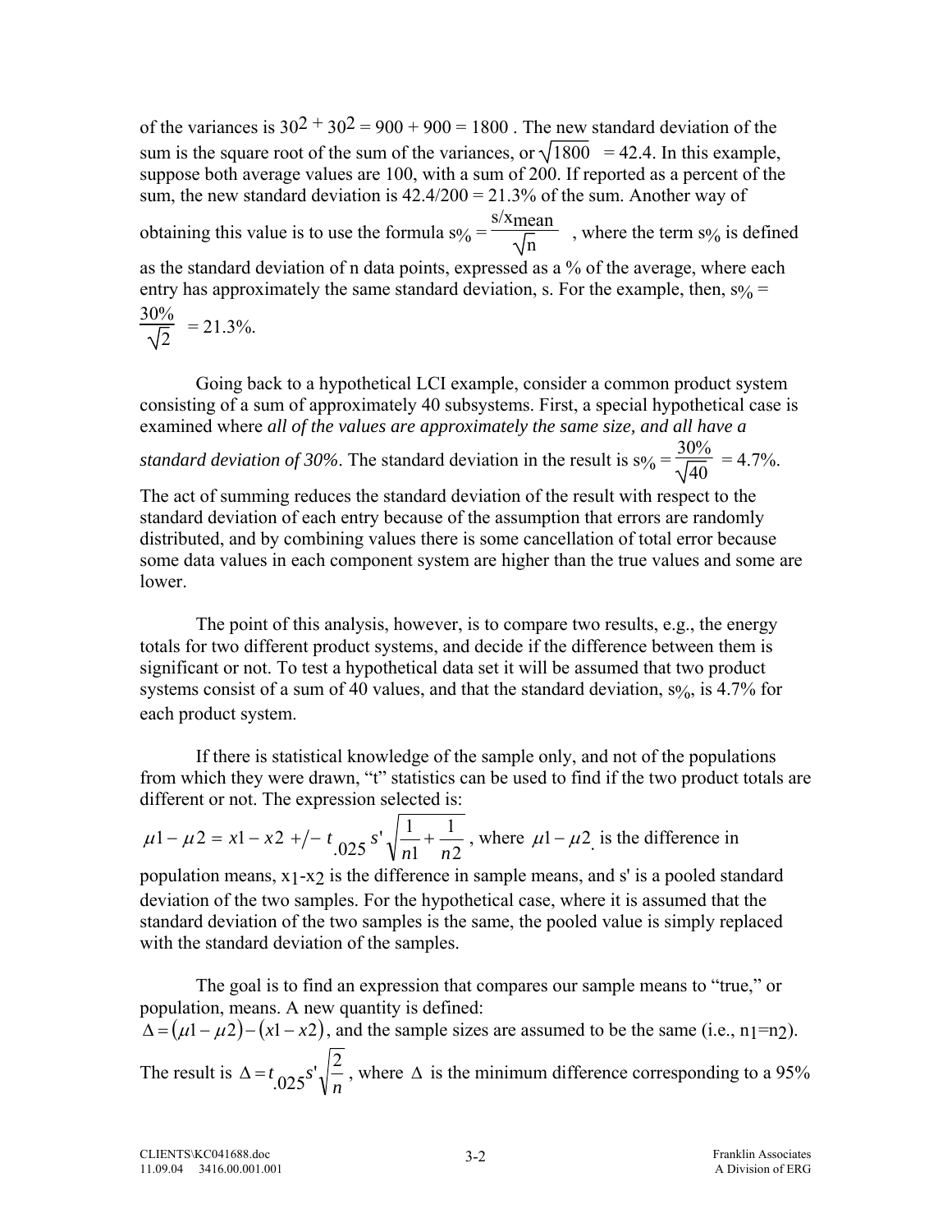of the variances is $30^2 + 30^2 = 900 + 900 = 1800$ . The new standard deviation of the sum is the square root of the sum of the variances, or $\sqrt{1800} = 42.4$. In this example, suppose both average values are 100, with a sum of 200. If reported as a percent of the sum, the new standard deviation is 42.4/200 = 21.3% of the sum. Another way of obtaining this value is to use the formula $s_{\%} = \frac{s/x_{mean}}{\sqrt{n}}$ , where the term $s_{\%}$ is defined as the standard deviation of n data points, expressed as a % of the average, where each entry has approximately the same standard deviation, s. For the example, then, $s_{\%} = \frac{30\%}{\sqrt{2}} = 21.3\%$.

Going back to a hypothetical LCI example, consider a common product system consisting of a sum of approximately 40 subsystems. First, a special hypothetical case is examined where *all of the values are approximately the same size, and all have a standard deviation of 30%*. The standard deviation in the result is $s_{\%} = \frac{30\%}{\sqrt{40}} = 4.7\%$. The act of summing reduces the standard deviation of the result with respect to the standard deviation of each entry because of the assumption that errors are randomly distributed, and by combining values there is some cancellation of total error because some data values in each component system are higher than the true values and some are lower.

The point of this analysis, however, is to compare two results, e.g., the energy totals for two different product systems, and decide if the difference between them is significant or not. To test a hypothetical data set it will be assumed that two product systems consist of a sum of 40 values, and that the standard deviation, $s_{\%}$, is 4.7% for each product system.

If there is statistical knowledge of the sample only, and not of the populations from which they were drawn, "t" statistics can be used to find if the two product totals are different or not. The expression selected is:

$\mu 1 - \mu 2 = x1 - x2 +/- t_{.025} s' \sqrt{\frac{1}{n1} + \frac{1}{n2}}$ , where $\mu 1 - \mu 2$ is the difference in population means, $x_1$-$x_2$ is the difference in sample means, and s' is a pooled standard deviation of the two samples. For the hypothetical case, where it is assumed that the standard deviation of the two samples is the same, the pooled value is simply replaced with the standard deviation of the samples.

The goal is to find an expression that compares our sample means to "true," or population, means. A new quantity is defined:
$\Delta = (\mu 1 - \mu 2) - (x1 - x2)$, and the sample sizes are assumed to be the same (i.e., $n_1$=$n_2$). The result is $\Delta = t_{.025} s' \sqrt{\frac{2}{n}}$ , where $\Delta$ is the minimum difference corresponding to a 95%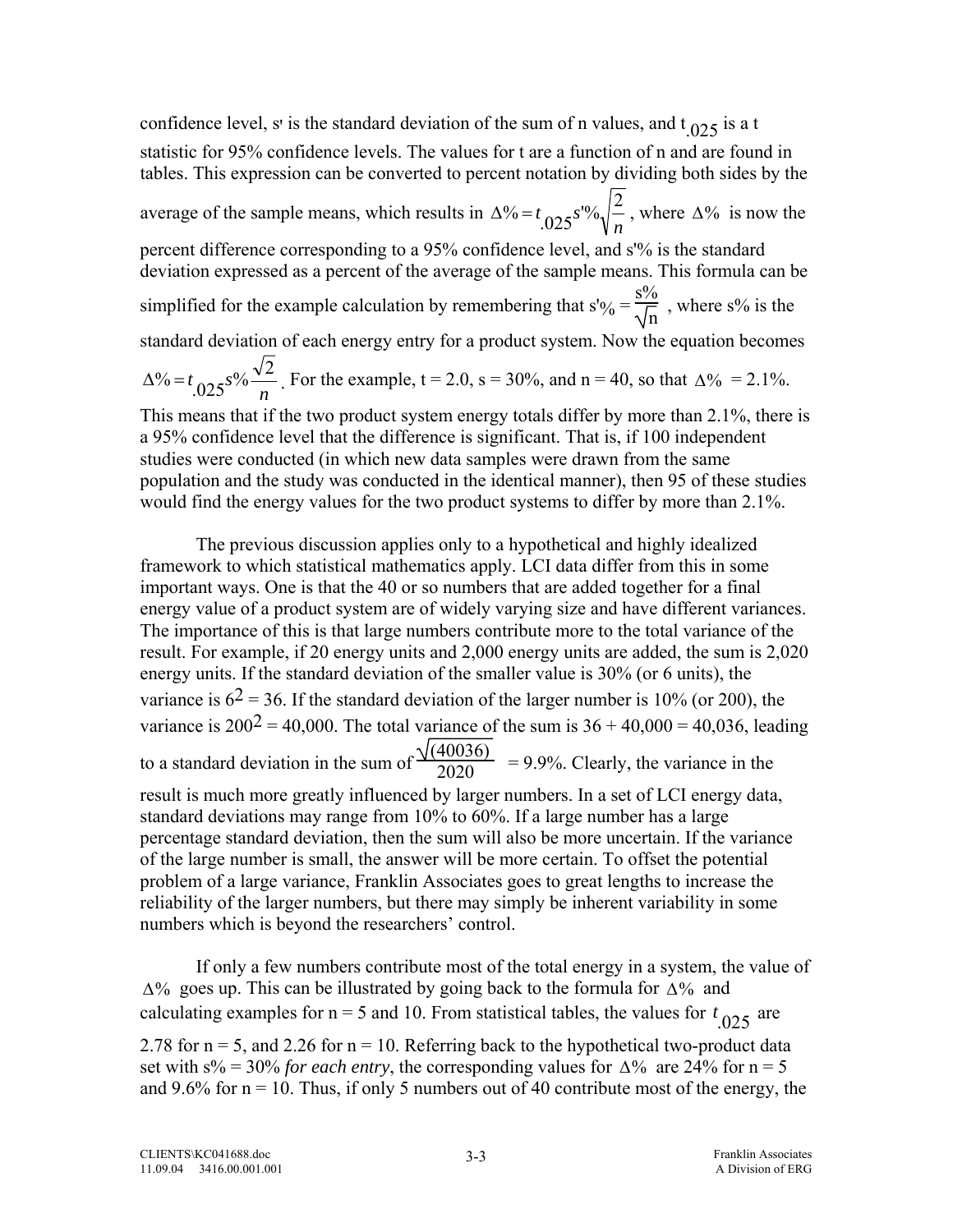confidence level, s' is the standard deviation of the sum of n values, and $t_{.025}$ is a t statistic for 95% confidence levels. The values for t are a function of n and are found in tables. This expression can be converted to percent notation by dividing both sides by the average of the sample means, which results in $\Delta\% = t_{.025} s'\% \sqrt{\frac{2}{n}}$, where $\Delta\%$ is now the percent difference corresponding to a 95% confidence level, and s'% is the standard deviation expressed as a percent of the average of the sample means. This formula can be simplified for the example calculation by remembering that $s'\% = \frac{s\%}{\sqrt{n}}$ , where s% is the standard deviation of each energy entry for a product system. Now the equation becomes $\Delta\% = t_{.025} s\% \frac{\sqrt{2}}{n}$. For the example, t = 2.0, s = 30%, and n = 40, so that $\Delta\%$ = 2.1%. This means that if the two product system energy totals differ by more than 2.1%, there is a 95% confidence level that the difference is significant. That is, if 100 independent studies were conducted (in which new data samples were drawn from the same population and the study was conducted in the identical manner), then 95 of these studies would find the energy values for the two product systems to differ by more than 2.1%.

The previous discussion applies only to a hypothetical and highly idealized framework to which statistical mathematics apply. LCI data differ from this in some important ways. One is that the 40 or so numbers that are added together for a final energy value of a product system are of widely varying size and have different variances. The importance of this is that large numbers contribute more to the total variance of the result. For example, if 20 energy units and 2,000 energy units are added, the sum is 2,020 energy units. If the standard deviation of the smaller value is 30% (or 6 units), the variance is $6^2$ = 36. If the standard deviation of the larger number is 10% (or 200), the variance is $200^2$ = 40,000. The total variance of the sum is 36 + 40,000 = 40,036, leading to a standard deviation in the sum of $\frac{\sqrt{(40036)}}{2020}$ = 9.9%. Clearly, the variance in the result is much more greatly influenced by larger numbers. In a set of LCI energy data, standard deviations may range from 10% to 60%. If a large number has a large percentage standard deviation, then the sum will also be more uncertain. If the variance of the large number is small, the answer will be more certain. To offset the potential problem of a large variance, Franklin Associates goes to great lengths to increase the reliability of the larger numbers, but there may simply be inherent variability in some numbers which is beyond the researchers' control.

If only a few numbers contribute most of the total energy in a system, the value of $\Delta\%$ goes up. This can be illustrated by going back to the formula for $\Delta\%$ and calculating examples for n = 5 and 10. From statistical tables, the values for $t_{.025}$ are 2.78 for n = 5, and 2.26 for n = 10. Referring back to the hypothetical two-product data set with s% = 30% *for each entry*, the corresponding values for $\Delta\%$ are 24% for n = 5 and 9.6% for n = 10. Thus, if only 5 numbers out of 40 contribute most of the energy, the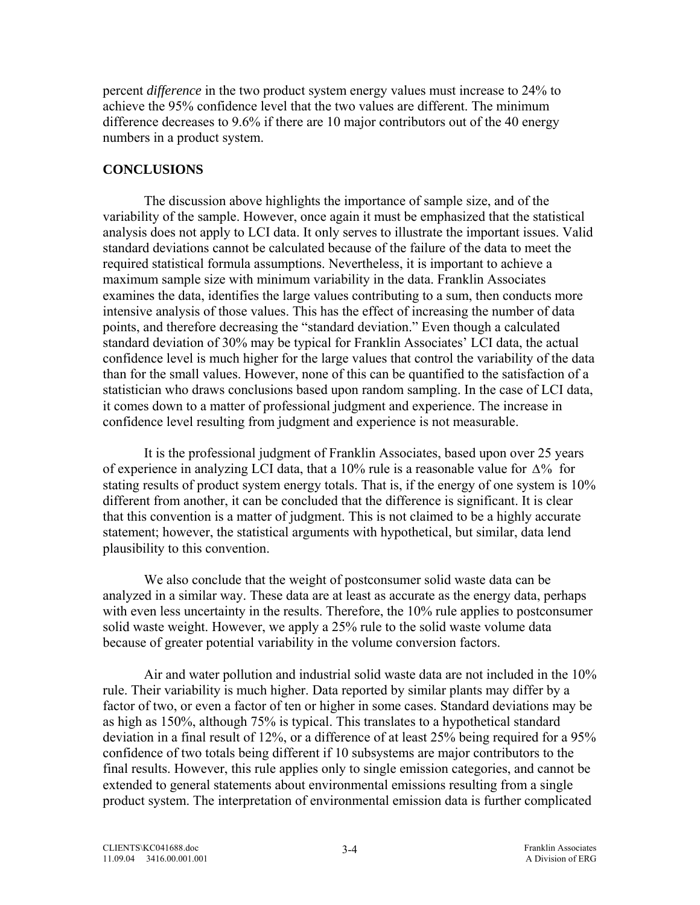percent *difference* in the two product system energy values must increase to 24% to achieve the 95% confidence level that the two values are different. The minimum difference decreases to 9.6% if there are 10 major contributors out of the 40 energy numbers in a product system.

## CONCLUSIONS

The discussion above highlights the importance of sample size, and of the variability of the sample. However, once again it must be emphasized that the statistical analysis does not apply to LCI data. It only serves to illustrate the important issues. Valid standard deviations cannot be calculated because of the failure of the data to meet the required statistical formula assumptions. Nevertheless, it is important to achieve a maximum sample size with minimum variability in the data. Franklin Associates examines the data, identifies the large values contributing to a sum, then conducts more intensive analysis of those values. This has the effect of increasing the number of data points, and therefore decreasing the "standard deviation." Even though a calculated standard deviation of 30% may be typical for Franklin Associates' LCI data, the actual confidence level is much higher for the large values that control the variability of the data than for the small values. However, none of this can be quantified to the satisfaction of a statistician who draws conclusions based upon random sampling. In the case of LCI data, it comes down to a matter of professional judgment and experience. The increase in confidence level resulting from judgment and experience is not measurable.

It is the professional judgment of Franklin Associates, based upon over 25 years of experience in analyzing LCI data, that a 10% rule is a reasonable value for $\Delta\%$ for stating results of product system energy totals. That is, if the energy of one system is 10% different from another, it can be concluded that the difference is significant. It is clear that this convention is a matter of judgment. This is not claimed to be a highly accurate statement; however, the statistical arguments with hypothetical, but similar, data lend plausibility to this convention.

We also conclude that the weight of postconsumer solid waste data can be analyzed in a similar way. These data are at least as accurate as the energy data, perhaps with even less uncertainty in the results. Therefore, the 10% rule applies to postconsumer solid waste weight. However, we apply a 25% rule to the solid waste volume data because of greater potential variability in the volume conversion factors.

Air and water pollution and industrial solid waste data are not included in the 10% rule. Their variability is much higher. Data reported by similar plants may differ by a factor of two, or even a factor of ten or higher in some cases. Standard deviations may be as high as 150%, although 75% is typical. This translates to a hypothetical standard deviation in a final result of 12%, or a difference of at least 25% being required for a 95% confidence of two totals being different if 10 subsystems are major contributors to the final results. However, this rule applies only to single emission categories, and cannot be extended to general statements about environmental emissions resulting from a single product system. The interpretation of environmental emission data is further complicated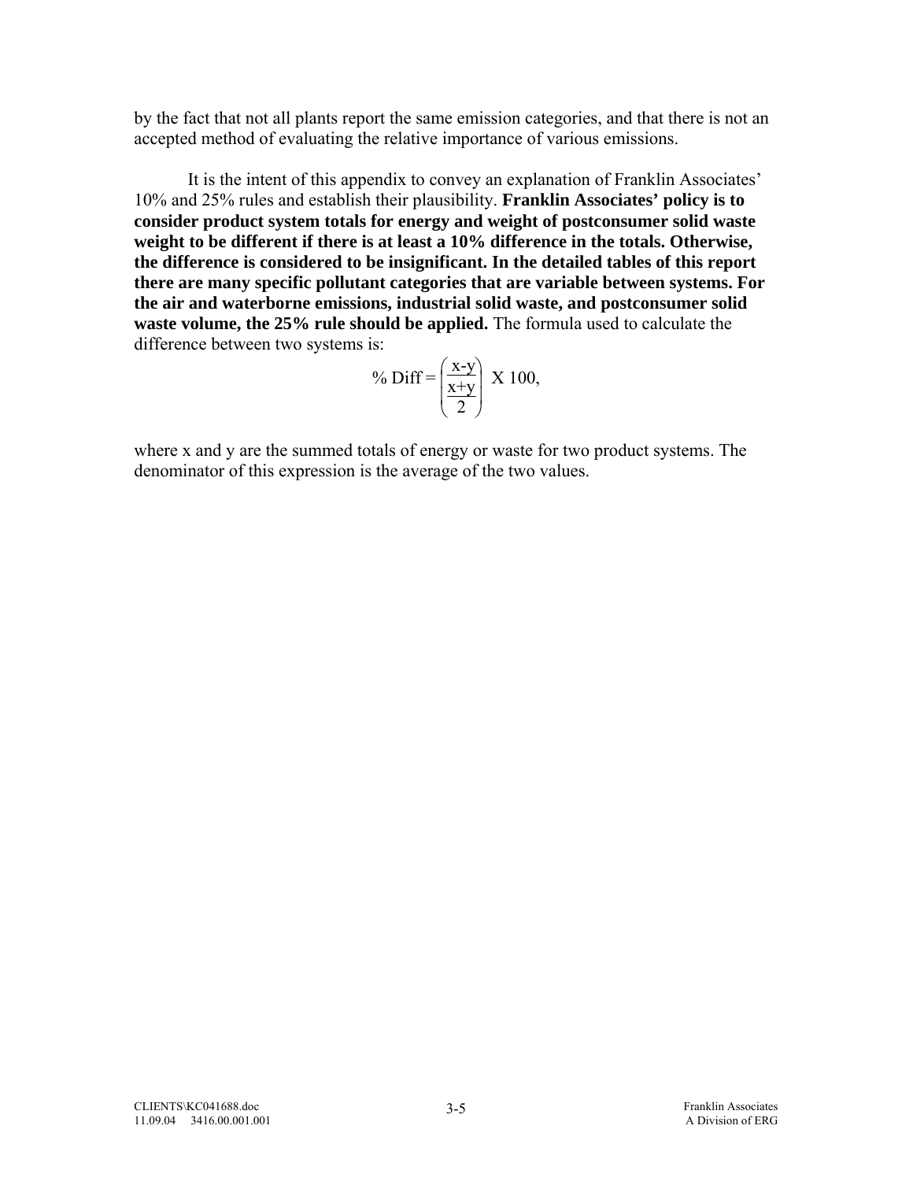by the fact that not all plants report the same emission categories, and that there is not an accepted method of evaluating the relative importance of various emissions.

It is the intent of this appendix to convey an explanation of Franklin Associates' 10% and 25% rules and establish their plausibility. **Franklin Associates' policy is to consider product system totals for energy and weight of postconsumer solid waste weight to be different if there is at least a 10% difference in the totals. Otherwise, the difference is considered to be insignificant. In the detailed tables of this report there are many specific pollutant categories that are variable between systems. For the air and waterborne emissions, industrial solid waste, and postconsumer solid waste volume, the 25% rule should be applied.** The formula used to calculate the difference between two systems is:

$$\% \text{ Diff} = \left( \frac{x-y}{\frac{x+y}{2}} \right) \text{ X } 100,$$

where x and y are the summed totals of energy or waste for two product systems. The denominator of this expression is the average of the two values.